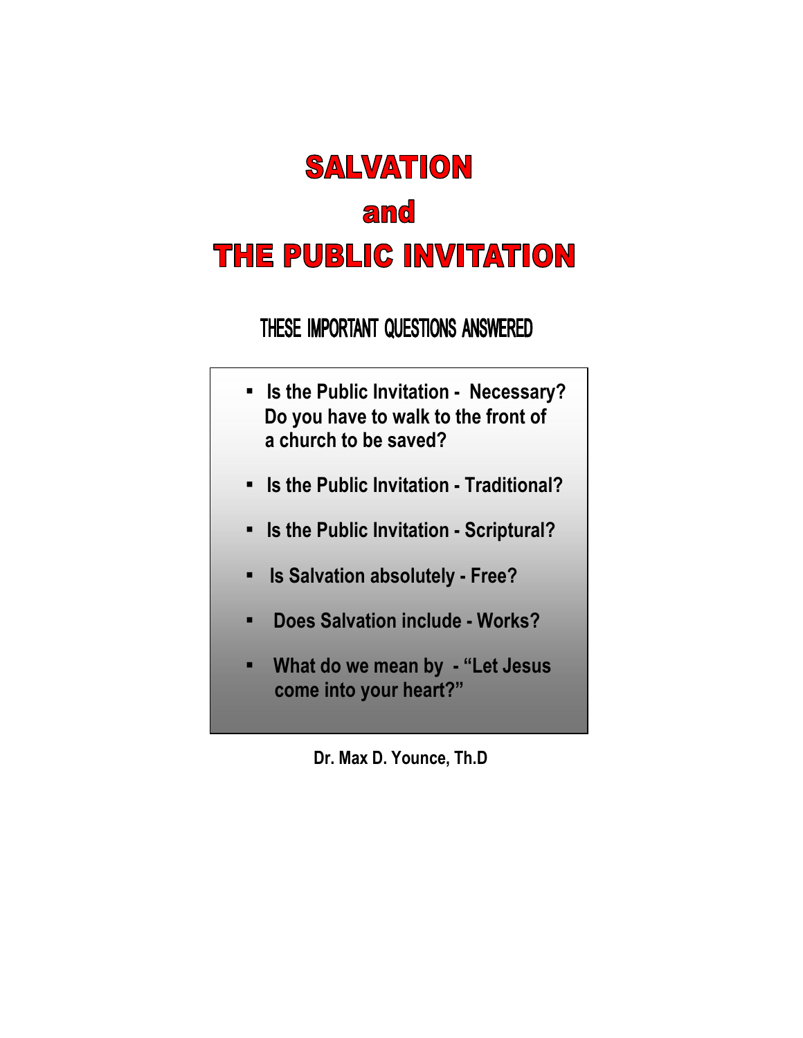# SALVATION

# and

# THE PUBLIC INVITATION

## THESE IMPORTANT QUESTIONS ANSWERED

- **Is the Public Invitation - Necessary? Do you have to walk to the front of a church to be saved?**
- **Is the Public Invitation - Traditional?**
- **Is the Public Invitation - Scriptural?**
- **Is Salvation absolutely - Free?**
- **Does Salvation include - Works?**
- **What do we mean by - "Let Jesus come into your heart?"**

**Dr. Max D. Younce, Th.D**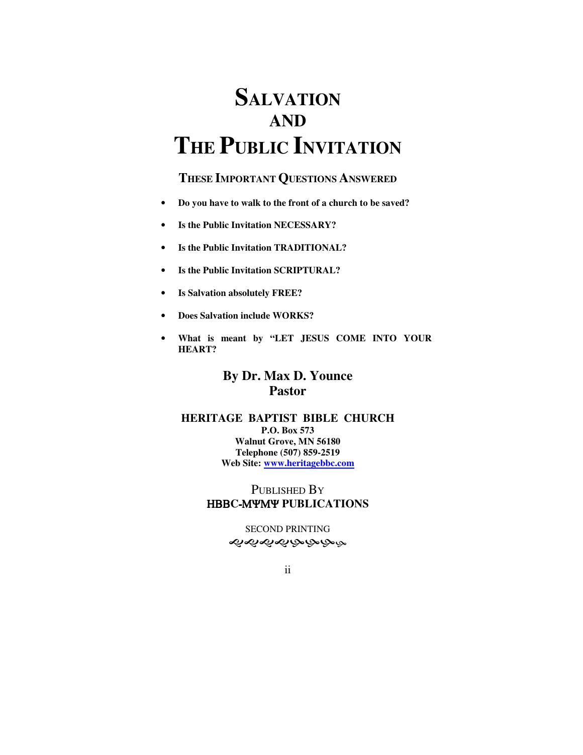# SALVATION AND THE PUBLIC INVITATION

## THESE IMPORTANT QUESTIONS ANSWERED

- **Do you have to walk to the front of a church to be saved?**
- **Is the Public Invitation NECESSARY?**
- **Is the Public Invitation TRADITIONAL?**
- **Is the Public Invitation SCRIPTURAL?**
- **Is Salvation absolutely FREE?**
- **Does Salvation include WORKS?**
- **What is meant by "LET JESUS COME INTO YOUR HEART?**

**By Dr. Max D. Younce**
**Pastor**

**HERITAGE BAPTIST BIBLE CHURCH**
**P.O. Box 573**
**Walnut Grove, MN 56180**
**Telephone (507) 859-2519**
**Web Site: [www.heritagebbc.com](www.heritagebbc.com)**

PUBLISHED BY
**HBBC-MΨMΨ PUBLICATIONS**

SECOND PRINTING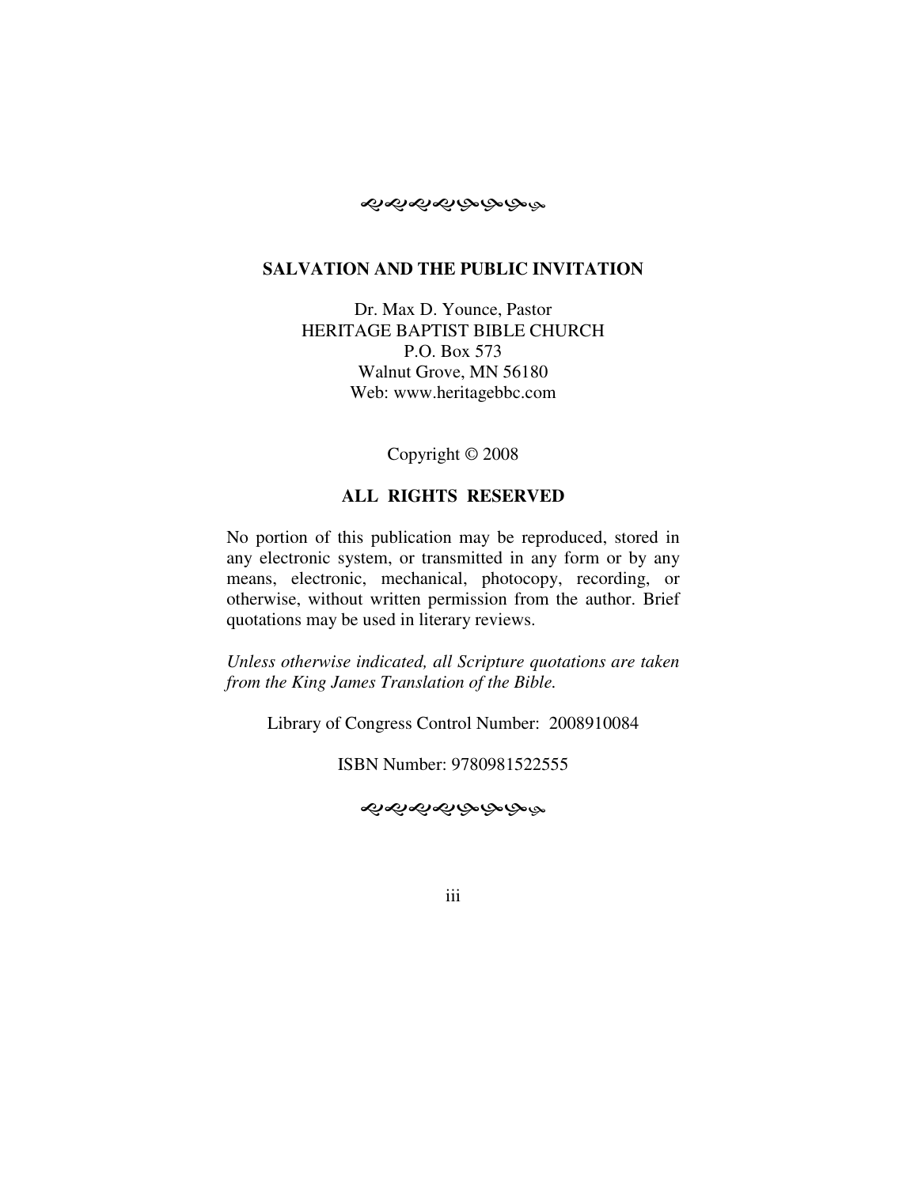**SALVATION AND THE PUBLIC INVITATION**

Dr. Max D. Younce, Pastor
HERITAGE BAPTIST BIBLE CHURCH
P.O. Box 573
Walnut Grove, MN 56180
Web: www.heritagebbc.com

Copyright © 2008

**ALL RIGHTS RESERVED**

No portion of this publication may be reproduced, stored in any electronic system, or transmitted in any form or by any means, electronic, mechanical, photocopy, recording, or otherwise, without written permission from the author. Brief quotations may be used in literary reviews.

*Unless otherwise indicated, all Scripture quotations are taken from the King James Translation of the Bible.*

Library of Congress Control Number: 2008910084

ISBN Number: 9780981522555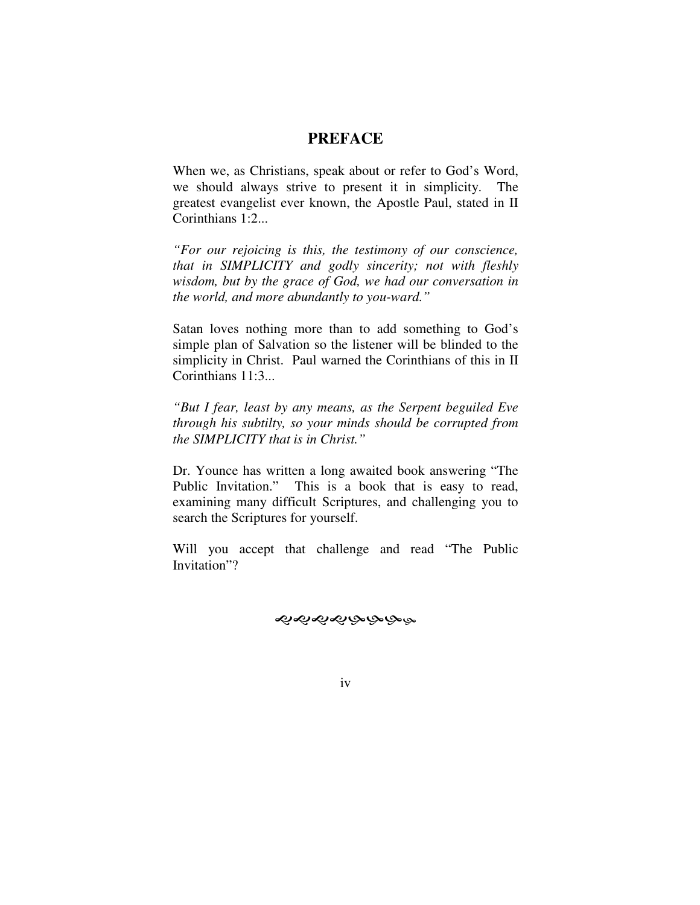## PREFACE

When we, as Christians, speak about or refer to God's Word, we should always strive to present it in simplicity. The greatest evangelist ever known, the Apostle Paul, stated in II Corinthians 1:2...

*"For our rejoicing is this, the testimony of our conscience, that in SIMPLICITY and godly sincerity; not with fleshly wisdom, but by the grace of God, we had our conversation in the world, and more abundantly to you-ward."*

Satan loves nothing more than to add something to God's simple plan of Salvation so the listener will be blinded to the simplicity in Christ. Paul warned the Corinthians of this in II Corinthians 11:3...

*"But I fear, least by any means, as the Serpent beguiled Eve through his subtilty, so your minds should be corrupted from the SIMPLICITY that is in Christ."*

Dr. Younce has written a long awaited book answering "The Public Invitation." This is a book that is easy to read, examining many difficult Scriptures, and challenging you to search the Scriptures for yourself.

Will you accept that challenge and read "The Public Invitation"?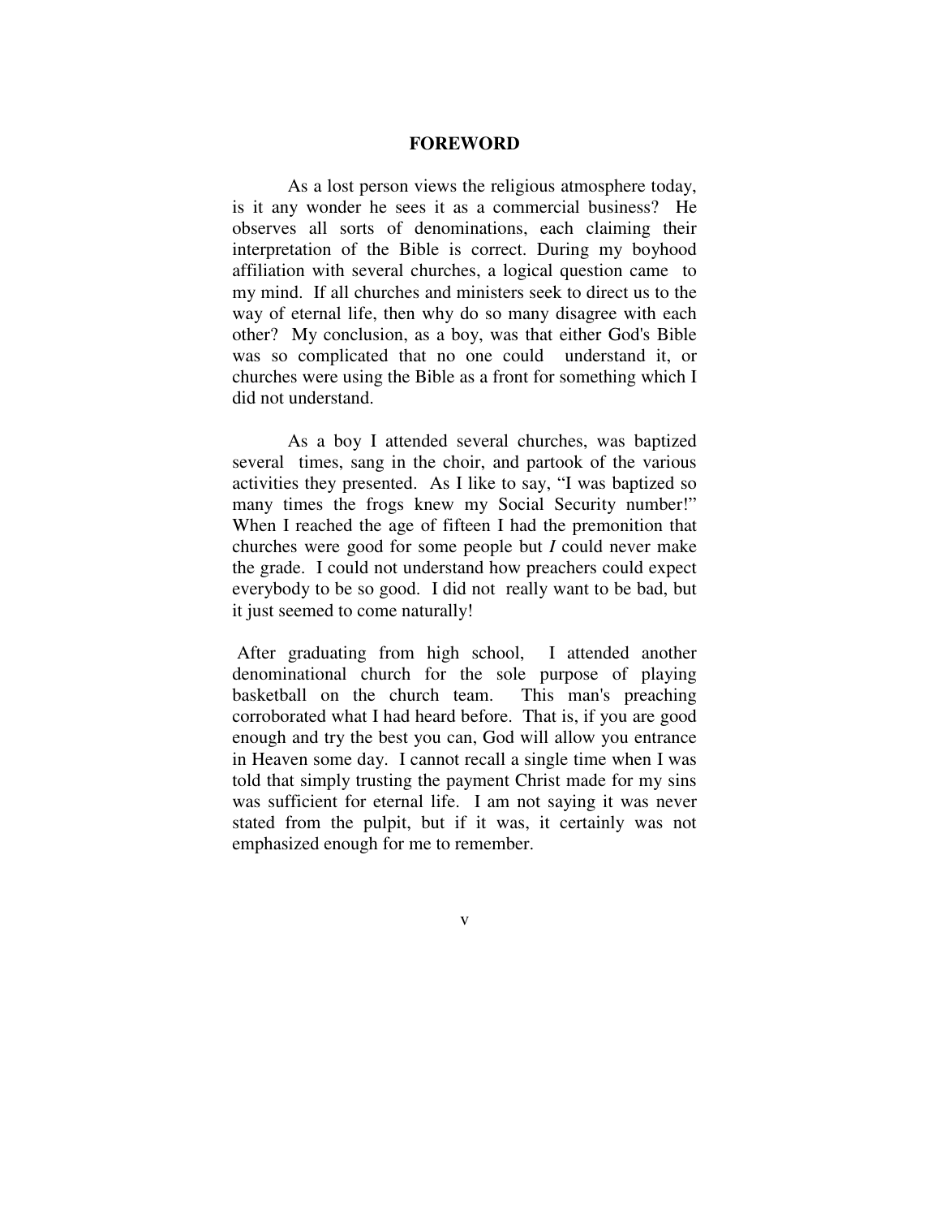# FOREWORD

As a lost person views the religious atmosphere today, is it any wonder he sees it as a commercial business? He observes all sorts of denominations, each claiming their interpretation of the Bible is correct. During my boyhood affiliation with several churches, a logical question came to my mind. If all churches and ministers seek to direct us to the way of eternal life, then why do so many disagree with each other? My conclusion, as a boy, was that either God's Bible was so complicated that no one could understand it, or churches were using the Bible as a front for something which I did not understand.

As a boy I attended several churches, was baptized several times, sang in the choir, and partook of the various activities they presented. As I like to say, "I was baptized so many times the frogs knew my Social Security number!" When I reached the age of fifteen I had the premonition that churches were good for some people but *I* could never make the grade. I could not understand how preachers could expect everybody to be so good. I did not really want to be bad, but it just seemed to come naturally!

After graduating from high school, I attended another denominational church for the sole purpose of playing basketball on the church team. This man's preaching corroborated what I had heard before. That is, if you are good enough and try the best you can, God will allow you entrance in Heaven some day. I cannot recall a single time when I was told that simply trusting the payment Christ made for my sins was sufficient for eternal life. I am not saying it was never stated from the pulpit, but if it was, it certainly was not emphasized enough for me to remember.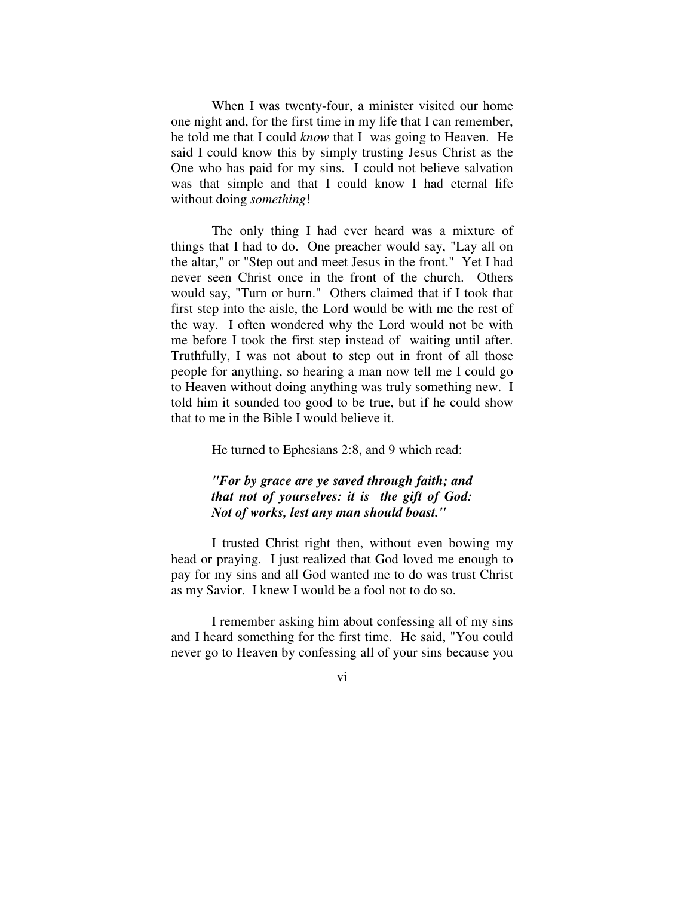When I was twenty-four, a minister visited our home one night and, for the first time in my life that I can remember, he told me that I could *know* that I was going to Heaven. He said I could know this by simply trusting Jesus Christ as the One who has paid for my sins. I could not believe salvation was that simple and that I could know I had eternal life without doing *something*!

The only thing I had ever heard was a mixture of things that I had to do. One preacher would say, "Lay all on the altar," or "Step out and meet Jesus in the front." Yet I had never seen Christ once in the front of the church. Others would say, "Turn or burn." Others claimed that if I took that first step into the aisle, the Lord would be with me the rest of the way. I often wondered why the Lord would not be with me before I took the first step instead of waiting until after. Truthfully, I was not about to step out in front of all those people for anything, so hearing a man now tell me I could go to Heaven without doing anything was truly something new. I told him it sounded too good to be true, but if he could show that to me in the Bible I would believe it.

He turned to Ephesians 2:8, and 9 which read:

> ***"For by grace are ye saved through faith; and that not of yourselves: it is the gift of God: Not of works, lest any man should boast."***

I trusted Christ right then, without even bowing my head or praying. I just realized that God loved me enough to pay for my sins and all God wanted me to do was trust Christ as my Savior. I knew I would be a fool not to do so.

I remember asking him about confessing all of my sins and I heard something for the first time. He said, "You could never go to Heaven by confessing all of your sins because you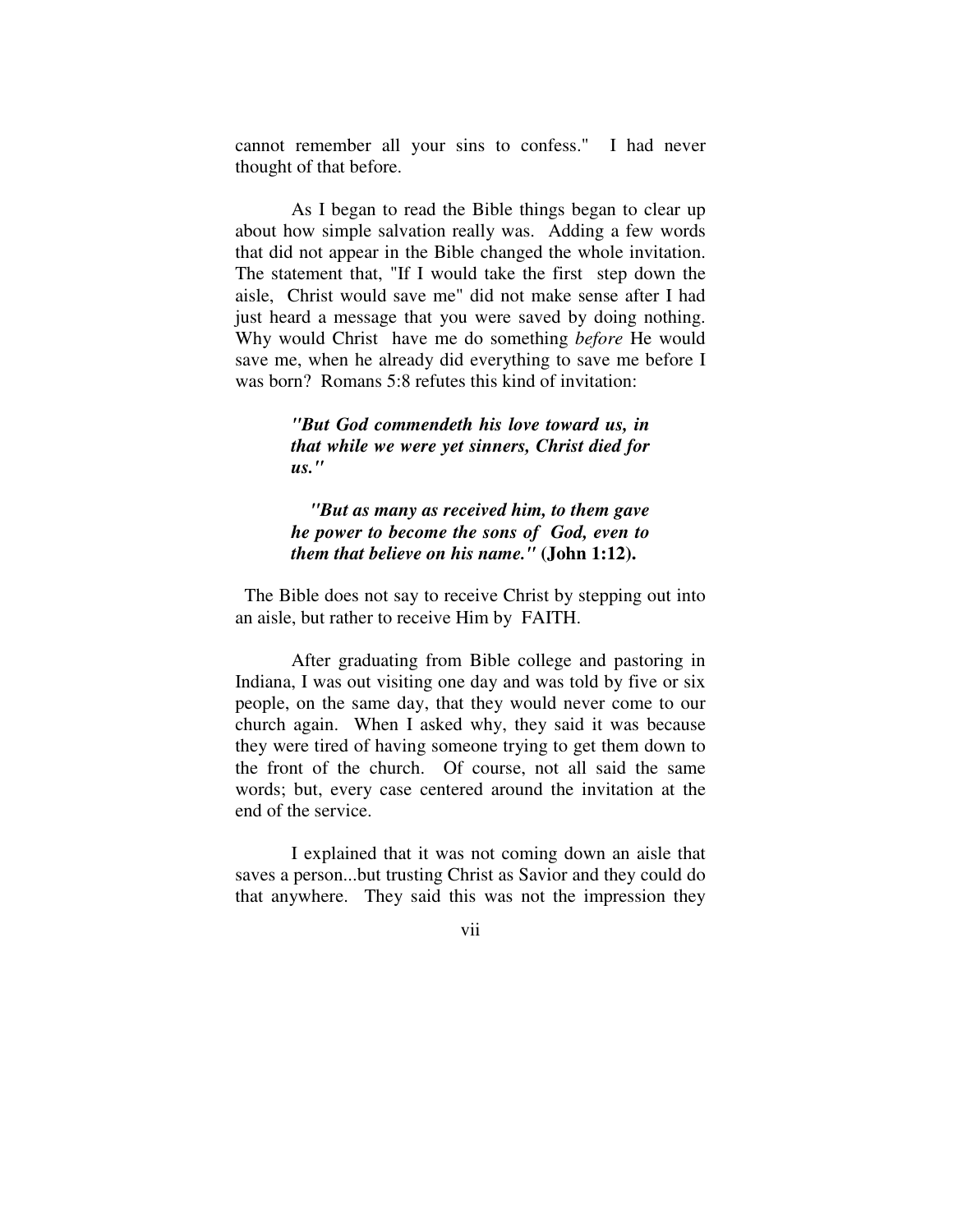cannot remember all your sins to confess." I had never thought of that before.

As I began to read the Bible things began to clear up about how simple salvation really was. Adding a few words that did not appear in the Bible changed the whole invitation. The statement that, "If I would take the first step down the aisle, Christ would save me" did not make sense after I had just heard a message that you were saved by doing nothing. Why would Christ have me do something *before* He would save me, when he already did everything to save me before I was born? Romans 5:8 refutes this kind of invitation:

> ***"But God commendeth his love toward us, in that while we were yet sinners, Christ died for us."***
>
> ***"But as many as received him, to them gave he power to become the sons of God, even to them that believe on his name."*** **(John 1:12).**

The Bible does not say to receive Christ by stepping out into an aisle, but rather to receive Him by FAITH.

After graduating from Bible college and pastoring in Indiana, I was out visiting one day and was told by five or six people, on the same day, that they would never come to our church again. When I asked why, they said it was because they were tired of having someone trying to get them down to the front of the church. Of course, not all said the same words; but, every case centered around the invitation at the end of the service.

I explained that it was not coming down an aisle that saves a person...but trusting Christ as Savior and they could do that anywhere. They said this was not the impression they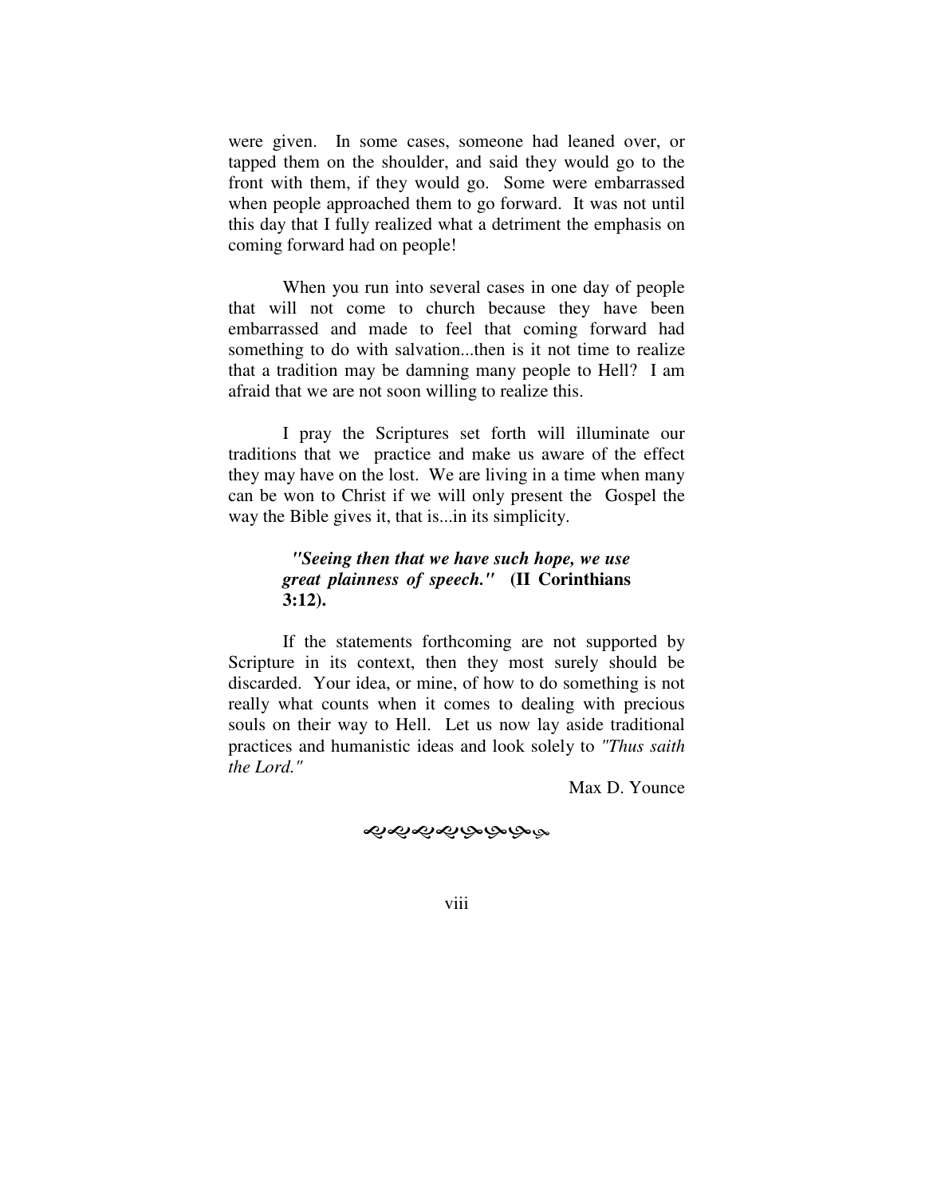were given. In some cases, someone had leaned over, or tapped them on the shoulder, and said they would go to the front with them, if they would go. Some were embarrassed when people approached them to go forward. It was not until this day that I fully realized what a detriment the emphasis on coming forward had on people!

When you run into several cases in one day of people that will not come to church because they have been embarrassed and made to feel that coming forward had something to do with salvation...then is it not time to realize that a tradition may be damning many people to Hell? I am afraid that we are not soon willing to realize this.

I pray the Scriptures set forth will illuminate our traditions that we practice and make us aware of the effect they may have on the lost. We are living in a time when many can be won to Christ if we will only present the Gospel the way the Bible gives it, that is...in its simplicity.

> ***"Seeing then that we have such hope, we use great plainness of speech."*** **(II Corinthians 3:12).**

If the statements forthcoming are not supported by Scripture in its context, then they most surely should be discarded. Your idea, or mine, of how to do something is not really what counts when it comes to dealing with precious souls on their way to Hell. Let us now lay aside traditional practices and humanistic ideas and look solely to *"Thus saith the Lord."*

Max D. Younce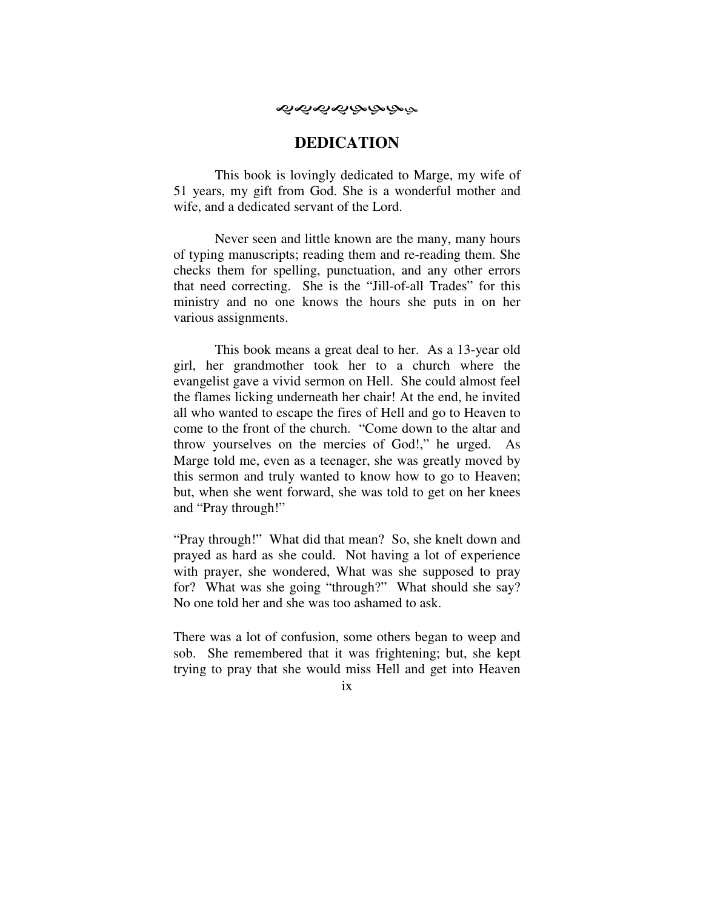# DEDICATION

This book is lovingly dedicated to Marge, my wife of 51 years, my gift from God. She is a wonderful mother and wife, and a dedicated servant of the Lord.

Never seen and little known are the many, many hours of typing manuscripts; reading them and re-reading them. She checks them for spelling, punctuation, and any other errors that need correcting. She is the "Jill-of-all Trades" for this ministry and no one knows the hours she puts in on her various assignments.

This book means a great deal to her. As a 13-year old girl, her grandmother took her to a church where the evangelist gave a vivid sermon on Hell. She could almost feel the flames licking underneath her chair! At the end, he invited all who wanted to escape the fires of Hell and go to Heaven to come to the front of the church. "Come down to the altar and throw yourselves on the mercies of God!," he urged. As Marge told me, even as a teenager, she was greatly moved by this sermon and truly wanted to know how to go to Heaven; but, when she went forward, she was told to get on her knees and "Pray through!"

"Pray through!" What did that mean? So, she knelt down and prayed as hard as she could. Not having a lot of experience with prayer, she wondered, What was she supposed to pray for? What was she going "through?" What should she say? No one told her and she was too ashamed to ask.

There was a lot of confusion, some others began to weep and sob. She remembered that it was frightening; but, she kept trying to pray that she would miss Hell and get into Heaven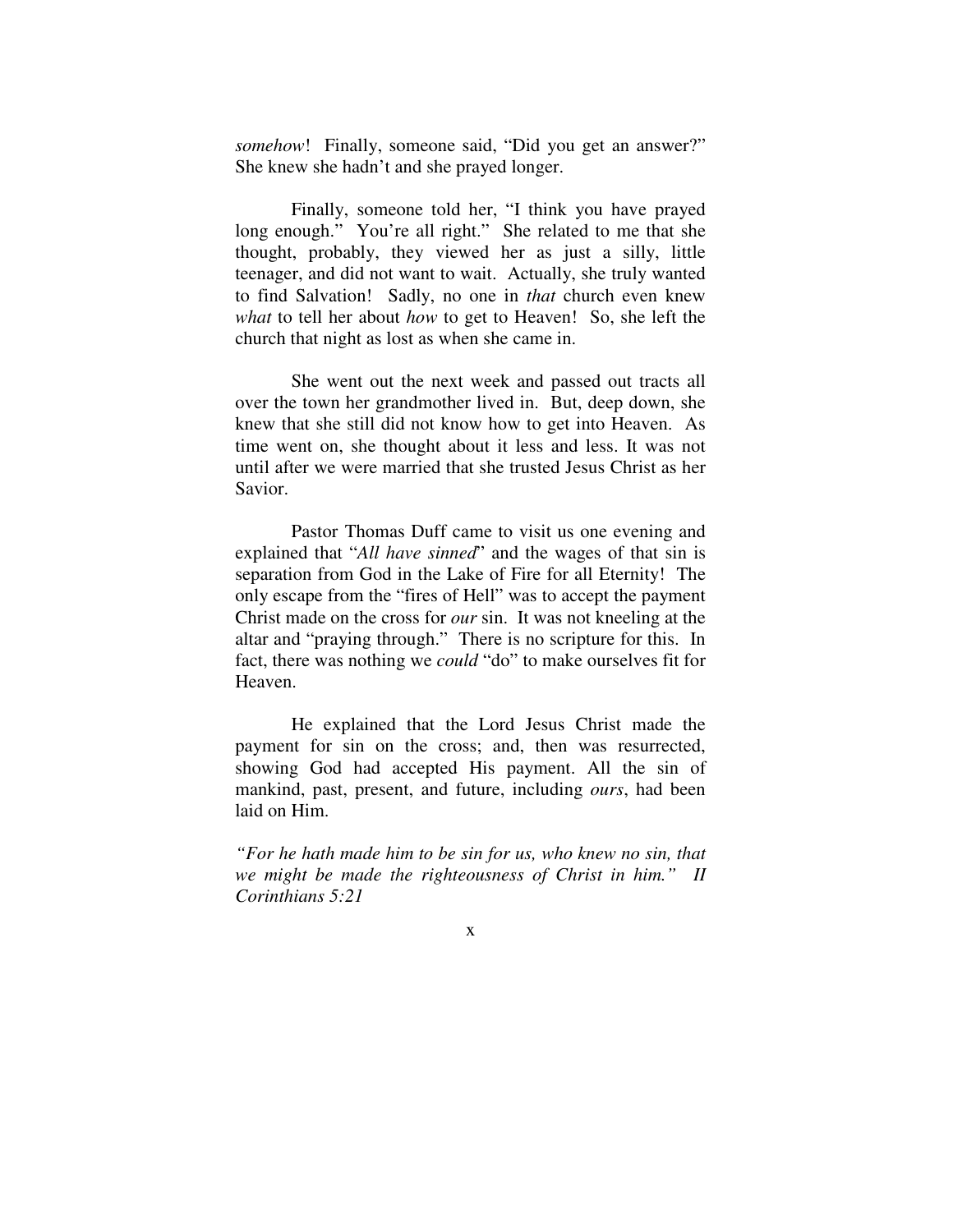*somehow*! Finally, someone said, "Did you get an answer?" She knew she hadn't and she prayed longer.

Finally, someone told her, "I think you have prayed long enough." You're all right." She related to me that she thought, probably, they viewed her as just a silly, little teenager, and did not want to wait. Actually, she truly wanted to find Salvation! Sadly, no one in *that* church even knew *what* to tell her about *how* to get to Heaven! So, she left the church that night as lost as when she came in.

She went out the next week and passed out tracts all over the town her grandmother lived in. But, deep down, she knew that she still did not know how to get into Heaven. As time went on, she thought about it less and less. It was not until after we were married that she trusted Jesus Christ as her Savior.

Pastor Thomas Duff came to visit us one evening and explained that "*All have sinned*" and the wages of that sin is separation from God in the Lake of Fire for all Eternity! The only escape from the "fires of Hell" was to accept the payment Christ made on the cross for *our* sin. It was not kneeling at the altar and "praying through." There is no scripture for this. In fact, there was nothing we *could* "do" to make ourselves fit for Heaven.

He explained that the Lord Jesus Christ made the payment for sin on the cross; and, then was resurrected, showing God had accepted His payment. All the sin of mankind, past, present, and future, including *ours*, had been laid on Him.

*"For he hath made him to be sin for us, who knew no sin, that we might be made the righteousness of Christ in him." II Corinthians 5:21*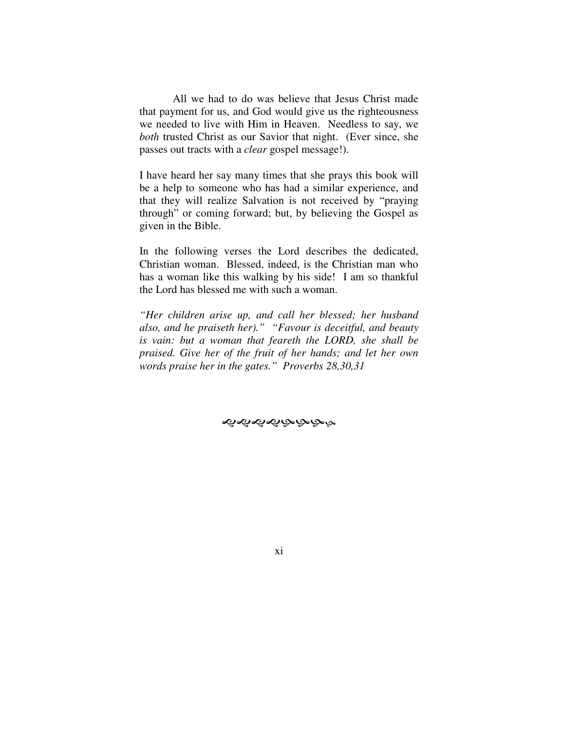All we had to do was believe that Jesus Christ made that payment for us, and God would give us the righteousness we needed to live with Him in Heaven. Needless to say, we *both* trusted Christ as our Savior that night. (Ever since, she passes out tracts with a *clear* gospel message!).

I have heard her say many times that she prays this book will be a help to someone who has had a similar experience, and that they will realize Salvation is not received by "praying through" or coming forward; but, by believing the Gospel as given in the Bible.

In the following verses the Lord describes the dedicated, Christian woman. Blessed, indeed, is the Christian man who has a woman like this walking by his side! I am so thankful the Lord has blessed me with such a woman.

*"Her children arise up, and call her blessed; her husband also, and he praiseth her)." "Favour is deceitful, and beauty is vain: but a woman that feareth the LORD, she shall be praised. Give her of the fruit of her hands; and let her own words praise her in the gates." Proverbs 28,30,31*

ᘓᘓᘓᘓᘏᘏᘏᘏ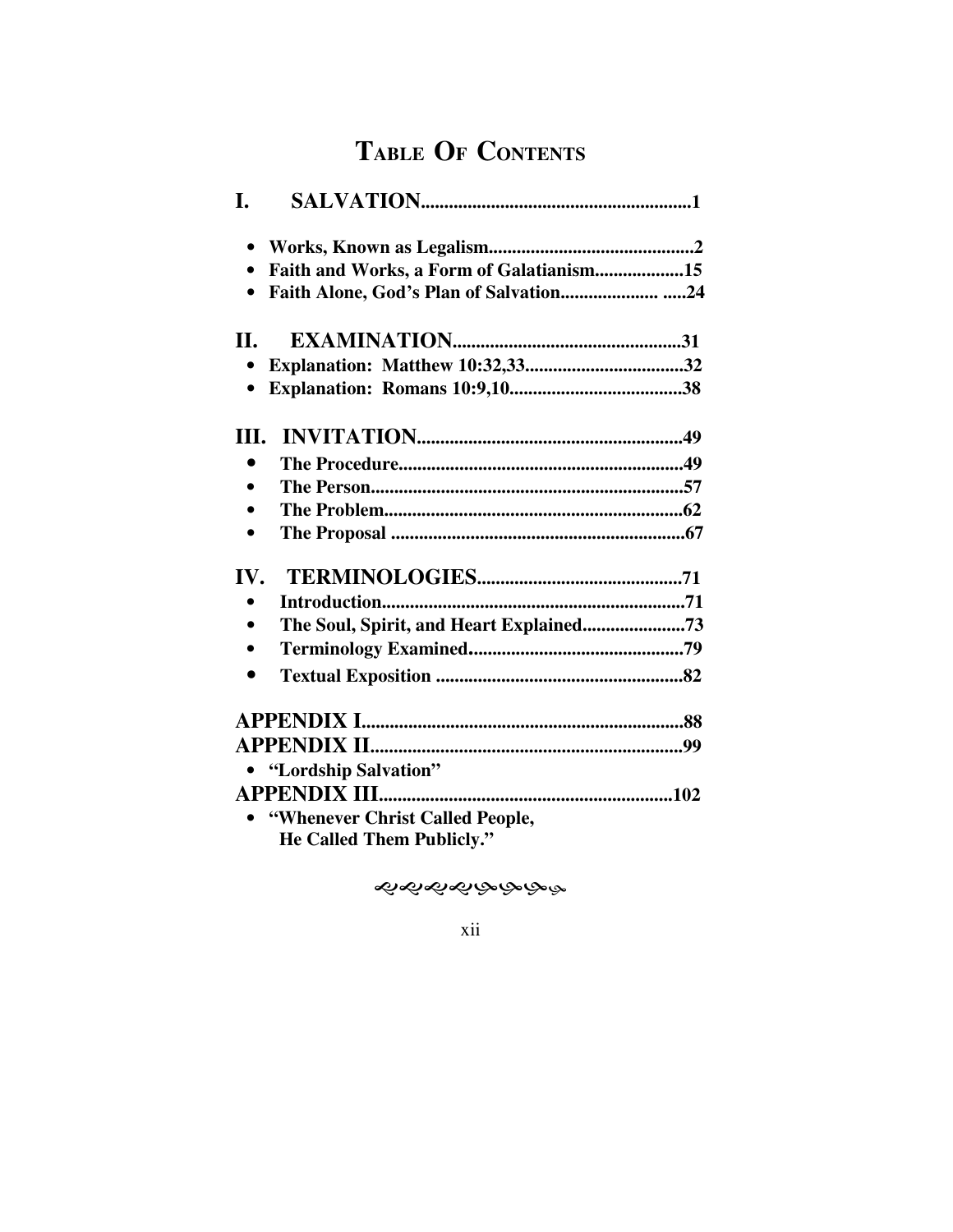# Table Of Contents

**I. SALVATION..........................................................1**

- **Works, Known as Legalism............................................2**
- **Faith and Works, a Form of Galatianism...................15**
- **Faith Alone, God's Plan of Salvation..................... .....24**

**II. EXAMINATION.................................................31**

- **Explanation: Matthew 10:32,33..................................32**
- **Explanation: Romans 10:9,10.....................................38**

**III. INVITATION........................................................49**

- **The Procedure.............................................................49**
- **The Person...................................................................57**
- **The Problem................................................................62**
- **The Proposal ...............................................................67**

**IV. TERMINOLOGIES...........................................71**

- **Introduction.................................................................71**
- **The Soul, Spirit, and Heart Explained......................73**
- **Terminology Examined..............................................79**
- **Textual Exposition .....................................................82**

**APPENDIX I....................................................................88**

**APPENDIX II..................................................................99**

- **"Lordship Salvation"**

**APPENDIX III..............................................................102**

- **"Whenever Christ Called People, He Called Them Publicly."**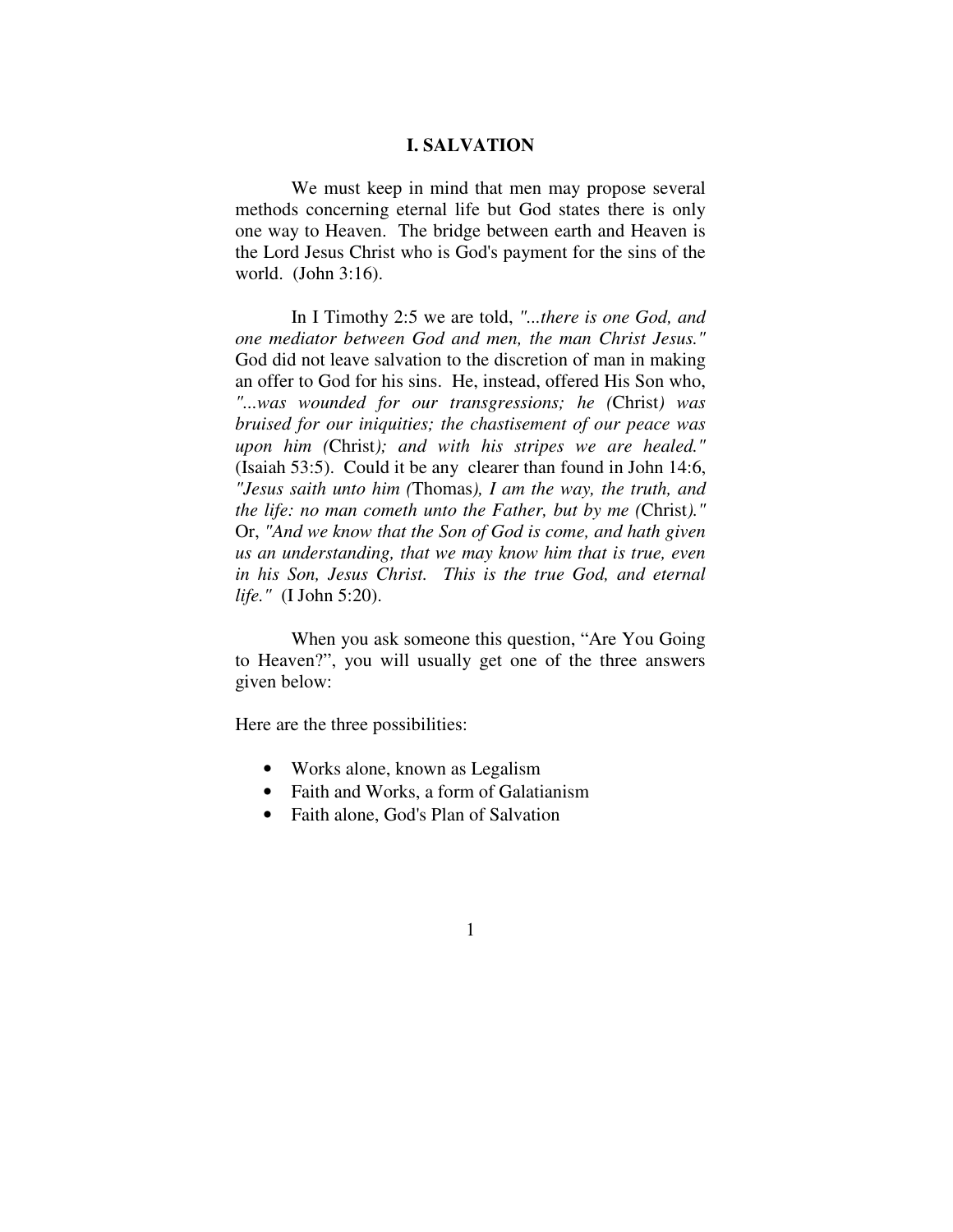# I. SALVATION

We must keep in mind that men may propose several methods concerning eternal life but God states there is only one way to Heaven. The bridge between earth and Heaven is the Lord Jesus Christ who is God's payment for the sins of the world. (John 3:16).

In I Timothy 2:5 we are told, *"...there is one God, and one mediator between God and men, the man Christ Jesus."* God did not leave salvation to the discretion of man in making an offer to God for his sins. He, instead, offered His Son who, *"...was wounded for our transgressions; he (*Christ*) was bruised for our iniquities; the chastisement of our peace was upon him (*Christ*); and with his stripes we are healed."* (Isaiah 53:5). Could it be any clearer than found in John 14:6, *"Jesus saith unto him (*Thomas*), I am the way, the truth, and the life: no man cometh unto the Father, but by me (*Christ*)."* Or, *"And we know that the Son of God is come, and hath given us an understanding, that we may know him that is true, even in his Son, Jesus Christ. This is the true God, and eternal life."* (I John 5:20).

When you ask someone this question, "Are You Going to Heaven?", you will usually get one of the three answers given below:

Here are the three possibilities:

- Works alone, known as Legalism
- Faith and Works, a form of Galatianism
- Faith alone, God's Plan of Salvation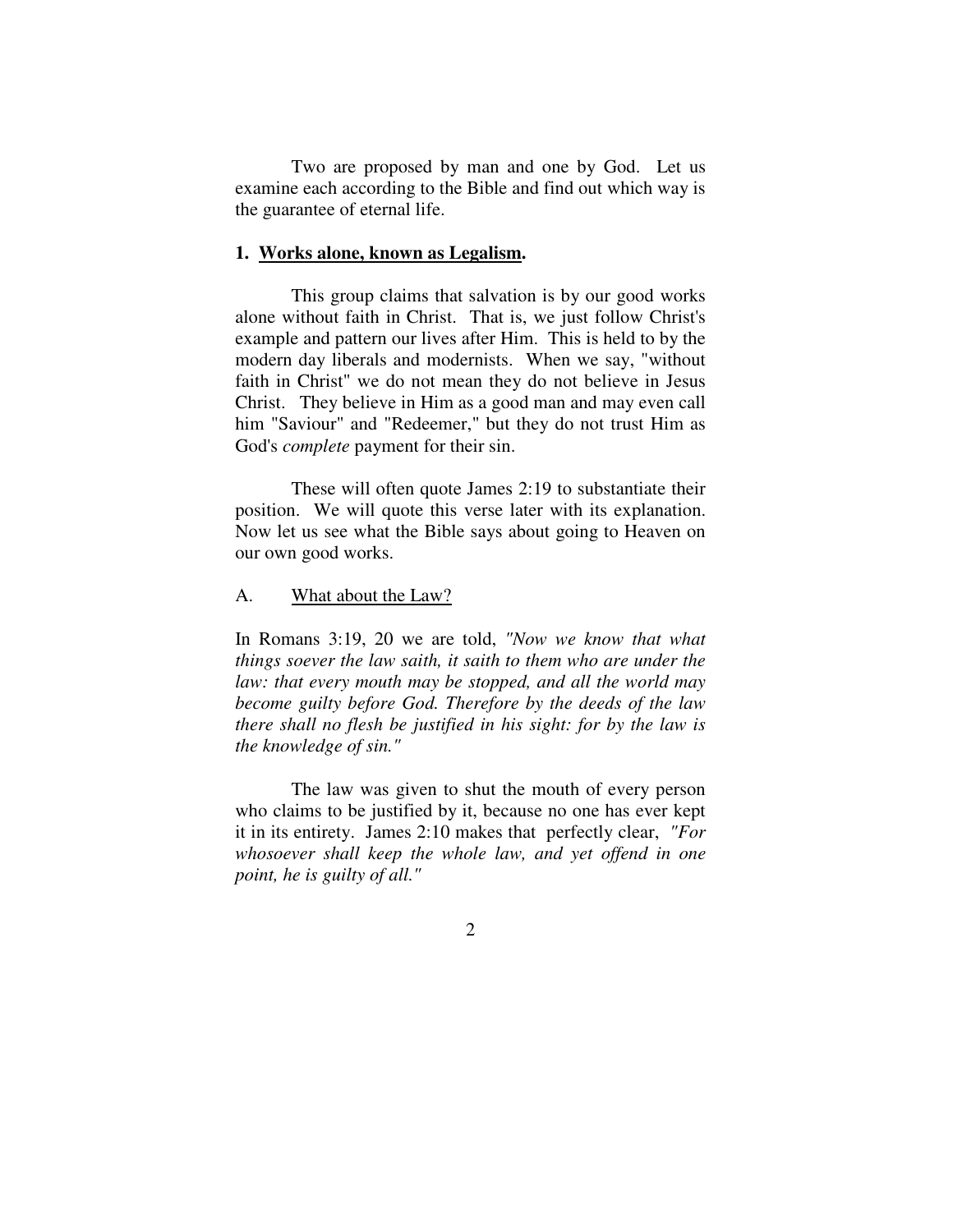Two are proposed by man and one by God. Let us examine each according to the Bible and find out which way is the guarantee of eternal life.

### 1. **Works alone, known as Legalism.**

This group claims that salvation is by our good works alone without faith in Christ. That is, we just follow Christ's example and pattern our lives after Him. This is held to by the modern day liberals and modernists. When we say, "without faith in Christ" we do not mean they do not believe in Jesus Christ. They believe in Him as a good man and may even call him "Saviour" and "Redeemer," but they do not trust Him as God's *complete* payment for their sin.

These will often quote James 2:19 to substantiate their position. We will quote this verse later with its explanation. Now let us see what the Bible says about going to Heaven on our own good works.

A. What about the Law?

In Romans 3:19, 20 we are told, *"Now we know that what things soever the law saith, it saith to them who are under the law: that every mouth may be stopped, and all the world may become guilty before God. Therefore by the deeds of the law there shall no flesh be justified in his sight: for by the law is the knowledge of sin."*

The law was given to shut the mouth of every person who claims to be justified by it, because no one has ever kept it in its entirety. James 2:10 makes that perfectly clear, *"For whosoever shall keep the whole law, and yet offend in one point, he is guilty of all."*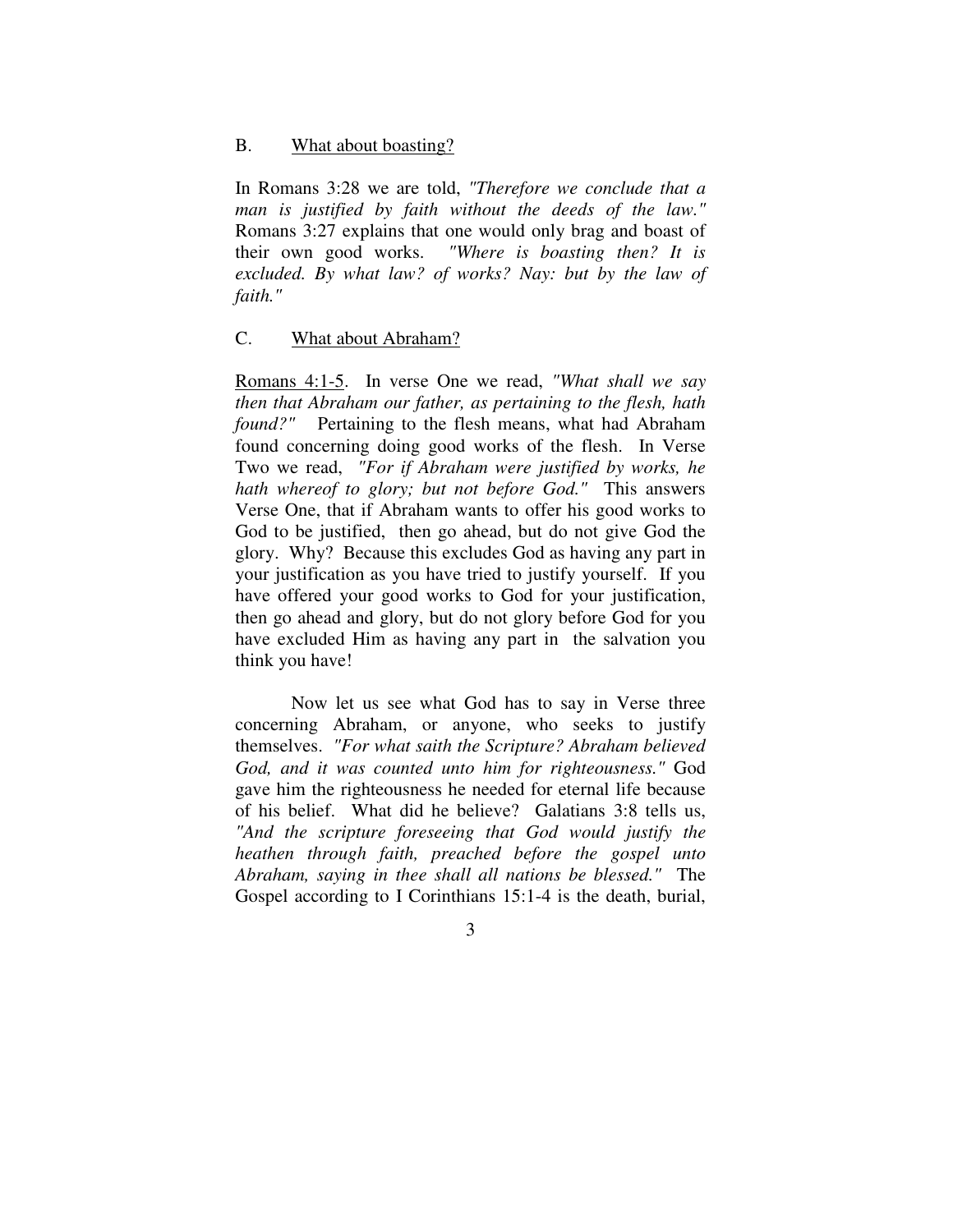B. <u>What about boasting?</u>

In Romans 3:28 we are told, *"Therefore we conclude that a man is justified by faith without the deeds of the law."* Romans 3:27 explains that one would only brag and boast of their own good works. *"Where is boasting then? It is excluded. By what law? of works? Nay: but by the law of faith."*

C. <u>What about Abraham?</u>

<u>Romans 4:1-5</u>. In verse One we read, *"What shall we say then that Abraham our father, as pertaining to the flesh, hath found?"* Pertaining to the flesh means, what had Abraham found concerning doing good works of the flesh. In Verse Two we read, *"For if Abraham were justified by works, he hath whereof to glory; but not before God."* This answers Verse One, that if Abraham wants to offer his good works to God to be justified, then go ahead, but do not give God the glory. Why? Because this excludes God as having any part in your justification as you have tried to justify yourself. If you have offered your good works to God for your justification, then go ahead and glory, but do not glory before God for you have excluded Him as having any part in the salvation you think you have!

Now let us see what God has to say in Verse three concerning Abraham, or anyone, who seeks to justify themselves. *"For what saith the Scripture? Abraham believed God, and it was counted unto him for righteousness."* God gave him the righteousness he needed for eternal life because of his belief. What did he believe? Galatians 3:8 tells us, *"And the scripture foreseeing that God would justify the heathen through faith, preached before the gospel unto Abraham, saying in thee shall all nations be blessed."* The Gospel according to I Corinthians 15:1-4 is the death, burial,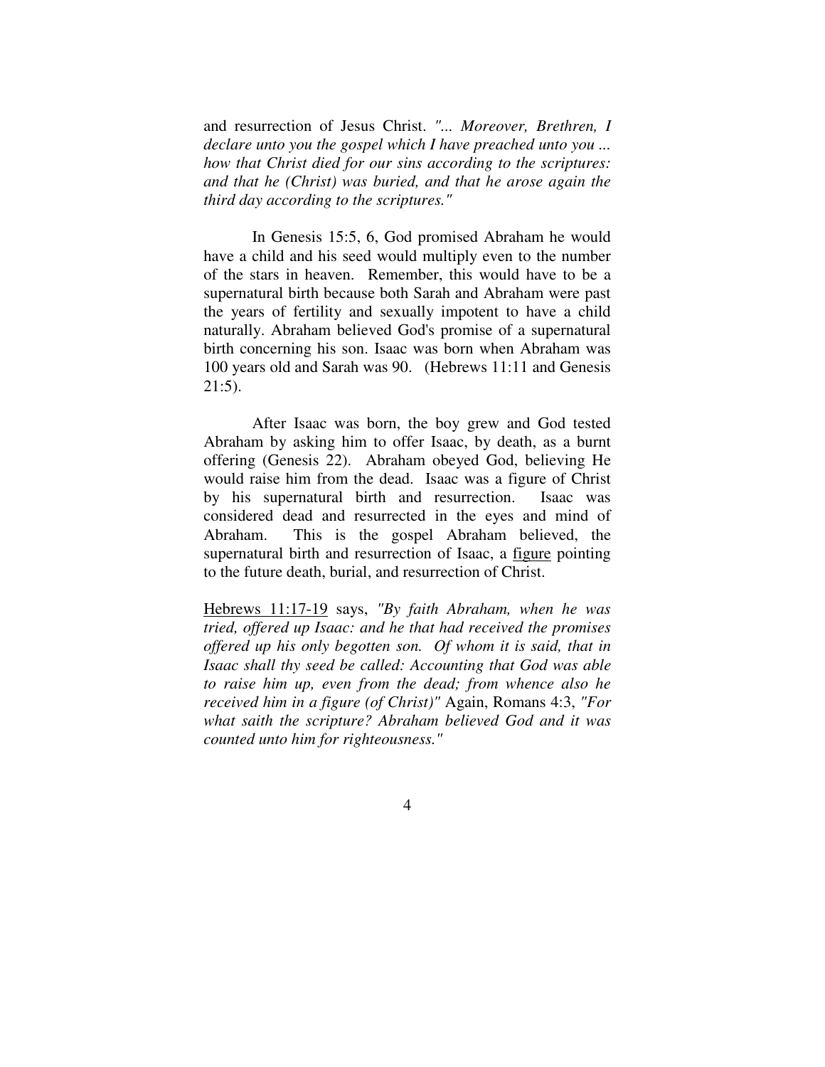and resurrection of Jesus Christ. *"... Moreover, Brethren, I declare unto you the gospel which I have preached unto you ... how that Christ died for our sins according to the scriptures: and that he (Christ) was buried, and that he arose again the third day according to the scriptures."*

In Genesis 15:5, 6, God promised Abraham he would have a child and his seed would multiply even to the number of the stars in heaven. Remember, this would have to be a supernatural birth because both Sarah and Abraham were past the years of fertility and sexually impotent to have a child naturally. Abraham believed God's promise of a supernatural birth concerning his son. Isaac was born when Abraham was 100 years old and Sarah was 90. (Hebrews 11:11 and Genesis 21:5).

After Isaac was born, the boy grew and God tested Abraham by asking him to offer Isaac, by death, as a burnt offering (Genesis 22). Abraham obeyed God, believing He would raise him from the dead. Isaac was a figure of Christ by his supernatural birth and resurrection. Isaac was considered dead and resurrected in the eyes and mind of Abraham. This is the gospel Abraham believed, the supernatural birth and resurrection of Isaac, a <u>figure</u> pointing to the future death, burial, and resurrection of Christ.

<u>Hebrews 11:17-19</u> says, *"By faith Abraham, when he was tried, offered up Isaac: and he that had received the promises offered up his only begotten son. Of whom it is said, that in Isaac shall thy seed be called: Accounting that God was able to raise him up, even from the dead; from whence also he received him in a figure (of Christ)"* Again, Romans 4:3, *"For what saith the scripture? Abraham believed God and it was counted unto him for righteousness."*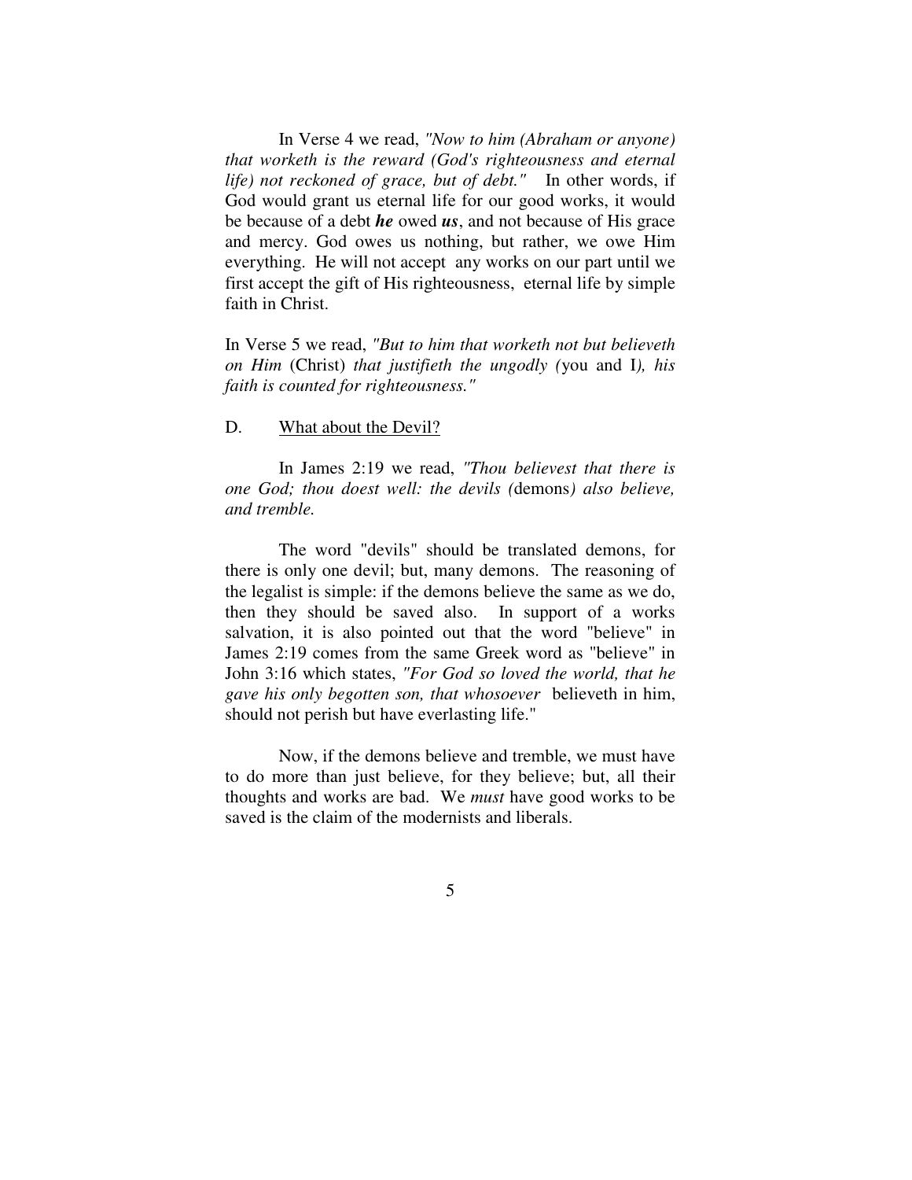In Verse 4 we read, *"Now to him (Abraham or anyone) that worketh is the reward (God's righteousness and eternal life) not reckoned of grace, but of debt."* In other words, if God would grant us eternal life for our good works, it would be because of a debt ***he*** owed ***us***, and not because of His grace and mercy. God owes us nothing, but rather, we owe Him everything. He will not accept any works on our part until we first accept the gift of His righteousness, eternal life by simple faith in Christ.

In Verse 5 we read, *"But to him that worketh not but believeth on Him* (Christ) *that justifieth the ungodly (*you and I*), his faith is counted for righteousness."*

D. <u>What about the Devil?</u>

In James 2:19 we read, *"Thou believest that there is one God; thou doest well: the devils (*demons*) also believe, and tremble.*

The word "devils" should be translated demons, for there is only one devil; but, many demons. The reasoning of the legalist is simple: if the demons believe the same as we do, then they should be saved also. In support of a works salvation, it is also pointed out that the word "believe" in James 2:19 comes from the same Greek word as "believe" in John 3:16 which states, *"For God so loved the world, that he gave his only begotten son, that whosoever* believeth in him, should not perish but have everlasting life."

Now, if the demons believe and tremble, we must have to do more than just believe, for they believe; but, all their thoughts and works are bad. We *must* have good works to be saved is the claim of the modernists and liberals.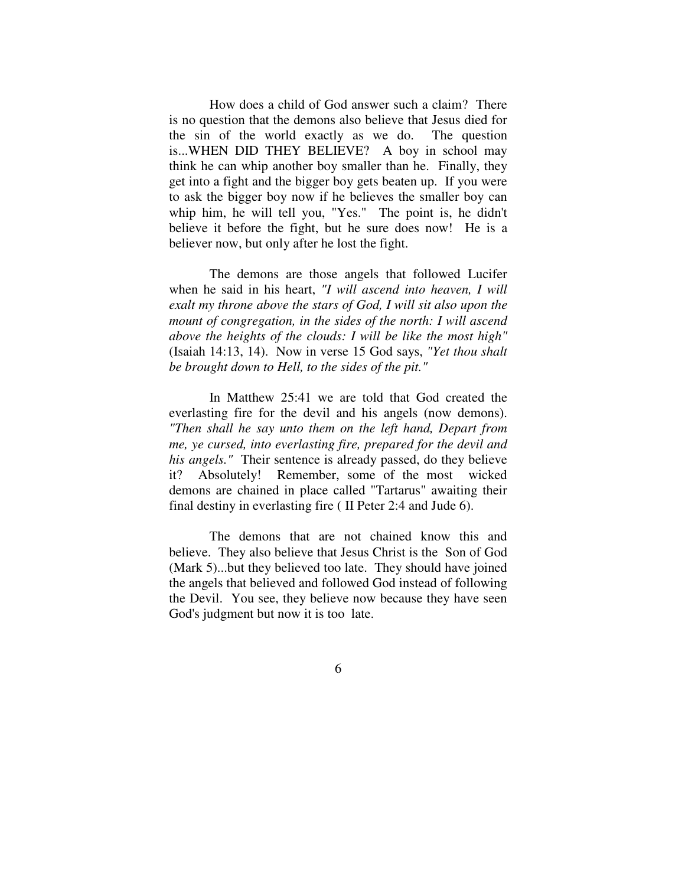How does a child of God answer such a claim? There is no question that the demons also believe that Jesus died for the sin of the world exactly as we do. The question is...WHEN DID THEY BELIEVE? A boy in school may think he can whip another boy smaller than he. Finally, they get into a fight and the bigger boy gets beaten up. If you were to ask the bigger boy now if he believes the smaller boy can whip him, he will tell you, "Yes." The point is, he didn't believe it before the fight, but he sure does now! He is a believer now, but only after he lost the fight.

The demons are those angels that followed Lucifer when he said in his heart, *"I will ascend into heaven, I will exalt my throne above the stars of God, I will sit also upon the mount of congregation, in the sides of the north: I will ascend above the heights of the clouds: I will be like the most high"* (Isaiah 14:13, 14). Now in verse 15 God says, *"Yet thou shalt be brought down to Hell, to the sides of the pit."*

In Matthew 25:41 we are told that God created the everlasting fire for the devil and his angels (now demons). *"Then shall he say unto them on the left hand, Depart from me, ye cursed, into everlasting fire, prepared for the devil and his angels."* Their sentence is already passed, do they believe it? Absolutely! Remember, some of the most wicked demons are chained in place called "Tartarus" awaiting their final destiny in everlasting fire ( II Peter 2:4 and Jude 6).

The demons that are not chained know this and believe. They also believe that Jesus Christ is the Son of God (Mark 5)...but they believed too late. They should have joined the angels that believed and followed God instead of following the Devil. You see, they believe now because they have seen God's judgment but now it is too late.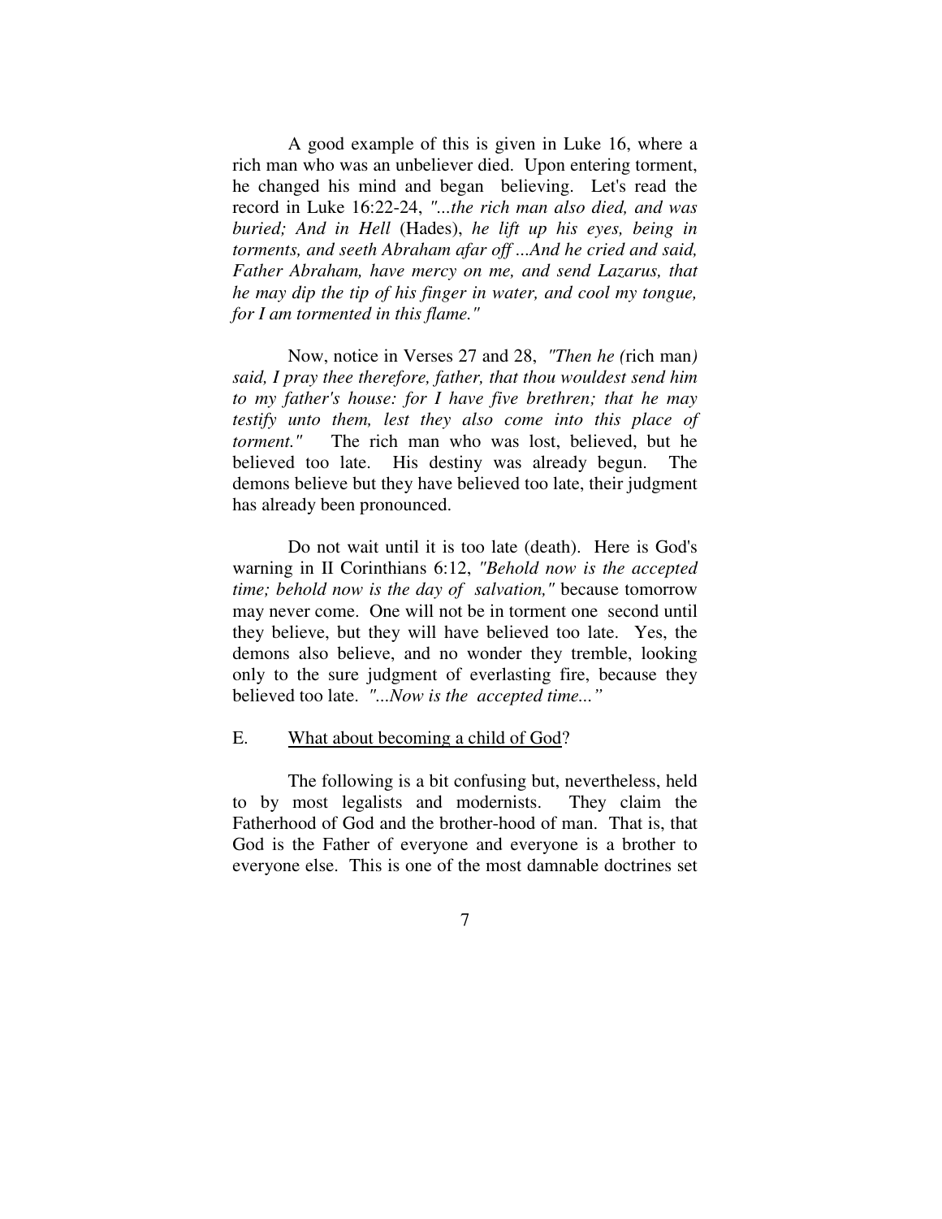A good example of this is given in Luke 16, where a rich man who was an unbeliever died. Upon entering torment, he changed his mind and began believing. Let's read the record in Luke 16:22-24, *"...the rich man also died, and was buried; And in Hell* (Hades), *he lift up his eyes, being in torments, and seeth Abraham afar off ...And he cried and said, Father Abraham, have mercy on me, and send Lazarus, that he may dip the tip of his finger in water, and cool my tongue, for I am tormented in this flame."*

Now, notice in Verses 27 and 28, *"Then he (*rich man*) said, I pray thee therefore, father, that thou wouldest send him to my father's house: for I have five brethren; that he may testify unto them, lest they also come into this place of torment."* The rich man who was lost, believed, but he believed too late. His destiny was already begun. The demons believe but they have believed too late, their judgment has already been pronounced.

Do not wait until it is too late (death). Here is God's warning in II Corinthians 6:12, *"Behold now is the accepted time; behold now is the day of salvation,"* because tomorrow may never come. One will not be in torment one second until they believe, but they will have believed too late. Yes, the demons also believe, and no wonder they tremble, looking only to the sure judgment of everlasting fire, because they believed too late. *"...Now is the accepted time..."*

E. <u>What about becoming a child of God</u>?

The following is a bit confusing but, nevertheless, held to by most legalists and modernists. They claim the Fatherhood of God and the brother-hood of man. That is, that God is the Father of everyone and everyone is a brother to everyone else. This is one of the most damnable doctrines set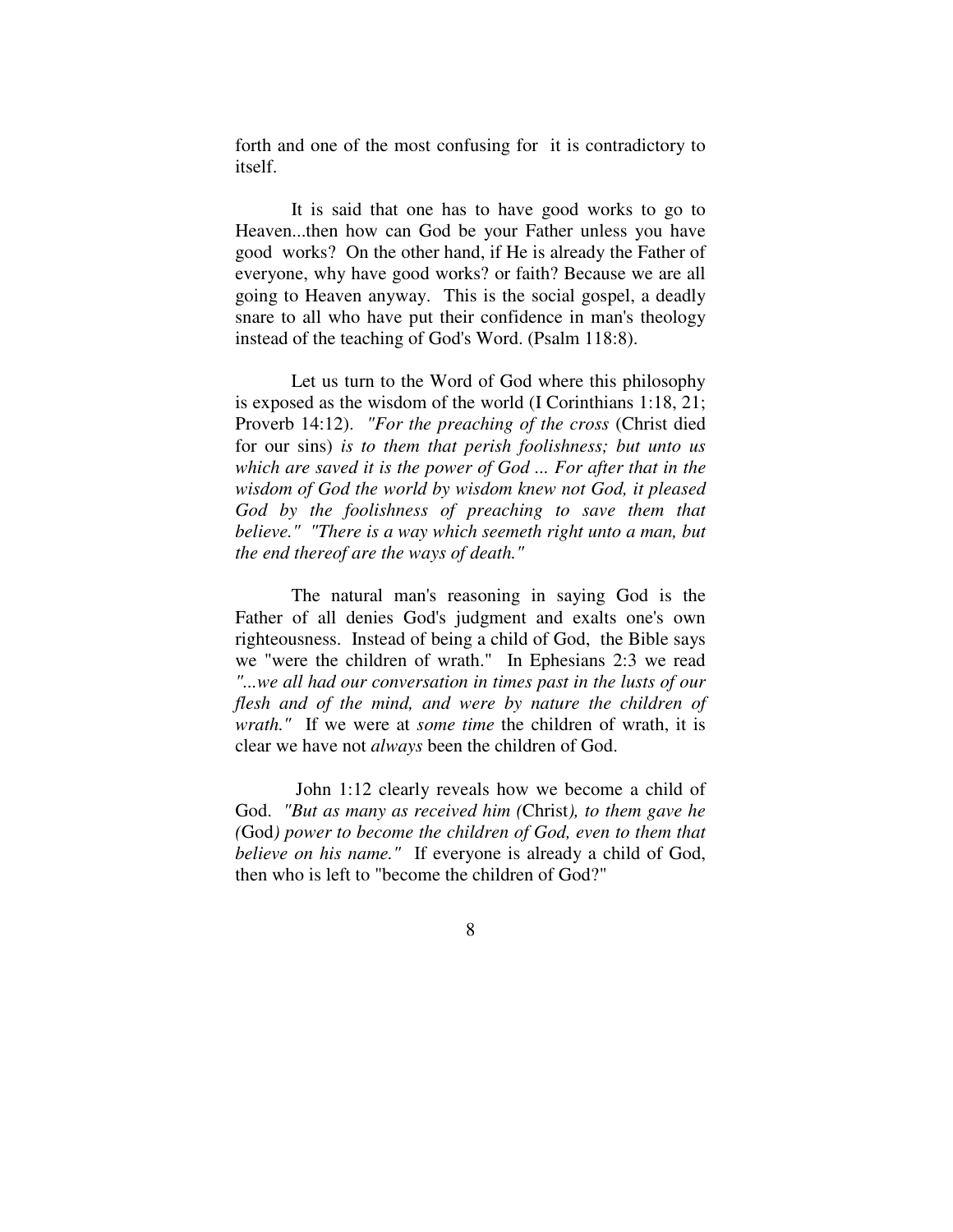forth and one of the most confusing for it is contradictory to itself.

It is said that one has to have good works to go to Heaven...then how can God be your Father unless you have good works? On the other hand, if He is already the Father of everyone, why have good works? or faith? Because we are all going to Heaven anyway. This is the social gospel, a deadly snare to all who have put their confidence in man's theology instead of the teaching of God's Word. (Psalm 118:8).

Let us turn to the Word of God where this philosophy is exposed as the wisdom of the world (I Corinthians 1:18, 21; Proverb 14:12). *"For the preaching of the cross* (Christ died for our sins) *is to them that perish foolishness; but unto us which are saved it is the power of God ... For after that in the wisdom of God the world by wisdom knew not God, it pleased God by the foolishness of preaching to save them that believe." "There is a way which seemeth right unto a man, but the end thereof are the ways of death."*

The natural man's reasoning in saying God is the Father of all denies God's judgment and exalts one's own righteousness. Instead of being a child of God, the Bible says we "were the children of wrath." In Ephesians 2:3 we read *"...we all had our conversation in times past in the lusts of our flesh and of the mind, and were by nature the children of wrath."* If we were at *some time* the children of wrath, it is clear we have not *always* been the children of God.

John 1:12 clearly reveals how we become a child of God. *"But as many as received him (*Christ*), to them gave he (*God*) power to become the children of God, even to them that believe on his name."* If everyone is already a child of God, then who is left to "become the children of God?"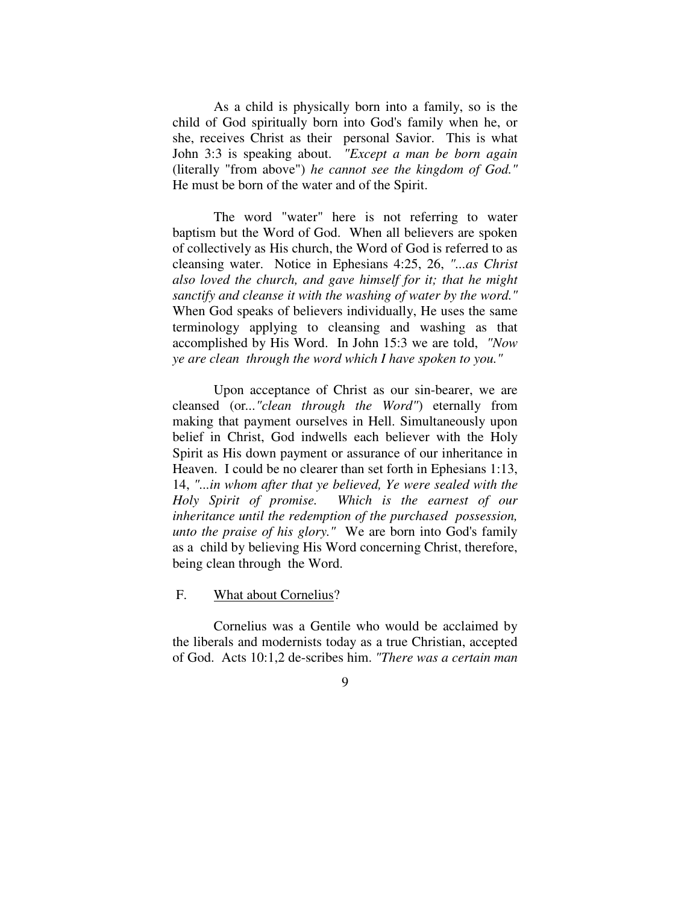As a child is physically born into a family, so is the child of God spiritually born into God's family when he, or she, receives Christ as their personal Savior. This is what John 3:3 is speaking about. *"Except a man be born again* (literally "from above") *he cannot see the kingdom of God."* He must be born of the water and of the Spirit.

The word "water" here is not referring to water baptism but the Word of God. When all believers are spoken of collectively as His church, the Word of God is referred to as cleansing water. Notice in Ephesians 4:25, 26, *"...as Christ also loved the church, and gave himself for it; that he might sanctify and cleanse it with the washing of water by the word."* When God speaks of believers individually, He uses the same terminology applying to cleansing and washing as that accomplished by His Word. In John 15:3 we are told, *"Now ye are clean through the word which I have spoken to you."*

Upon acceptance of Christ as our sin-bearer, we are cleansed (or...*"clean through the Word"*) eternally from making that payment ourselves in Hell. Simultaneously upon belief in Christ, God indwells each believer with the Holy Spirit as His down payment or assurance of our inheritance in Heaven. I could be no clearer than set forth in Ephesians 1:13, 14, *"...in whom after that ye believed, Ye were sealed with the Holy Spirit of promise. Which is the earnest of our inheritance until the redemption of the purchased possession, unto the praise of his glory."* We are born into God's family as a child by believing His Word concerning Christ, therefore, being clean through the Word.

F. What about Cornelius?

Cornelius was a Gentile who would be acclaimed by the liberals and modernists today as a true Christian, accepted of God. Acts 10:1,2 de-scribes him. *"There was a certain man*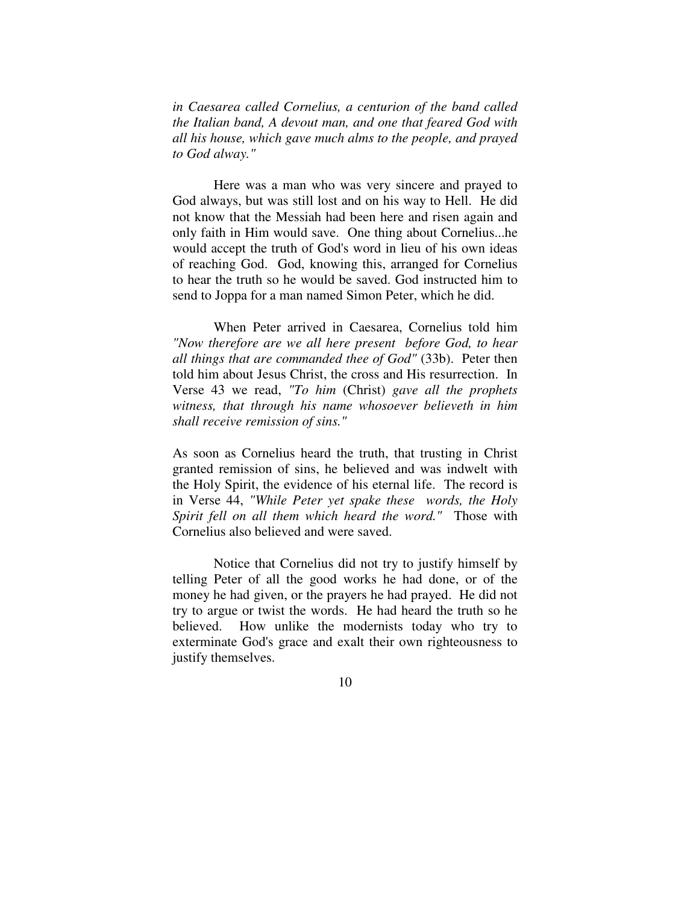*in Caesarea called Cornelius, a centurion of the band called the Italian band, A devout man, and one that feared God with all his house, which gave much alms to the people, and prayed to God alway."*

Here was a man who was very sincere and prayed to God always, but was still lost and on his way to Hell. He did not know that the Messiah had been here and risen again and only faith in Him would save. One thing about Cornelius...he would accept the truth of God's word in lieu of his own ideas of reaching God. God, knowing this, arranged for Cornelius to hear the truth so he would be saved. God instructed him to send to Joppa for a man named Simon Peter, which he did.

When Peter arrived in Caesarea, Cornelius told him *"Now therefore are we all here present before God, to hear all things that are commanded thee of God"* (33b). Peter then told him about Jesus Christ, the cross and His resurrection. In Verse 43 we read, *"To him* (Christ) *gave all the prophets witness, that through his name whosoever believeth in him shall receive remission of sins."*

As soon as Cornelius heard the truth, that trusting in Christ granted remission of sins, he believed and was indwelt with the Holy Spirit, the evidence of his eternal life. The record is in Verse 44, *"While Peter yet spake these words, the Holy Spirit fell on all them which heard the word."* Those with Cornelius also believed and were saved.

Notice that Cornelius did not try to justify himself by telling Peter of all the good works he had done, or of the money he had given, or the prayers he had prayed. He did not try to argue or twist the words. He had heard the truth so he believed. How unlike the modernists today who try to exterminate God's grace and exalt their own righteousness to justify themselves.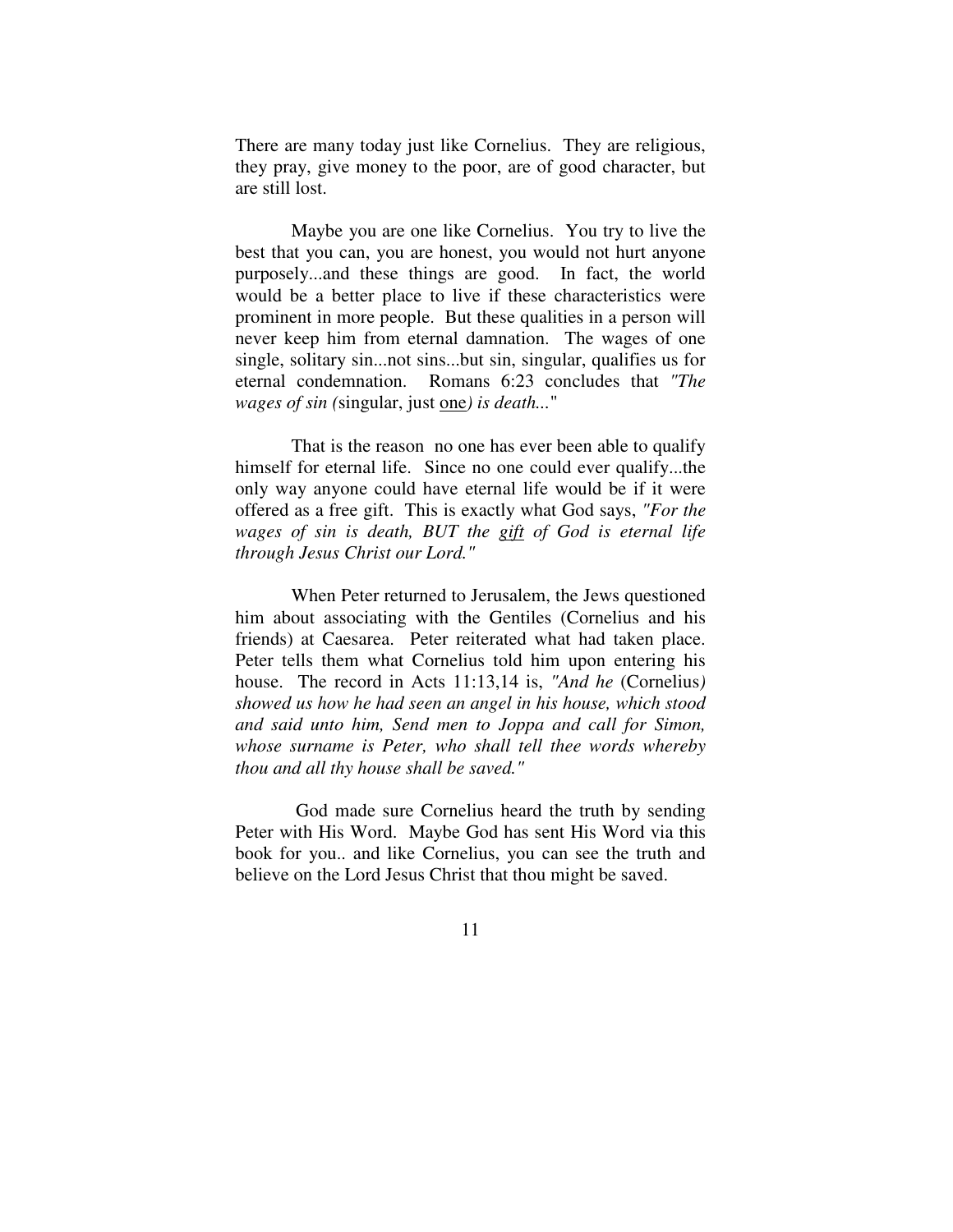There are many today just like Cornelius. They are religious, they pray, give money to the poor, are of good character, but are still lost.

Maybe you are one like Cornelius. You try to live the best that you can, you are honest, you would not hurt anyone purposely...and these things are good. In fact, the world would be a better place to live if these characteristics were prominent in more people. But these qualities in a person will never keep him from eternal damnation. The wages of one single, solitary sin...not sins...but sin, singular, qualifies us for eternal condemnation. Romans 6:23 concludes that *"The wages of sin (*singular, just <u>one</u>*) is death...*"

That is the reason no one has ever been able to qualify himself for eternal life. Since no one could ever qualify...the only way anyone could have eternal life would be if it were offered as a free gift. This is exactly what God says, *"For the wages of sin is death, BUT the <u>gift</u> of God is eternal life through Jesus Christ our Lord."*

When Peter returned to Jerusalem, the Jews questioned him about associating with the Gentiles (Cornelius and his friends) at Caesarea. Peter reiterated what had taken place. Peter tells them what Cornelius told him upon entering his house. The record in Acts 11:13,14 is, *"And he* (Cornelius*) showed us how he had seen an angel in his house, which stood and said unto him, Send men to Joppa and call for Simon, whose surname is Peter, who shall tell thee words whereby thou and all thy house shall be saved."*

God made sure Cornelius heard the truth by sending Peter with His Word. Maybe God has sent His Word via this book for you.. and like Cornelius, you can see the truth and believe on the Lord Jesus Christ that thou might be saved.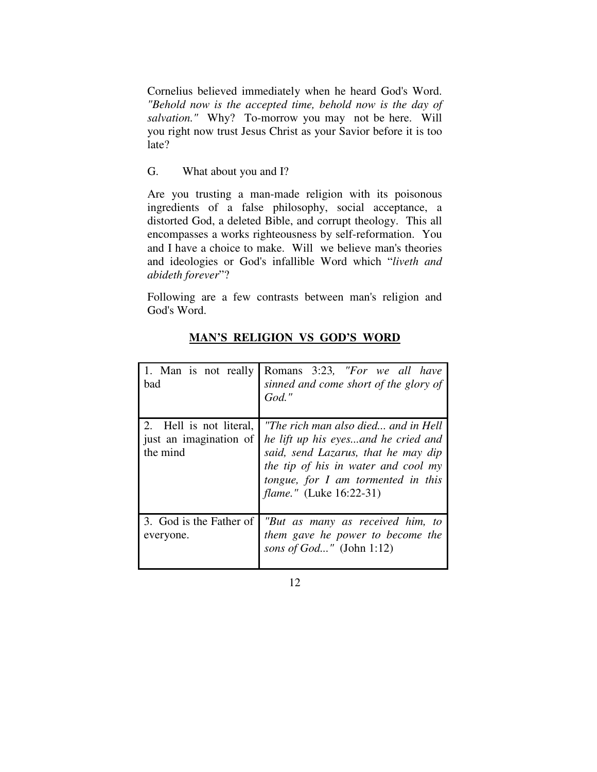Cornelius believed immediately when he heard God's Word. *"Behold now is the accepted time, behold now is the day of salvation."* Why? To-morrow you may not be here. Will you right now trust Jesus Christ as your Savior before it is too late?

G. What about you and I?

Are you trusting a man-made religion with its poisonous ingredients of a false philosophy, social acceptance, a distorted God, a deleted Bible, and corrupt theology. This all encompasses a works righteousness by self-reformation. You and I have a choice to make. Will we believe man's theories and ideologies or God's infallible Word which "*liveth and abideth forever*"?

Following are a few contrasts between man's religion and God's Word.

**<u>MAN'S RELIGION VS GOD'S WORD</u>**

| | |
|---|---|
| 1. Man is not really bad | Romans 3:23, *"For we all have sinned and come short of the glory of God."* |
| 2. Hell is not literal, just an imagination of the mind | *"The rich man also died... and in Hell he lift up his eyes...and he cried and said, send Lazarus, that he may dip the tip of his in water and cool my tongue, for I am tormented in this flame."* (Luke 16:22-31) |
| 3. God is the Father of everyone. | *"But as many as received him, to them gave he power to become the sons of God..."* (John 1:12) |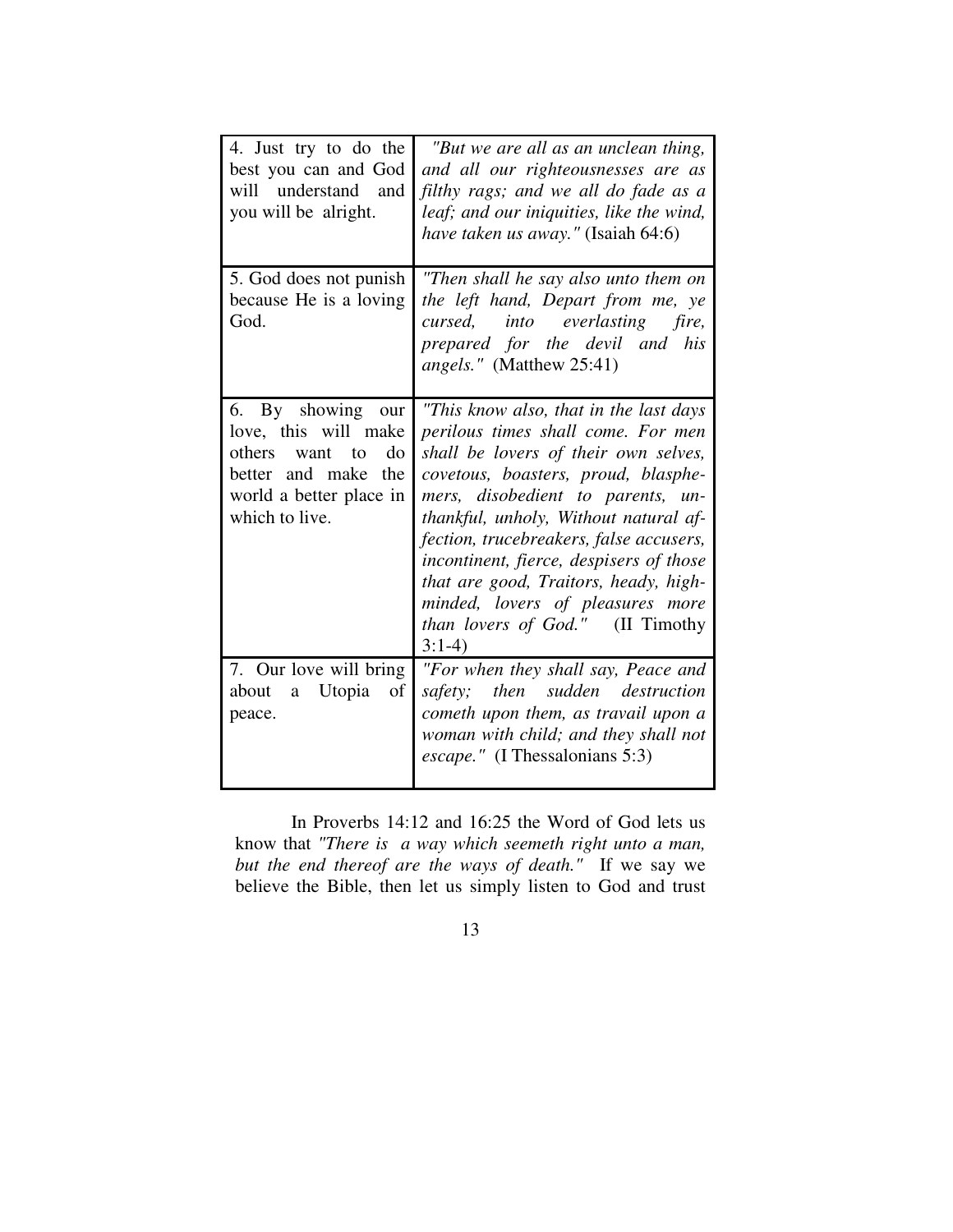| | |
|---|---|
| 4. Just try to do the best you can and God will understand and you will be alright. | *"But we are all as an unclean thing, and all our righteousnesses are as filthy rags; and we all do fade as a leaf; and our iniquities, like the wind, have taken us away."* (Isaiah 64:6) |
| 5. God does not punish because He is a loving God. | *"Then shall he say also unto them on the left hand, Depart from me, ye cursed, into everlasting fire, prepared for the devil and his angels."* (Matthew 25:41) |
| 6. By showing our love, this will make others want to do better and make the world a better place in which to live. | *"This know also, that in the last days perilous times shall come. For men shall be lovers of their own selves, covetous, boasters, proud, blasphemers, disobedient to parents, unthankful, unholy, Without natural affection, trucebreakers, false accusers, incontinent, fierce, despisers of those that are good, Traitors, heady, highminded, lovers of pleasures more than lovers of God."* (II Timothy 3:1-4) |
| 7. Our love will bring about a Utopia of peace. | *"For when they shall say, Peace and safety; then sudden destruction cometh upon them, as travail upon a woman with child; and they shall not escape."* (I Thessalonians 5:3) |

In Proverbs 14:12 and 16:25 the Word of God lets us know that *"There is a way which seemeth right unto a man, but the end thereof are the ways of death."* If we say we believe the Bible, then let us simply listen to God and trust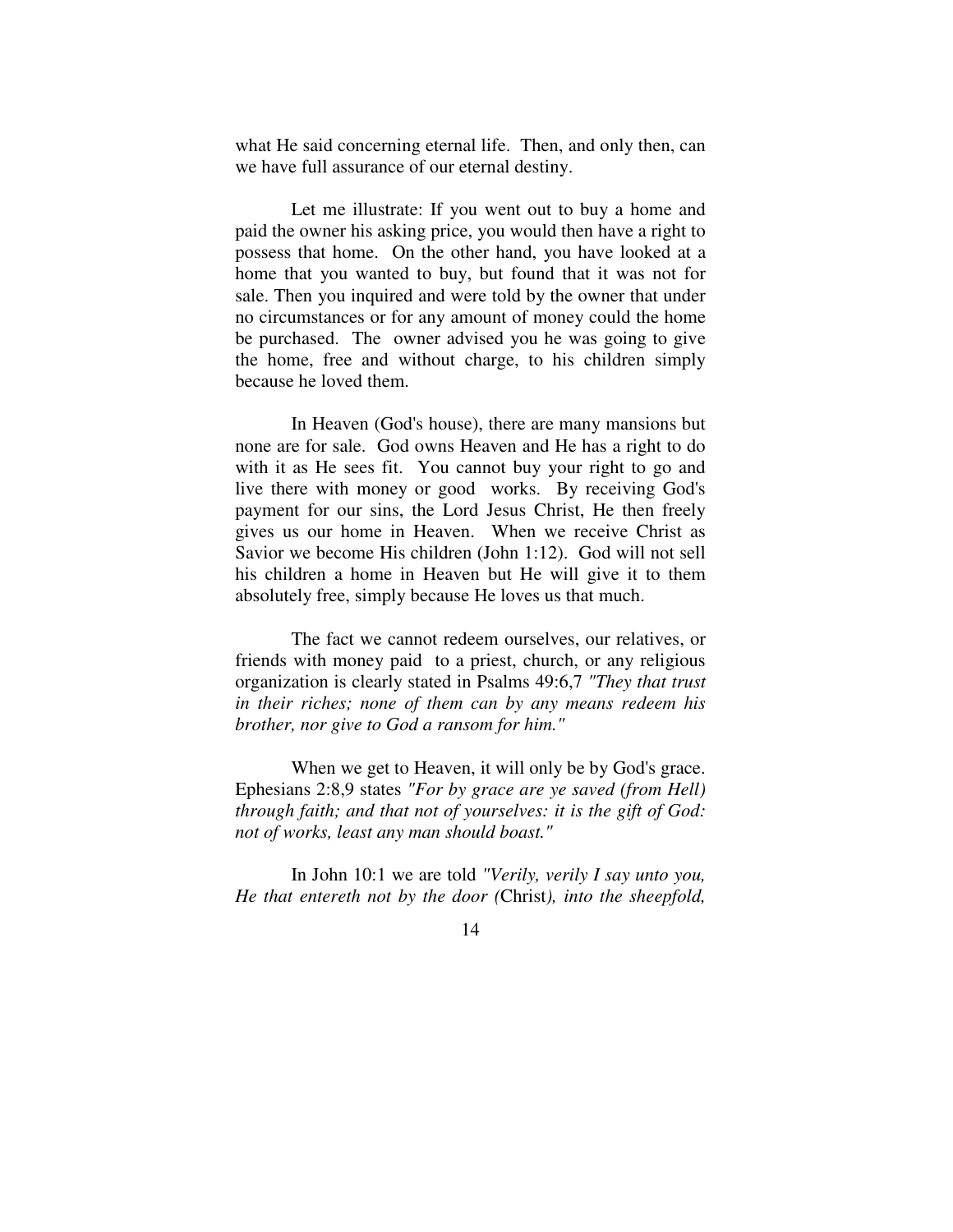what He said concerning eternal life. Then, and only then, can we have full assurance of our eternal destiny.

Let me illustrate: If you went out to buy a home and paid the owner his asking price, you would then have a right to possess that home. On the other hand, you have looked at a home that you wanted to buy, but found that it was not for sale. Then you inquired and were told by the owner that under no circumstances or for any amount of money could the home be purchased. The owner advised you he was going to give the home, free and without charge, to his children simply because he loved them.

In Heaven (God's house), there are many mansions but none are for sale. God owns Heaven and He has a right to do with it as He sees fit. You cannot buy your right to go and live there with money or good works. By receiving God's payment for our sins, the Lord Jesus Christ, He then freely gives us our home in Heaven. When we receive Christ as Savior we become His children (John 1:12). God will not sell his children a home in Heaven but He will give it to them absolutely free, simply because He loves us that much.

The fact we cannot redeem ourselves, our relatives, or friends with money paid to a priest, church, or any religious organization is clearly stated in Psalms 49:6,7 *"They that trust in their riches; none of them can by any means redeem his brother, nor give to God a ransom for him."*

When we get to Heaven, it will only be by God's grace. Ephesians 2:8,9 states *"For by grace are ye saved (from Hell) through faith; and that not of yourselves: it is the gift of God: not of works, least any man should boast."*

In John 10:1 we are told *"Verily, verily I say unto you, He that entereth not by the door (*Christ*), into the sheepfold,*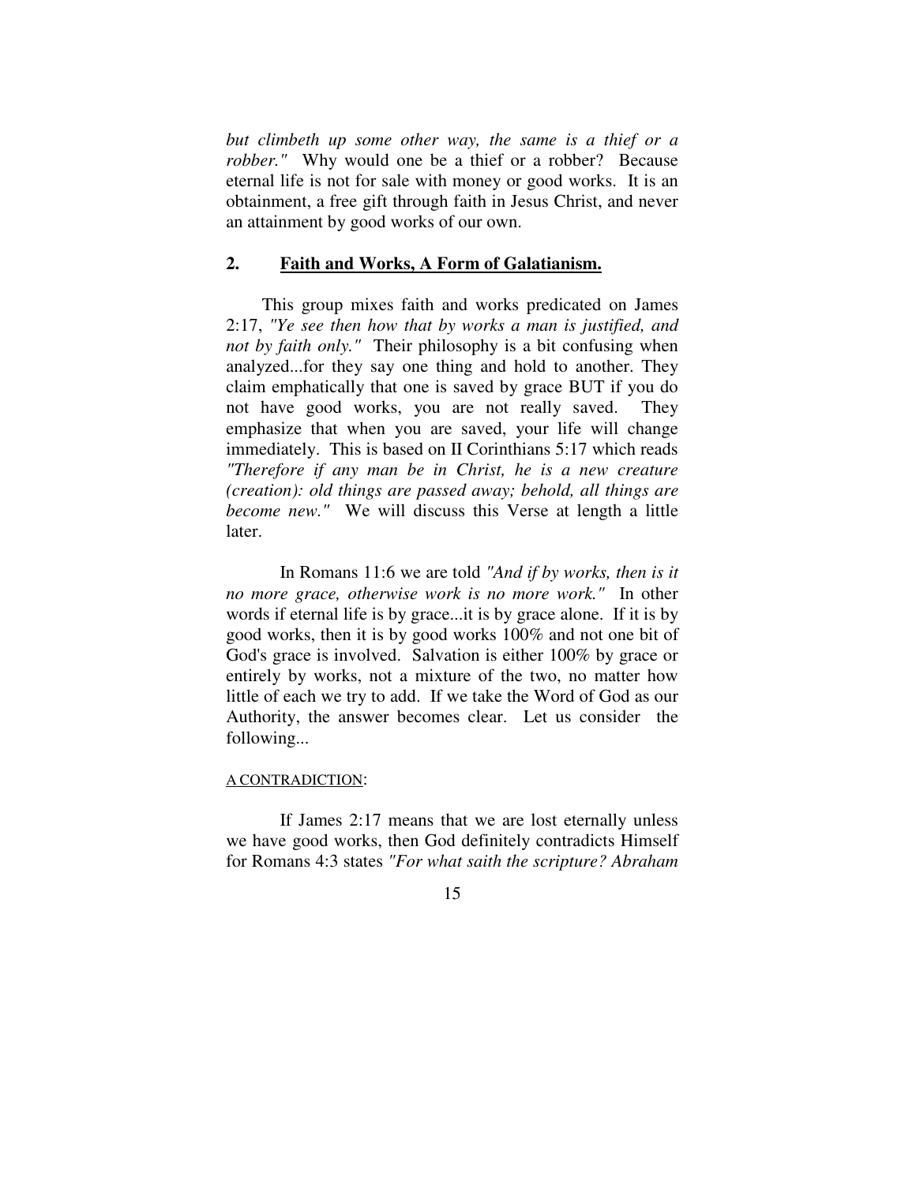*but climbeth up some other way, the same is a thief or a robber."* Why would one be a thief or a robber? Because eternal life is not for sale with money or good works. It is an obtainment, a free gift through faith in Jesus Christ, and never an attainment by good works of our own.

## 2. **<u>Faith and Works, A Form of Galatianism.</u>**

This group mixes faith and works predicated on James 2:17, *"Ye see then how that by works a man is justified, and not by faith only."* Their philosophy is a bit confusing when analyzed...for they say one thing and hold to another. They claim emphatically that one is saved by grace BUT if you do not have good works, you are not really saved. They emphasize that when you are saved, your life will change immediately. This is based on II Corinthians 5:17 which reads *"Therefore if any man be in Christ, he is a new creature (creation): old things are passed away; behold, all things are become new."* We will discuss this Verse at length a little later.

In Romans 11:6 we are told *"And if by works, then is it no more grace, otherwise work is no more work."* In other words if eternal life is by grace...it is by grace alone. If it is by good works, then it is by good works 100% and not one bit of God's grace is involved. Salvation is either 100% by grace or entirely by works, not a mixture of the two, no matter how little of each we try to add. If we take the Word of God as our Authority, the answer becomes clear. Let us consider the following...

<u>A CONTRADICTION</u>:

If James 2:17 means that we are lost eternally unless we have good works, then God definitely contradicts Himself for Romans 4:3 states *"For what saith the scripture? Abraham*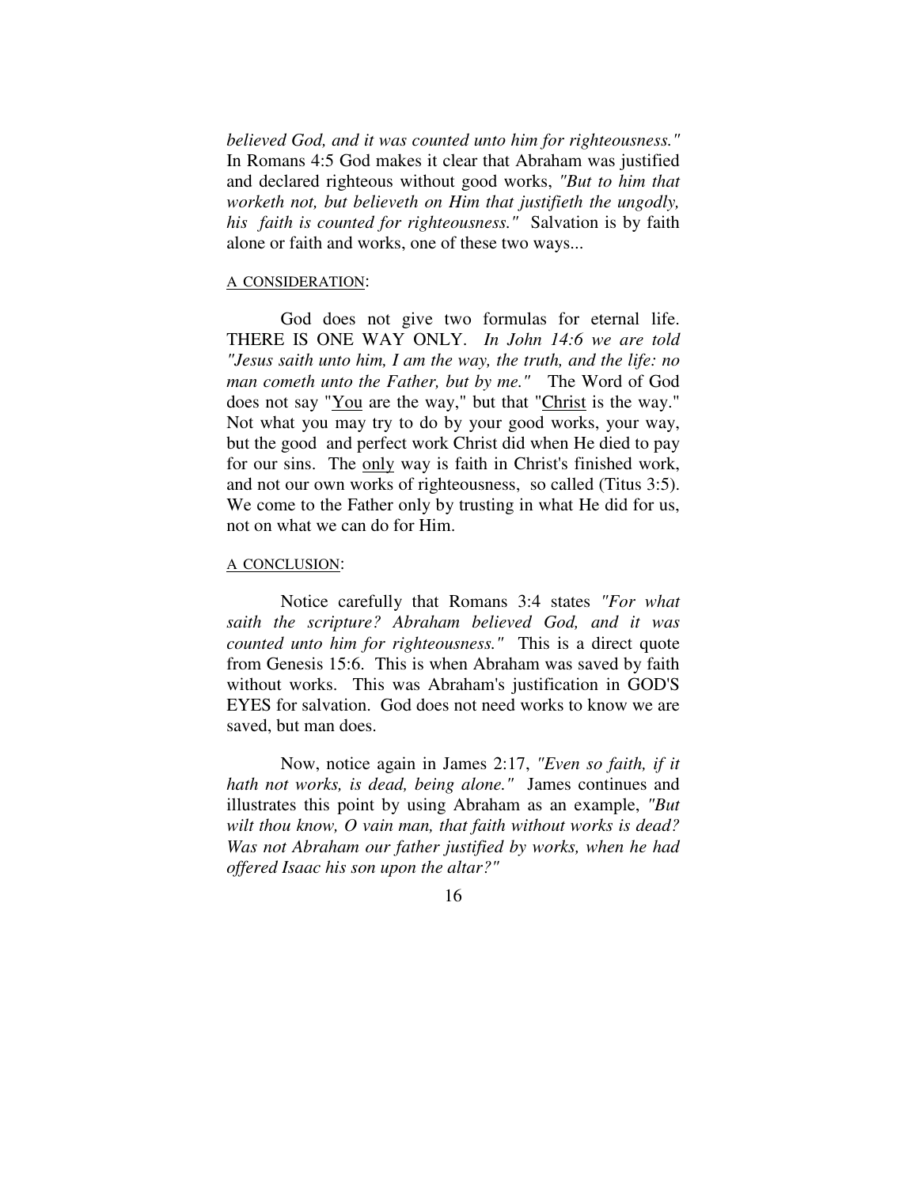*believed God, and it was counted unto him for righteousness."* In Romans 4:5 God makes it clear that Abraham was justified and declared righteous without good works, *"But to him that worketh not, but believeth on Him that justifieth the ungodly, his faith is counted for righteousness."* Salvation is by faith alone or faith and works, one of these two ways...

A CONSIDERATION:

God does not give two formulas for eternal life. THERE IS ONE WAY ONLY. *In John 14:6 we are told "Jesus saith unto him, I am the way, the truth, and the life: no man cometh unto the Father, but by me."* The Word of God does not say "You are the way," but that "Christ is the way." Not what you may try to do by your good works, your way, but the good and perfect work Christ did when He died to pay for our sins. The only way is faith in Christ's finished work, and not our own works of righteousness, so called (Titus 3:5). We come to the Father only by trusting in what He did for us, not on what we can do for Him.

A CONCLUSION:

Notice carefully that Romans 3:4 states *"For what saith the scripture? Abraham believed God, and it was counted unto him for righteousness."* This is a direct quote from Genesis 15:6. This is when Abraham was saved by faith without works. This was Abraham's justification in GOD'S EYES for salvation. God does not need works to know we are saved, but man does.

Now, notice again in James 2:17, *"Even so faith, if it hath not works, is dead, being alone."* James continues and illustrates this point by using Abraham as an example, *"But wilt thou know, O vain man, that faith without works is dead? Was not Abraham our father justified by works, when he had offered Isaac his son upon the altar?"*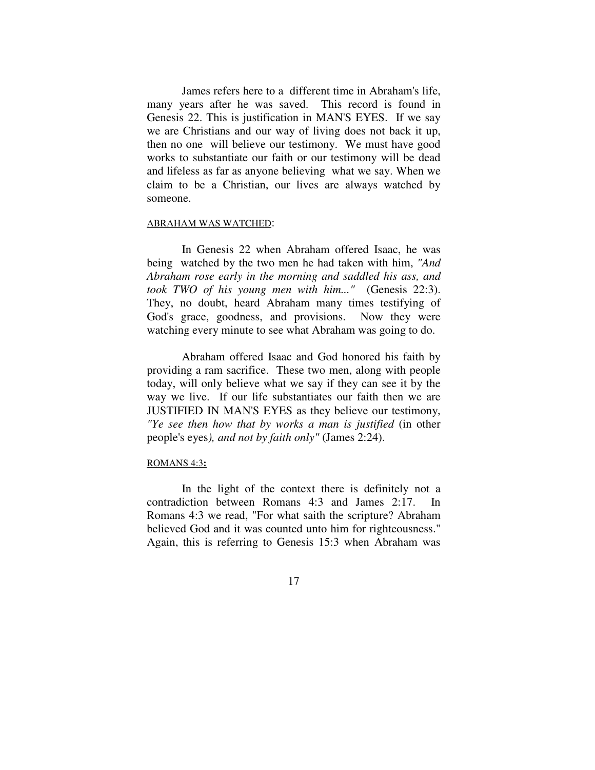James refers here to a different time in Abraham's life, many years after he was saved. This record is found in Genesis 22. This is justification in MAN'S EYES. If we say we are Christians and our way of living does not back it up, then no one will believe our testimony. We must have good works to substantiate our faith or our testimony will be dead and lifeless as far as anyone believing what we say. When we claim to be a Christian, our lives are always watched by someone.

ABRAHAM WAS WATCHED:

In Genesis 22 when Abraham offered Isaac, he was being watched by the two men he had taken with him, *"And Abraham rose early in the morning and saddled his ass, and took TWO of his young men with him..."* (Genesis 22:3). They, no doubt, heard Abraham many times testifying of God's grace, goodness, and provisions. Now they were watching every minute to see what Abraham was going to do.

Abraham offered Isaac and God honored his faith by providing a ram sacrifice. These two men, along with people today, will only believe what we say if they can see it by the way we live. If our life substantiates our faith then we are JUSTIFIED IN MAN'S EYES as they believe our testimony, *"Ye see then how that by works a man is justified* (in other people's eyes*), and not by faith only"* (James 2:24).

ROMANS 4:3**:**

In the light of the context there is definitely not a contradiction between Romans 4:3 and James 2:17. In Romans 4:3 we read, "For what saith the scripture? Abraham believed God and it was counted unto him for righteousness." Again, this is referring to Genesis 15:3 when Abraham was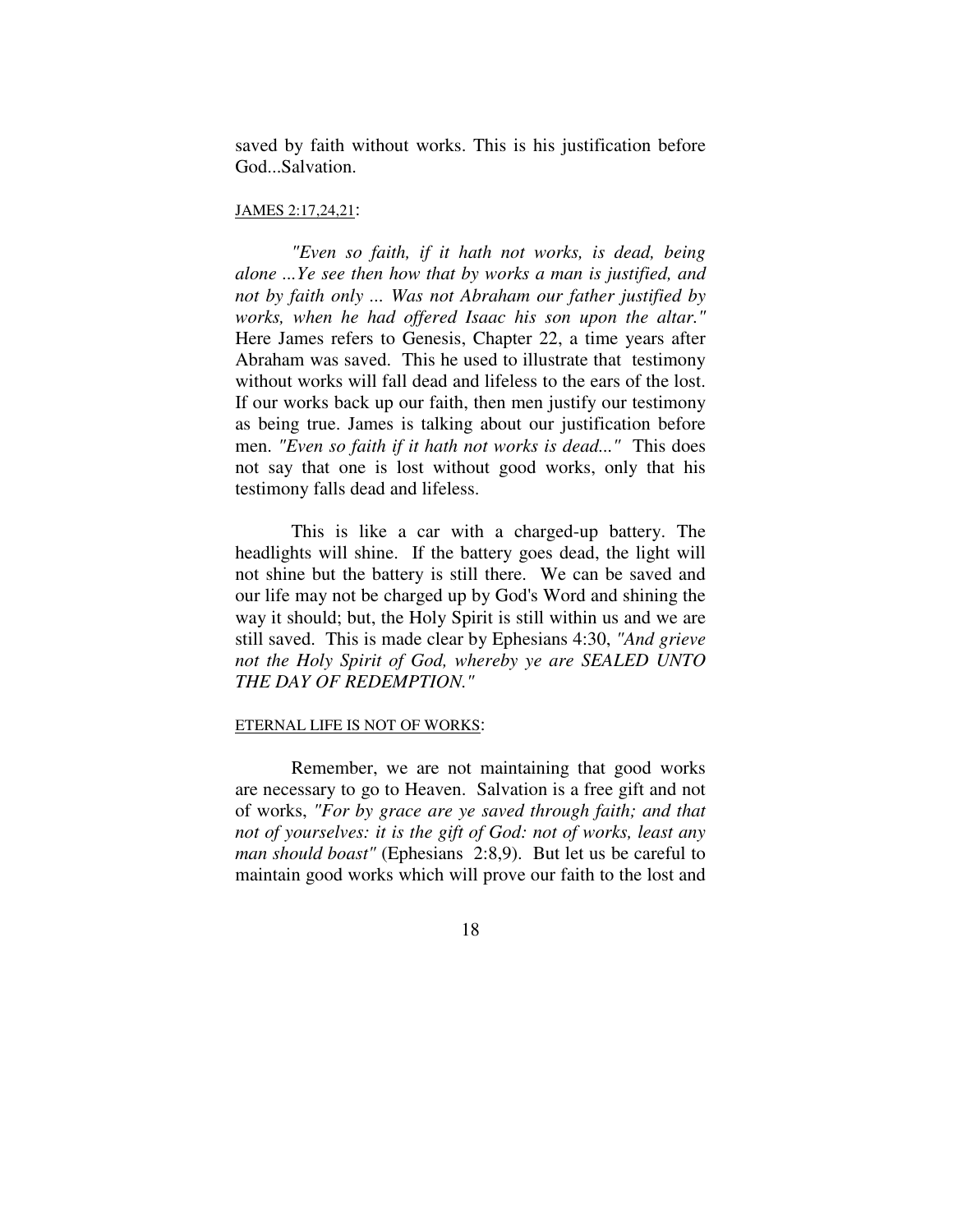saved by faith without works. This is his justification before God...Salvation.

<u>JAMES 2:17,24,21</u>:

*"Even so faith, if it hath not works, is dead, being alone ...Ye see then how that by works a man is justified, and not by faith only ... Was not Abraham our father justified by works, when he had offered Isaac his son upon the altar."* Here James refers to Genesis, Chapter 22, a time years after Abraham was saved. This he used to illustrate that testimony without works will fall dead and lifeless to the ears of the lost. If our works back up our faith, then men justify our testimony as being true. James is talking about our justification before men. *"Even so faith if it hath not works is dead..."* This does not say that one is lost without good works, only that his testimony falls dead and lifeless.

This is like a car with a charged-up battery. The headlights will shine. If the battery goes dead, the light will not shine but the battery is still there. We can be saved and our life may not be charged up by God's Word and shining the way it should; but, the Holy Spirit is still within us and we are still saved. This is made clear by Ephesians 4:30, *"And grieve not the Holy Spirit of God, whereby ye are SEALED UNTO THE DAY OF REDEMPTION."*

<u>ETERNAL LIFE IS NOT OF WORKS</u>:

Remember, we are not maintaining that good works are necessary to go to Heaven. Salvation is a free gift and not of works, *"For by grace are ye saved through faith; and that not of yourselves: it is the gift of God: not of works, least any man should boast"* (Ephesians 2:8,9). But let us be careful to maintain good works which will prove our faith to the lost and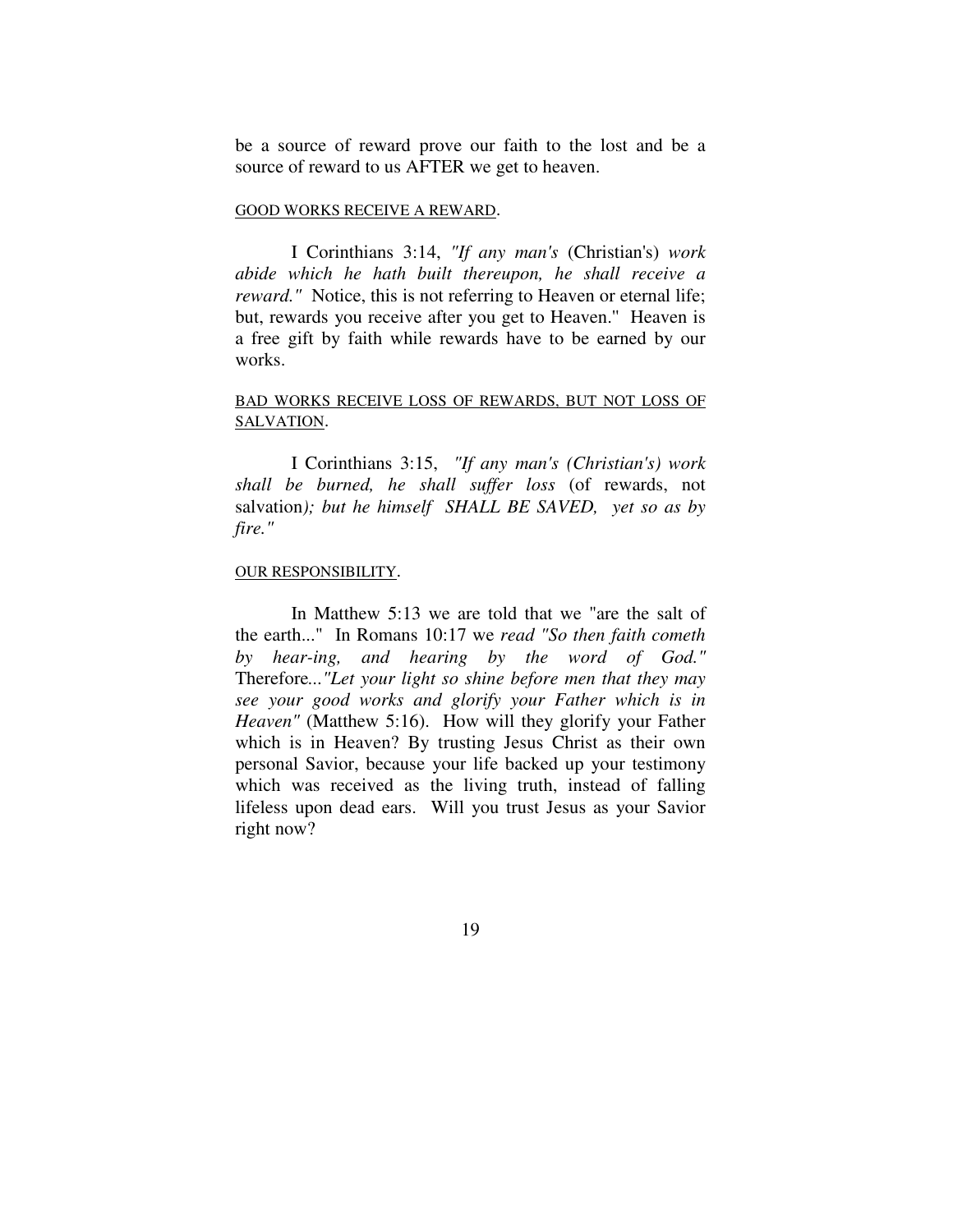be a source of reward prove our faith to the lost and be a source of reward to us AFTER we get to heaven.

<u>GOOD WORKS RECEIVE A REWARD</u>.

I Corinthians 3:14, *"If any man's* (Christian's) *work abide which he hath built thereupon, he shall receive a reward."* Notice, this is not referring to Heaven or eternal life; but, rewards you receive after you get to Heaven." Heaven is a free gift by faith while rewards have to be earned by our works.

<u>BAD WORKS RECEIVE LOSS OF REWARDS, BUT NOT LOSS OF SALVATION</u>.

I Corinthians 3:15, *"If any man's (Christian's) work shall be burned, he shall suffer loss* (of rewards, not salvation*); but he himself SHALL BE SAVED, yet so as by fire."*

<u>OUR RESPONSIBILITY</u>.

In Matthew 5:13 we are told that we "are the salt of the earth..." In Romans 10:17 we *read "So then faith cometh by hear-ing, and hearing by the word of God."* Therefore*..."Let your light so shine before men that they may see your good works and glorify your Father which is in Heaven"* (Matthew 5:16). How will they glorify your Father which is in Heaven? By trusting Jesus Christ as their own personal Savior, because your life backed up your testimony which was received as the living truth, instead of falling lifeless upon dead ears. Will you trust Jesus as your Savior right now?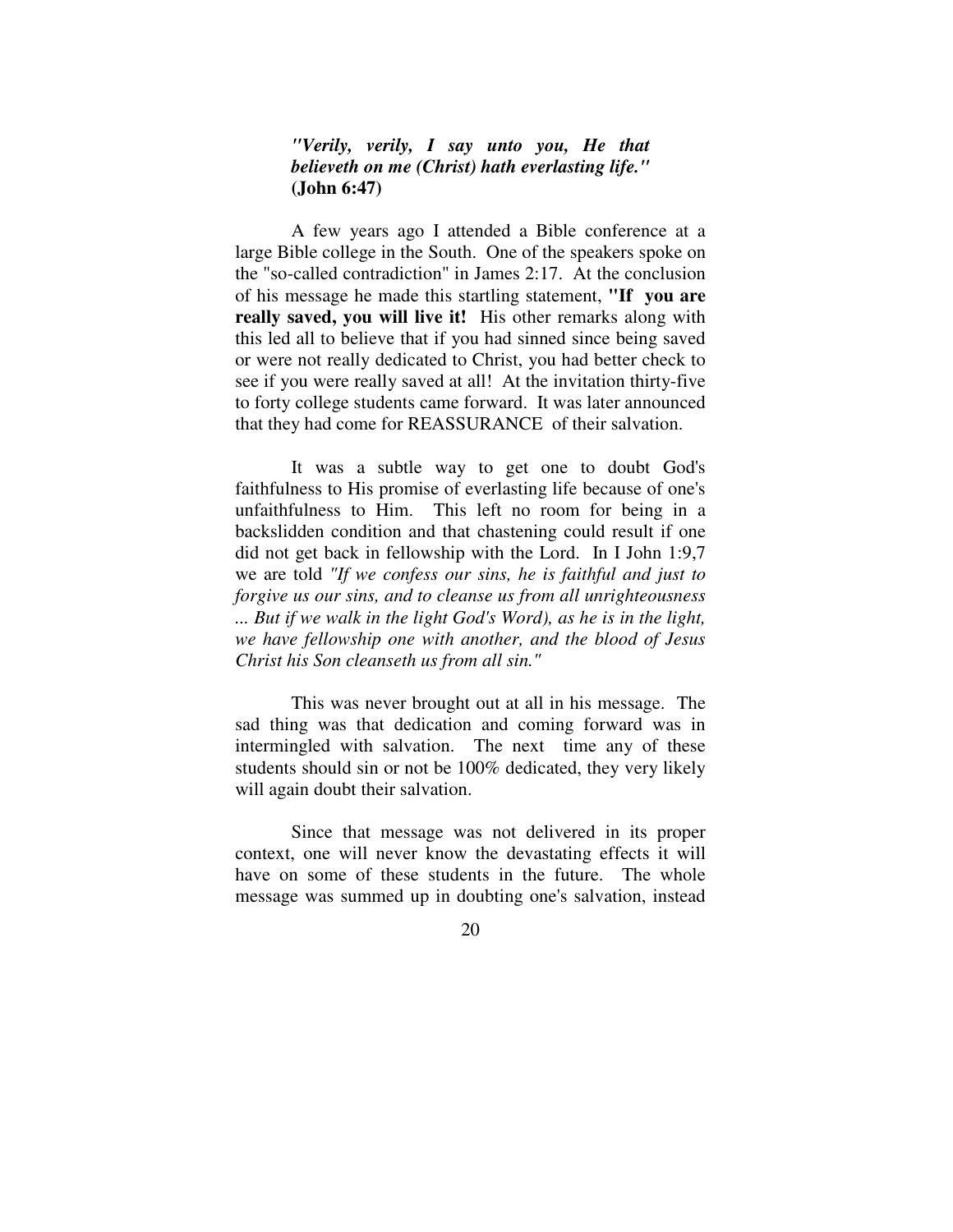***"Verily, verily, I say unto you, He that believeth on me (Christ) hath everlasting life."* (John 6:47)**

A few years ago I attended a Bible conference at a large Bible college in the South. One of the speakers spoke on the "so-called contradiction" in James 2:17. At the conclusion of his message he made this startling statement, **"If you are really saved, you will live it!** His other remarks along with this led all to believe that if you had sinned since being saved or were not really dedicated to Christ, you had better check to see if you were really saved at all! At the invitation thirty-five to forty college students came forward. It was later announced that they had come for REASSURANCE of their salvation.

It was a subtle way to get one to doubt God's faithfulness to His promise of everlasting life because of one's unfaithfulness to Him. This left no room for being in a backslidden condition and that chastening could result if one did not get back in fellowship with the Lord. In I John 1:9,7 we are told *"If we confess our sins, he is faithful and just to forgive us our sins, and to cleanse us from all unrighteousness ... But if we walk in the light God's Word), as he is in the light, we have fellowship one with another, and the blood of Jesus Christ his Son cleanseth us from all sin."*

This was never brought out at all in his message. The sad thing was that dedication and coming forward was in intermingled with salvation. The next time any of these students should sin or not be 100% dedicated, they very likely will again doubt their salvation.

Since that message was not delivered in its proper context, one will never know the devastating effects it will have on some of these students in the future. The whole message was summed up in doubting one's salvation, instead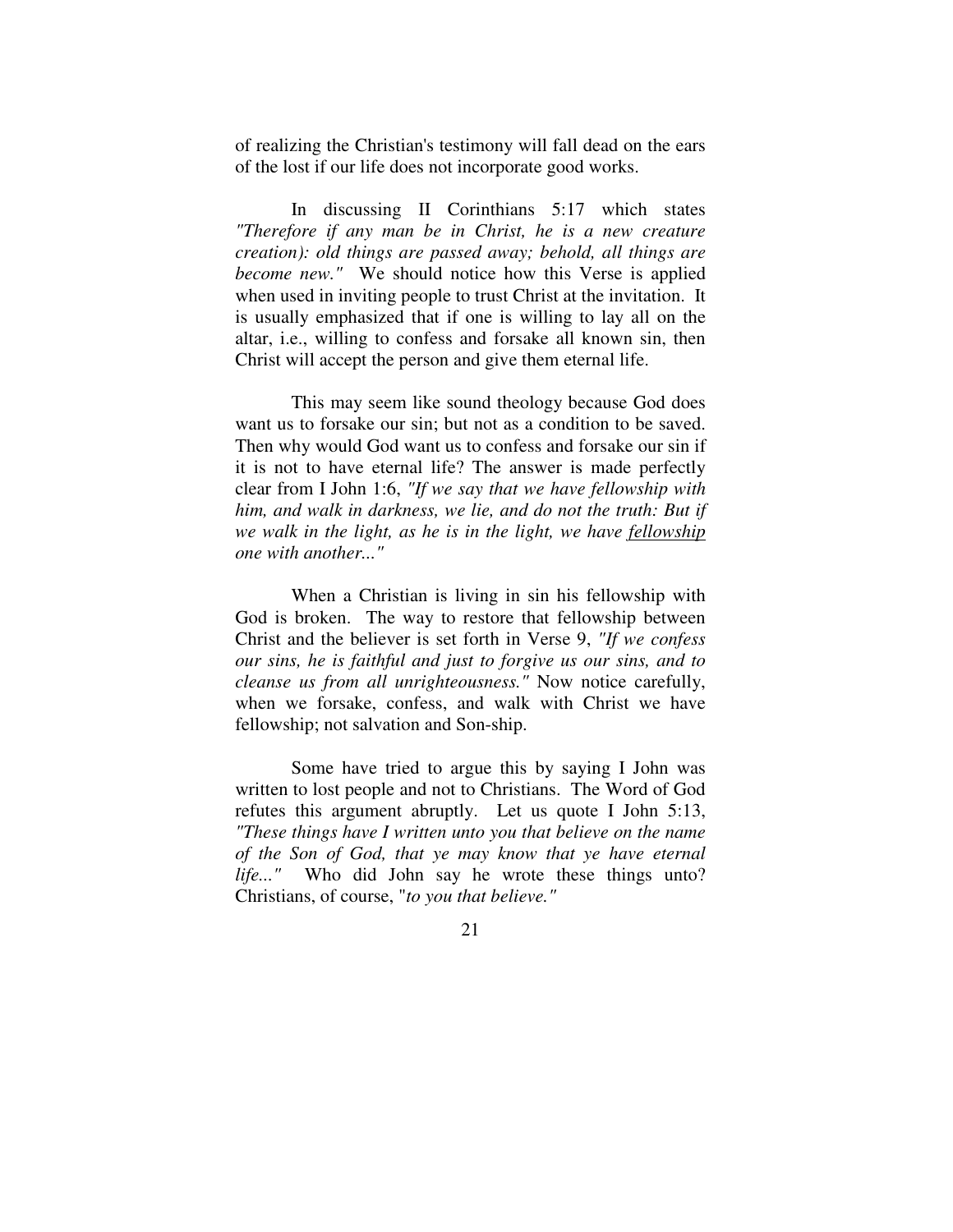of realizing the Christian's testimony will fall dead on the ears of the lost if our life does not incorporate good works.

In discussing II Corinthians 5:17 which states *"Therefore if any man be in Christ, he is a new creature creation): old things are passed away; behold, all things are become new."* We should notice how this Verse is applied when used in inviting people to trust Christ at the invitation. It is usually emphasized that if one is willing to lay all on the altar, i.e., willing to confess and forsake all known sin, then Christ will accept the person and give them eternal life.

This may seem like sound theology because God does want us to forsake our sin; but not as a condition to be saved. Then why would God want us to confess and forsake our sin if it is not to have eternal life? The answer is made perfectly clear from I John 1:6, *"If we say that we have fellowship with him, and walk in darkness, we lie, and do not the truth: But if we walk in the light, as he is in the light, we have <u>fellowship</u> one with another..."*

When a Christian is living in sin his fellowship with God is broken. The way to restore that fellowship between Christ and the believer is set forth in Verse 9, *"If we confess our sins, he is faithful and just to forgive us our sins, and to cleanse us from all unrighteousness."* Now notice carefully, when we forsake, confess, and walk with Christ we have fellowship; not salvation and Son-ship.

Some have tried to argue this by saying I John was written to lost people and not to Christians. The Word of God refutes this argument abruptly. Let us quote I John 5:13, *"These things have I written unto you that believe on the name of the Son of God, that ye may know that ye have eternal life..."* Who did John say he wrote these things unto? Christians, of course, "*to you that believe."*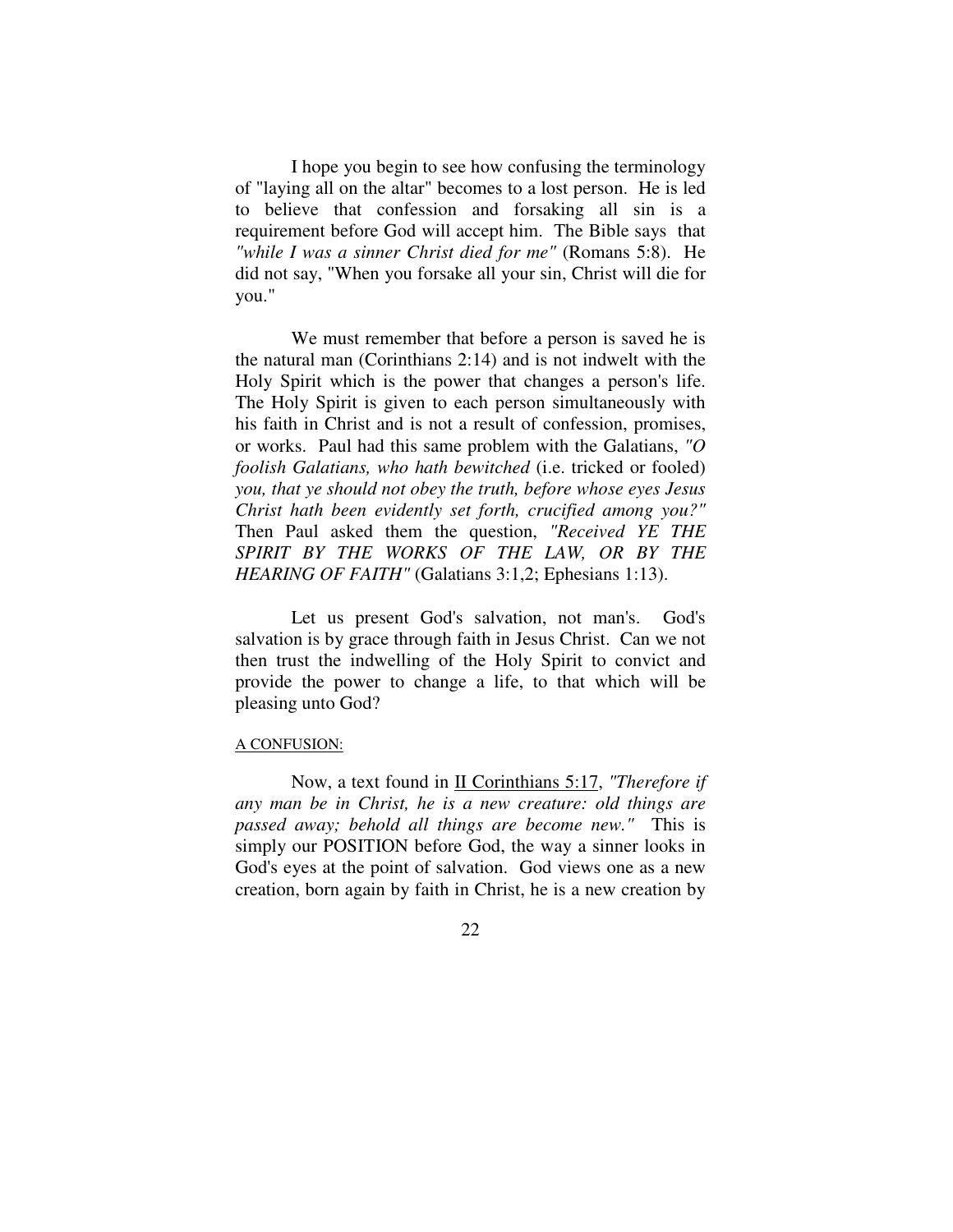I hope you begin to see how confusing the terminology of "laying all on the altar" becomes to a lost person. He is led to believe that confession and forsaking all sin is a requirement before God will accept him. The Bible says that *"while I was a sinner Christ died for me"* (Romans 5:8). He did not say, "When you forsake all your sin, Christ will die for you."

We must remember that before a person is saved he is the natural man (Corinthians 2:14) and is not indwelt with the Holy Spirit which is the power that changes a person's life. The Holy Spirit is given to each person simultaneously with his faith in Christ and is not a result of confession, promises, or works. Paul had this same problem with the Galatians, *"O foolish Galatians, who hath bewitched* (i.e. tricked or fooled) *you, that ye should not obey the truth, before whose eyes Jesus Christ hath been evidently set forth, crucified among you?"* Then Paul asked them the question, *"Received YE THE SPIRIT BY THE WORKS OF THE LAW, OR BY THE HEARING OF FAITH"* (Galatians 3:1,2; Ephesians 1:13).

Let us present God's salvation, not man's. God's salvation is by grace through faith in Jesus Christ. Can we not then trust the indwelling of the Holy Spirit to convict and provide the power to change a life, to that which will be pleasing unto God?

A CONFUSION:

Now, a text found in II Corinthians 5:17, *"Therefore if any man be in Christ, he is a new creature: old things are passed away; behold all things are become new."* This is simply our POSITION before God, the way a sinner looks in God's eyes at the point of salvation. God views one as a new creation, born again by faith in Christ, he is a new creation by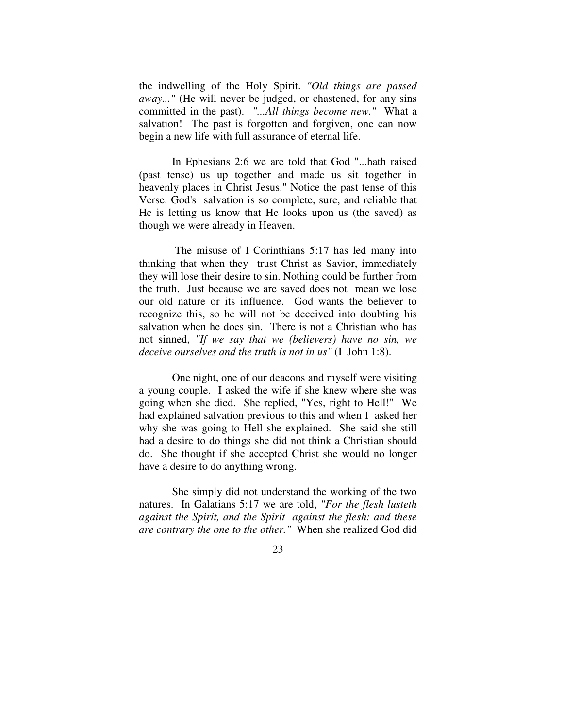the indwelling of the Holy Spirit. *"Old things are passed away..."* (He will never be judged, or chastened, for any sins committed in the past). *"...All things become new."* What a salvation! The past is forgotten and forgiven, one can now begin a new life with full assurance of eternal life.

In Ephesians 2:6 we are told that God "...hath raised (past tense) us up together and made us sit together in heavenly places in Christ Jesus." Notice the past tense of this Verse. God's salvation is so complete, sure, and reliable that He is letting us know that He looks upon us (the saved) as though we were already in Heaven.

The misuse of I Corinthians 5:17 has led many into thinking that when they trust Christ as Savior, immediately they will lose their desire to sin. Nothing could be further from the truth. Just because we are saved does not mean we lose our old nature or its influence. God wants the believer to recognize this, so he will not be deceived into doubting his salvation when he does sin. There is not a Christian who has not sinned, *"If we say that we (believers) have no sin, we deceive ourselves and the truth is not in us"* (I John 1:8).

One night, one of our deacons and myself were visiting a young couple. I asked the wife if she knew where she was going when she died. She replied, "Yes, right to Hell!" We had explained salvation previous to this and when I asked her why she was going to Hell she explained. She said she still had a desire to do things she did not think a Christian should do. She thought if she accepted Christ she would no longer have a desire to do anything wrong.

She simply did not understand the working of the two natures. In Galatians 5:17 we are told, *"For the flesh lusteth against the Spirit, and the Spirit against the flesh: and these are contrary the one to the other."* When she realized God did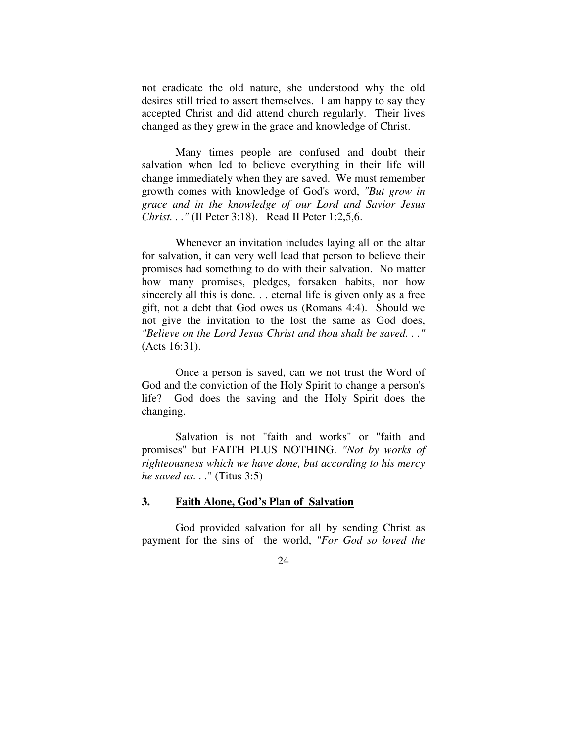not eradicate the old nature, she understood why the old desires still tried to assert themselves. I am happy to say they accepted Christ and did attend church regularly. Their lives changed as they grew in the grace and knowledge of Christ.

Many times people are confused and doubt their salvation when led to believe everything in their life will change immediately when they are saved. We must remember growth comes with knowledge of God's word, *"But grow in grace and in the knowledge of our Lord and Savior Jesus Christ. . ."* (II Peter 3:18). Read II Peter 1:2,5,6.

Whenever an invitation includes laying all on the altar for salvation, it can very well lead that person to believe their promises had something to do with their salvation. No matter how many promises, pledges, forsaken habits, nor how sincerely all this is done. . . eternal life is given only as a free gift, not a debt that God owes us (Romans 4:4). Should we not give the invitation to the lost the same as God does, *"Believe on the Lord Jesus Christ and thou shalt be saved. . ."* (Acts 16:31).

Once a person is saved, can we not trust the Word of God and the conviction of the Holy Spirit to change a person's life? God does the saving and the Holy Spirit does the changing.

Salvation is not "faith and works" or "faith and promises" but FAITH PLUS NOTHING. *"Not by works of righteousness which we have done, but according to his mercy he saved us. . ."* (Titus 3:5)

### 3. Faith Alone, God's Plan of Salvation

God provided salvation for all by sending Christ as payment for the sins of the world, *"For God so loved the*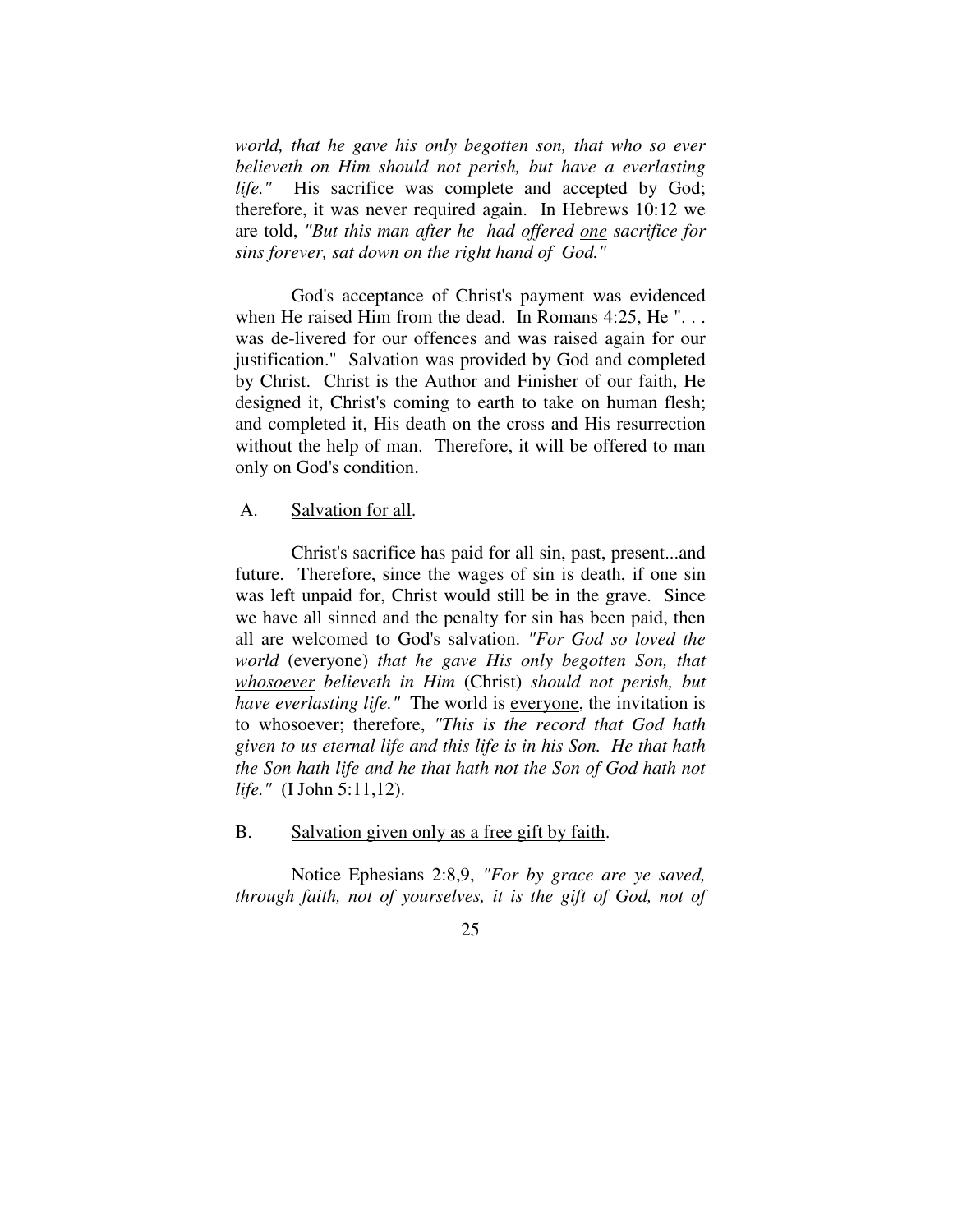*world, that he gave his only begotten son, that who so ever believeth on Him should not perish, but have a everlasting life."* His sacrifice was complete and accepted by God; therefore, it was never required again. In Hebrews 10:12 we are told, *"But this man after he had offered <u>one</u> sacrifice for sins forever, sat down on the right hand of God."*

God's acceptance of Christ's payment was evidenced when He raised Him from the dead. In Romans 4:25, He ". . . was de-livered for our offences and was raised again for our justification." Salvation was provided by God and completed by Christ. Christ is the Author and Finisher of our faith, He designed it, Christ's coming to earth to take on human flesh; and completed it, His death on the cross and His resurrection without the help of man. Therefore, it will be offered to man only on God's condition.

A. <u>Salvation for all</u>.

Christ's sacrifice has paid for all sin, past, present...and future. Therefore, since the wages of sin is death, if one sin was left unpaid for, Christ would still be in the grave. Since we have all sinned and the penalty for sin has been paid, then all are welcomed to God's salvation. *"For God so loved the world* (everyone) *that he gave His only begotten Son, that <u>whosoever</u> believeth in Him* (Christ) *should not perish, but have everlasting life."* The world is <u>everyone</u>, the invitation is to <u>whosoever</u>; therefore, *"This is the record that God hath given to us eternal life and this life is in his Son. He that hath the Son hath life and he that hath not the Son of God hath not life."* (I John 5:11,12).

B. <u>Salvation given only as a free gift by faith</u>.

Notice Ephesians 2:8,9, *"For by grace are ye saved, through faith, not of yourselves, it is the gift of God, not of*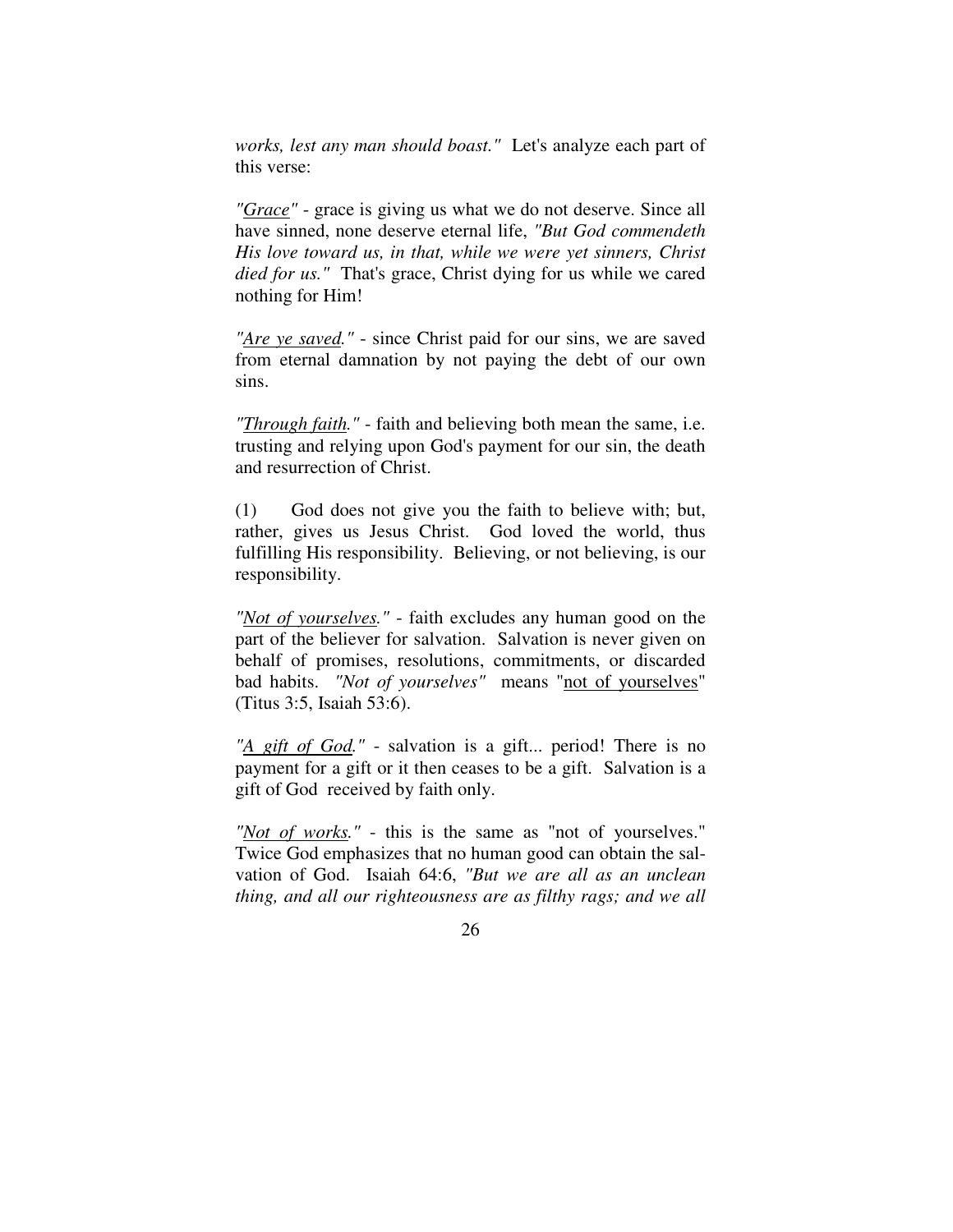*works, lest any man should boast."* Let's analyze each part of this verse:

*"<u>Grace</u>"* - grace is giving us what we do not deserve. Since all have sinned, none deserve eternal life, *"But God commendeth His love toward us, in that, while we were yet sinners, Christ died for us."* That's grace, Christ dying for us while we cared nothing for Him!

*"<u>Are ye saved</u>."* - since Christ paid for our sins, we are saved from eternal damnation by not paying the debt of our own sins.

*"<u>Through faith</u>."* - faith and believing both mean the same, i.e. trusting and relying upon God's payment for our sin, the death and resurrection of Christ.

(1) God does not give you the faith to believe with; but, rather, gives us Jesus Christ. God loved the world, thus fulfilling His responsibility. Believing, or not believing, is our responsibility.

*"<u>Not of yourselves</u>."* - faith excludes any human good on the part of the believer for salvation. Salvation is never given on behalf of promises, resolutions, commitments, or discarded bad habits. *"Not of yourselves"* means "<u>not of yourselves</u>" (Titus 3:5, Isaiah 53:6).

*"<u>A gift of God</u>."* - salvation is a gift... period! There is no payment for a gift or it then ceases to be a gift. Salvation is a gift of God received by faith only.

*"<u>Not of works</u>."* - this is the same as "not of yourselves." Twice God emphasizes that no human good can obtain the salvation of God. Isaiah 64:6, *"But we are all as an unclean thing, and all our righteousness are as filthy rags; and we all*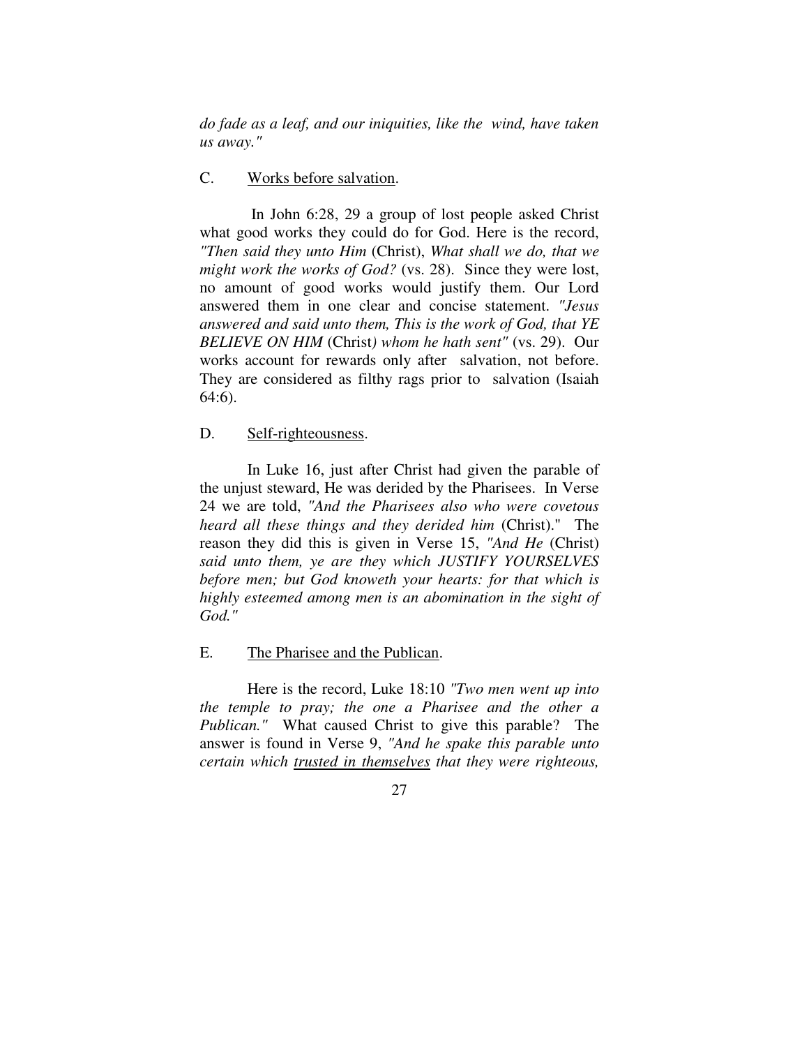*do fade as a leaf, and our iniquities, like the wind, have taken us away."*

C. <u>Works before salvation</u>.

In John 6:28, 29 a group of lost people asked Christ what good works they could do for God. Here is the record, *"Then said they unto Him* (Christ), *What shall we do, that we might work the works of God?* (vs. 28). Since they were lost, no amount of good works would justify them. Our Lord answered them in one clear and concise statement. *"Jesus answered and said unto them, This is the work of God, that YE BELIEVE ON HIM* (Christ*) whom he hath sent"* (vs. 29). Our works account for rewards only after salvation, not before. They are considered as filthy rags prior to salvation (Isaiah 64:6).

D. <u>Self-righteousness</u>.

In Luke 16, just after Christ had given the parable of the unjust steward, He was derided by the Pharisees. In Verse 24 we are told, *"And the Pharisees also who were covetous heard all these things and they derided him* (Christ)." The reason they did this is given in Verse 15, *"And He* (Christ) *said unto them, ye are they which JUSTIFY YOURSELVES before men; but God knoweth your hearts: for that which is highly esteemed among men is an abomination in the sight of God."*

E. <u>The Pharisee and the Publican</u>.

Here is the record, Luke 18:10 *"Two men went up into the temple to pray; the one a Pharisee and the other a Publican."* What caused Christ to give this parable? The answer is found in Verse 9, *"And he spake this parable unto certain which <u>trusted in themselves</u> that they were righteous,*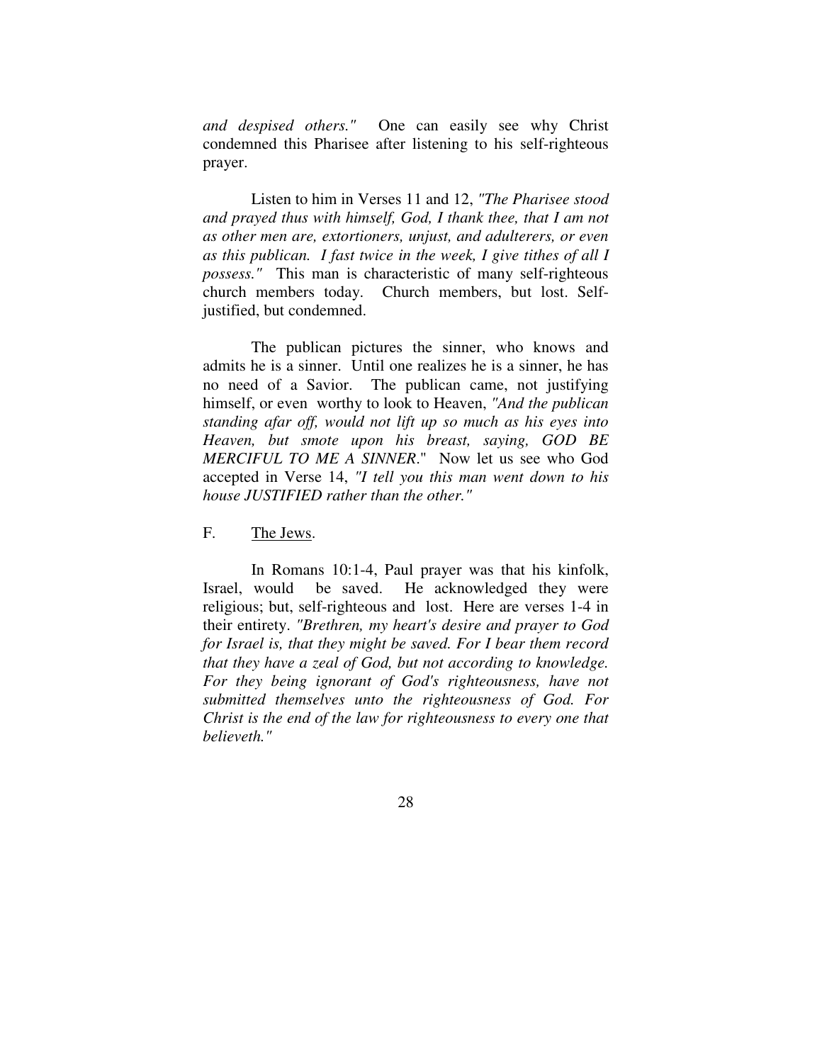*and despised others."* One can easily see why Christ condemned this Pharisee after listening to his self-righteous prayer.

Listen to him in Verses 11 and 12, *"The Pharisee stood and prayed thus with himself, God, I thank thee, that I am not as other men are, extortioners, unjust, and adulterers, or even as this publican. I fast twice in the week, I give tithes of all I possess."* This man is characteristic of many self-righteous church members today. Church members, but lost. Self-justified, but condemned.

The publican pictures the sinner, who knows and admits he is a sinner. Until one realizes he is a sinner, he has no need of a Savior. The publican came, not justifying himself, or even worthy to look to Heaven, *"And the publican standing afar off, would not lift up so much as his eyes into Heaven, but smote upon his breast, saying, GOD BE MERCIFUL TO ME A SINNER*." Now let us see who God accepted in Verse 14, *"I tell you this man went down to his house JUSTIFIED rather than the other."*

F. The Jews.

In Romans 10:1-4, Paul prayer was that his kinfolk, Israel, would be saved. He acknowledged they were religious; but, self-righteous and lost. Here are verses 1-4 in their entirety. *"Brethren, my heart's desire and prayer to God for Israel is, that they might be saved. For I bear them record that they have a zeal of God, but not according to knowledge. For they being ignorant of God's righteousness, have not submitted themselves unto the righteousness of God. For Christ is the end of the law for righteousness to every one that believeth."*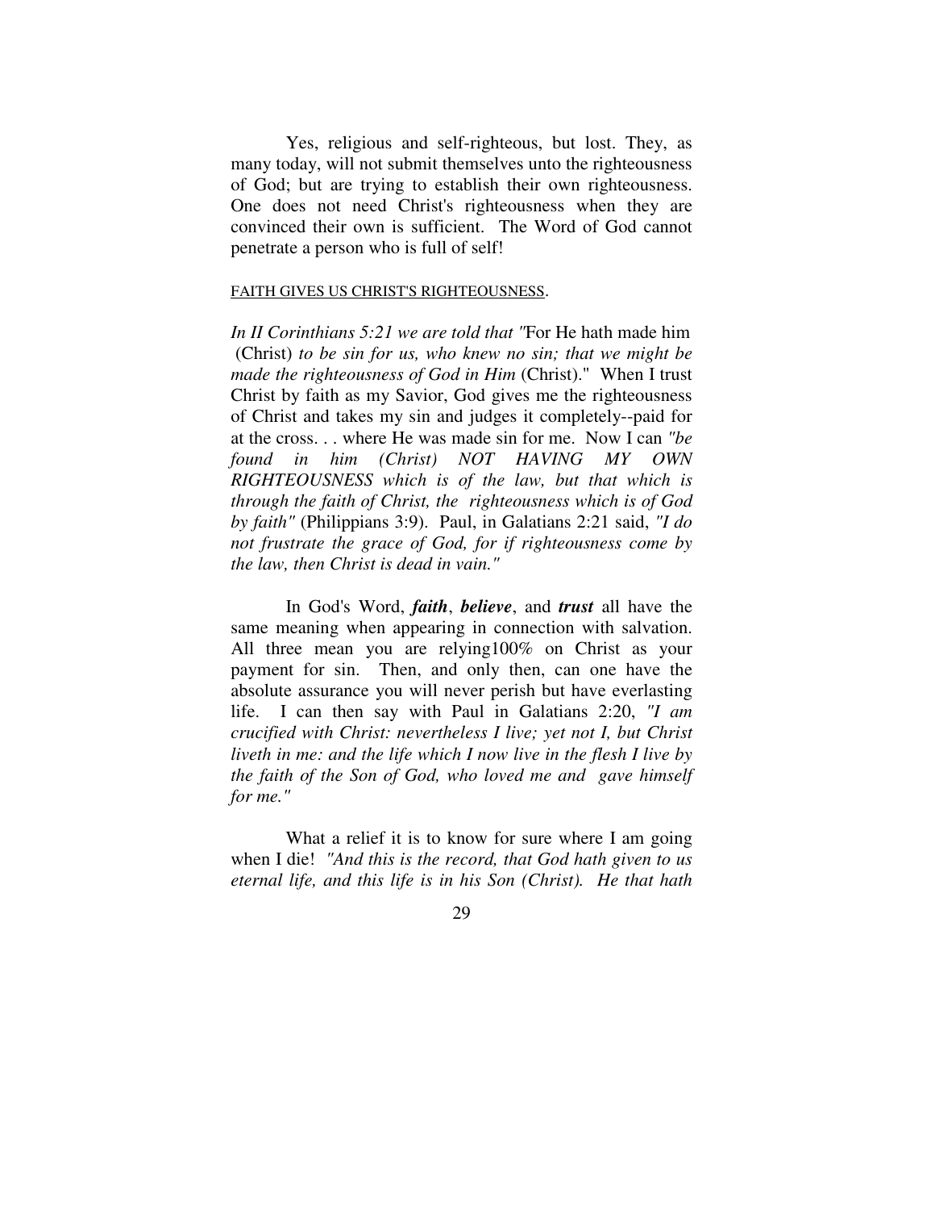Yes, religious and self-righteous, but lost. They, as many today, will not submit themselves unto the righteousness of God; but are trying to establish their own righteousness. One does not need Christ's righteousness when they are convinced their own is sufficient. The Word of God cannot penetrate a person who is full of self!

<u>FAITH GIVES US CHRIST'S RIGHTEOUSNESS</u>.

*In II Corinthians 5:21 we are told that "*For He hath made him (Christ) *to be sin for us, who knew no sin; that we might be made the righteousness of God in Him* (Christ)." When I trust Christ by faith as my Savior, God gives me the righteousness of Christ and takes my sin and judges it completely--paid for at the cross. . . where He was made sin for me. Now I can *"be found in him (Christ) NOT HAVING MY OWN RIGHTEOUSNESS which is of the law, but that which is through the faith of Christ, the righteousness which is of God by faith"* (Philippians 3:9). Paul, in Galatians 2:21 said, *"I do not frustrate the grace of God, for if righteousness come by the law, then Christ is dead in vain."*

In God's Word, ***faith***, ***believe***, and ***trust*** all have the same meaning when appearing in connection with salvation. All three mean you are relying100% on Christ as your payment for sin. Then, and only then, can one have the absolute assurance you will never perish but have everlasting life. I can then say with Paul in Galatians 2:20, *"I am crucified with Christ: nevertheless I live; yet not I, but Christ liveth in me: and the life which I now live in the flesh I live by the faith of the Son of God, who loved me and gave himself for me."*

What a relief it is to know for sure where I am going when I die! *"And this is the record, that God hath given to us eternal life, and this life is in his Son (Christ). He that hath*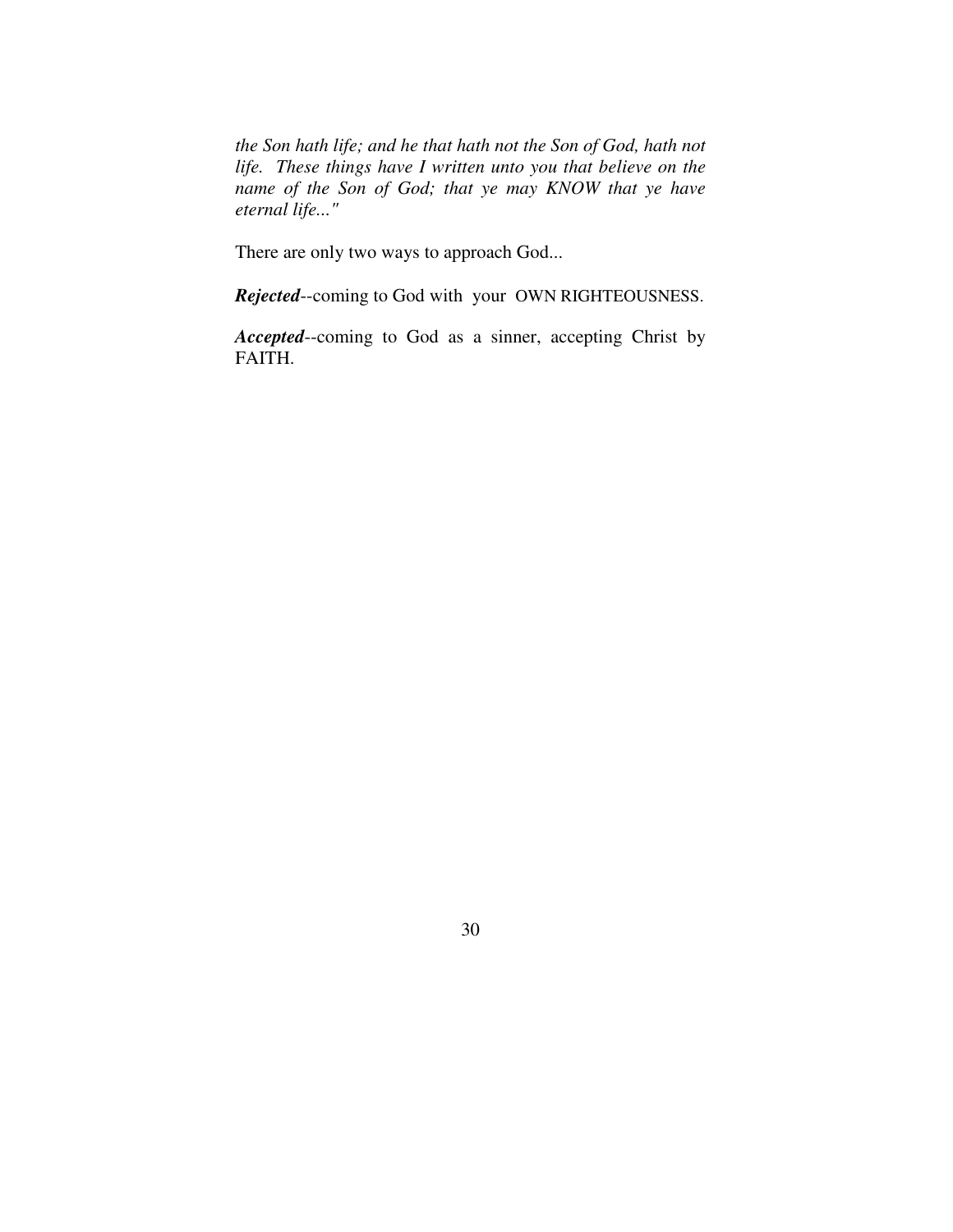*the Son hath life; and he that hath not the Son of God, hath not life. These things have I written unto you that believe on the name of the Son of God; that ye may KNOW that ye have eternal life..."*

There are only two ways to approach God...

***Rejected***--coming to God with your OWN RIGHTEOUSNESS.

***Accepted***--coming to God as a sinner, accepting Christ by FAITH.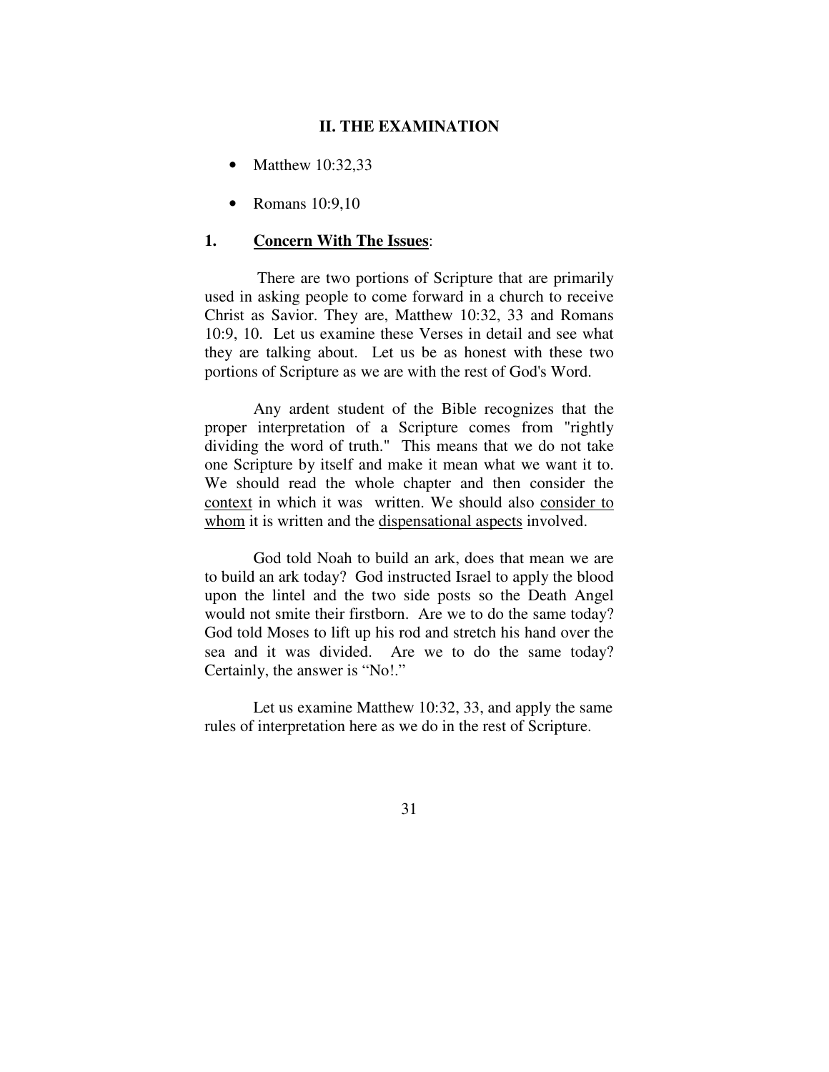## II. THE EXAMINATION

- Matthew 10:32,33
- Romans 10:9,10

### 1. <u>Concern With The Issues</u>:

There are two portions of Scripture that are primarily used in asking people to come forward in a church to receive Christ as Savior. They are, Matthew 10:32, 33 and Romans 10:9, 10. Let us examine these Verses in detail and see what they are talking about. Let us be as honest with these two portions of Scripture as we are with the rest of God's Word.

Any ardent student of the Bible recognizes that the proper interpretation of a Scripture comes from "rightly dividing the word of truth." This means that we do not take one Scripture by itself and make it mean what we want it to. We should read the whole chapter and then consider the <u>context</u> in which it was written. We should also <u>consider to whom</u> it is written and the <u>dispensational aspects</u> involved.

God told Noah to build an ark, does that mean we are to build an ark today? God instructed Israel to apply the blood upon the lintel and the two side posts so the Death Angel would not smite their firstborn. Are we to do the same today? God told Moses to lift up his rod and stretch his hand over the sea and it was divided. Are we to do the same today? Certainly, the answer is "No!."

Let us examine Matthew 10:32, 33, and apply the same rules of interpretation here as we do in the rest of Scripture.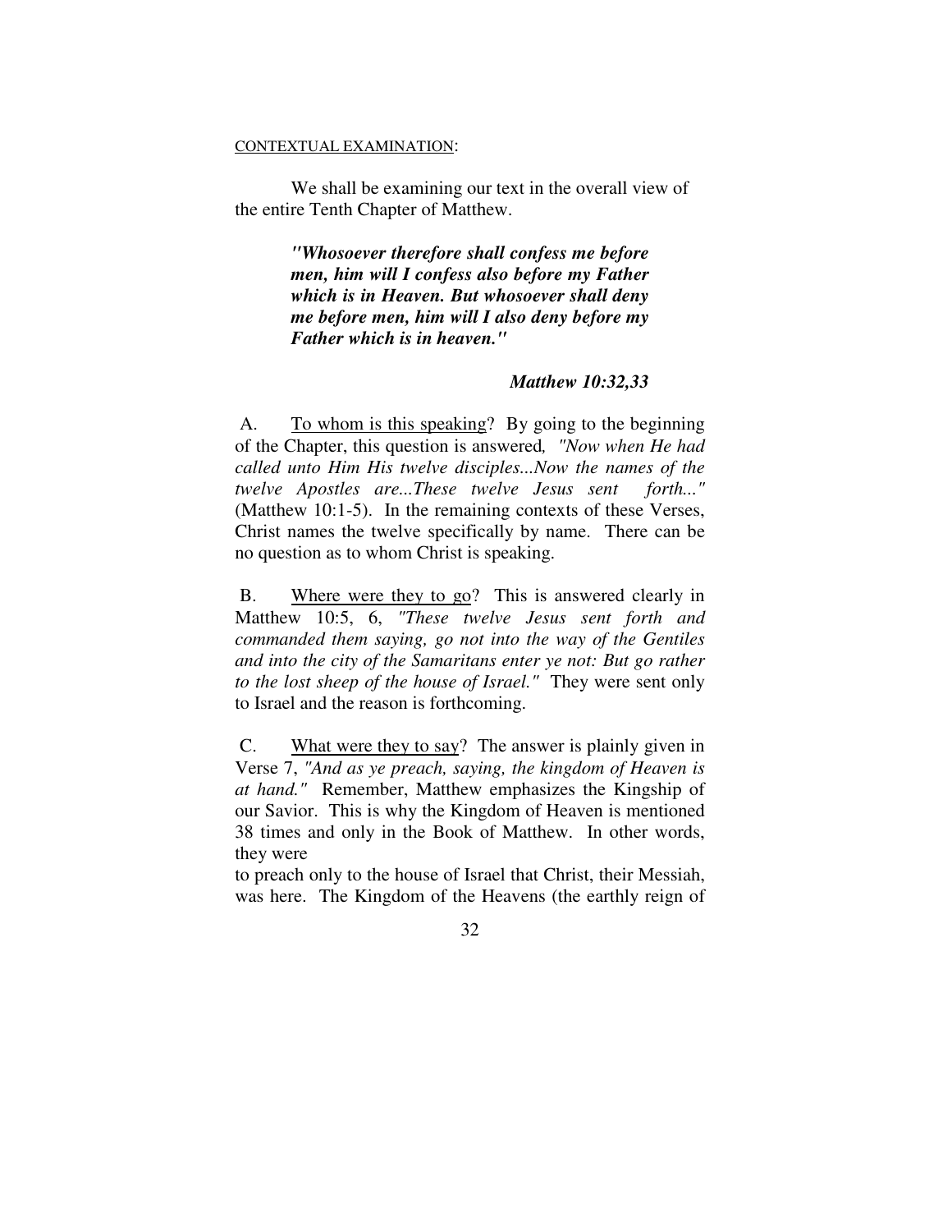<u>CONTEXTUAL EXAMINATION</u>:

We shall be examining our text in the overall view of the entire Tenth Chapter of Matthew.

> ***"Whosoever therefore shall confess me before men, him will I confess also before my Father which is in Heaven. But whosoever shall deny me before men, him will I also deny before my Father which is in heaven."***
>
> ***Matthew 10:32,33***

A. <u>To whom is this speaking</u>? By going to the beginning of the Chapter, this question is answered, *"Now when He had called unto Him His twelve disciples...Now the names of the twelve Apostles are...These twelve Jesus sent forth..."* (Matthew 10:1-5). In the remaining contexts of these Verses, Christ names the twelve specifically by name. There can be no question as to whom Christ is speaking.

B. <u>Where were they to go</u>? This is answered clearly in Matthew 10:5, 6, *"These twelve Jesus sent forth and commanded them saying, go not into the way of the Gentiles and into the city of the Samaritans enter ye not: But go rather to the lost sheep of the house of Israel."* They were sent only to Israel and the reason is forthcoming.

C. <u>What were they to say</u>? The answer is plainly given in Verse 7, *"And as ye preach, saying, the kingdom of Heaven is at hand."* Remember, Matthew emphasizes the Kingship of our Savior. This is why the Kingdom of Heaven is mentioned 38 times and only in the Book of Matthew. In other words, they were to preach only to the house of Israel that Christ, their Messiah, was here. The Kingdom of the Heavens (the earthly reign of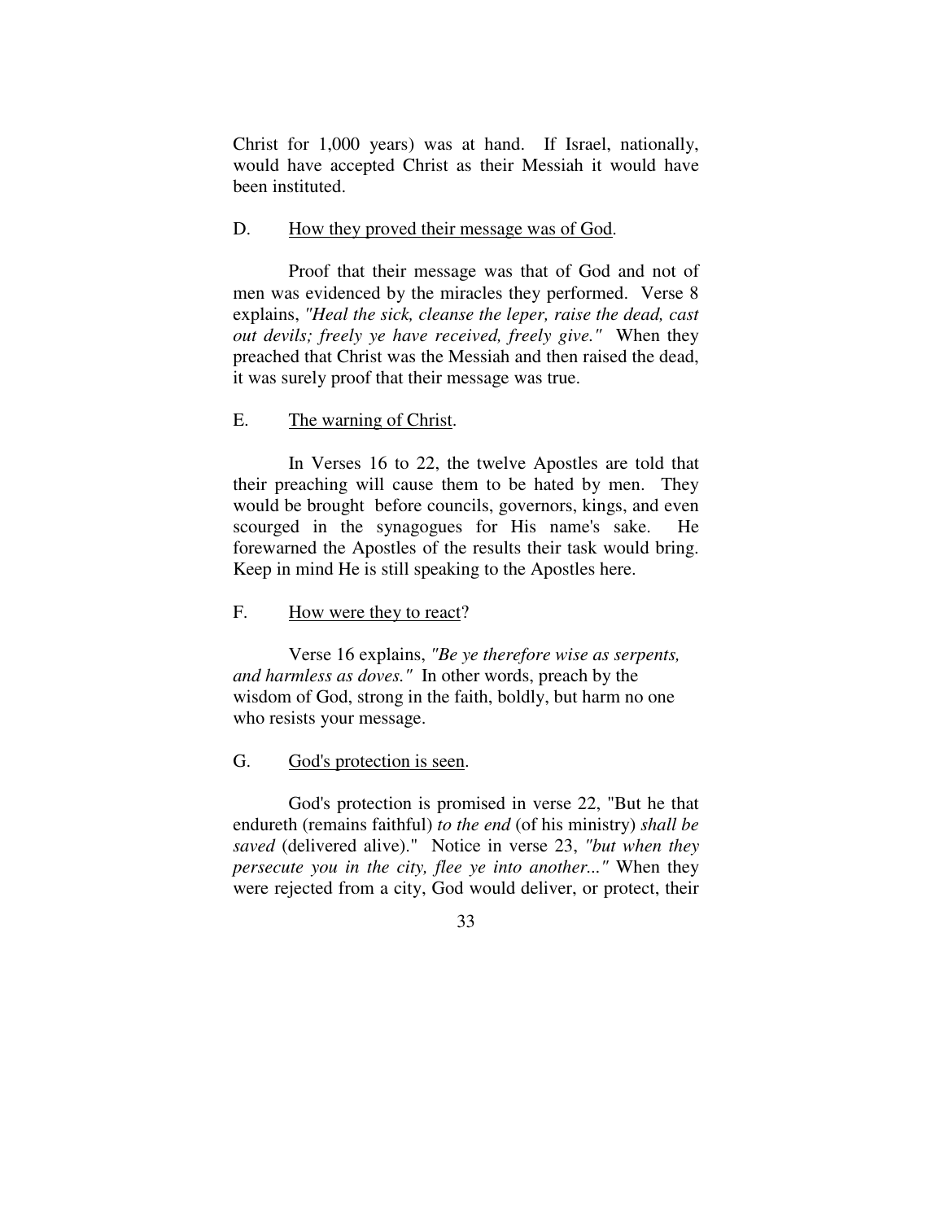Christ for 1,000 years) was at hand. If Israel, nationally, would have accepted Christ as their Messiah it would have been instituted.

D. <u>How they proved their message was of God</u>.

Proof that their message was that of God and not of men was evidenced by the miracles they performed. Verse 8 explains, *"Heal the sick, cleanse the leper, raise the dead, cast out devils; freely ye have received, freely give."* When they preached that Christ was the Messiah and then raised the dead, it was surely proof that their message was true.

E. <u>The warning of Christ</u>.

In Verses 16 to 22, the twelve Apostles are told that their preaching will cause them to be hated by men. They would be brought before councils, governors, kings, and even scourged in the synagogues for His name's sake. He forewarned the Apostles of the results their task would bring. Keep in mind He is still speaking to the Apostles here.

F. <u>How were they to react</u>?

Verse 16 explains, *"Be ye therefore wise as serpents, and harmless as doves."* In other words, preach by the wisdom of God, strong in the faith, boldly, but harm no one who resists your message.

G. <u>God's protection is seen</u>.

God's protection is promised in verse 22, "But he that endureth (remains faithful) *to the end* (of his ministry) *shall be saved* (delivered alive)." Notice in verse 23, *"but when they persecute you in the city, flee ye into another..."* When they were rejected from a city, God would deliver, or protect, their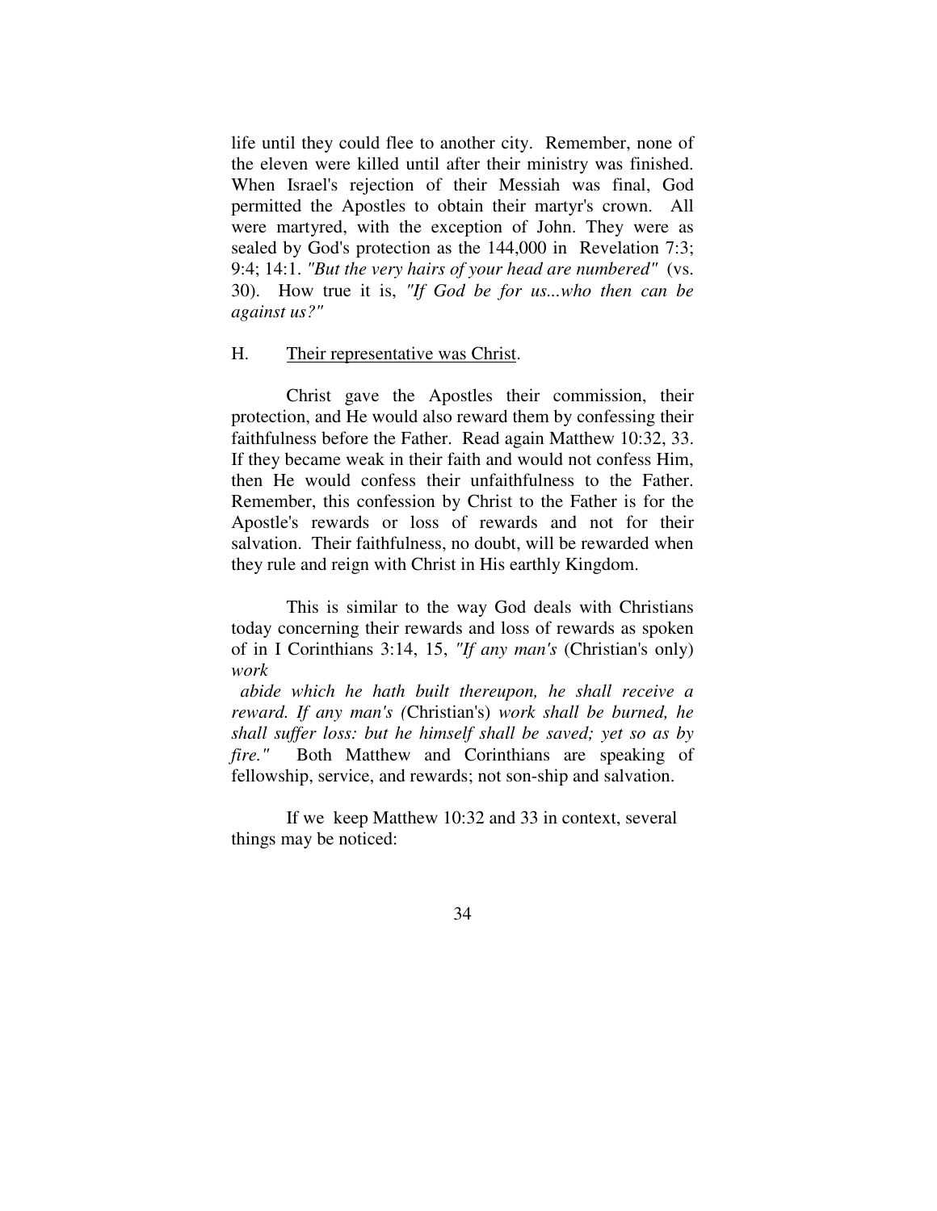life until they could flee to another city. Remember, none of the eleven were killed until after their ministry was finished. When Israel's rejection of their Messiah was final, God permitted the Apostles to obtain their martyr's crown. All were martyred, with the exception of John. They were as sealed by God's protection as the 144,000 in Revelation 7:3; 9:4; 14:1. *"But the very hairs of your head are numbered"* (vs. 30). How true it is, *"If God be for us...who then can be against us?"*

H. Their representative was Christ.

Christ gave the Apostles their commission, their protection, and He would also reward them by confessing their faithfulness before the Father. Read again Matthew 10:32, 33. If they became weak in their faith and would not confess Him, then He would confess their unfaithfulness to the Father. Remember, this confession by Christ to the Father is for the Apostle's rewards or loss of rewards and not for their salvation. Their faithfulness, no doubt, will be rewarded when they rule and reign with Christ in His earthly Kingdom.

This is similar to the way God deals with Christians today concerning their rewards and loss of rewards as spoken of in I Corinthians 3:14, 15, *"If any man's* (Christian's only) *work abide which he hath built thereupon, he shall receive a reward. If any man's (*Christian's) *work shall be burned, he shall suffer loss: but he himself shall be saved; yet so as by fire."* Both Matthew and Corinthians are speaking of fellowship, service, and rewards; not son-ship and salvation.

If we keep Matthew 10:32 and 33 in context, several things may be noticed: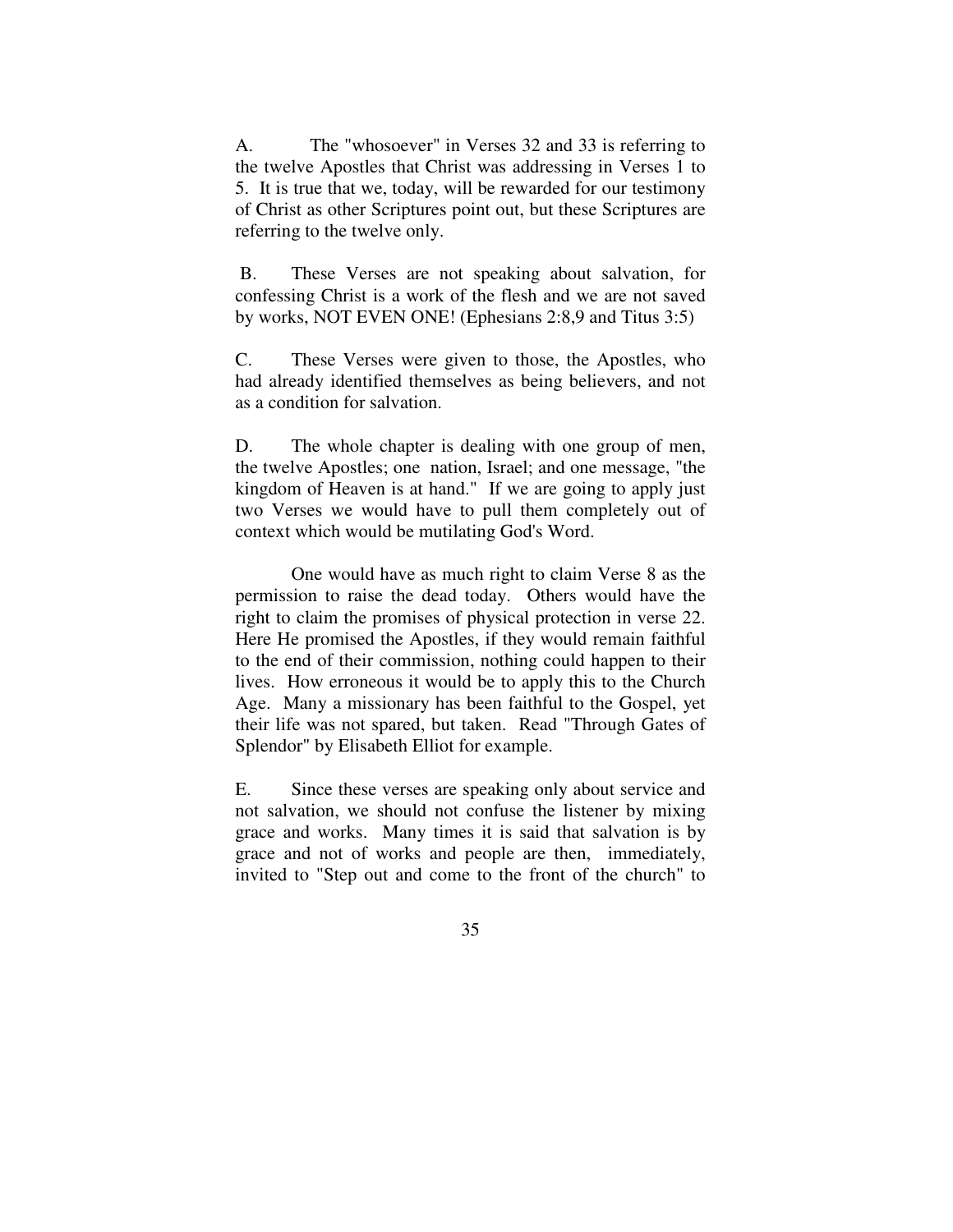A. The "whosoever" in Verses 32 and 33 is referring to the twelve Apostles that Christ was addressing in Verses 1 to 5. It is true that we, today, will be rewarded for our testimony of Christ as other Scriptures point out, but these Scriptures are referring to the twelve only.

B. These Verses are not speaking about salvation, for confessing Christ is a work of the flesh and we are not saved by works, NOT EVEN ONE! (Ephesians 2:8,9 and Titus 3:5)

C. These Verses were given to those, the Apostles, who had already identified themselves as being believers, and not as a condition for salvation.

D. The whole chapter is dealing with one group of men, the twelve Apostles; one nation, Israel; and one message, "the kingdom of Heaven is at hand." If we are going to apply just two Verses we would have to pull them completely out of context which would be mutilating God's Word.

One would have as much right to claim Verse 8 as the permission to raise the dead today. Others would have the right to claim the promises of physical protection in verse 22. Here He promised the Apostles, if they would remain faithful to the end of their commission, nothing could happen to their lives. How erroneous it would be to apply this to the Church Age. Many a missionary has been faithful to the Gospel, yet their life was not spared, but taken. Read "Through Gates of Splendor" by Elisabeth Elliot for example.

E. Since these verses are speaking only about service and not salvation, we should not confuse the listener by mixing grace and works. Many times it is said that salvation is by grace and not of works and people are then, immediately, invited to "Step out and come to the front of the church" to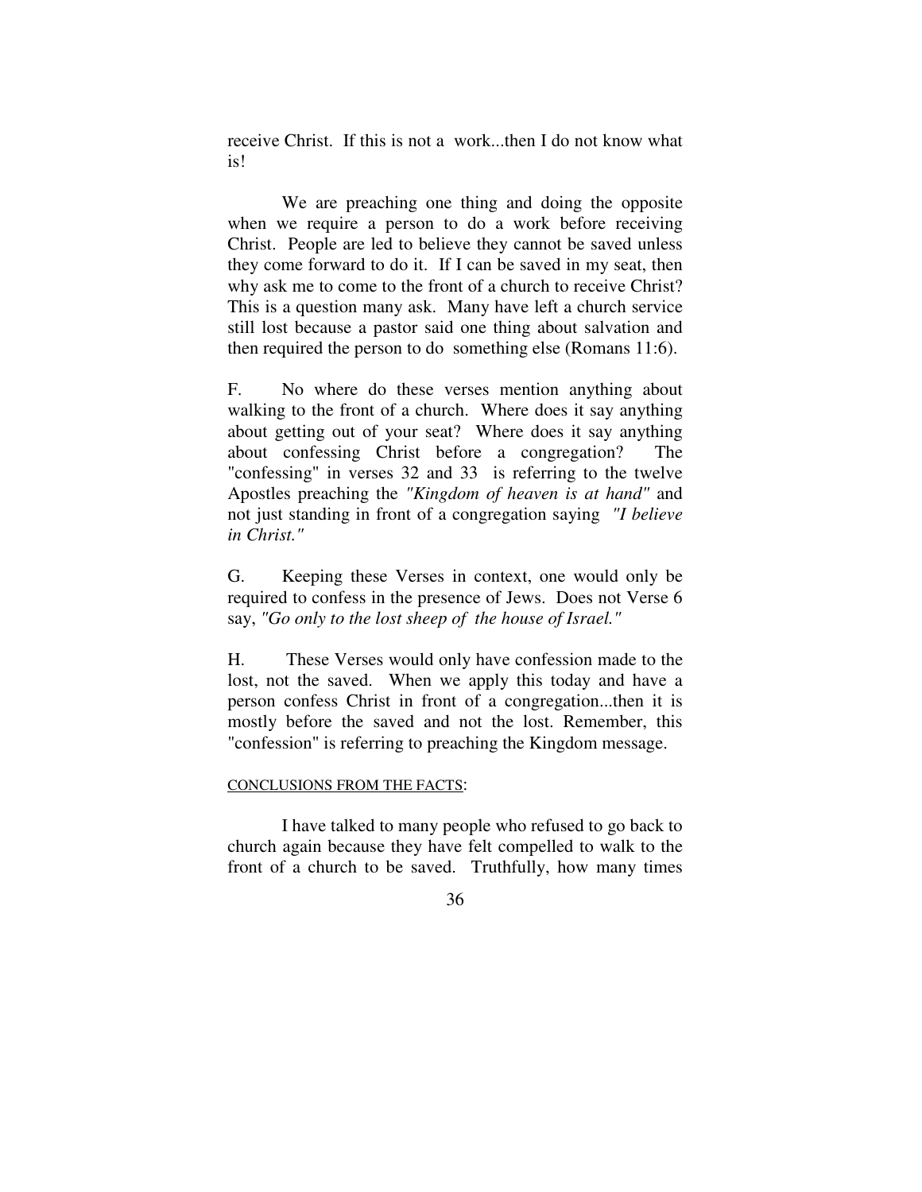receive Christ. If this is not a work...then I do not know what is!

We are preaching one thing and doing the opposite when we require a person to do a work before receiving Christ. People are led to believe they cannot be saved unless they come forward to do it. If I can be saved in my seat, then why ask me to come to the front of a church to receive Christ? This is a question many ask. Many have left a church service still lost because a pastor said one thing about salvation and then required the person to do something else (Romans 11:6).

F. No where do these verses mention anything about walking to the front of a church. Where does it say anything about getting out of your seat? Where does it say anything about confessing Christ before a congregation? The "confessing" in verses 32 and 33 is referring to the twelve Apostles preaching the *"Kingdom of heaven is at hand"* and not just standing in front of a congregation saying *"I believe in Christ."*

G. Keeping these Verses in context, one would only be required to confess in the presence of Jews. Does not Verse 6 say, *"Go only to the lost sheep of the house of Israel."*

H. These Verses would only have confession made to the lost, not the saved. When we apply this today and have a person confess Christ in front of a congregation...then it is mostly before the saved and not the lost. Remember, this "confession" is referring to preaching the Kingdom message.

CONCLUSIONS FROM THE FACTS:

I have talked to many people who refused to go back to church again because they have felt compelled to walk to the front of a church to be saved. Truthfully, how many times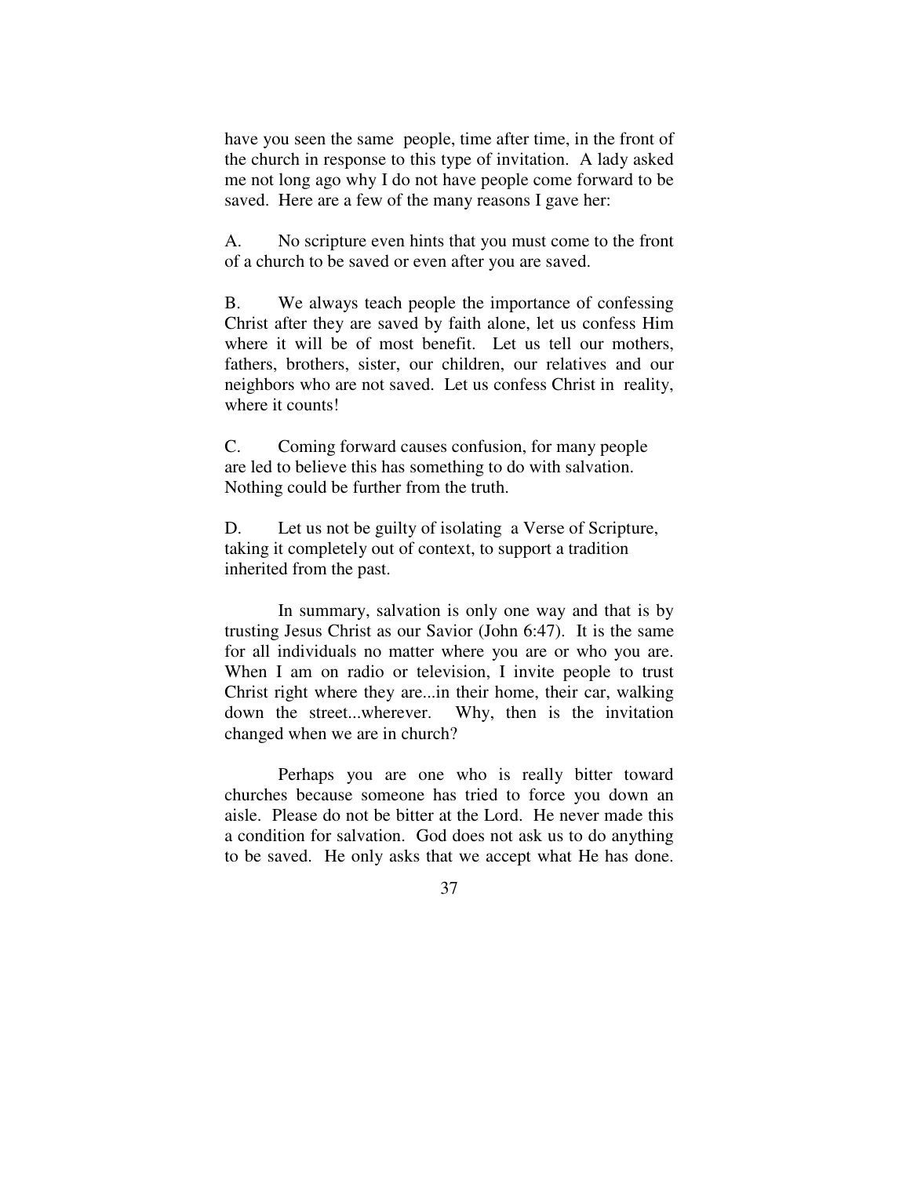have you seen the same people, time after time, in the front of the church in response to this type of invitation. A lady asked me not long ago why I do not have people come forward to be saved. Here are a few of the many reasons I gave her:

A. No scripture even hints that you must come to the front of a church to be saved or even after you are saved.

B. We always teach people the importance of confessing Christ after they are saved by faith alone, let us confess Him where it will be of most benefit. Let us tell our mothers, fathers, brothers, sister, our children, our relatives and our neighbors who are not saved. Let us confess Christ in reality, where it counts!

C. Coming forward causes confusion, for many people are led to believe this has something to do with salvation. Nothing could be further from the truth.

D. Let us not be guilty of isolating a Verse of Scripture, taking it completely out of context, to support a tradition inherited from the past.

In summary, salvation is only one way and that is by trusting Jesus Christ as our Savior (John 6:47). It is the same for all individuals no matter where you are or who you are. When I am on radio or television, I invite people to trust Christ right where they are...in their home, their car, walking down the street...wherever. Why, then is the invitation changed when we are in church?

Perhaps you are one who is really bitter toward churches because someone has tried to force you down an aisle. Please do not be bitter at the Lord. He never made this a condition for salvation. God does not ask us to do anything to be saved. He only asks that we accept what He has done.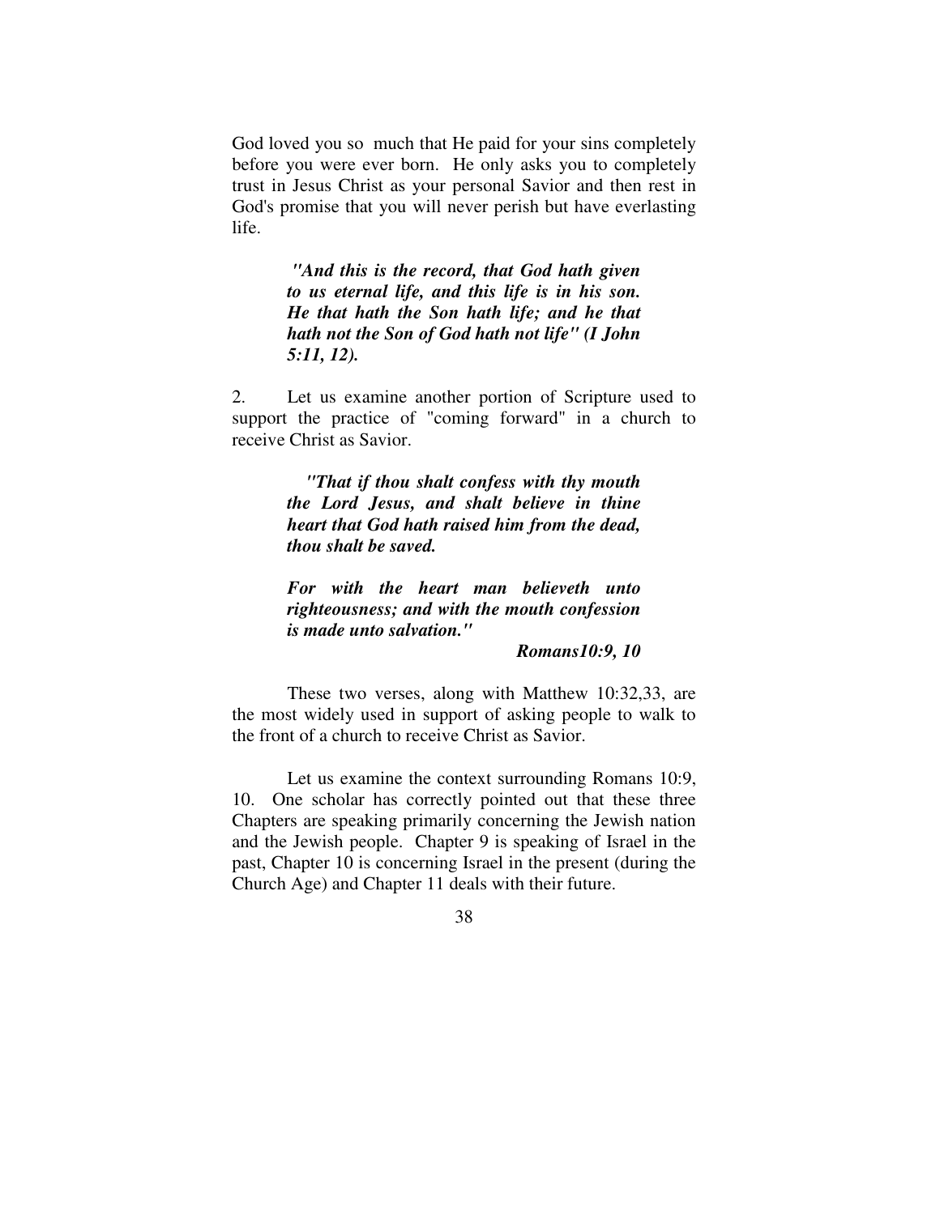God loved you so much that He paid for your sins completely before you were ever born. He only asks you to completely trust in Jesus Christ as your personal Savior and then rest in God's promise that you will never perish but have everlasting life.

> ***"And this is the record, that God hath given to us eternal life, and this life is in his son. He that hath the Son hath life; and he that hath not the Son of God hath not life" (I John 5:11, 12).***

2. Let us examine another portion of Scripture used to support the practice of "coming forward" in a church to receive Christ as Savior.

> ***"That if thou shalt confess with thy mouth the Lord Jesus, and shalt believe in thine heart that God hath raised him from the dead, thou shalt be saved.***
>
> ***For with the heart man believeth unto righteousness; and with the mouth confession is made unto salvation."***
>
> ***Romans10:9, 10***

These two verses, along with Matthew 10:32,33, are the most widely used in support of asking people to walk to the front of a church to receive Christ as Savior.

Let us examine the context surrounding Romans 10:9, 10. One scholar has correctly pointed out that these three Chapters are speaking primarily concerning the Jewish nation and the Jewish people. Chapter 9 is speaking of Israel in the past, Chapter 10 is concerning Israel in the present (during the Church Age) and Chapter 11 deals with their future.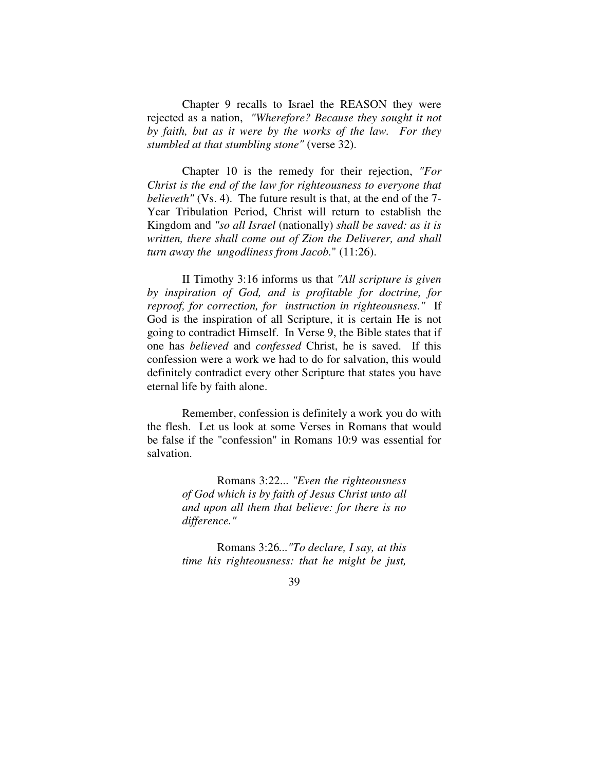Chapter 9 recalls to Israel the REASON they were rejected as a nation, *"Wherefore? Because they sought it not by faith, but as it were by the works of the law. For they stumbled at that stumbling stone"* (verse 32).

Chapter 10 is the remedy for their rejection, *"For Christ is the end of the law for righteousness to everyone that believeth"* (Vs. 4). The future result is that, at the end of the 7-Year Tribulation Period, Christ will return to establish the Kingdom and *"so all Israel* (nationally) *shall be saved: as it is written, there shall come out of Zion the Deliverer, and shall turn away the ungodliness from Jacob.*" (11:26).

II Timothy 3:16 informs us that *"All scripture is given by inspiration of God, and is profitable for doctrine, for reproof, for correction, for instruction in righteousness."* If God is the inspiration of all Scripture, it is certain He is not going to contradict Himself. In Verse 9, the Bible states that if one has *believed* and *confessed* Christ, he is saved. If this confession were a work we had to do for salvation, this would definitely contradict every other Scripture that states you have eternal life by faith alone.

Remember, confession is definitely a work you do with the flesh. Let us look at some Verses in Romans that would be false if the "confession" in Romans 10:9 was essential for salvation.

> Romans 3:22... *"Even the righteousness of God which is by faith of Jesus Christ unto all and upon all them that believe: for there is no difference."*
>
> Romans 3:26...*"To declare, I say, at this time his righteousness: that he might be just,*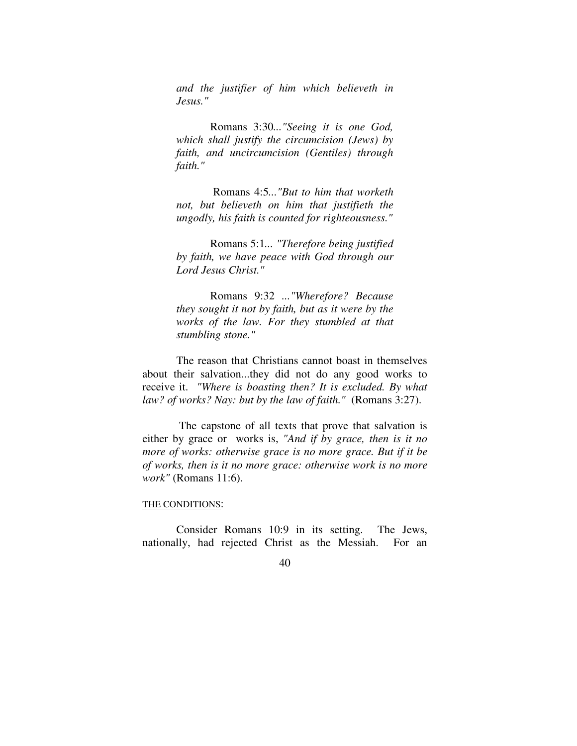*and the justifier of him which believeth in Jesus."*

Romans 3:30...*"Seeing it is one God, which shall justify the circumcision (Jews) by faith, and uncircumcision (Gentiles) through faith."*

Romans 4:5...*"But to him that worketh not, but believeth on him that justifieth the ungodly, his faith is counted for righteousness."*

Romans 5:1... *"Therefore being justified by faith, we have peace with God through our Lord Jesus Christ."*

Romans 9:32 ...*"Wherefore? Because they sought it not by faith, but as it were by the works of the law. For they stumbled at that stumbling stone."*

The reason that Christians cannot boast in themselves about their salvation...they did not do any good works to receive it. *"Where is boasting then? It is excluded. By what law? of works? Nay: but by the law of faith."* (Romans 3:27).

The capstone of all texts that prove that salvation is either by grace or works is, *"And if by grace, then is it no more of works: otherwise grace is no more grace. But if it be of works, then is it no more grace: otherwise work is no more work"* (Romans 11:6).

THE CONDITIONS:

Consider Romans 10:9 in its setting. The Jews, nationally, had rejected Christ as the Messiah. For an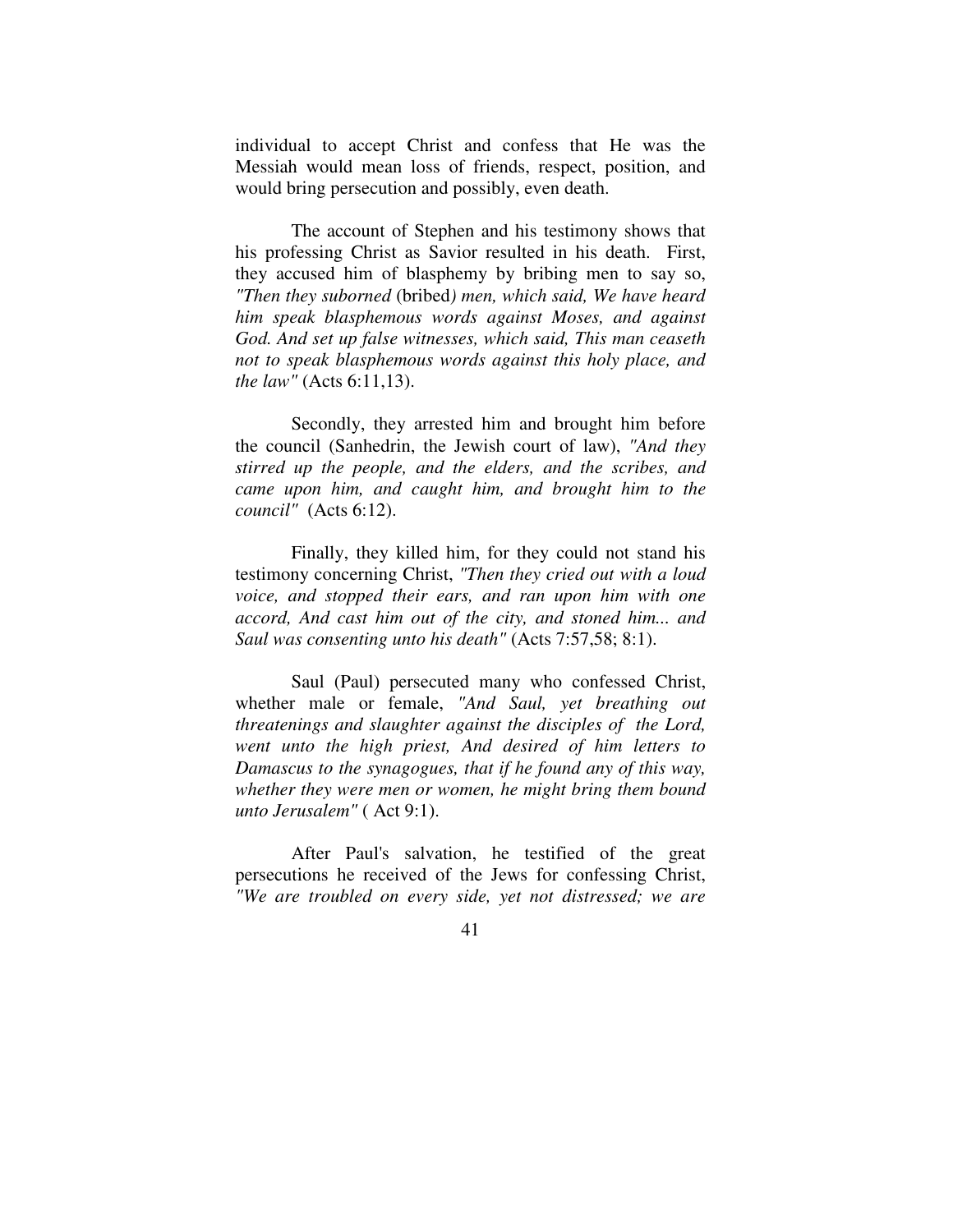individual to accept Christ and confess that He was the Messiah would mean loss of friends, respect, position, and would bring persecution and possibly, even death.

The account of Stephen and his testimony shows that his professing Christ as Savior resulted in his death. First, they accused him of blasphemy by bribing men to say so, *"Then they suborned* (bribed*) men, which said, We have heard him speak blasphemous words against Moses, and against God. And set up false witnesses, which said, This man ceaseth not to speak blasphemous words against this holy place, and the law"* (Acts 6:11,13).

Secondly, they arrested him and brought him before the council (Sanhedrin, the Jewish court of law), *"And they stirred up the people, and the elders, and the scribes, and came upon him, and caught him, and brought him to the council"* (Acts 6:12).

Finally, they killed him, for they could not stand his testimony concerning Christ, *"Then they cried out with a loud voice, and stopped their ears, and ran upon him with one accord, And cast him out of the city, and stoned him... and Saul was consenting unto his death"* (Acts 7:57,58; 8:1).

Saul (Paul) persecuted many who confessed Christ, whether male or female, *"And Saul, yet breathing out threatenings and slaughter against the disciples of the Lord, went unto the high priest, And desired of him letters to Damascus to the synagogues, that if he found any of this way, whether they were men or women, he might bring them bound unto Jerusalem"* ( Act 9:1).

After Paul's salvation, he testified of the great persecutions he received of the Jews for confessing Christ, *"We are troubled on every side, yet not distressed; we are*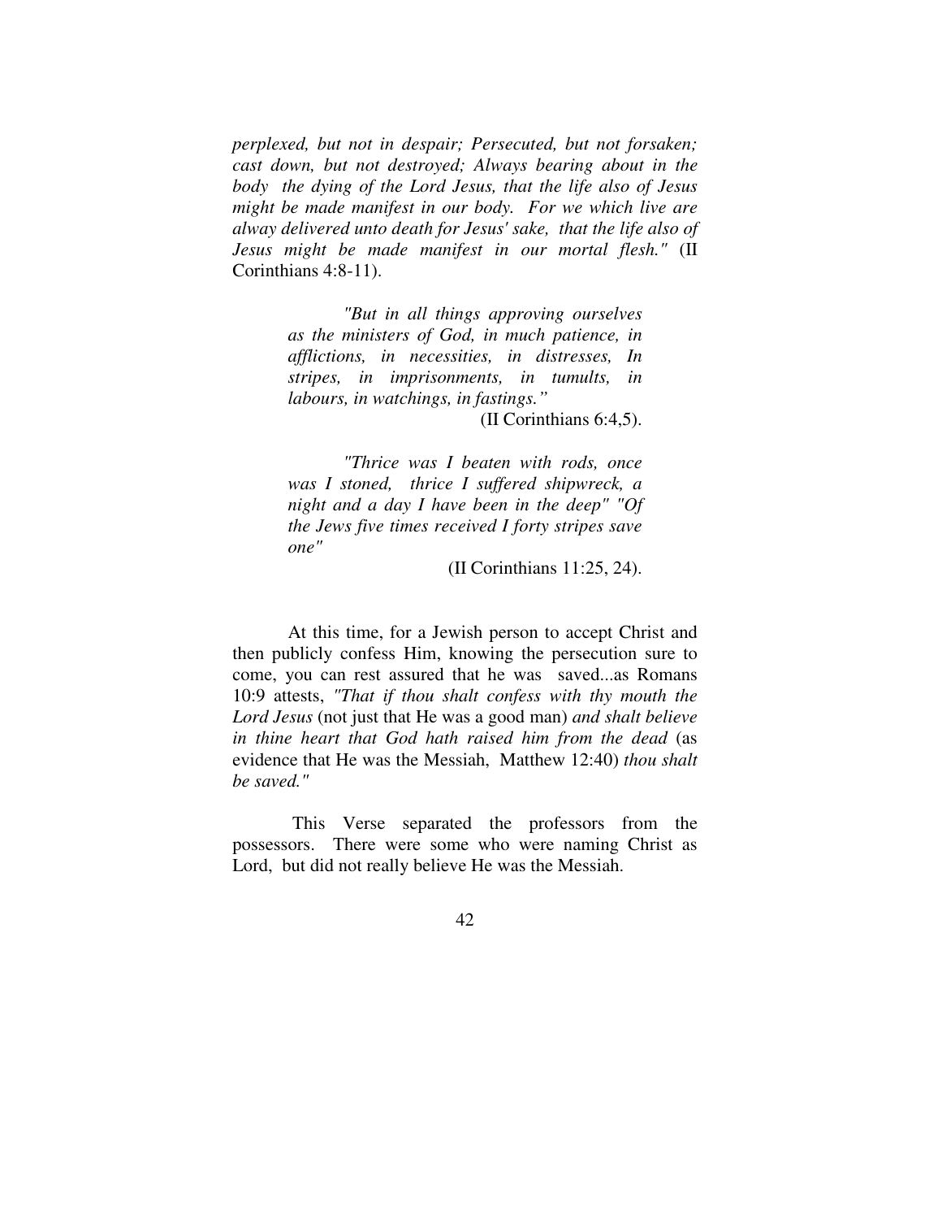*perplexed, but not in despair; Persecuted, but not forsaken; cast down, but not destroyed; Always bearing about in the body the dying of the Lord Jesus, that the life also of Jesus might be made manifest in our body. For we which live are alway delivered unto death for Jesus' sake, that the life also of Jesus might be made manifest in our mortal flesh."* (II Corinthians 4:8-11).

> *"But in all things approving ourselves as the ministers of God, in much patience, in afflictions, in necessities, in distresses, In stripes, in imprisonments, in tumults, in labours, in watchings, in fastings."*
>
> (II Corinthians 6:4,5).

> *"Thrice was I beaten with rods, once was I stoned, thrice I suffered shipwreck, a night and a day I have been in the deep" "Of the Jews five times received I forty stripes save one"*
>
> (II Corinthians 11:25, 24).

At this time, for a Jewish person to accept Christ and then publicly confess Him, knowing the persecution sure to come, you can rest assured that he was saved...as Romans 10:9 attests, *"That if thou shalt confess with thy mouth the Lord Jesus* (not just that He was a good man) *and shalt believe in thine heart that God hath raised him from the dead* (as evidence that He was the Messiah, Matthew 12:40) *thou shalt be saved."*

This Verse separated the professors from the possessors. There were some who were naming Christ as Lord, but did not really believe He was the Messiah.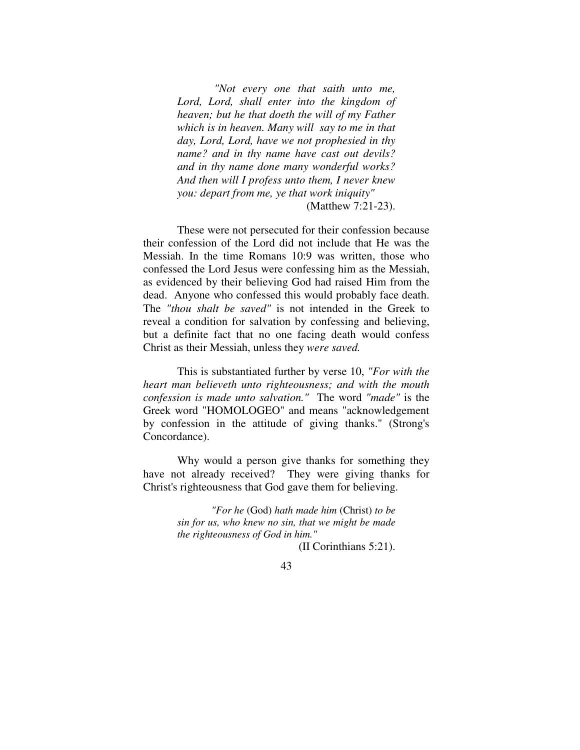> *"Not every one that saith unto me, Lord, Lord, shall enter into the kingdom of heaven; but he that doeth the will of my Father which is in heaven. Many will say to me in that day, Lord, Lord, have we not prophesied in thy name? and in thy name have cast out devils? and in thy name done many wonderful works? And then will I profess unto them, I never knew you: depart from me, ye that work iniquity"*
> (Matthew 7:21-23).

These were not persecuted for their confession because their confession of the Lord did not include that He was the Messiah. In the time Romans 10:9 was written, those who confessed the Lord Jesus were confessing him as the Messiah, as evidenced by their believing God had raised Him from the dead. Anyone who confessed this would probably face death. The *"thou shalt be saved"* is not intended in the Greek to reveal a condition for salvation by confessing and believing, but a definite fact that no one facing death would confess Christ as their Messiah, unless they *were saved.*

This is substantiated further by verse 10, *"For with the heart man believeth unto righteousness; and with the mouth confession is made unto salvation."* The word *"made"* is the Greek word "HOMOLOGEO" and means "acknowledgement by confession in the attitude of giving thanks." (Strong's Concordance).

Why would a person give thanks for something they have not already received? They were giving thanks for Christ's righteousness that God gave them for believing.

> *"For he* (God) *hath made him* (Christ) *to be sin for us, who knew no sin, that we might be made the righteousness of God in him."*
> (II Corinthians 5:21).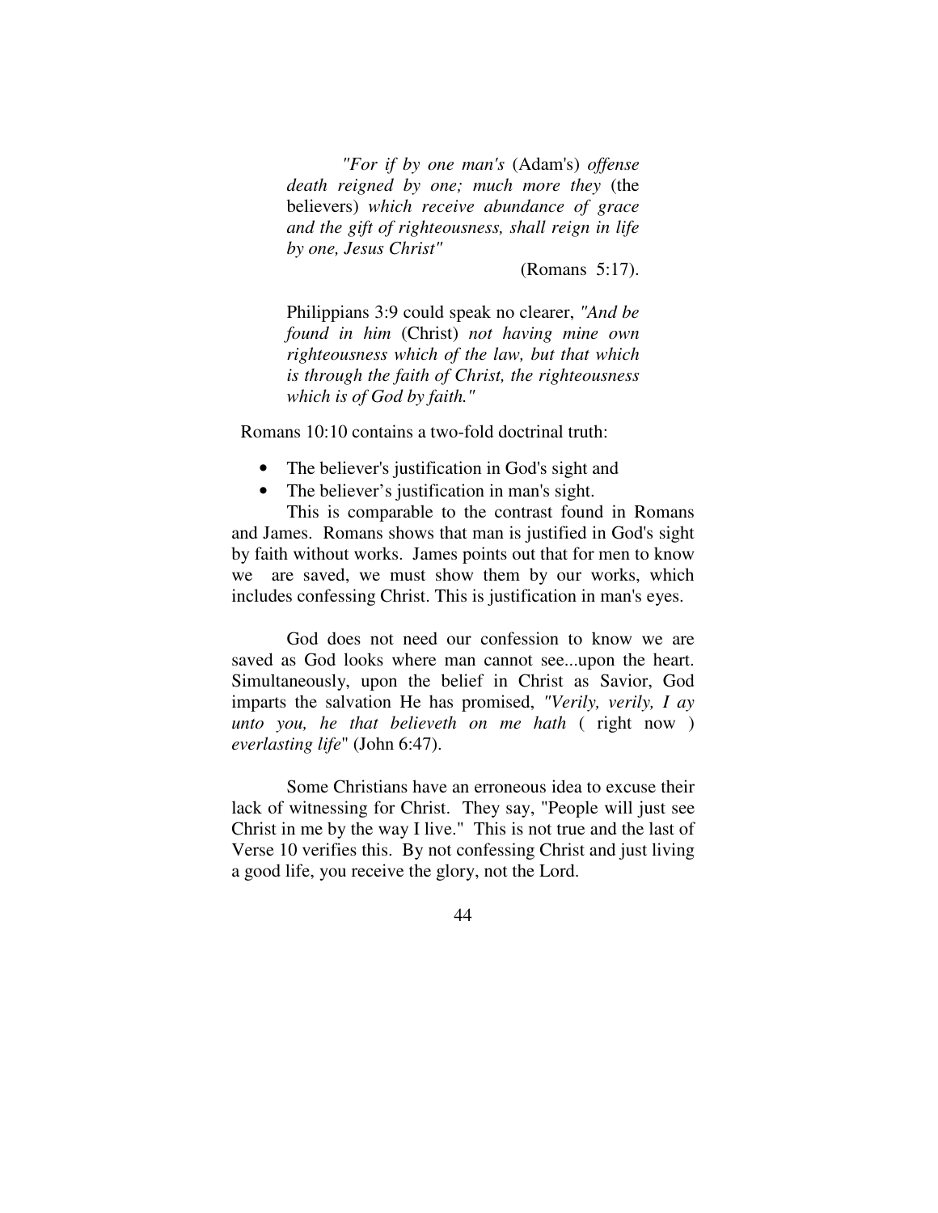> *"For if by one man's* (Adam's) *offense death reigned by one; much more they* (the believers) *which receive abundance of grace and the gift of righteousness, shall reign in life by one, Jesus Christ"*
>
> (Romans 5:17).
>
> Philippians 3:9 could speak no clearer, *"And be found in him* (Christ) *not having mine own righteousness which of the law, but that which is through the faith of Christ, the righteousness which is of God by faith."*

Romans 10:10 contains a two-fold doctrinal truth:

- The believer's justification in God's sight and
- The believer's justification in man's sight.

This is comparable to the contrast found in Romans and James. Romans shows that man is justified in God's sight by faith without works. James points out that for men to know we are saved, we must show them by our works, which includes confessing Christ. This is justification in man's eyes.

God does not need our confession to know we are saved as God looks where man cannot see...upon the heart. Simultaneously, upon the belief in Christ as Savior, God imparts the salvation He has promised, *"Verily, verily, I ay unto you, he that believeth on me hath* ( right now ) *everlasting life*" (John 6:47).

Some Christians have an erroneous idea to excuse their lack of witnessing for Christ. They say, "People will just see Christ in me by the way I live." This is not true and the last of Verse 10 verifies this. By not confessing Christ and just living a good life, you receive the glory, not the Lord.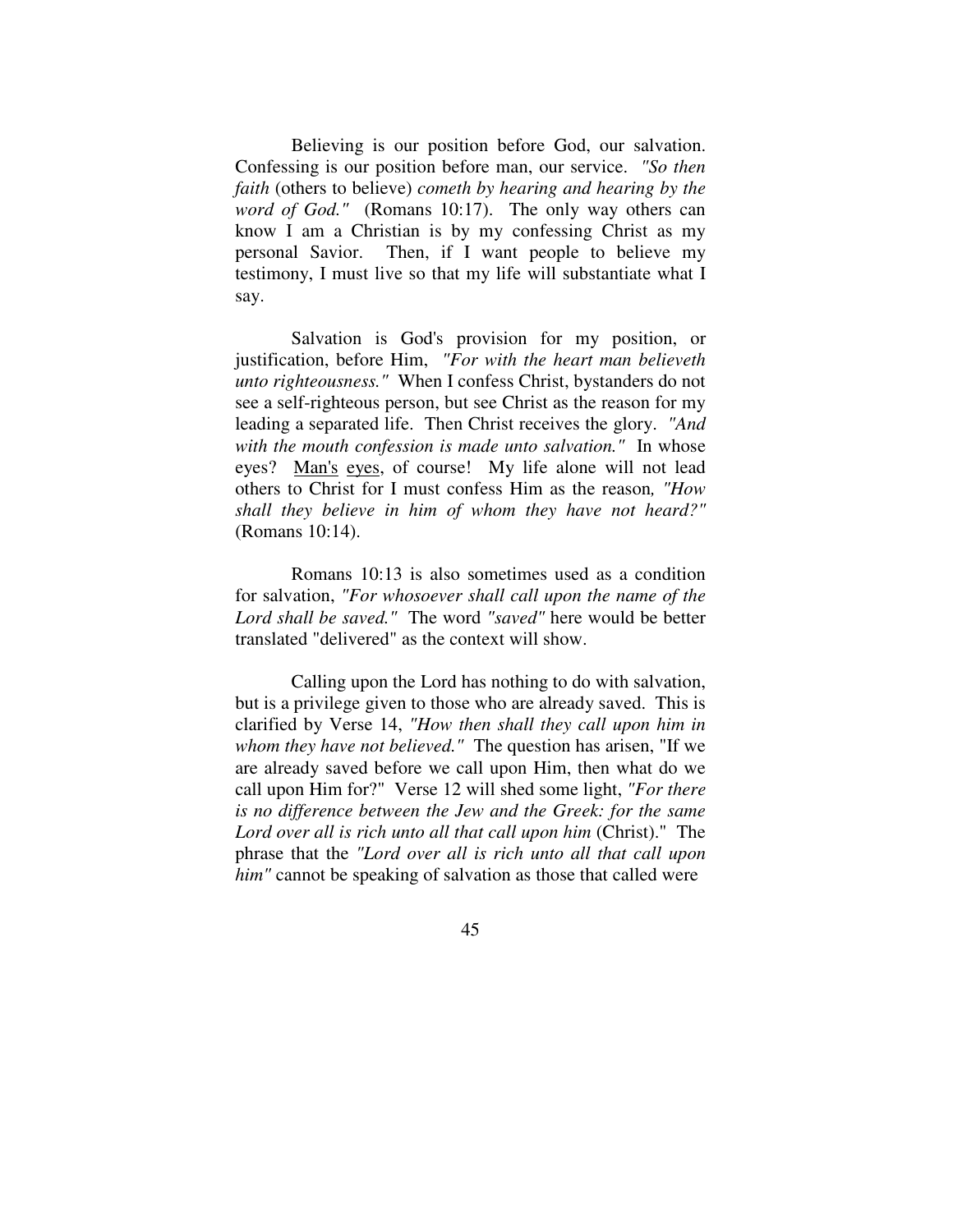Believing is our position before God, our salvation. Confessing is our position before man, our service. *"So then faith* (others to believe) *cometh by hearing and hearing by the word of God."* (Romans 10:17). The only way others can know I am a Christian is by my confessing Christ as my personal Savior. Then, if I want people to believe my testimony, I must live so that my life will substantiate what I say.

Salvation is God's provision for my position, or justification, before Him, *"For with the heart man believeth unto righteousness."* When I confess Christ, bystanders do not see a self-righteous person, but see Christ as the reason for my leading a separated life. Then Christ receives the glory. *"And with the mouth confession is made unto salvation."* In whose eyes? <u>Man's</u> <u>eyes</u>, of course! My life alone will not lead others to Christ for I must confess Him as the reason*, "How shall they believe in him of whom they have not heard?"* (Romans 10:14).

Romans 10:13 is also sometimes used as a condition for salvation, *"For whosoever shall call upon the name of the Lord shall be saved."* The word *"saved"* here would be better translated "delivered" as the context will show.

Calling upon the Lord has nothing to do with salvation, but is a privilege given to those who are already saved. This is clarified by Verse 14, *"How then shall they call upon him in whom they have not believed."* The question has arisen, "If we are already saved before we call upon Him, then what do we call upon Him for?" Verse 12 will shed some light, *"For there is no difference between the Jew and the Greek: for the same Lord over all is rich unto all that call upon him* (Christ)." The phrase that the *"Lord over all is rich unto all that call upon him"* cannot be speaking of salvation as those that called were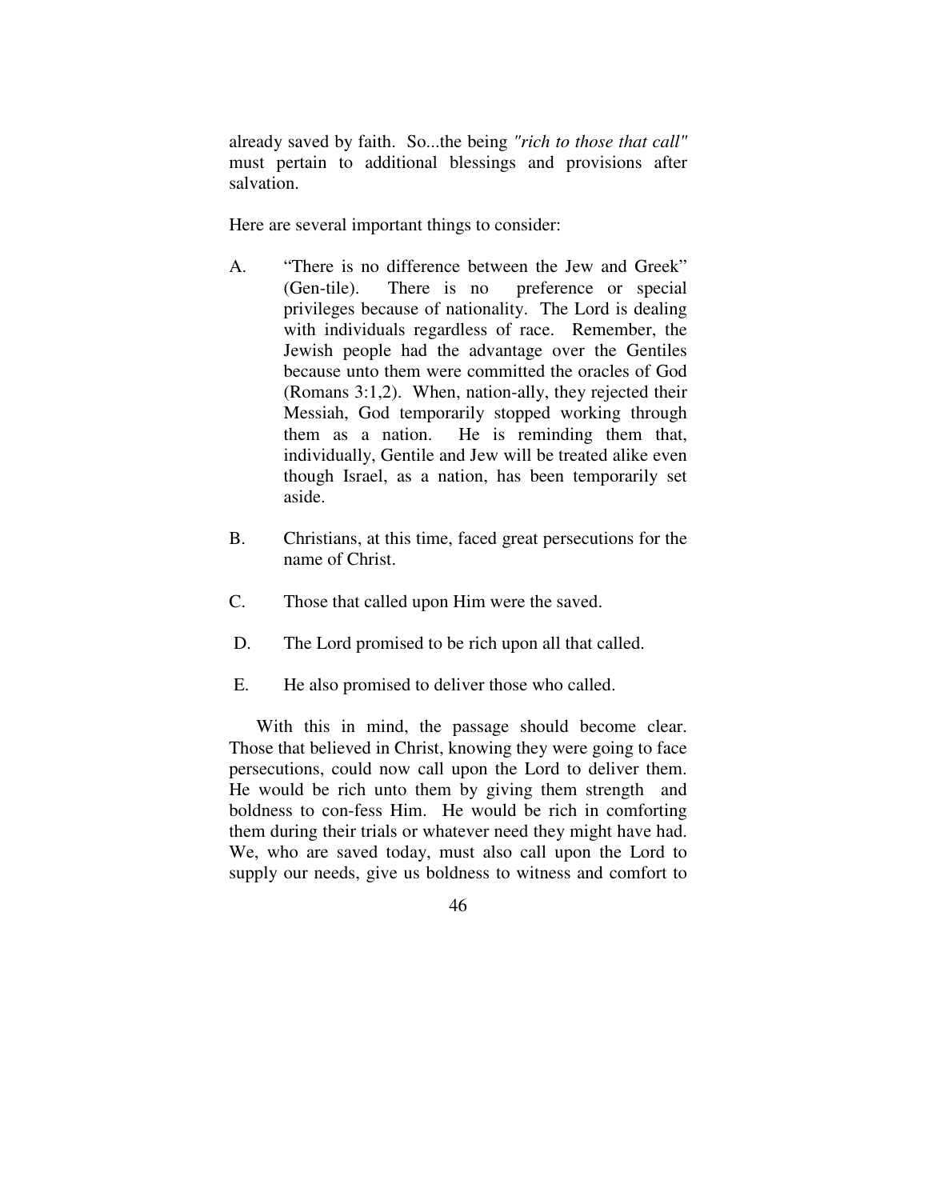already saved by faith. So...the being *"rich to those that call"* must pertain to additional blessings and provisions after salvation.

Here are several important things to consider:

A. "There is no difference between the Jew and Greek" (Gen-tile). There is no preference or special privileges because of nationality. The Lord is dealing with individuals regardless of race. Remember, the Jewish people had the advantage over the Gentiles because unto them were committed the oracles of God (Romans 3:1,2). When, nation-ally, they rejected their Messiah, God temporarily stopped working through them as a nation. He is reminding them that, individually, Gentile and Jew will be treated alike even though Israel, as a nation, has been temporarily set aside.

B. Christians, at this time, faced great persecutions for the name of Christ.

C. Those that called upon Him were the saved.

D. The Lord promised to be rich upon all that called.

E. He also promised to deliver those who called.

With this in mind, the passage should become clear. Those that believed in Christ, knowing they were going to face persecutions, could now call upon the Lord to deliver them. He would be rich unto them by giving them strength and boldness to con-fess Him. He would be rich in comforting them during their trials or whatever need they might have had. We, who are saved today, must also call upon the Lord to supply our needs, give us boldness to witness and comfort to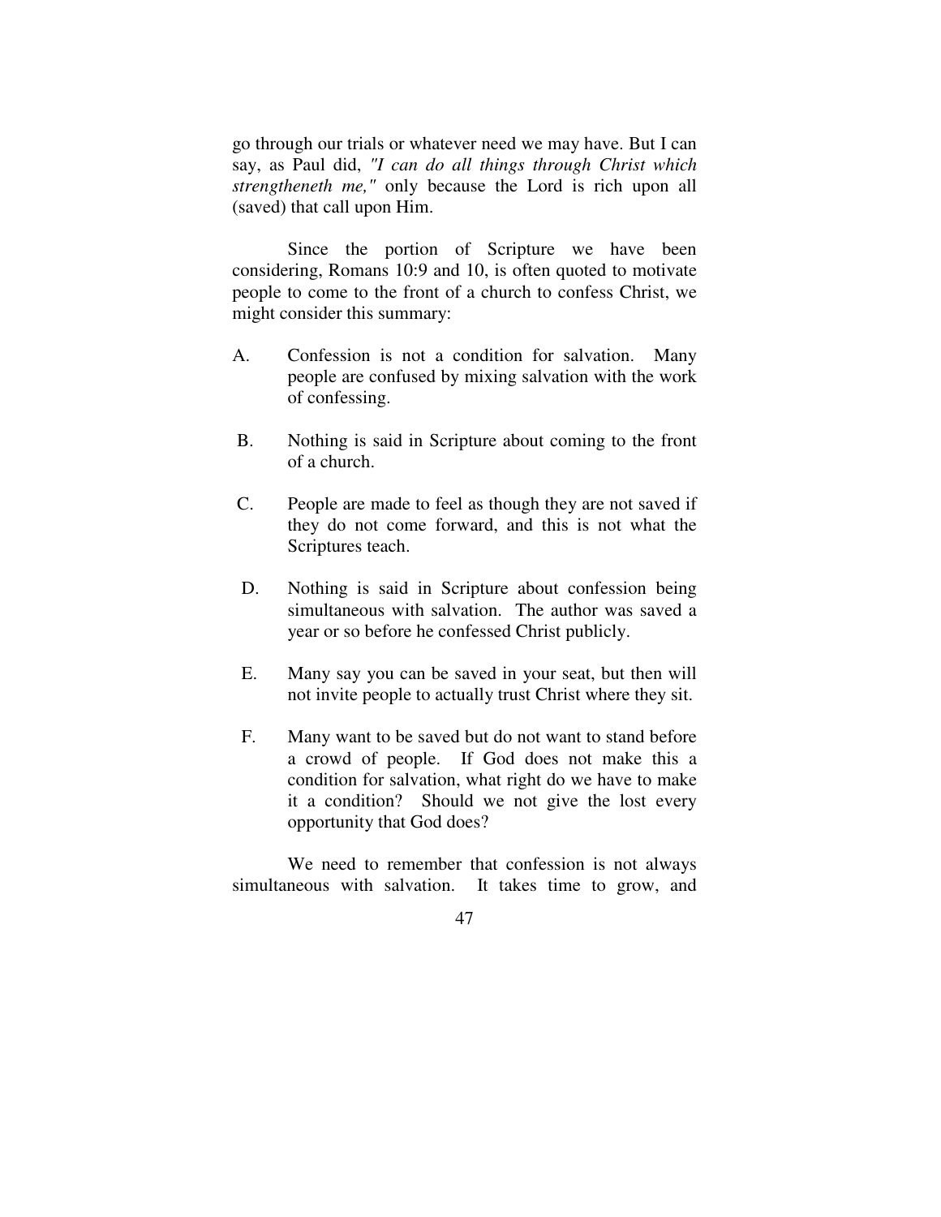go through our trials or whatever need we may have. But I can say, as Paul did, *"I can do all things through Christ which strengtheneth me,"* only because the Lord is rich upon all (saved) that call upon Him.

Since the portion of Scripture we have been considering, Romans 10:9 and 10, is often quoted to motivate people to come to the front of a church to confess Christ, we might consider this summary:

A. Confession is not a condition for salvation. Many people are confused by mixing salvation with the work of confessing.

B. Nothing is said in Scripture about coming to the front of a church.

C. People are made to feel as though they are not saved if they do not come forward, and this is not what the Scriptures teach.

D. Nothing is said in Scripture about confession being simultaneous with salvation. The author was saved a year or so before he confessed Christ publicly.

E. Many say you can be saved in your seat, but then will not invite people to actually trust Christ where they sit.

F. Many want to be saved but do not want to stand before a crowd of people. If God does not make this a condition for salvation, what right do we have to make it a condition? Should we not give the lost every opportunity that God does?

We need to remember that confession is not always simultaneous with salvation. It takes time to grow, and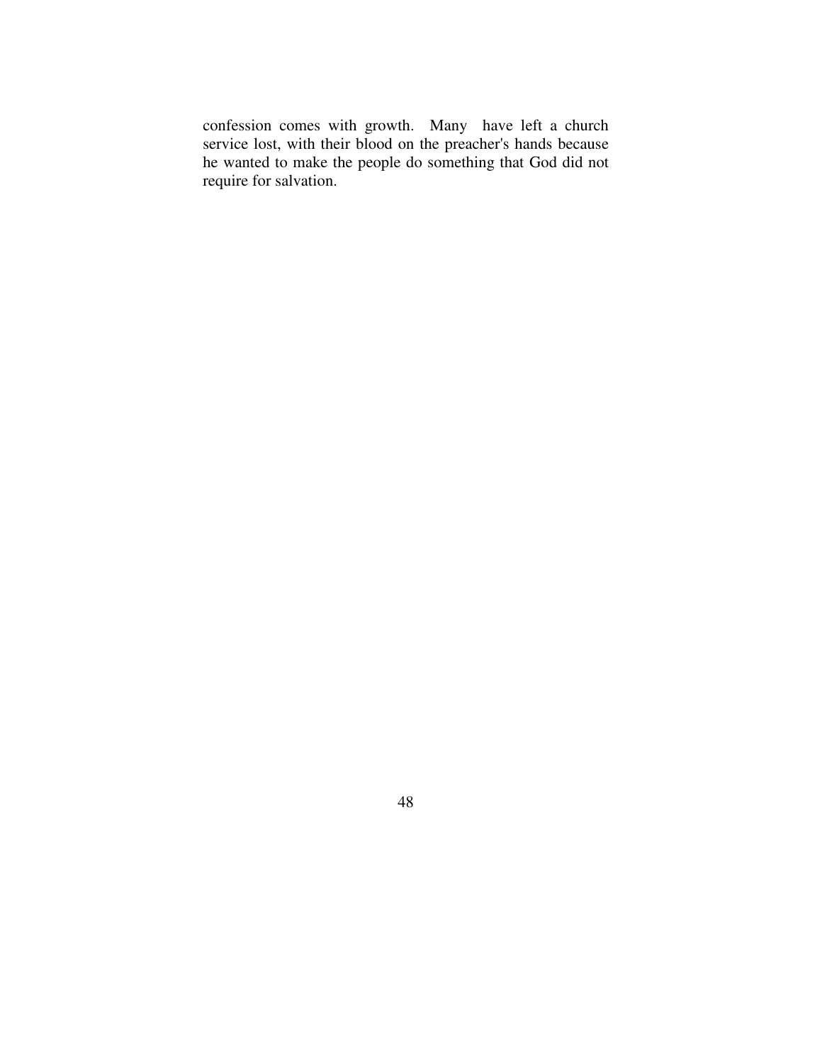confession comes with growth. Many have left a church service lost, with their blood on the preacher's hands because he wanted to make the people do something that God did not require for salvation.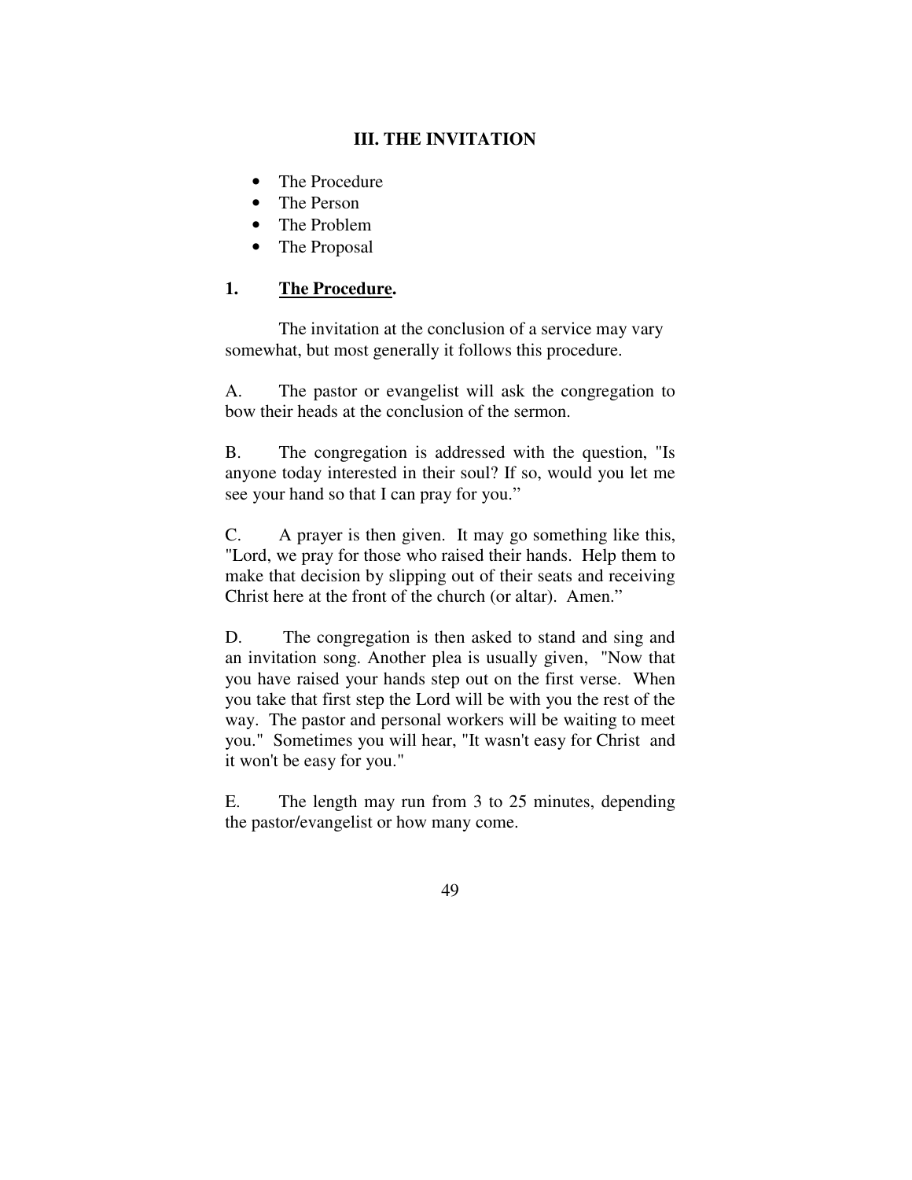## III. THE INVITATION

- The Procedure
- The Person
- The Problem
- The Proposal

### 1. **<u>The Procedure</u>.**

The invitation at the conclusion of a service may vary somewhat, but most generally it follows this procedure.

A. The pastor or evangelist will ask the congregation to bow their heads at the conclusion of the sermon.

B. The congregation is addressed with the question, "Is anyone today interested in their soul? If so, would you let me see your hand so that I can pray for you."

C. A prayer is then given. It may go something like this, "Lord, we pray for those who raised their hands. Help them to make that decision by slipping out of their seats and receiving Christ here at the front of the church (or altar). Amen."

D. The congregation is then asked to stand and sing and an invitation song. Another plea is usually given, "Now that you have raised your hands step out on the first verse. When you take that first step the Lord will be with you the rest of the way. The pastor and personal workers will be waiting to meet you." Sometimes you will hear, "It wasn't easy for Christ and it won't be easy for you."

E. The length may run from 3 to 25 minutes, depending the pastor/evangelist or how many come.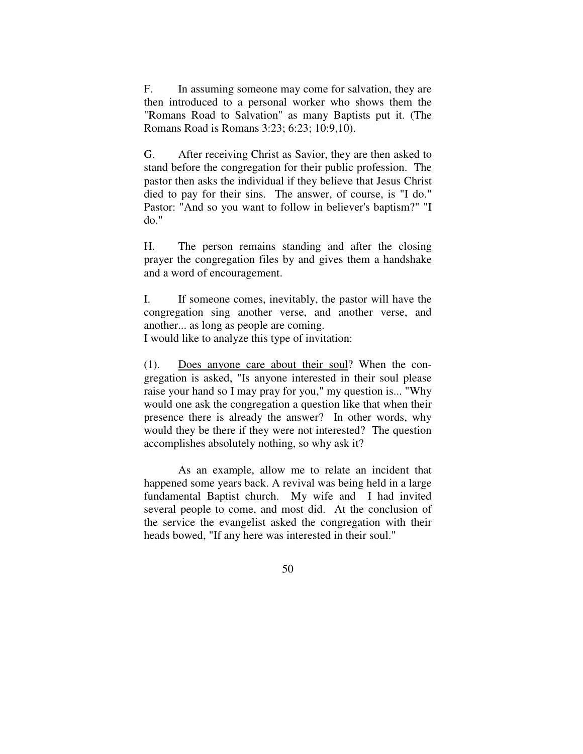F. In assuming someone may come for salvation, they are then introduced to a personal worker who shows them the "Romans Road to Salvation" as many Baptists put it. (The Romans Road is Romans 3:23; 6:23; 10:9,10).

G. After receiving Christ as Savior, they are then asked to stand before the congregation for their public profession. The pastor then asks the individual if they believe that Jesus Christ died to pay for their sins. The answer, of course, is "I do." Pastor: "And so you want to follow in believer's baptism?" "I do."

H. The person remains standing and after the closing prayer the congregation files by and gives them a handshake and a word of encouragement.

I. If someone comes, inevitably, the pastor will have the congregation sing another verse, and another verse, and another... as long as people are coming.

I would like to analyze this type of invitation:

(1). <u>Does anyone care about their soul</u>? When the congregation is asked, "Is anyone interested in their soul please raise your hand so I may pray for you," my question is... "Why would one ask the congregation a question like that when their presence there is already the answer? In other words, why would they be there if they were not interested? The question accomplishes absolutely nothing, so why ask it?

As an example, allow me to relate an incident that happened some years back. A revival was being held in a large fundamental Baptist church. My wife and I had invited several people to come, and most did. At the conclusion of the service the evangelist asked the congregation with their heads bowed, "If any here was interested in their soul."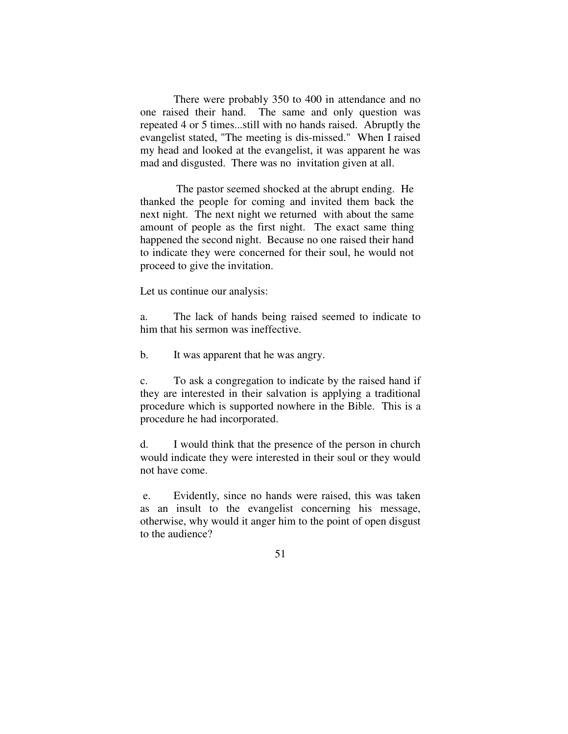There were probably 350 to 400 in attendance and no one raised their hand. The same and only question was repeated 4 or 5 times...still with no hands raised. Abruptly the evangelist stated, "The meeting is dis-missed." When I raised my head and looked at the evangelist, it was apparent he was mad and disgusted. There was no invitation given at all.

The pastor seemed shocked at the abrupt ending. He thanked the people for coming and invited them back the next night. The next night we returned with about the same amount of people as the first night. The exact same thing happened the second night. Because no one raised their hand to indicate they were concerned for their soul, he would not proceed to give the invitation.

Let us continue our analysis:

a. The lack of hands being raised seemed to indicate to him that his sermon was ineffective.

b. It was apparent that he was angry.

c. To ask a congregation to indicate by the raised hand if they are interested in their salvation is applying a traditional procedure which is supported nowhere in the Bible. This is a procedure he had incorporated.

d. I would think that the presence of the person in church would indicate they were interested in their soul or they would not have come.

e. Evidently, since no hands were raised, this was taken as an insult to the evangelist concerning his message, otherwise, why would it anger him to the point of open disgust to the audience?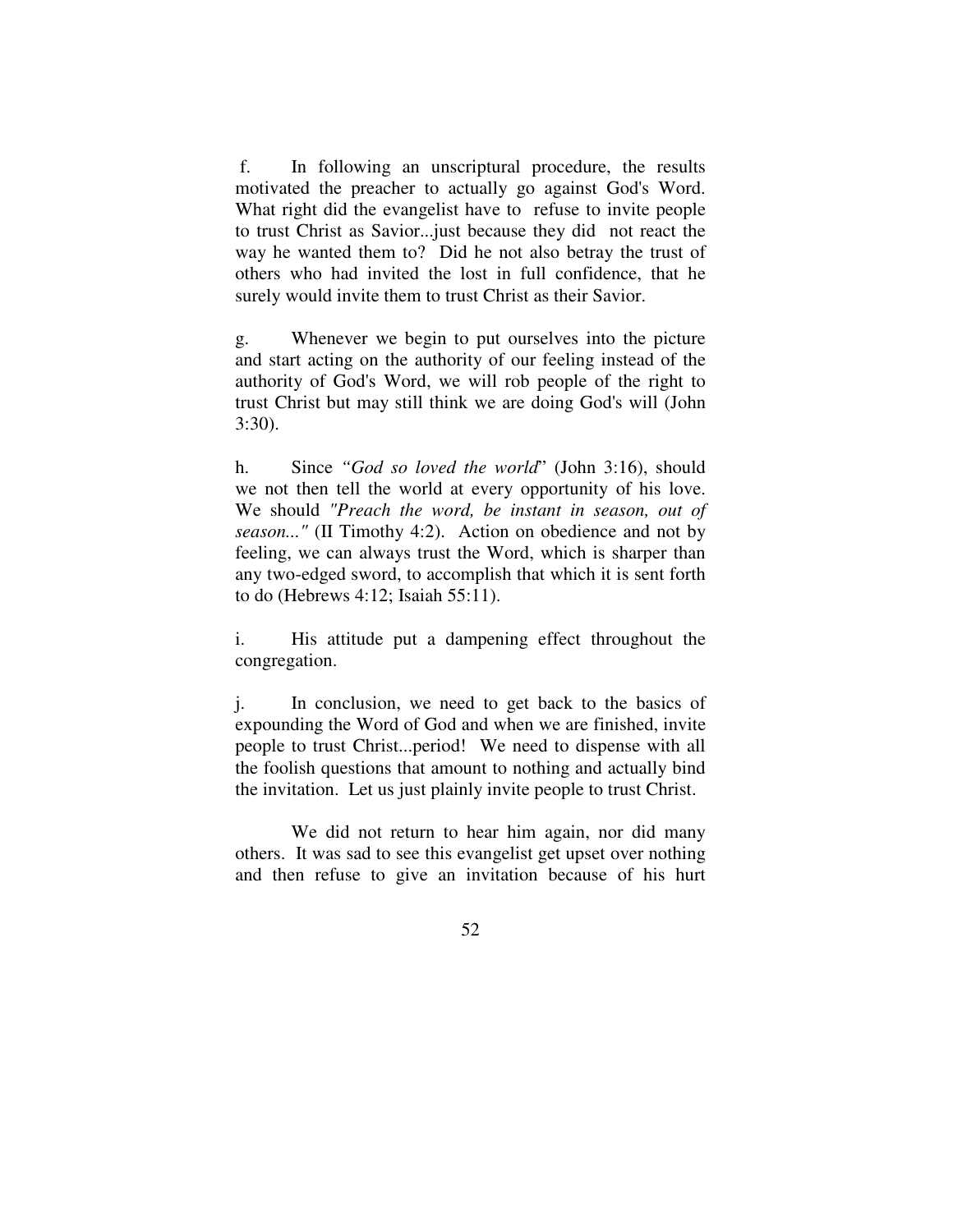f. In following an unscriptural procedure, the results motivated the preacher to actually go against God's Word. What right did the evangelist have to refuse to invite people to trust Christ as Savior...just because they did not react the way he wanted them to? Did he not also betray the trust of others who had invited the lost in full confidence, that he surely would invite them to trust Christ as their Savior.

g. Whenever we begin to put ourselves into the picture and start acting on the authority of our feeling instead of the authority of God's Word, we will rob people of the right to trust Christ but may still think we are doing God's will (John 3:30).

h. Since *"God so loved the world*" (John 3:16), should we not then tell the world at every opportunity of his love. We should *"Preach the word, be instant in season, out of season..."* (II Timothy 4:2). Action on obedience and not by feeling, we can always trust the Word, which is sharper than any two-edged sword, to accomplish that which it is sent forth to do (Hebrews 4:12; Isaiah 55:11).

i. His attitude put a dampening effect throughout the congregation.

j. In conclusion, we need to get back to the basics of expounding the Word of God and when we are finished, invite people to trust Christ...period! We need to dispense with all the foolish questions that amount to nothing and actually bind the invitation. Let us just plainly invite people to trust Christ.

We did not return to hear him again, nor did many others. It was sad to see this evangelist get upset over nothing and then refuse to give an invitation because of his hurt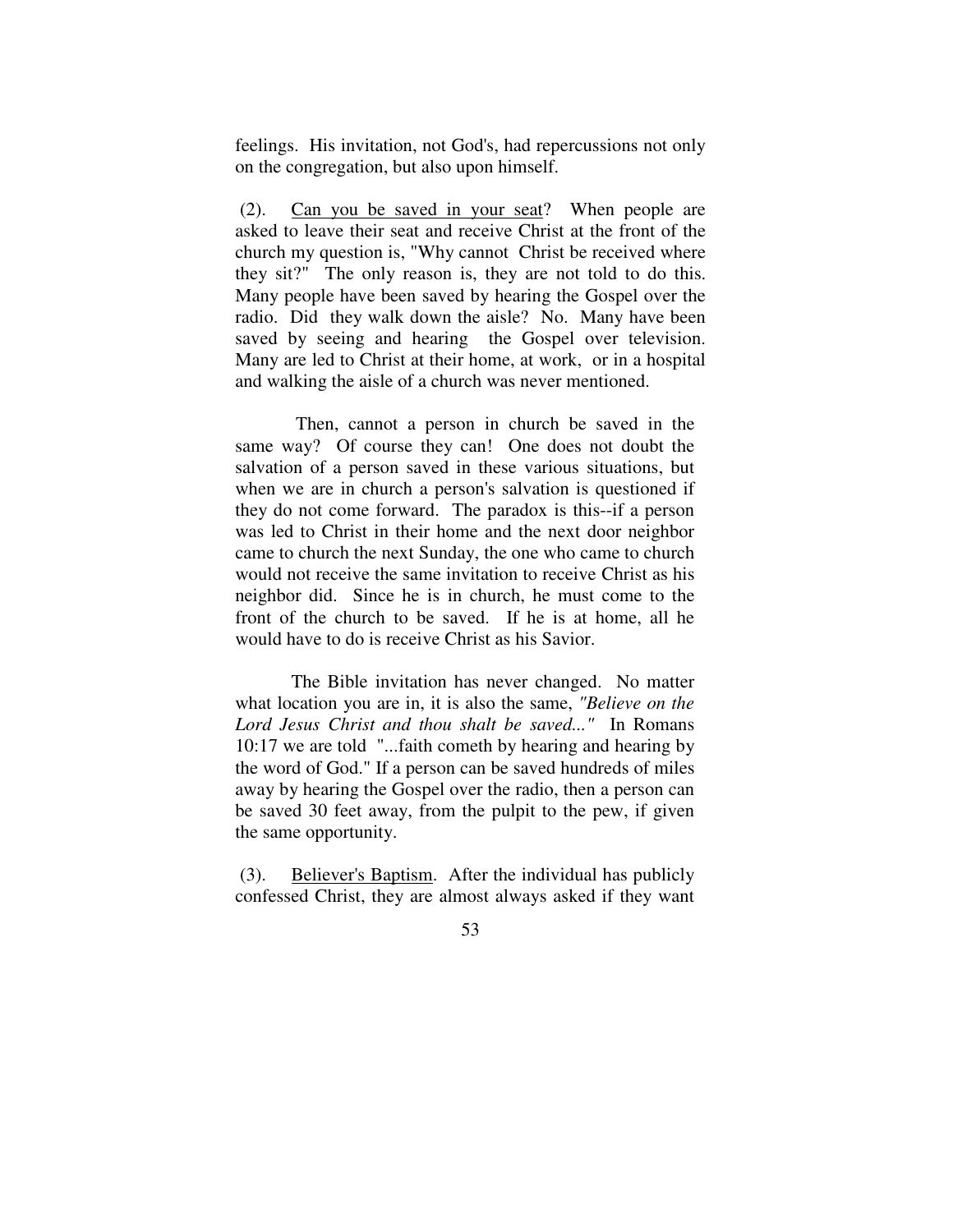feelings. His invitation, not God's, had repercussions not only on the congregation, but also upon himself.

(2). <u>Can you be saved in your seat</u>? When people are asked to leave their seat and receive Christ at the front of the church my question is, "Why cannot Christ be received where they sit?" The only reason is, they are not told to do this. Many people have been saved by hearing the Gospel over the radio. Did they walk down the aisle? No. Many have been saved by seeing and hearing the Gospel over television. Many are led to Christ at their home, at work, or in a hospital and walking the aisle of a church was never mentioned.

Then, cannot a person in church be saved in the same way? Of course they can! One does not doubt the salvation of a person saved in these various situations, but when we are in church a person's salvation is questioned if they do not come forward. The paradox is this--if a person was led to Christ in their home and the next door neighbor came to church the next Sunday, the one who came to church would not receive the same invitation to receive Christ as his neighbor did. Since he is in church, he must come to the front of the church to be saved. If he is at home, all he would have to do is receive Christ as his Savior.

The Bible invitation has never changed. No matter what location you are in, it is also the same, *"Believe on the Lord Jesus Christ and thou shalt be saved..."* In Romans 10:17 we are told "...faith cometh by hearing and hearing by the word of God." If a person can be saved hundreds of miles away by hearing the Gospel over the radio, then a person can be saved 30 feet away, from the pulpit to the pew, if given the same opportunity.

(3). <u>Believer's Baptism</u>. After the individual has publicly confessed Christ, they are almost always asked if they want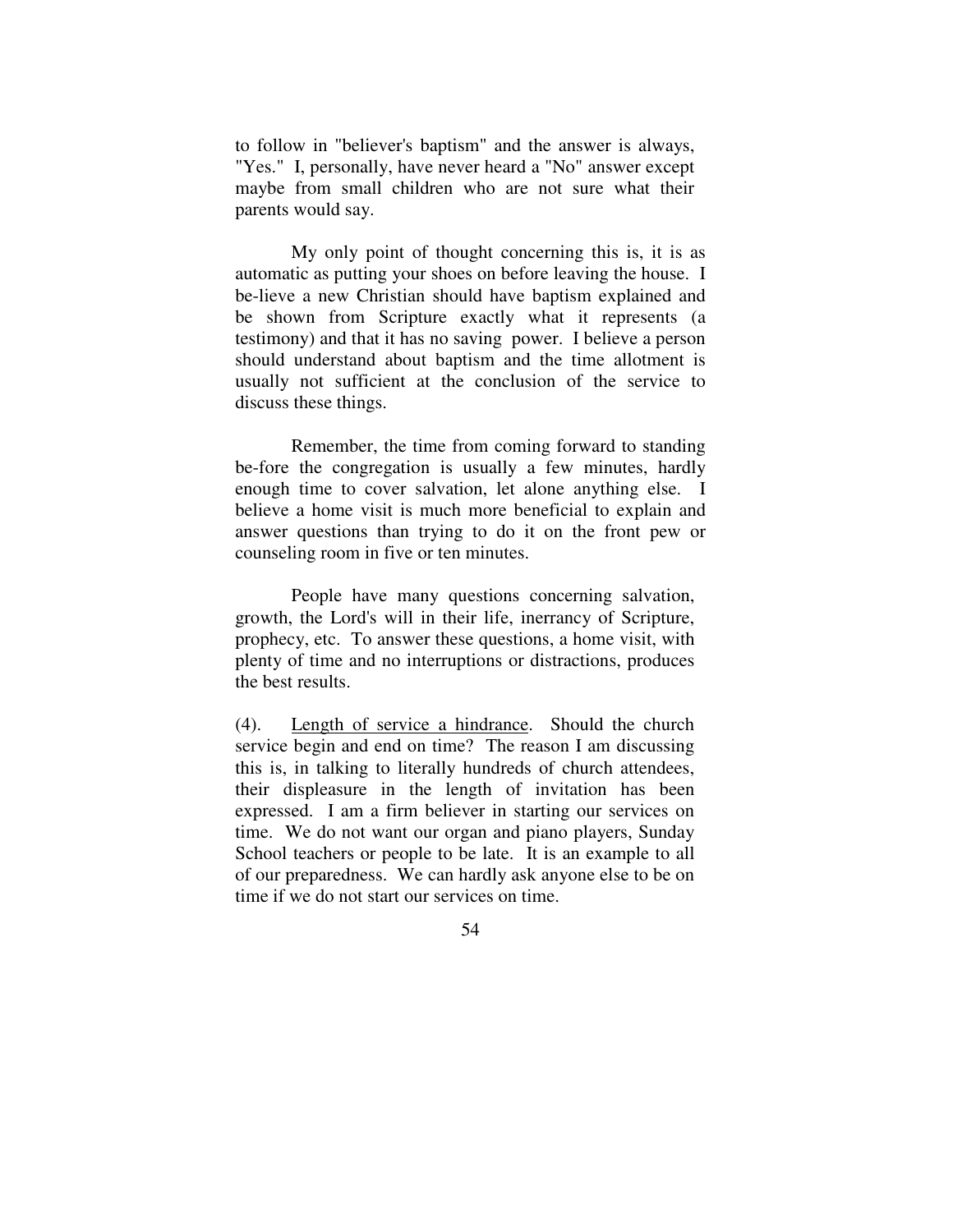to follow in "believer's baptism" and the answer is always, "Yes." I, personally, have never heard a "No" answer except maybe from small children who are not sure what their parents would say.

My only point of thought concerning this is, it is as automatic as putting your shoes on before leaving the house. I be-lieve a new Christian should have baptism explained and be shown from Scripture exactly what it represents (a testimony) and that it has no saving power. I believe a person should understand about baptism and the time allotment is usually not sufficient at the conclusion of the service to discuss these things.

Remember, the time from coming forward to standing be-fore the congregation is usually a few minutes, hardly enough time to cover salvation, let alone anything else. I believe a home visit is much more beneficial to explain and answer questions than trying to do it on the front pew or counseling room in five or ten minutes.

People have many questions concerning salvation, growth, the Lord's will in their life, inerrancy of Scripture, prophecy, etc. To answer these questions, a home visit, with plenty of time and no interruptions or distractions, produces the best results.

(4). <u>Length of service a hindrance</u>. Should the church service begin and end on time? The reason I am discussing this is, in talking to literally hundreds of church attendees, their displeasure in the length of invitation has been expressed. I am a firm believer in starting our services on time. We do not want our organ and piano players, Sunday School teachers or people to be late. It is an example to all of our preparedness. We can hardly ask anyone else to be on time if we do not start our services on time.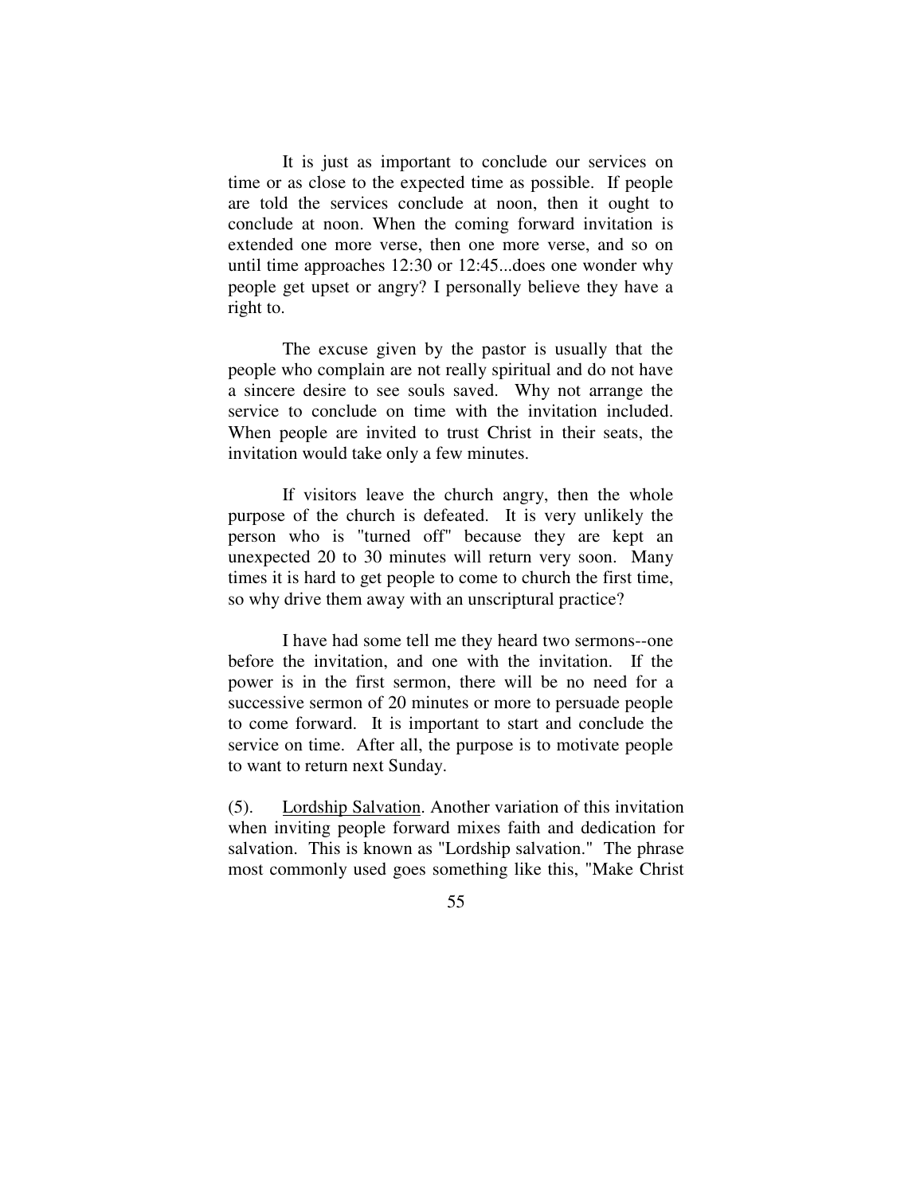It is just as important to conclude our services on time or as close to the expected time as possible. If people are told the services conclude at noon, then it ought to conclude at noon. When the coming forward invitation is extended one more verse, then one more verse, and so on until time approaches 12:30 or 12:45...does one wonder why people get upset or angry? I personally believe they have a right to.

The excuse given by the pastor is usually that the people who complain are not really spiritual and do not have a sincere desire to see souls saved. Why not arrange the service to conclude on time with the invitation included. When people are invited to trust Christ in their seats, the invitation would take only a few minutes.

If visitors leave the church angry, then the whole purpose of the church is defeated. It is very unlikely the person who is "turned off" because they are kept an unexpected 20 to 30 minutes will return very soon. Many times it is hard to get people to come to church the first time, so why drive them away with an unscriptural practice?

I have had some tell me they heard two sermons--one before the invitation, and one with the invitation. If the power is in the first sermon, there will be no need for a successive sermon of 20 minutes or more to persuade people to come forward. It is important to start and conclude the service on time. After all, the purpose is to motivate people to want to return next Sunday.

(5). <u>Lordship Salvation</u>. Another variation of this invitation when inviting people forward mixes faith and dedication for salvation. This is known as "Lordship salvation." The phrase most commonly used goes something like this, "Make Christ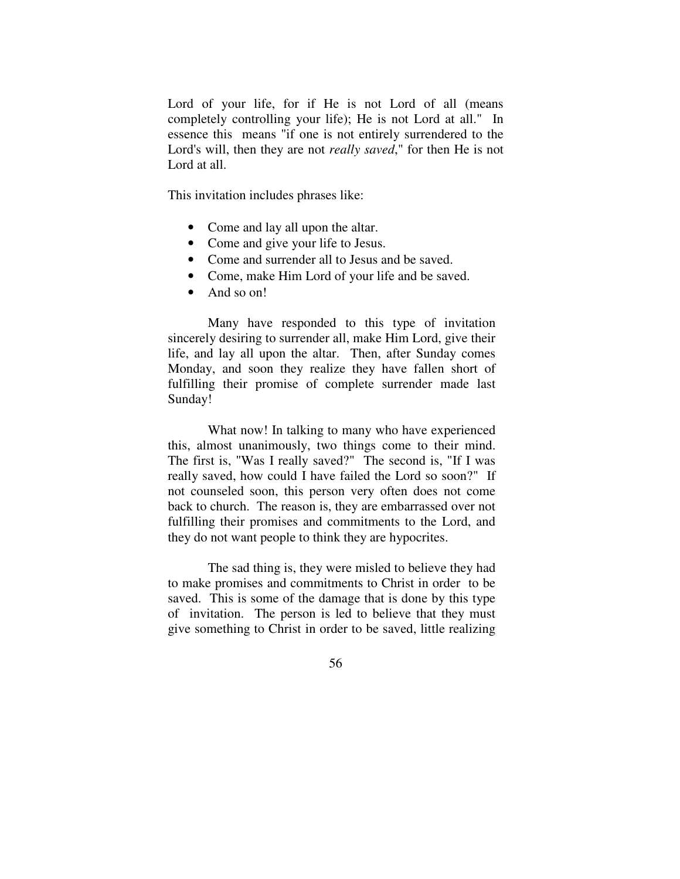Lord of your life, for if He is not Lord of all (means completely controlling your life); He is not Lord at all." In essence this means "if one is not entirely surrendered to the Lord's will, then they are not *really saved*," for then He is not Lord at all.

This invitation includes phrases like:

- Come and lay all upon the altar.
- Come and give your life to Jesus.
- Come and surrender all to Jesus and be saved.
- Come, make Him Lord of your life and be saved.
- And so on!

Many have responded to this type of invitation sincerely desiring to surrender all, make Him Lord, give their life, and lay all upon the altar. Then, after Sunday comes Monday, and soon they realize they have fallen short of fulfilling their promise of complete surrender made last Sunday!

What now! In talking to many who have experienced this, almost unanimously, two things come to their mind. The first is, "Was I really saved?" The second is, "If I was really saved, how could I have failed the Lord so soon?" If not counseled soon, this person very often does not come back to church. The reason is, they are embarrassed over not fulfilling their promises and commitments to the Lord, and they do not want people to think they are hypocrites.

The sad thing is, they were misled to believe they had to make promises and commitments to Christ in order to be saved. This is some of the damage that is done by this type of invitation. The person is led to believe that they must give something to Christ in order to be saved, little realizing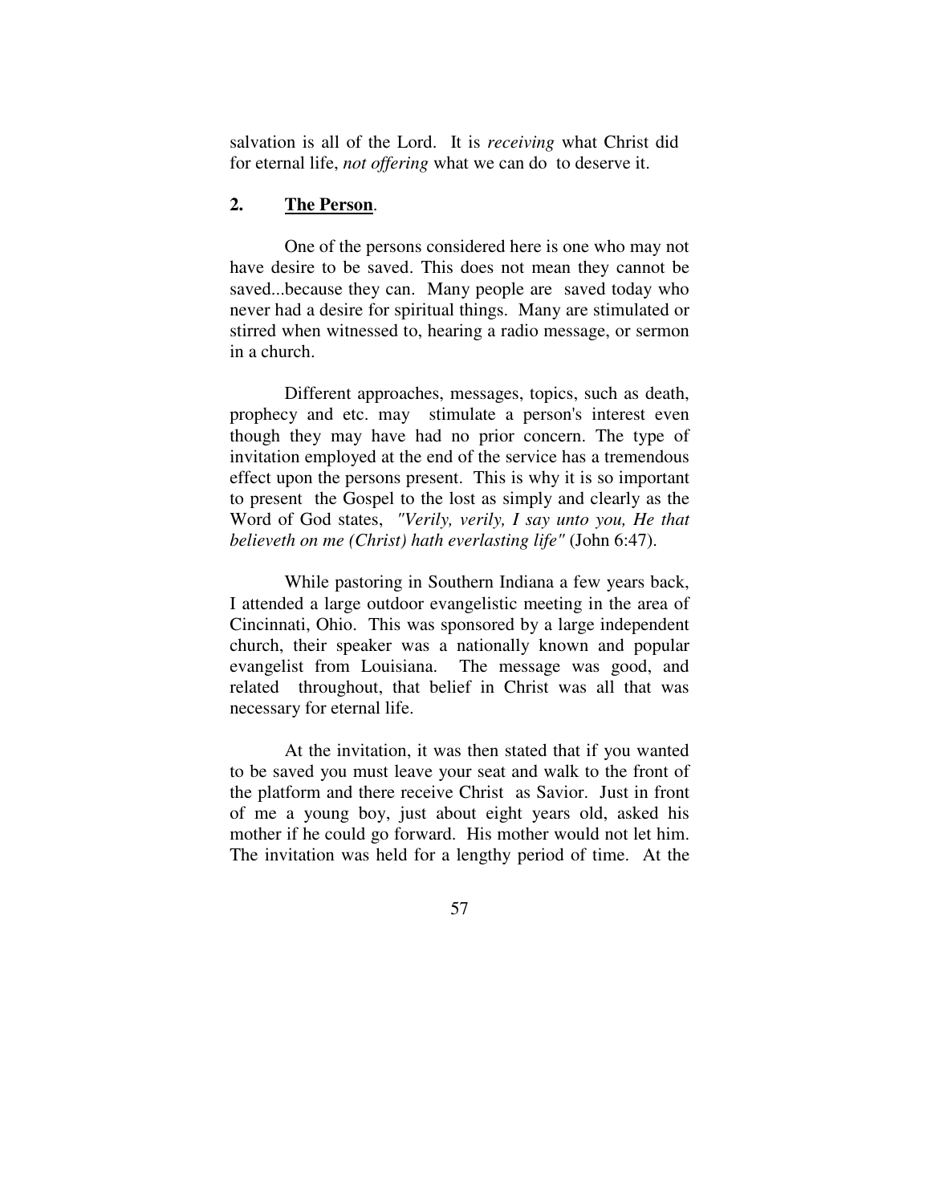salvation is all of the Lord. It is *receiving* what Christ did for eternal life, *not offering* what we can do to deserve it.

### 2. **<u>The Person</u>**.

One of the persons considered here is one who may not have desire to be saved. This does not mean they cannot be saved...because they can. Many people are saved today who never had a desire for spiritual things. Many are stimulated or stirred when witnessed to, hearing a radio message, or sermon in a church.

Different approaches, messages, topics, such as death, prophecy and etc. may stimulate a person's interest even though they may have had no prior concern. The type of invitation employed at the end of the service has a tremendous effect upon the persons present. This is why it is so important to present the Gospel to the lost as simply and clearly as the Word of God states, *"Verily, verily, I say unto you, He that believeth on me (Christ) hath everlasting life"* (John 6:47).

While pastoring in Southern Indiana a few years back, I attended a large outdoor evangelistic meeting in the area of Cincinnati, Ohio. This was sponsored by a large independent church, their speaker was a nationally known and popular evangelist from Louisiana. The message was good, and related throughout, that belief in Christ was all that was necessary for eternal life.

At the invitation, it was then stated that if you wanted to be saved you must leave your seat and walk to the front of the platform and there receive Christ as Savior. Just in front of me a young boy, just about eight years old, asked his mother if he could go forward. His mother would not let him. The invitation was held for a lengthy period of time. At the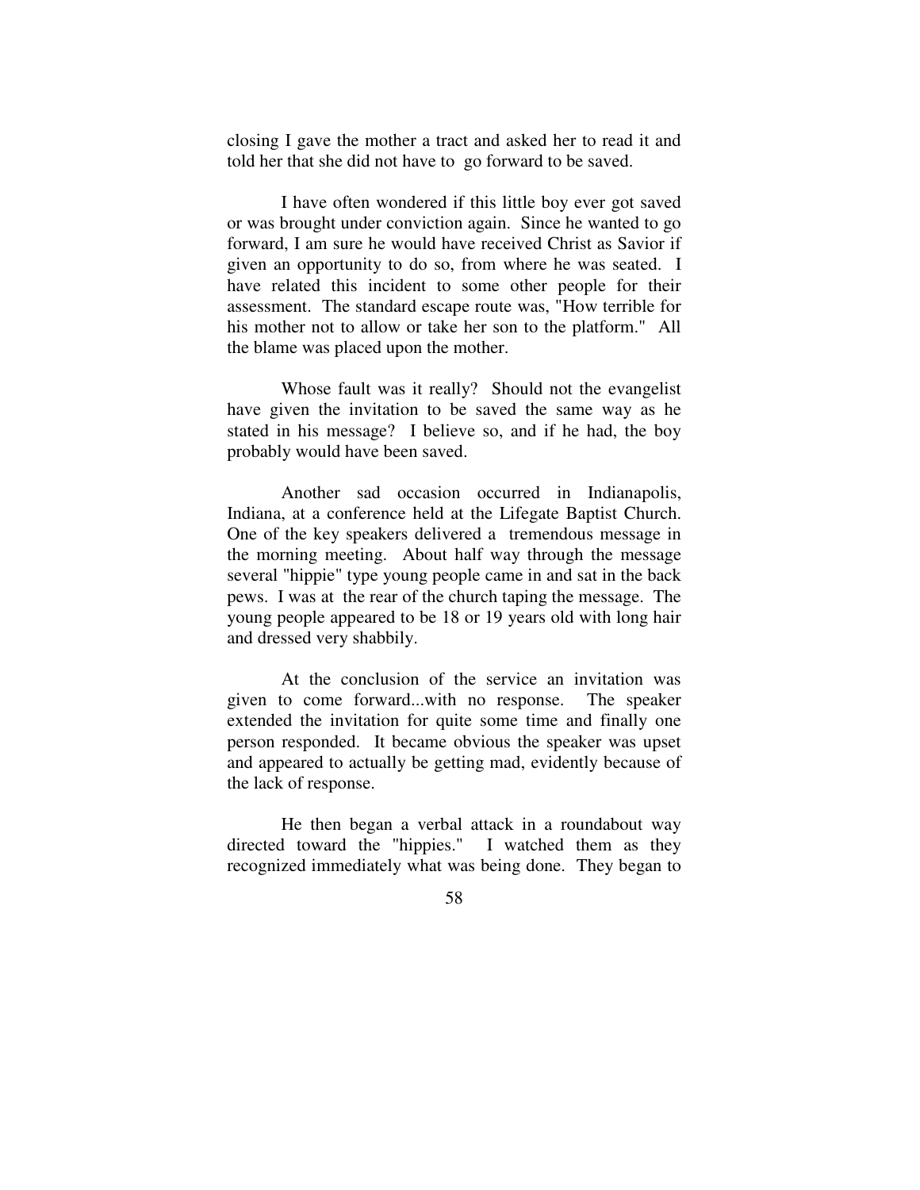closing I gave the mother a tract and asked her to read it and told her that she did not have to go forward to be saved.

I have often wondered if this little boy ever got saved or was brought under conviction again. Since he wanted to go forward, I am sure he would have received Christ as Savior if given an opportunity to do so, from where he was seated. I have related this incident to some other people for their assessment. The standard escape route was, "How terrible for his mother not to allow or take her son to the platform." All the blame was placed upon the mother.

Whose fault was it really? Should not the evangelist have given the invitation to be saved the same way as he stated in his message? I believe so, and if he had, the boy probably would have been saved.

Another sad occasion occurred in Indianapolis, Indiana, at a conference held at the Lifegate Baptist Church. One of the key speakers delivered a tremendous message in the morning meeting. About half way through the message several "hippie" type young people came in and sat in the back pews. I was at the rear of the church taping the message. The young people appeared to be 18 or 19 years old with long hair and dressed very shabbily.

At the conclusion of the service an invitation was given to come forward...with no response. The speaker extended the invitation for quite some time and finally one person responded. It became obvious the speaker was upset and appeared to actually be getting mad, evidently because of the lack of response.

He then began a verbal attack in a roundabout way directed toward the "hippies." I watched them as they recognized immediately what was being done. They began to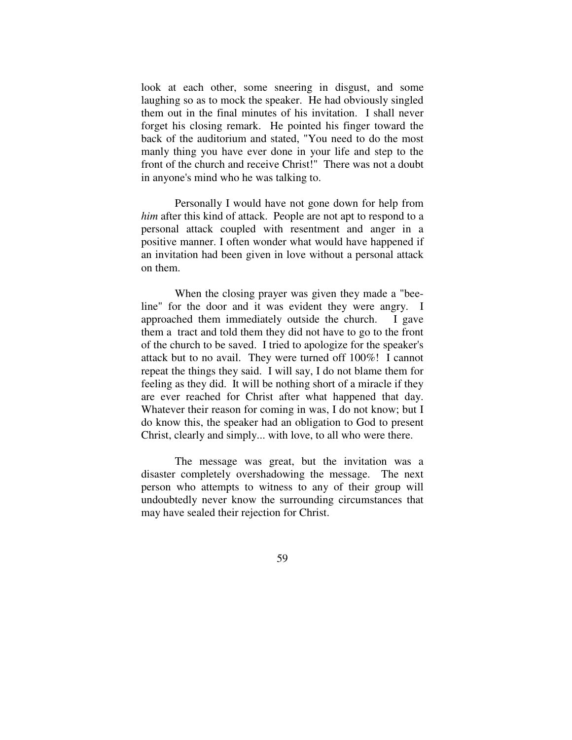look at each other, some sneering in disgust, and some laughing so as to mock the speaker. He had obviously singled them out in the final minutes of his invitation. I shall never forget his closing remark. He pointed his finger toward the back of the auditorium and stated, "You need to do the most manly thing you have ever done in your life and step to the front of the church and receive Christ!" There was not a doubt in anyone's mind who he was talking to.

Personally I would have not gone down for help from *him* after this kind of attack. People are not apt to respond to a personal attack coupled with resentment and anger in a positive manner. I often wonder what would have happened if an invitation had been given in love without a personal attack on them.

When the closing prayer was given they made a "bee-line" for the door and it was evident they were angry. I approached them immediately outside the church. I gave them a tract and told them they did not have to go to the front of the church to be saved. I tried to apologize for the speaker's attack but to no avail. They were turned off 100%! I cannot repeat the things they said. I will say, I do not blame them for feeling as they did. It will be nothing short of a miracle if they are ever reached for Christ after what happened that day. Whatever their reason for coming in was, I do not know; but I do know this, the speaker had an obligation to God to present Christ, clearly and simply... with love, to all who were there.

The message was great, but the invitation was a disaster completely overshadowing the message. The next person who attempts to witness to any of their group will undoubtedly never know the surrounding circumstances that may have sealed their rejection for Christ.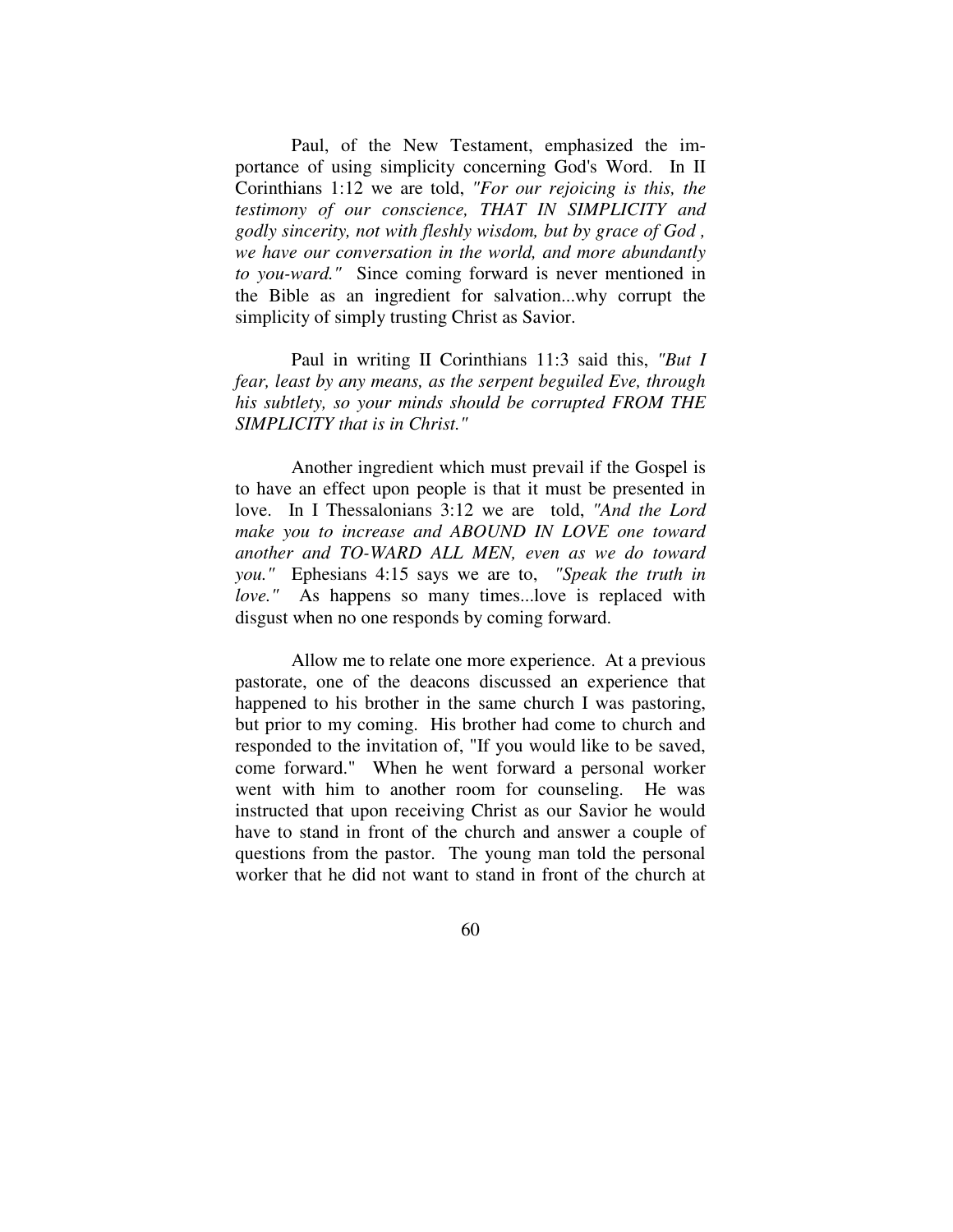Paul, of the New Testament, emphasized the importance of using simplicity concerning God's Word. In II Corinthians 1:12 we are told, *"For our rejoicing is this, the testimony of our conscience, THAT IN SIMPLICITY and godly sincerity, not with fleshly wisdom, but by grace of God , we have our conversation in the world, and more abundantly to you-ward."* Since coming forward is never mentioned in the Bible as an ingredient for salvation...why corrupt the simplicity of simply trusting Christ as Savior.

Paul in writing II Corinthians 11:3 said this, *"But I fear, least by any means, as the serpent beguiled Eve, through his subtlety, so your minds should be corrupted FROM THE SIMPLICITY that is in Christ."*

Another ingredient which must prevail if the Gospel is to have an effect upon people is that it must be presented in love. In I Thessalonians 3:12 we are told, *"And the Lord make you to increase and ABOUND IN LOVE one toward another and TO-WARD ALL MEN, even as we do toward you."* Ephesians 4:15 says we are to, *"Speak the truth in love."* As happens so many times...love is replaced with disgust when no one responds by coming forward.

Allow me to relate one more experience. At a previous pastorate, one of the deacons discussed an experience that happened to his brother in the same church I was pastoring, but prior to my coming. His brother had come to church and responded to the invitation of, "If you would like to be saved, come forward." When he went forward a personal worker went with him to another room for counseling. He was instructed that upon receiving Christ as our Savior he would have to stand in front of the church and answer a couple of questions from the pastor. The young man told the personal worker that he did not want to stand in front of the church at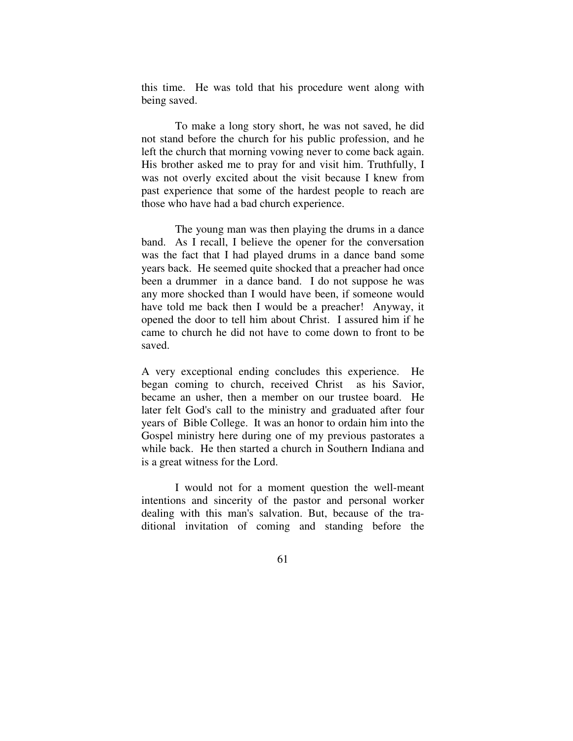this time. He was told that his procedure went along with being saved.

To make a long story short, he was not saved, he did not stand before the church for his public profession, and he left the church that morning vowing never to come back again. His brother asked me to pray for and visit him. Truthfully, I was not overly excited about the visit because I knew from past experience that some of the hardest people to reach are those who have had a bad church experience.

The young man was then playing the drums in a dance band. As I recall, I believe the opener for the conversation was the fact that I had played drums in a dance band some years back. He seemed quite shocked that a preacher had once been a drummer in a dance band. I do not suppose he was any more shocked than I would have been, if someone would have told me back then I would be a preacher! Anyway, it opened the door to tell him about Christ. I assured him if he came to church he did not have to come down to front to be saved.

A very exceptional ending concludes this experience. He began coming to church, received Christ as his Savior, became an usher, then a member on our trustee board. He later felt God's call to the ministry and graduated after four years of Bible College. It was an honor to ordain him into the Gospel ministry here during one of my previous pastorates a while back. He then started a church in Southern Indiana and is a great witness for the Lord.

I would not for a moment question the well-meant intentions and sincerity of the pastor and personal worker dealing with this man's salvation. But, because of the traditional invitation of coming and standing before the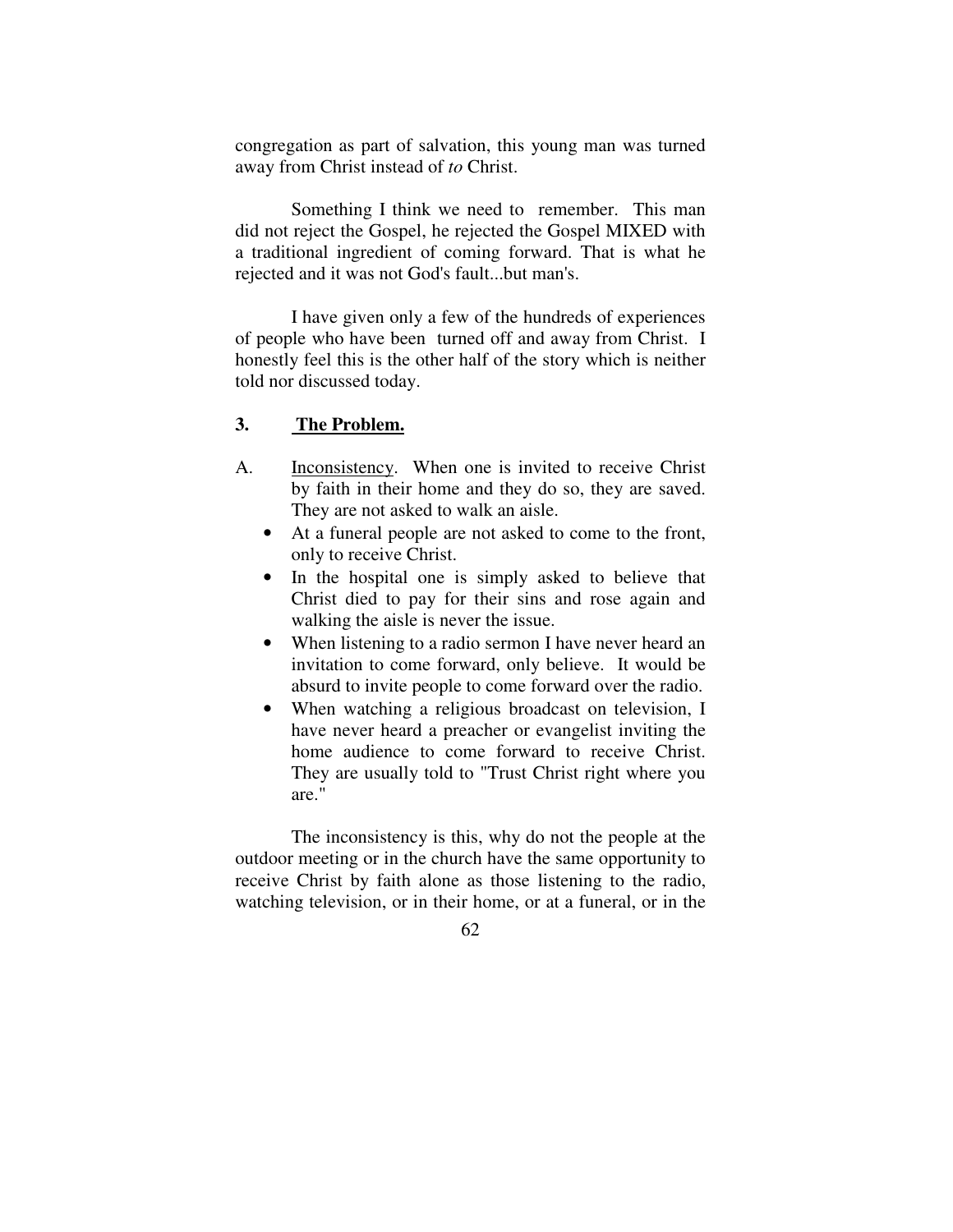congregation as part of salvation, this young man was turned away from Christ instead of *to* Christ.

Something I think we need to remember. This man did not reject the Gospel, he rejected the Gospel MIXED with a traditional ingredient of coming forward. That is what he rejected and it was not God's fault...but man's.

I have given only a few of the hundreds of experiences of people who have been turned off and away from Christ. I honestly feel this is the other half of the story which is neither told nor discussed today.

### 3. The Problem.

A. Inconsistency. When one is invited to receive Christ by faith in their home and they do so, they are saved. They are not asked to walk an aisle.

- At a funeral people are not asked to come to the front, only to receive Christ.
- In the hospital one is simply asked to believe that Christ died to pay for their sins and rose again and walking the aisle is never the issue.
- When listening to a radio sermon I have never heard an invitation to come forward, only believe. It would be absurd to invite people to come forward over the radio.
- When watching a religious broadcast on television, I have never heard a preacher or evangelist inviting the home audience to come forward to receive Christ. They are usually told to "Trust Christ right where you are."

The inconsistency is this, why do not the people at the outdoor meeting or in the church have the same opportunity to receive Christ by faith alone as those listening to the radio, watching television, or in their home, or at a funeral, or in the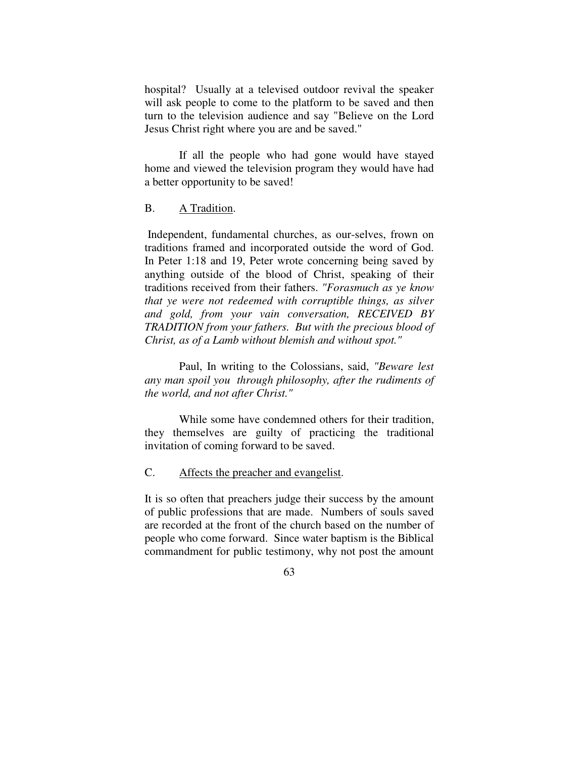hospital? Usually at a televised outdoor revival the speaker will ask people to come to the platform to be saved and then turn to the television audience and say "Believe on the Lord Jesus Christ right where you are and be saved."

If all the people who had gone would have stayed home and viewed the television program they would have had a better opportunity to be saved!

B. <u>A Tradition</u>.

Independent, fundamental churches, as our-selves, frown on traditions framed and incorporated outside the word of God. In Peter 1:18 and 19, Peter wrote concerning being saved by anything outside of the blood of Christ, speaking of their traditions received from their fathers. *"Forasmuch as ye know that ye were not redeemed with corruptible things, as silver and gold, from your vain conversation, RECEIVED BY TRADITION from your fathers. But with the precious blood of Christ, as of a Lamb without blemish and without spot."*

Paul, In writing to the Colossians, said, *"Beware lest any man spoil you through philosophy, after the rudiments of the world, and not after Christ."*

While some have condemned others for their tradition, they themselves are guilty of practicing the traditional invitation of coming forward to be saved.

C. <u>Affects the preacher and evangelist</u>.

It is so often that preachers judge their success by the amount of public professions that are made. Numbers of souls saved are recorded at the front of the church based on the number of people who come forward. Since water baptism is the Biblical commandment for public testimony, why not post the amount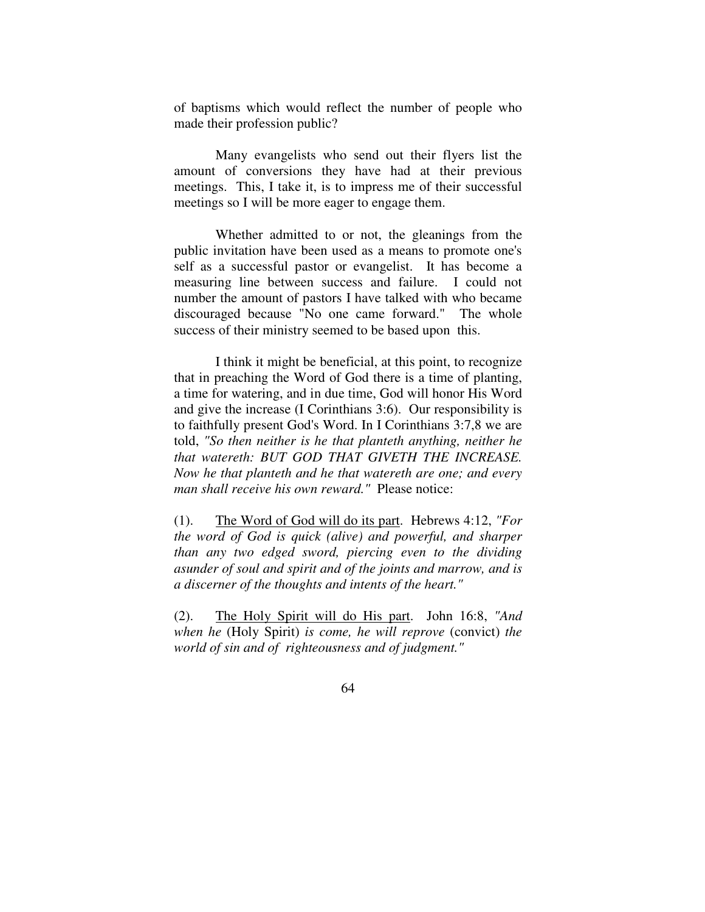of baptisms which would reflect the number of people who made their profession public?

Many evangelists who send out their flyers list the amount of conversions they have had at their previous meetings. This, I take it, is to impress me of their successful meetings so I will be more eager to engage them.

Whether admitted to or not, the gleanings from the public invitation have been used as a means to promote one's self as a successful pastor or evangelist. It has become a measuring line between success and failure. I could not number the amount of pastors I have talked with who became discouraged because "No one came forward." The whole success of their ministry seemed to be based upon this.

I think it might be beneficial, at this point, to recognize that in preaching the Word of God there is a time of planting, a time for watering, and in due time, God will honor His Word and give the increase (I Corinthians 3:6). Our responsibility is to faithfully present God's Word. In I Corinthians 3:7,8 we are told, *"So then neither is he that planteth anything, neither he that watereth: BUT GOD THAT GIVETH THE INCREASE. Now he that planteth and he that watereth are one; and every man shall receive his own reward."* Please notice:

(1). <u>The Word of God will do its part</u>. Hebrews 4:12, *"For the word of God is quick (alive) and powerful, and sharper than any two edged sword, piercing even to the dividing asunder of soul and spirit and of the joints and marrow, and is a discerner of the thoughts and intents of the heart."*

(2). <u>The Holy Spirit will do His part</u>. John 16:8, *"And when he* (Holy Spirit) *is come, he will reprove* (convict) *the world of sin and of righteousness and of judgment."*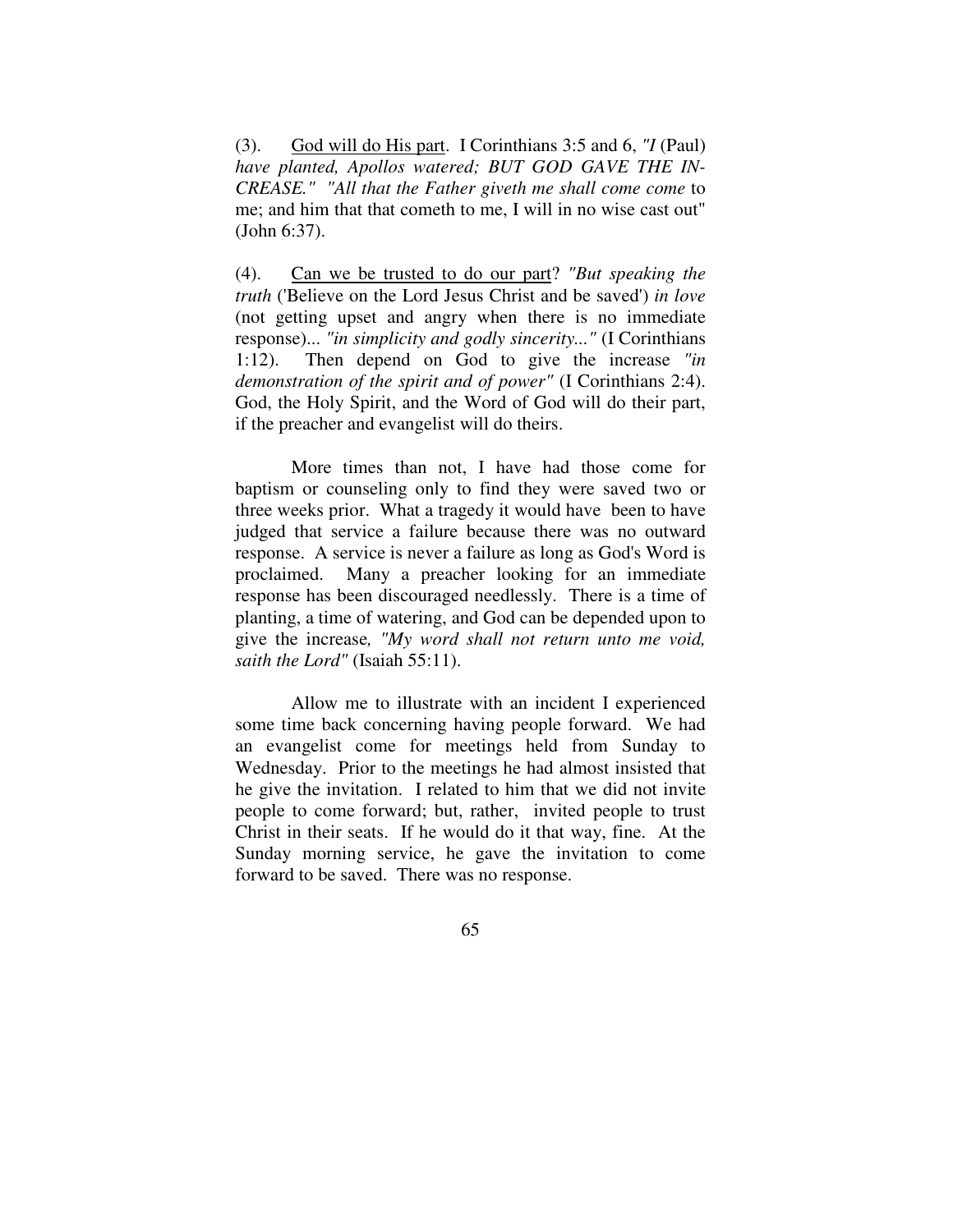(3). <u>God will do His part</u>. I Corinthians 3:5 and 6, *"I* (Paul) *have planted, Apollos watered; BUT GOD GAVE THE INCREASE." "All that the Father giveth me shall come come* to me; and him that that cometh to me, I will in no wise cast out" (John 6:37).

(4). <u>Can we be trusted to do our part</u>? *"But speaking the truth* ('Believe on the Lord Jesus Christ and be saved') *in love* (not getting upset and angry when there is no immediate response)... *"in simplicity and godly sincerity..."* (I Corinthians 1:12). Then depend on God to give the increase *"in demonstration of the spirit and of power"* (I Corinthians 2:4). God, the Holy Spirit, and the Word of God will do their part, if the preacher and evangelist will do theirs.

More times than not, I have had those come for baptism or counseling only to find they were saved two or three weeks prior. What a tragedy it would have been to have judged that service a failure because there was no outward response. A service is never a failure as long as God's Word is proclaimed. Many a preacher looking for an immediate response has been discouraged needlessly. There is a time of planting, a time of watering, and God can be depended upon to give the increase*, "My word shall not return unto me void, saith the Lord"* (Isaiah 55:11).

Allow me to illustrate with an incident I experienced some time back concerning having people forward. We had an evangelist come for meetings held from Sunday to Wednesday. Prior to the meetings he had almost insisted that he give the invitation. I related to him that we did not invite people to come forward; but, rather, invited people to trust Christ in their seats. If he would do it that way, fine. At the Sunday morning service, he gave the invitation to come forward to be saved. There was no response.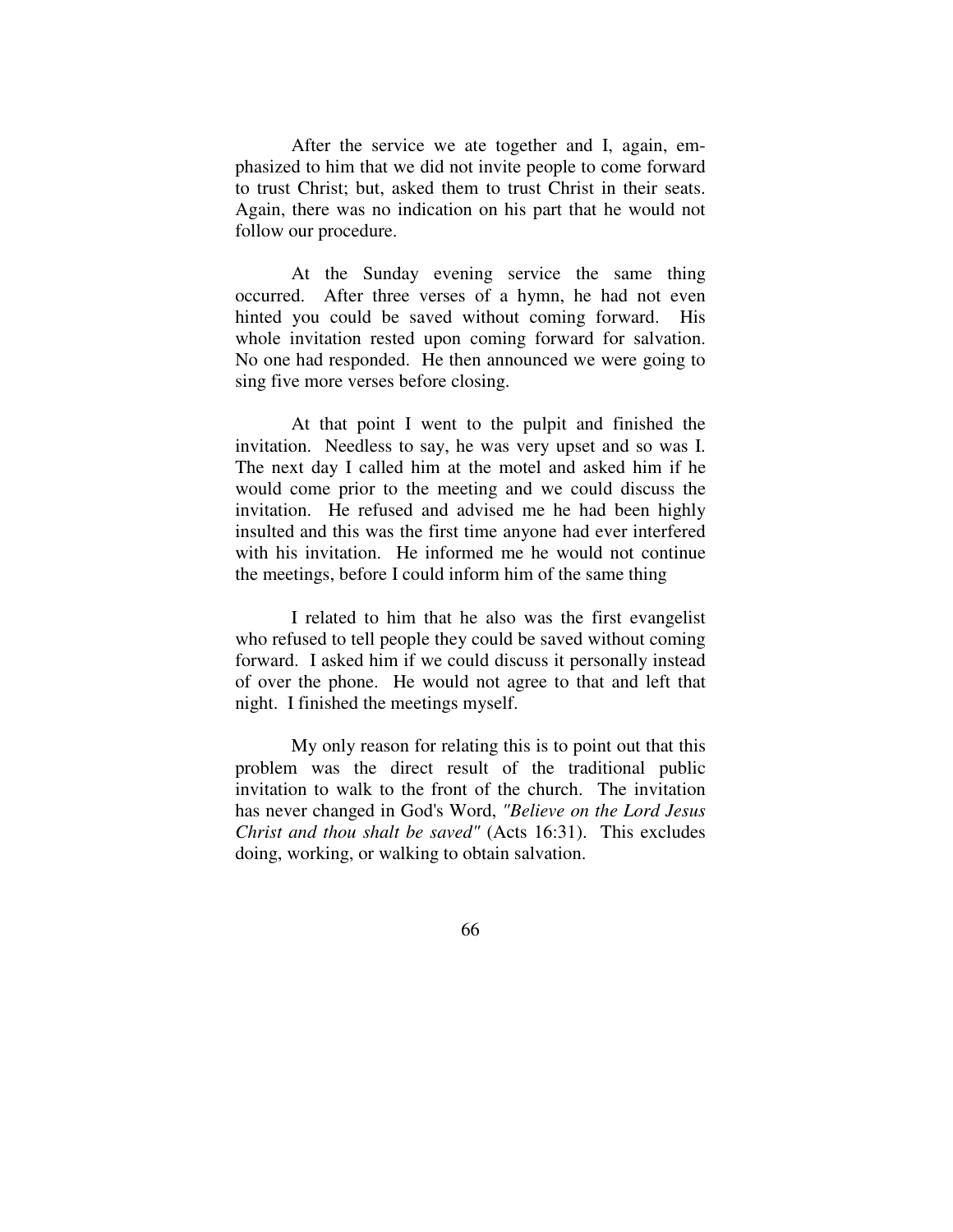After the service we ate together and I, again, emphasized to him that we did not invite people to come forward to trust Christ; but, asked them to trust Christ in their seats. Again, there was no indication on his part that he would not follow our procedure.

At the Sunday evening service the same thing occurred. After three verses of a hymn, he had not even hinted you could be saved without coming forward. His whole invitation rested upon coming forward for salvation. No one had responded. He then announced we were going to sing five more verses before closing.

At that point I went to the pulpit and finished the invitation. Needless to say, he was very upset and so was I. The next day I called him at the motel and asked him if he would come prior to the meeting and we could discuss the invitation. He refused and advised me he had been highly insulted and this was the first time anyone had ever interfered with his invitation. He informed me he would not continue the meetings, before I could inform him of the same thing

I related to him that he also was the first evangelist who refused to tell people they could be saved without coming forward. I asked him if we could discuss it personally instead of over the phone. He would not agree to that and left that night. I finished the meetings myself.

My only reason for relating this is to point out that this problem was the direct result of the traditional public invitation to walk to the front of the church. The invitation has never changed in God's Word, *"Believe on the Lord Jesus Christ and thou shalt be saved"* (Acts 16:31). This excludes doing, working, or walking to obtain salvation.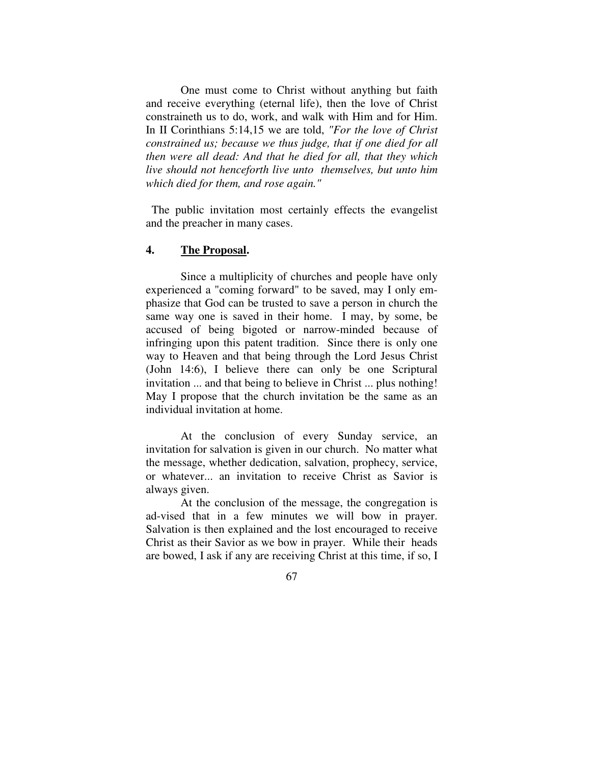One must come to Christ without anything but faith and receive everything (eternal life), then the love of Christ constraineth us to do, work, and walk with Him and for Him. In II Corinthians 5:14,15 we are told, *"For the love of Christ constrained us; because we thus judge, that if one died for all then were all dead: And that he died for all, that they which live should not henceforth live unto themselves, but unto him which died for them, and rose again."*

The public invitation most certainly effects the evangelist and the preacher in many cases.

### 4. <u>The Proposal</u>.

Since a multiplicity of churches and people have only experienced a "coming forward" to be saved, may I only emphasize that God can be trusted to save a person in church the same way one is saved in their home. I may, by some, be accused of being bigoted or narrow-minded because of infringing upon this patent tradition. Since there is only one way to Heaven and that being through the Lord Jesus Christ (John 14:6), I believe there can only be one Scriptural invitation ... and that being to believe in Christ ... plus nothing! May I propose that the church invitation be the same as an individual invitation at home.

At the conclusion of every Sunday service, an invitation for salvation is given in our church. No matter what the message, whether dedication, salvation, prophecy, service, or whatever... an invitation to receive Christ as Savior is always given.

At the conclusion of the message, the congregation is ad-vised that in a few minutes we will bow in prayer. Salvation is then explained and the lost encouraged to receive Christ as their Savior as we bow in prayer. While their heads are bowed, I ask if any are receiving Christ at this time, if so, I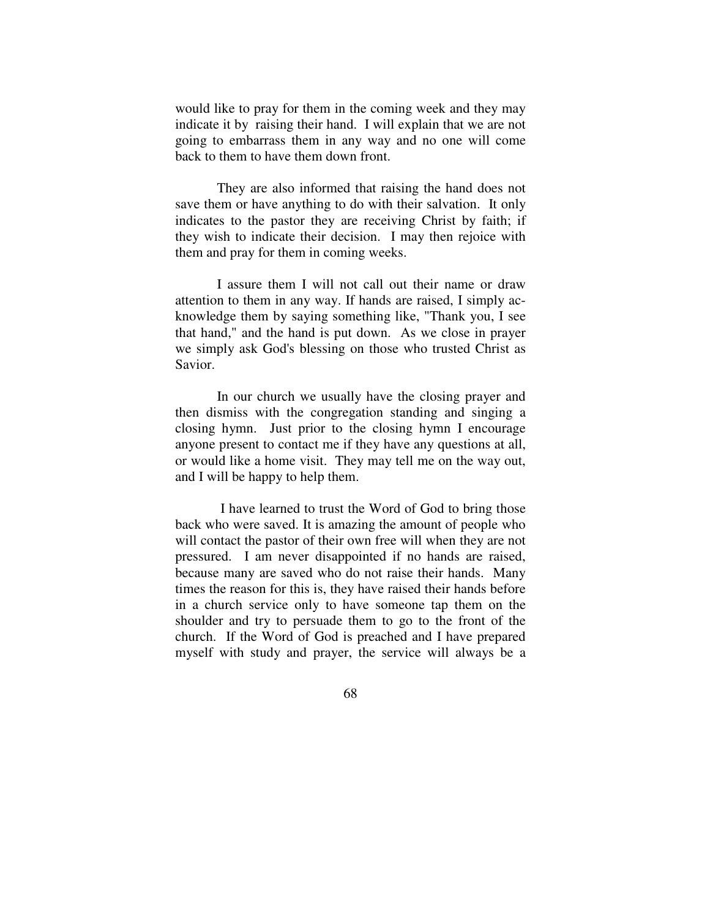would like to pray for them in the coming week and they may indicate it by raising their hand. I will explain that we are not going to embarrass them in any way and no one will come back to them to have them down front.

They are also informed that raising the hand does not save them or have anything to do with their salvation. It only indicates to the pastor they are receiving Christ by faith; if they wish to indicate their decision. I may then rejoice with them and pray for them in coming weeks.

I assure them I will not call out their name or draw attention to them in any way. If hands are raised, I simply acknowledge them by saying something like, "Thank you, I see that hand," and the hand is put down. As we close in prayer we simply ask God's blessing on those who trusted Christ as Savior.

In our church we usually have the closing prayer and then dismiss with the congregation standing and singing a closing hymn. Just prior to the closing hymn I encourage anyone present to contact me if they have any questions at all, or would like a home visit. They may tell me on the way out, and I will be happy to help them.

I have learned to trust the Word of God to bring those back who were saved. It is amazing the amount of people who will contact the pastor of their own free will when they are not pressured. I am never disappointed if no hands are raised, because many are saved who do not raise their hands. Many times the reason for this is, they have raised their hands before in a church service only to have someone tap them on the shoulder and try to persuade them to go to the front of the church. If the Word of God is preached and I have prepared myself with study and prayer, the service will always be a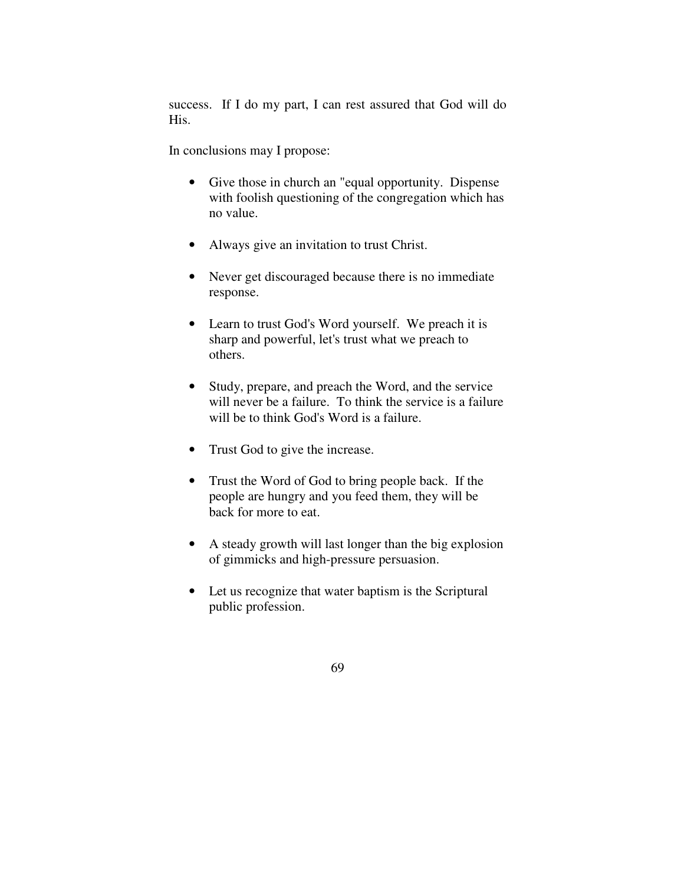success. If I do my part, I can rest assured that God will do His.

In conclusions may I propose:

- Give those in church an "equal opportunity. Dispense with foolish questioning of the congregation which has no value.

- Always give an invitation to trust Christ.

- Never get discouraged because there is no immediate response.

- Learn to trust God's Word yourself. We preach it is sharp and powerful, let's trust what we preach to others.

- Study, prepare, and preach the Word, and the service will never be a failure. To think the service is a failure will be to think God's Word is a failure.

- Trust God to give the increase.

- Trust the Word of God to bring people back. If the people are hungry and you feed them, they will be back for more to eat.

- A steady growth will last longer than the big explosion of gimmicks and high-pressure persuasion.

- Let us recognize that water baptism is the Scriptural public profession.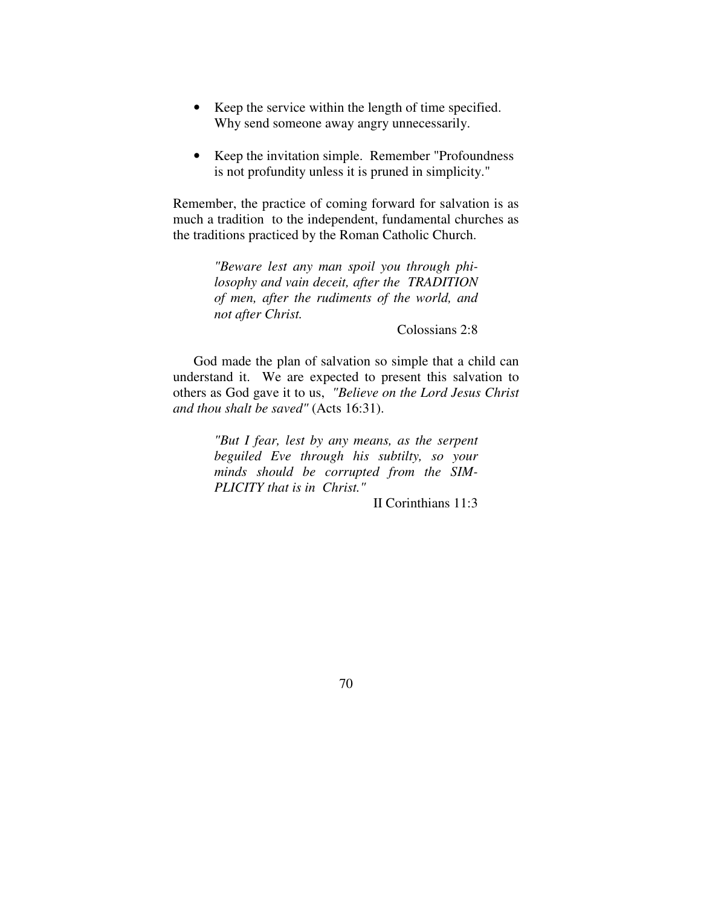- Keep the service within the length of time specified. Why send someone away angry unnecessarily.

- Keep the invitation simple. Remember "Profoundness is not profundity unless it is pruned in simplicity."

Remember, the practice of coming forward for salvation is as much a tradition to the independent, fundamental churches as the traditions practiced by the Roman Catholic Church.

> *"Beware lest any man spoil you through philosophy and vain deceit, after the TRADITION of men, after the rudiments of the world, and not after Christ.*
>
> Colossians 2:8

God made the plan of salvation so simple that a child can understand it. We are expected to present this salvation to others as God gave it to us, *"Believe on the Lord Jesus Christ and thou shalt be saved"* (Acts 16:31).

> *"But I fear, lest by any means, as the serpent beguiled Eve through his subtilty, so your minds should be corrupted from the SIMPLICITY that is in Christ."*
>
> II Corinthians 11:3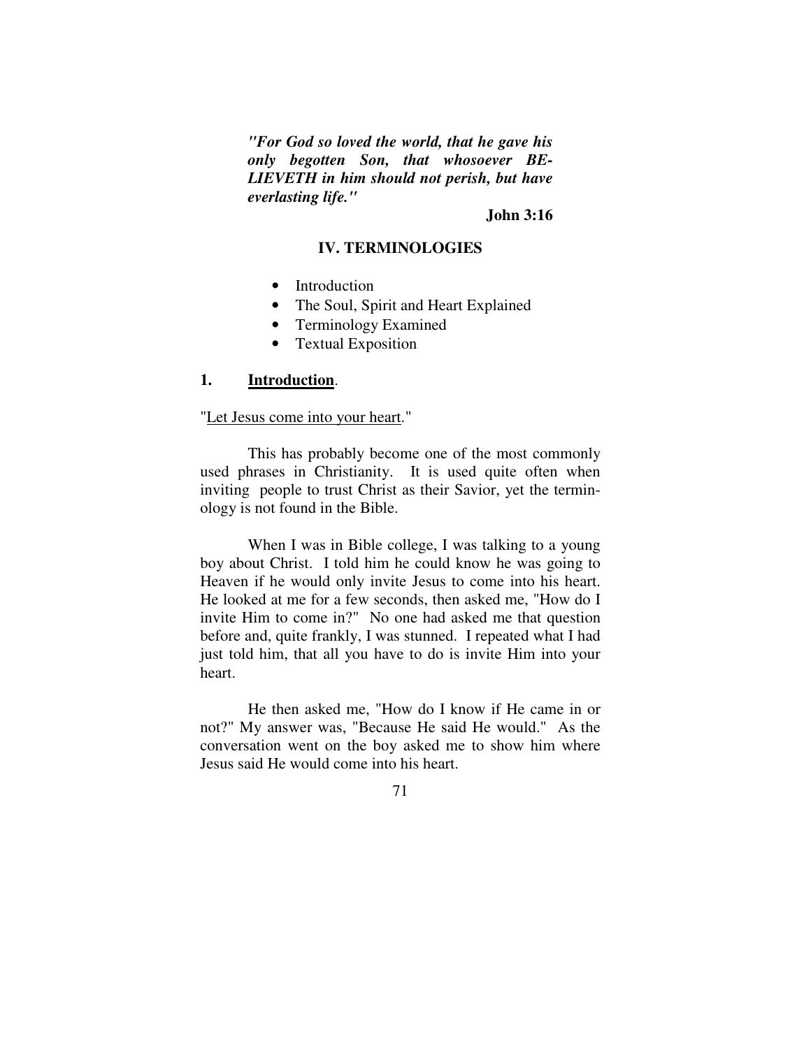***"For God so loved the world, that he gave his only begotten Son, that whosoever BELIEVETH in him should not perish, but have everlasting life."***

**John 3:16**

## IV. TERMINOLOGIES

- Introduction
- The Soul, Spirit and Heart Explained
- Terminology Examined
- Textual Exposition

### 1. Introduction.

"<u>Let Jesus come into your heart</u>."

This has probably become one of the most commonly used phrases in Christianity. It is used quite often when inviting people to trust Christ as their Savior, yet the terminology is not found in the Bible.

When I was in Bible college, I was talking to a young boy about Christ. I told him he could know he was going to Heaven if he would only invite Jesus to come into his heart. He looked at me for a few seconds, then asked me, "How do I invite Him to come in?" No one had asked me that question before and, quite frankly, I was stunned. I repeated what I had just told him, that all you have to do is invite Him into your heart.

He then asked me, "How do I know if He came in or not?" My answer was, "Because He said He would." As the conversation went on the boy asked me to show him where Jesus said He would come into his heart.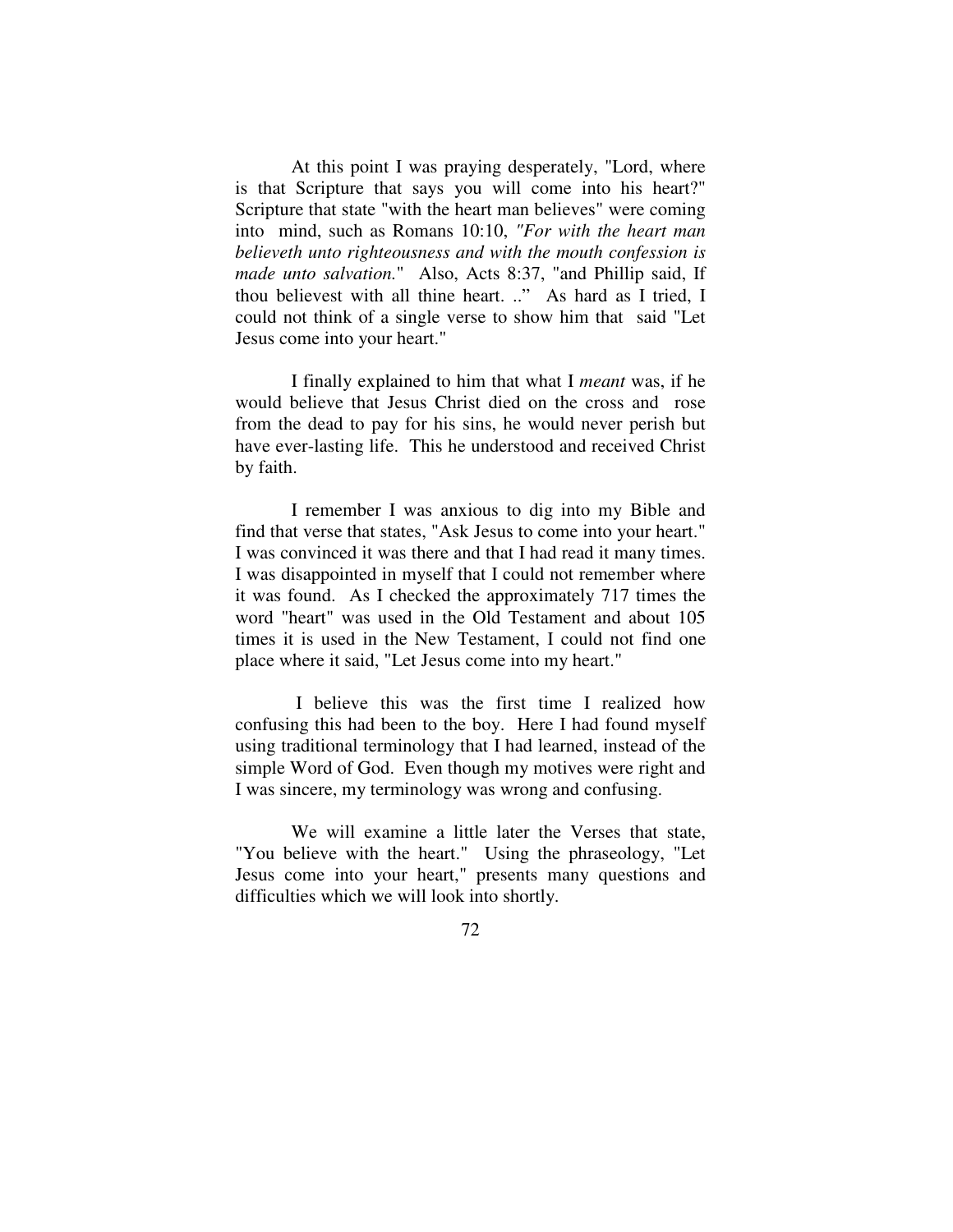At this point I was praying desperately, "Lord, where is that Scripture that says you will come into his heart?" Scripture that state "with the heart man believes" were coming into mind, such as Romans 10:10, *"For with the heart man believeth unto righteousness and with the mouth confession is made unto salvation.*" Also, Acts 8:37, "and Phillip said, If thou believest with all thine heart. ..." As hard as I tried, I could not think of a single verse to show him that said "Let Jesus come into your heart."

I finally explained to him that what I *meant* was, if he would believe that Jesus Christ died on the cross and rose from the dead to pay for his sins, he would never perish but have ever-lasting life. This he understood and received Christ by faith.

I remember I was anxious to dig into my Bible and find that verse that states, "Ask Jesus to come into your heart." I was convinced it was there and that I had read it many times. I was disappointed in myself that I could not remember where it was found. As I checked the approximately 717 times the word "heart" was used in the Old Testament and about 105 times it is used in the New Testament, I could not find one place where it said, "Let Jesus come into my heart."

I believe this was the first time I realized how confusing this had been to the boy. Here I had found myself using traditional terminology that I had learned, instead of the simple Word of God. Even though my motives were right and I was sincere, my terminology was wrong and confusing.

We will examine a little later the Verses that state, "You believe with the heart." Using the phraseology, "Let Jesus come into your heart," presents many questions and difficulties which we will look into shortly.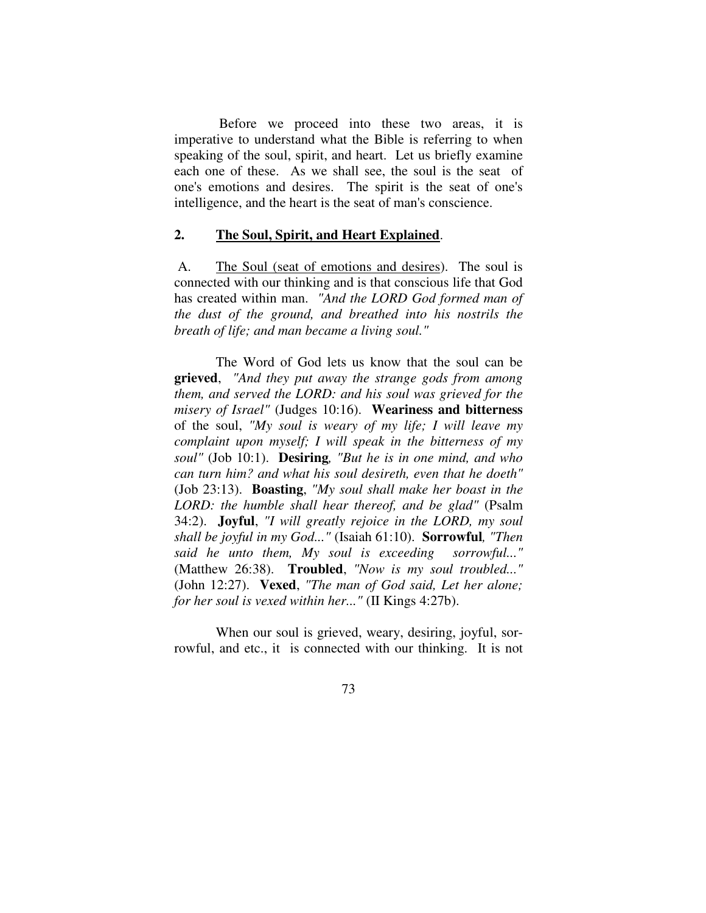Before we proceed into these two areas, it is imperative to understand what the Bible is referring to when speaking of the soul, spirit, and heart. Let us briefly examine each one of these. As we shall see, the soul is the seat of one's emotions and desires. The spirit is the seat of one's intelligence, and the heart is the seat of man's conscience.

## 2. <u>The Soul, Spirit, and Heart Explained</u>.

A. <u>The Soul (seat of emotions and desires)</u>. The soul is connected with our thinking and is that conscious life that God has created within man. *"And the LORD God formed man of the dust of the ground, and breathed into his nostrils the breath of life; and man became a living soul."*

The Word of God lets us know that the soul can be **grieved**, *"And they put away the strange gods from among them, and served the LORD: and his soul was grieved for the misery of Israel"* (Judges 10:16). **Weariness and bitterness** of the soul, *"My soul is weary of my life; I will leave my complaint upon myself; I will speak in the bitterness of my soul"* (Job 10:1). **Desiring**, *"But he is in one mind, and who can turn him? and what his soul desireth, even that he doeth"* (Job 23:13). **Boasting**, *"My soul shall make her boast in the LORD: the humble shall hear thereof, and be glad"* (Psalm 34:2). **Joyful**, *"I will greatly rejoice in the LORD, my soul shall be joyful in my God..."* (Isaiah 61:10). **Sorrowful**, *"Then said he unto them, My soul is exceeding sorrowful..."* (Matthew 26:38). **Troubled**, *"Now is my soul troubled..."* (John 12:27). **Vexed**, *"The man of God said, Let her alone; for her soul is vexed within her..."* (II Kings 4:27b).

When our soul is grieved, weary, desiring, joyful, sorrowful, and etc., it is connected with our thinking. It is not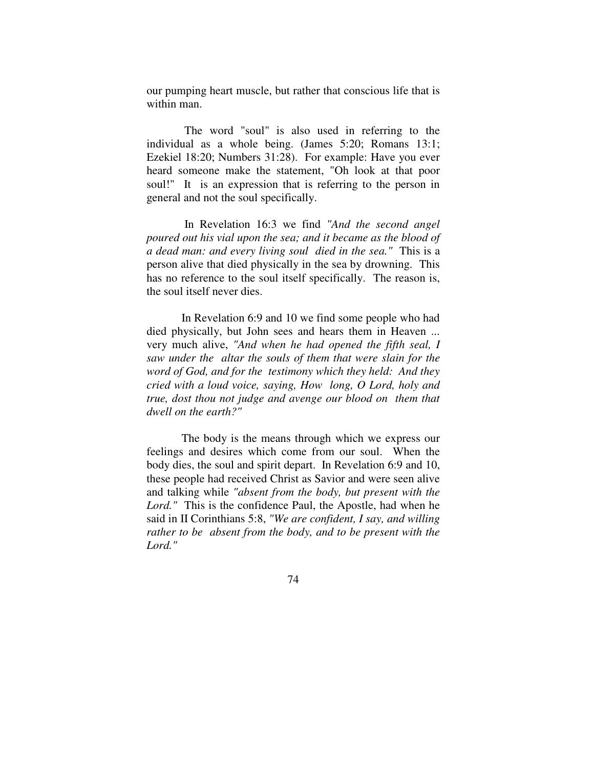our pumping heart muscle, but rather that conscious life that is within man.

The word "soul" is also used in referring to the individual as a whole being. (James 5:20; Romans 13:1; Ezekiel 18:20; Numbers 31:28). For example: Have you ever heard someone make the statement, "Oh look at that poor soul!" It is an expression that is referring to the person in general and not the soul specifically.

In Revelation 16:3 we find *"And the second angel poured out his vial upon the sea; and it became as the blood of a dead man: and every living soul died in the sea."* This is a person alive that died physically in the sea by drowning. This has no reference to the soul itself specifically. The reason is, the soul itself never dies.

In Revelation 6:9 and 10 we find some people who had died physically, but John sees and hears them in Heaven ... very much alive, *"And when he had opened the fifth seal, I saw under the altar the souls of them that were slain for the word of God, and for the testimony which they held: And they cried with a loud voice, saying, How long, O Lord, holy and true, dost thou not judge and avenge our blood on them that dwell on the earth?"*

The body is the means through which we express our feelings and desires which come from our soul. When the body dies, the soul and spirit depart. In Revelation 6:9 and 10, these people had received Christ as Savior and were seen alive and talking while *"absent from the body, but present with the Lord."* This is the confidence Paul, the Apostle, had when he said in II Corinthians 5:8, *"We are confident, I say, and willing rather to be absent from the body, and to be present with the Lord."*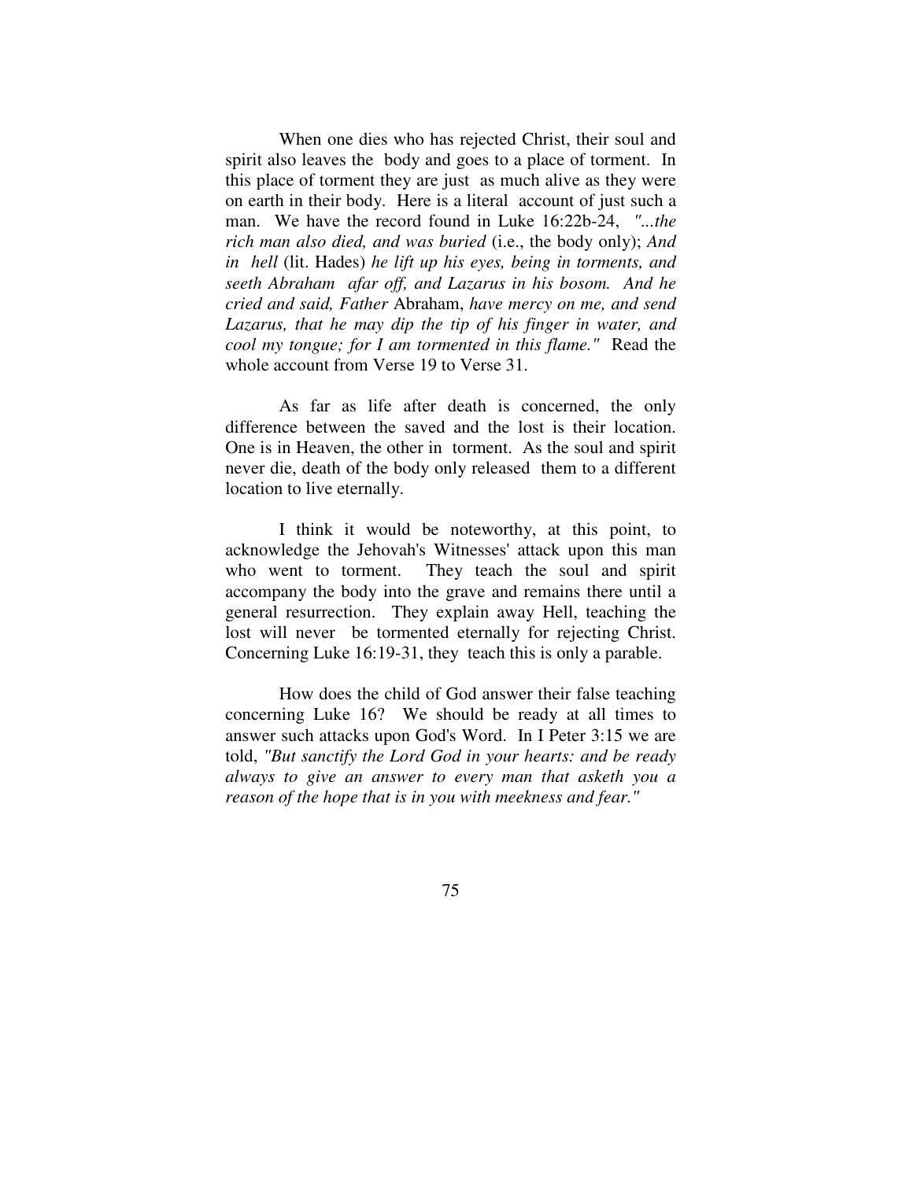When one dies who has rejected Christ, their soul and spirit also leaves the body and goes to a place of torment. In this place of torment they are just as much alive as they were on earth in their body. Here is a literal account of just such a man. We have the record found in Luke 16:22b-24, *"...the rich man also died, and was buried* (i.e., the body only); *And in hell* (lit. Hades) *he lift up his eyes, being in torments, and seeth Abraham afar off, and Lazarus in his bosom. And he cried and said, Father* Abraham, *have mercy on me, and send Lazarus, that he may dip the tip of his finger in water, and cool my tongue; for I am tormented in this flame."* Read the whole account from Verse 19 to Verse 31.

As far as life after death is concerned, the only difference between the saved and the lost is their location. One is in Heaven, the other in torment. As the soul and spirit never die, death of the body only released them to a different location to live eternally.

I think it would be noteworthy, at this point, to acknowledge the Jehovah's Witnesses' attack upon this man who went to torment. They teach the soul and spirit accompany the body into the grave and remains there until a general resurrection. They explain away Hell, teaching the lost will never be tormented eternally for rejecting Christ. Concerning Luke 16:19-31, they teach this is only a parable.

How does the child of God answer their false teaching concerning Luke 16? We should be ready at all times to answer such attacks upon God's Word. In I Peter 3:15 we are told, *"But sanctify the Lord God in your hearts: and be ready always to give an answer to every man that asketh you a reason of the hope that is in you with meekness and fear."*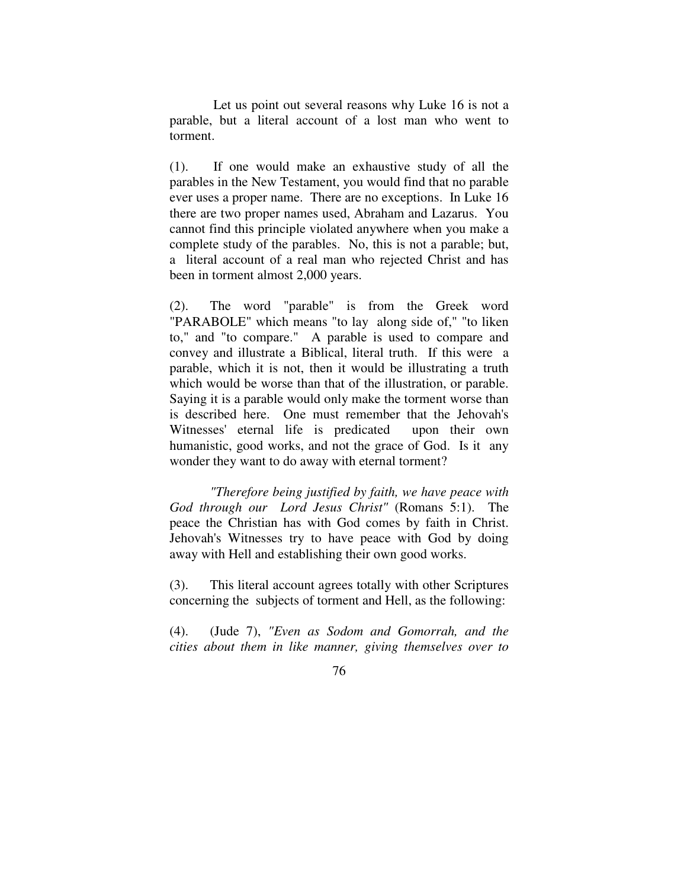Let us point out several reasons why Luke 16 is not a parable, but a literal account of a lost man who went to torment.

(1). If one would make an exhaustive study of all the parables in the New Testament, you would find that no parable ever uses a proper name. There are no exceptions. In Luke 16 there are two proper names used, Abraham and Lazarus. You cannot find this principle violated anywhere when you make a complete study of the parables. No, this is not a parable; but, a literal account of a real man who rejected Christ and has been in torment almost 2,000 years.

(2). The word "parable" is from the Greek word "PARABOLE" which means "to lay along side of," "to liken to," and "to compare." A parable is used to compare and convey and illustrate a Biblical, literal truth. If this were a parable, which it is not, then it would be illustrating a truth which would be worse than that of the illustration, or parable. Saying it is a parable would only make the torment worse than is described here. One must remember that the Jehovah's Witnesses' eternal life is predicated upon their own humanistic, good works, and not the grace of God. Is it any wonder they want to do away with eternal torment?

*"Therefore being justified by faith, we have peace with God through our Lord Jesus Christ"* (Romans 5:1). The peace the Christian has with God comes by faith in Christ. Jehovah's Witnesses try to have peace with God by doing away with Hell and establishing their own good works.

(3). This literal account agrees totally with other Scriptures concerning the subjects of torment and Hell, as the following:

(4). (Jude 7), *"Even as Sodom and Gomorrah, and the cities about them in like manner, giving themselves over to*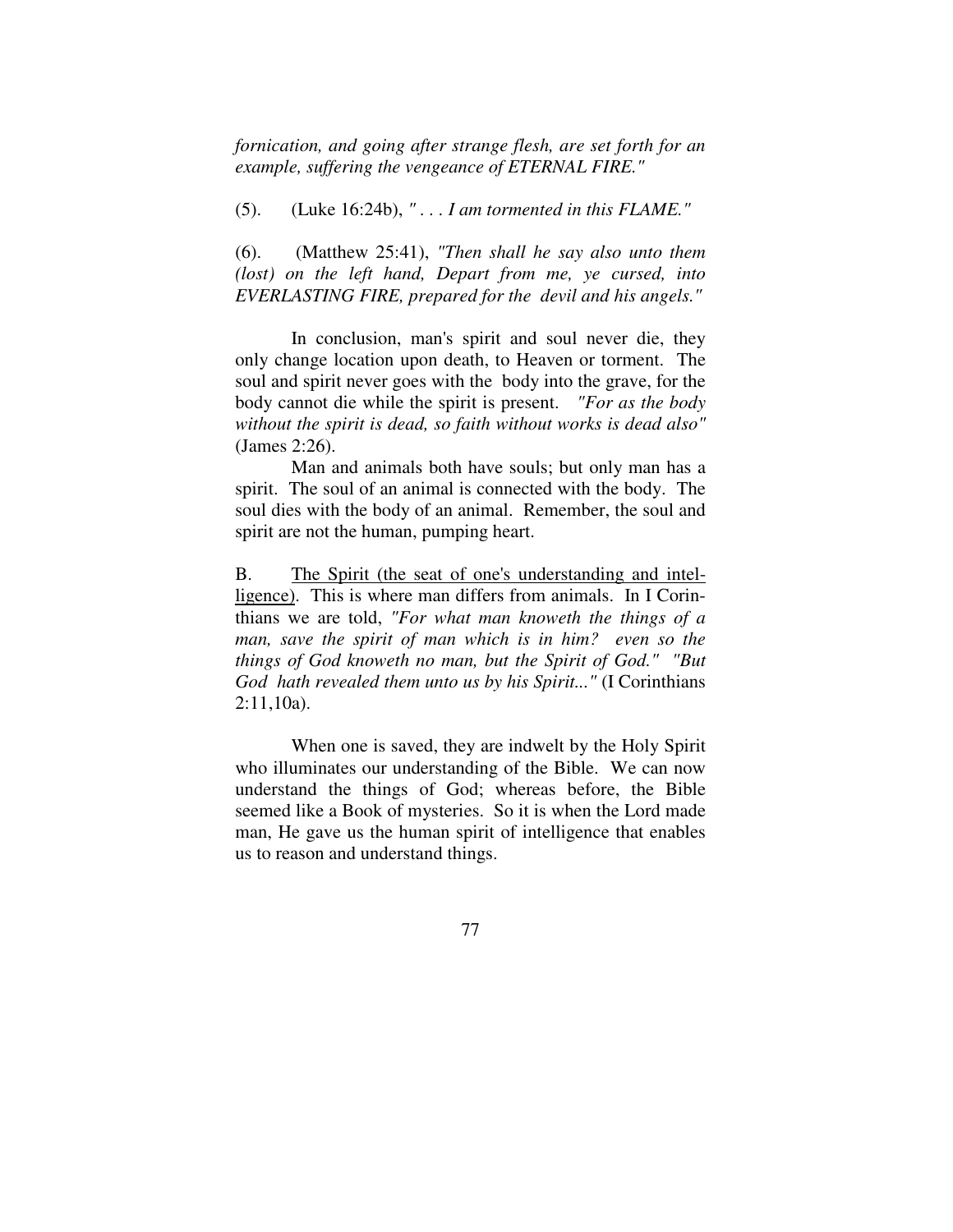*fornication, and going after strange flesh, are set forth for an example, suffering the vengeance of ETERNAL FIRE."*

(5). (Luke 16:24b), *" . . . I am tormented in this FLAME."*

(6). (Matthew 25:41), *"Then shall he say also unto them (lost) on the left hand, Depart from me, ye cursed, into EVERLASTING FIRE, prepared for the devil and his angels."*

In conclusion, man's spirit and soul never die, they only change location upon death, to Heaven or torment. The soul and spirit never goes with the body into the grave, for the body cannot die while the spirit is present. *"For as the body without the spirit is dead, so faith without works is dead also"* (James 2:26).

Man and animals both have souls; but only man has a spirit. The soul of an animal is connected with the body. The soul dies with the body of an animal. Remember, the soul and spirit are not the human, pumping heart.

B. <u>The Spirit (the seat of one's understanding and intelligence)</u>. This is where man differs from animals. In I Corinthians we are told, *"For what man knoweth the things of a man, save the spirit of man which is in him? even so the things of God knoweth no man, but the Spirit of God." "But God hath revealed them unto us by his Spirit..."* (I Corinthians 2:11,10a).

When one is saved, they are indwelt by the Holy Spirit who illuminates our understanding of the Bible. We can now understand the things of God; whereas before, the Bible seemed like a Book of mysteries. So it is when the Lord made man, He gave us the human spirit of intelligence that enables us to reason and understand things.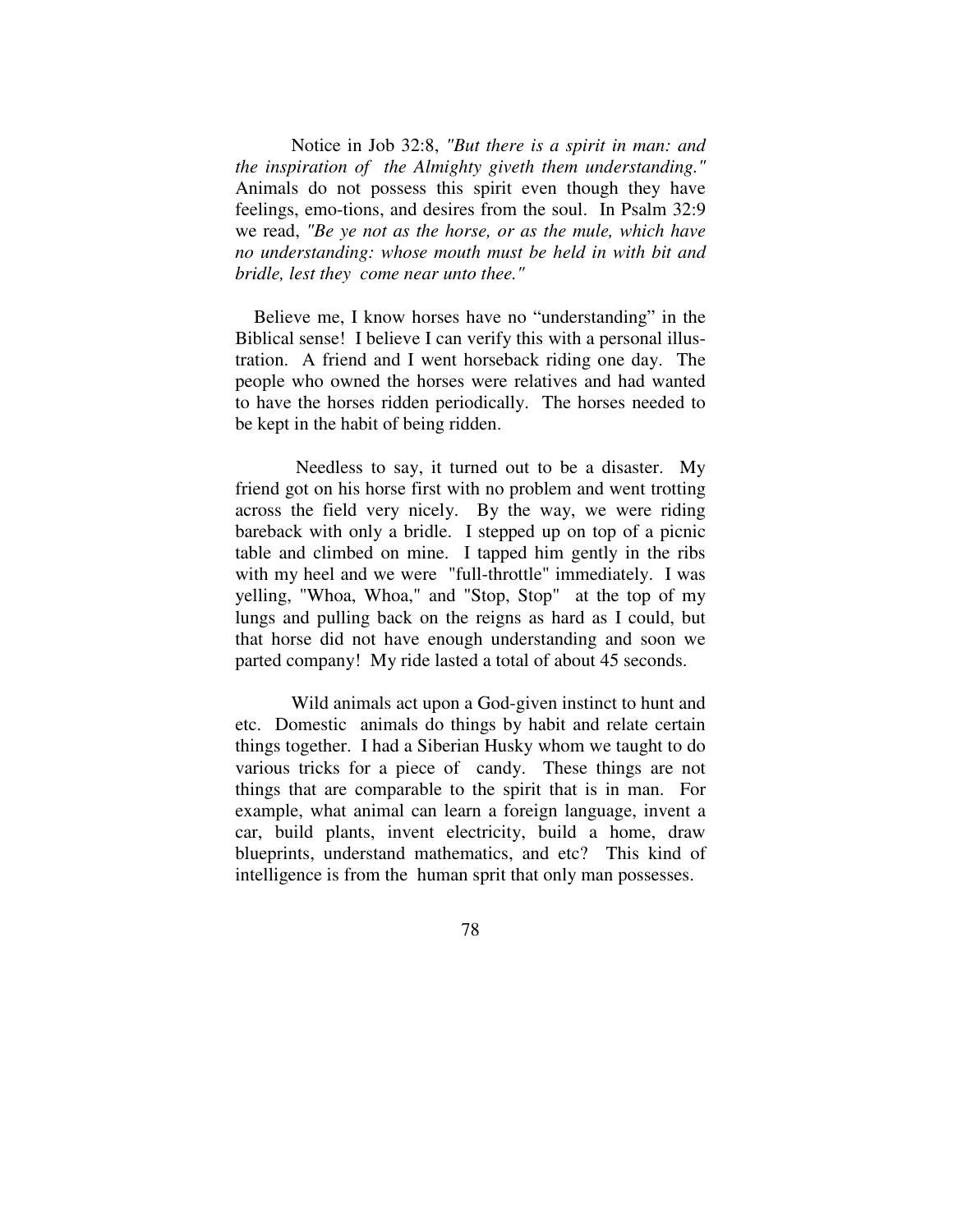Notice in Job 32:8, *"But there is a spirit in man: and the inspiration of the Almighty giveth them understanding."* Animals do not possess this spirit even though they have feelings, emo-tions, and desires from the soul. In Psalm 32:9 we read, *"Be ye not as the horse, or as the mule, which have no understanding: whose mouth must be held in with bit and bridle, lest they come near unto thee."*

Believe me, I know horses have no "understanding" in the Biblical sense! I believe I can verify this with a personal illus-tration. A friend and I went horseback riding one day. The people who owned the horses were relatives and had wanted to have the horses ridden periodically. The horses needed to be kept in the habit of being ridden.

Needless to say, it turned out to be a disaster. My friend got on his horse first with no problem and went trotting across the field very nicely. By the way, we were riding bareback with only a bridle. I stepped up on top of a picnic table and climbed on mine. I tapped him gently in the ribs with my heel and we were "full-throttle" immediately. I was yelling, "Whoa, Whoa," and "Stop, Stop" at the top of my lungs and pulling back on the reigns as hard as I could, but that horse did not have enough understanding and soon we parted company! My ride lasted a total of about 45 seconds.

Wild animals act upon a God-given instinct to hunt and etc. Domestic animals do things by habit and relate certain things together. I had a Siberian Husky whom we taught to do various tricks for a piece of candy. These things are not things that are comparable to the spirit that is in man. For example, what animal can learn a foreign language, invent a car, build plants, invent electricity, build a home, draw blueprints, understand mathematics, and etc? This kind of intelligence is from the human sprit that only man possesses.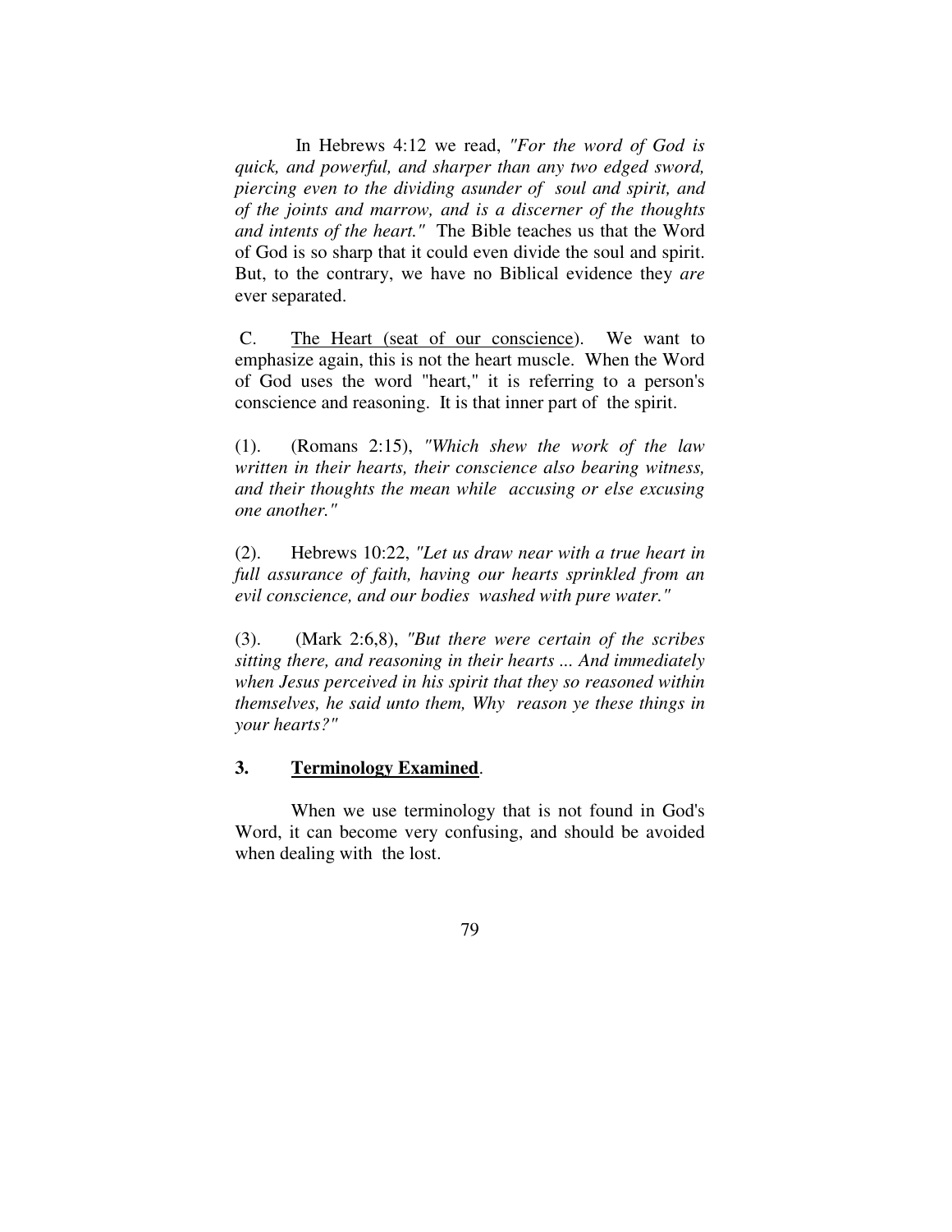In Hebrews 4:12 we read, *"For the word of God is quick, and powerful, and sharper than any two edged sword, piercing even to the dividing asunder of soul and spirit, and of the joints and marrow, and is a discerner of the thoughts and intents of the heart."* The Bible teaches us that the Word of God is so sharp that it could even divide the soul and spirit. But, to the contrary, we have no Biblical evidence they *are* ever separated.

C. <u>The Heart (seat of our conscience)</u>. We want to emphasize again, this is not the heart muscle. When the Word of God uses the word "heart," it is referring to a person's conscience and reasoning. It is that inner part of the spirit.

(1). (Romans 2:15), *"Which shew the work of the law written in their hearts, their conscience also bearing witness, and their thoughts the mean while accusing or else excusing one another."*

(2). Hebrews 10:22, *"Let us draw near with a true heart in full assurance of faith, having our hearts sprinkled from an evil conscience, and our bodies washed with pure water."*

(3). (Mark 2:6,8), *"But there were certain of the scribes sitting there, and reasoning in their hearts ... And immediately when Jesus perceived in his spirit that they so reasoned within themselves, he said unto them, Why reason ye these things in your hearts?"*

### 3. <u>Terminology Examined</u>.

When we use terminology that is not found in God's Word, it can become very confusing, and should be avoided when dealing with the lost.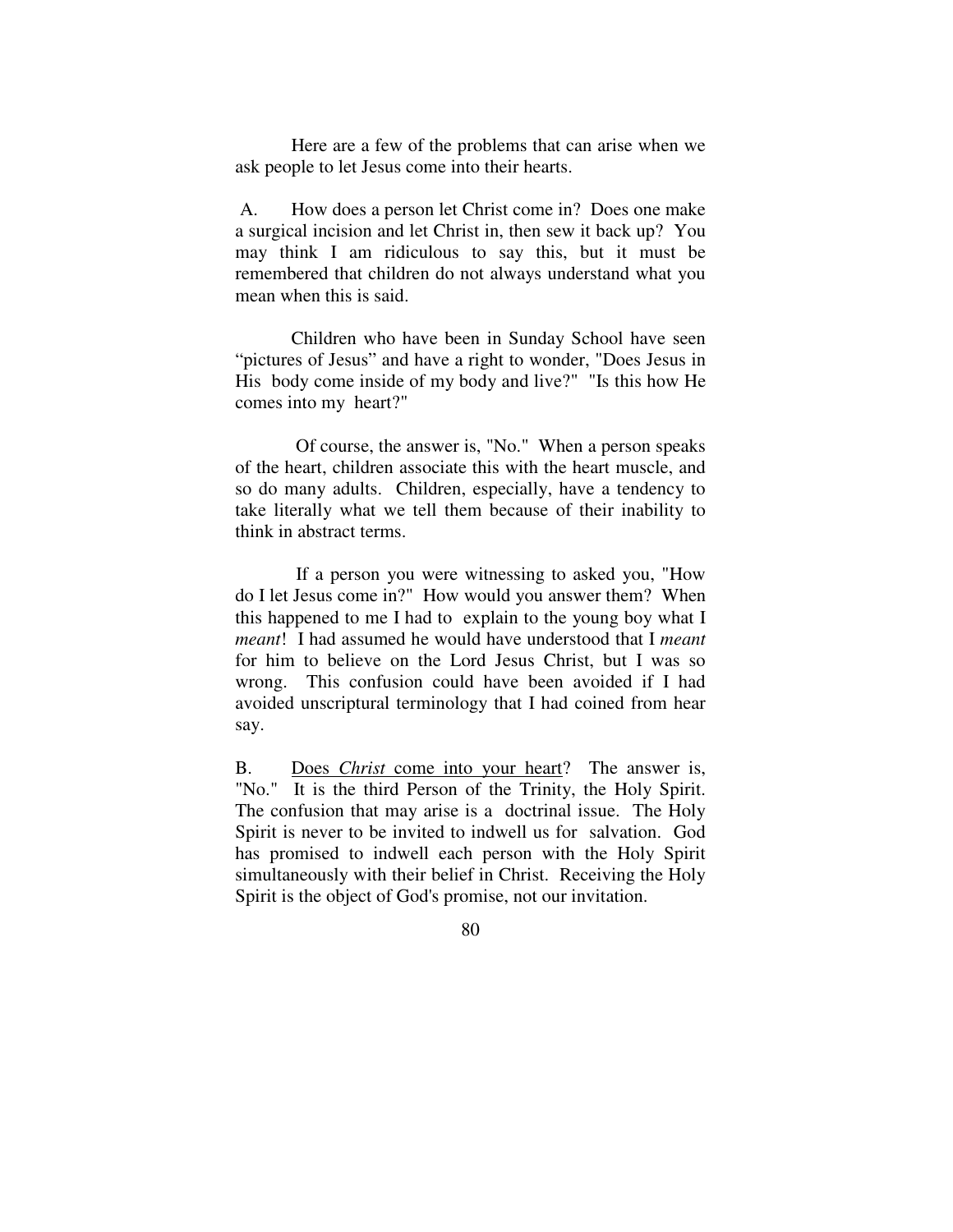Here are a few of the problems that can arise when we ask people to let Jesus come into their hearts.

A. How does a person let Christ come in? Does one make a surgical incision and let Christ in, then sew it back up? You may think I am ridiculous to say this, but it must be remembered that children do not always understand what you mean when this is said.

Children who have been in Sunday School have seen "pictures of Jesus" and have a right to wonder, "Does Jesus in His body come inside of my body and live?" "Is this how He comes into my heart?"

Of course, the answer is, "No." When a person speaks of the heart, children associate this with the heart muscle, and so do many adults. Children, especially, have a tendency to take literally what we tell them because of their inability to think in abstract terms.

If a person you were witnessing to asked you, "How do I let Jesus come in?" How would you answer them? When this happened to me I had to explain to the young boy what I *meant*! I had assumed he would have understood that I *meant* for him to believe on the Lord Jesus Christ, but I was so wrong. This confusion could have been avoided if I had avoided unscriptural terminology that I had coined from hear say.

B. <u>Does *Christ* come into your heart</u>? The answer is, "No." It is the third Person of the Trinity, the Holy Spirit. The confusion that may arise is a doctrinal issue. The Holy Spirit is never to be invited to indwell us for salvation. God has promised to indwell each person with the Holy Spirit simultaneously with their belief in Christ. Receiving the Holy Spirit is the object of God's promise, not our invitation.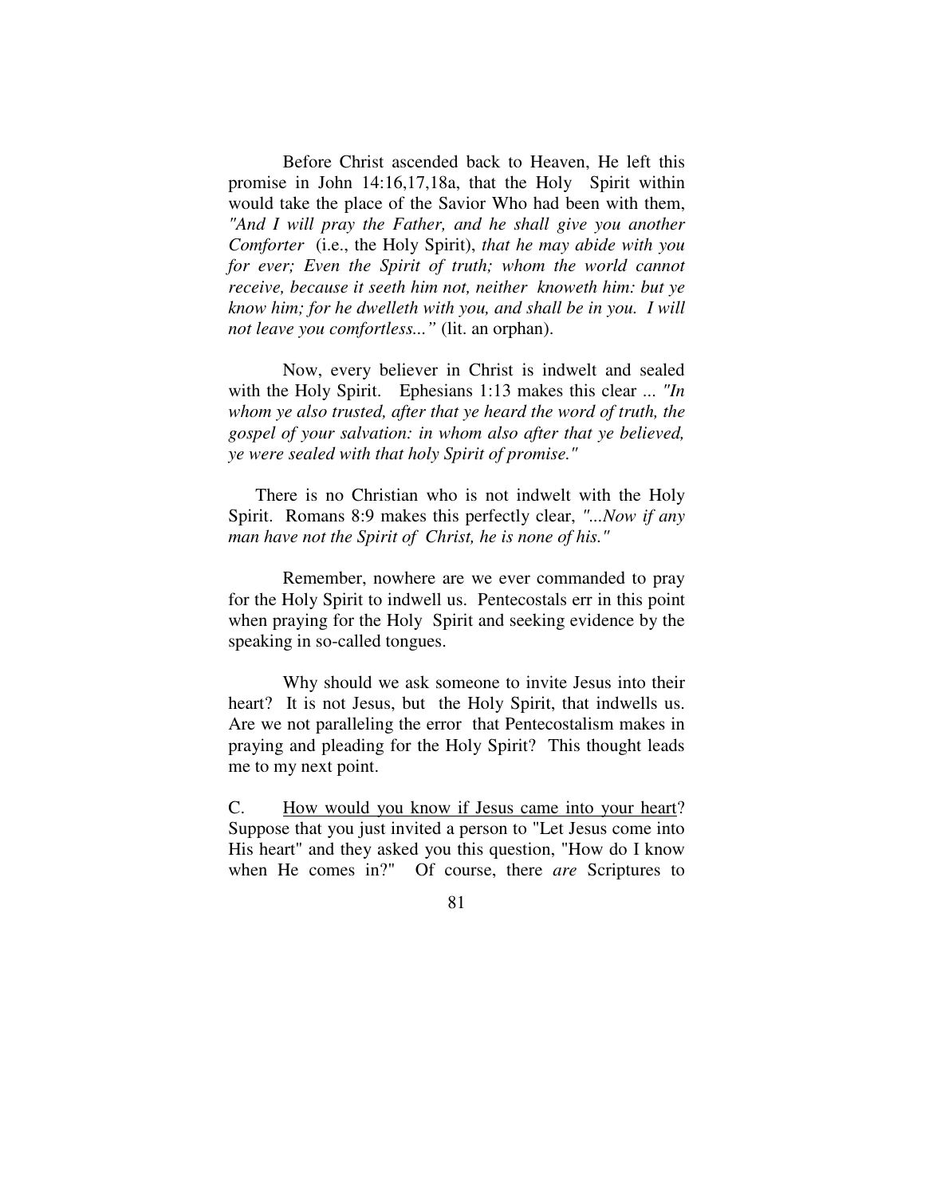Before Christ ascended back to Heaven, He left this promise in John 14:16,17,18a, that the Holy Spirit within would take the place of the Savior Who had been with them, *"And I will pray the Father, and he shall give you another Comforter* (i.e., the Holy Spirit), *that he may abide with you for ever; Even the Spirit of truth; whom the world cannot receive, because it seeth him not, neither knoweth him: but ye know him; for he dwelleth with you, and shall be in you. I will not leave you comfortless..."* (lit. an orphan).

Now, every believer in Christ is indwelt and sealed with the Holy Spirit. Ephesians 1:13 makes this clear ... *"In whom ye also trusted, after that ye heard the word of truth, the gospel of your salvation: in whom also after that ye believed, ye were sealed with that holy Spirit of promise."*

There is no Christian who is not indwelt with the Holy Spirit. Romans 8:9 makes this perfectly clear, *"...Now if any man have not the Spirit of Christ, he is none of his."*

Remember, nowhere are we ever commanded to pray for the Holy Spirit to indwell us. Pentecostals err in this point when praying for the Holy Spirit and seeking evidence by the speaking in so-called tongues.

Why should we ask someone to invite Jesus into their heart? It is not Jesus, but the Holy Spirit, that indwells us. Are we not paralleling the error that Pentecostalism makes in praying and pleading for the Holy Spirit? This thought leads me to my next point.

C. <u>How would you know if Jesus came into your heart</u>? Suppose that you just invited a person to "Let Jesus come into His heart" and they asked you this question, "How do I know when He comes in?" Of course, there *are* Scriptures to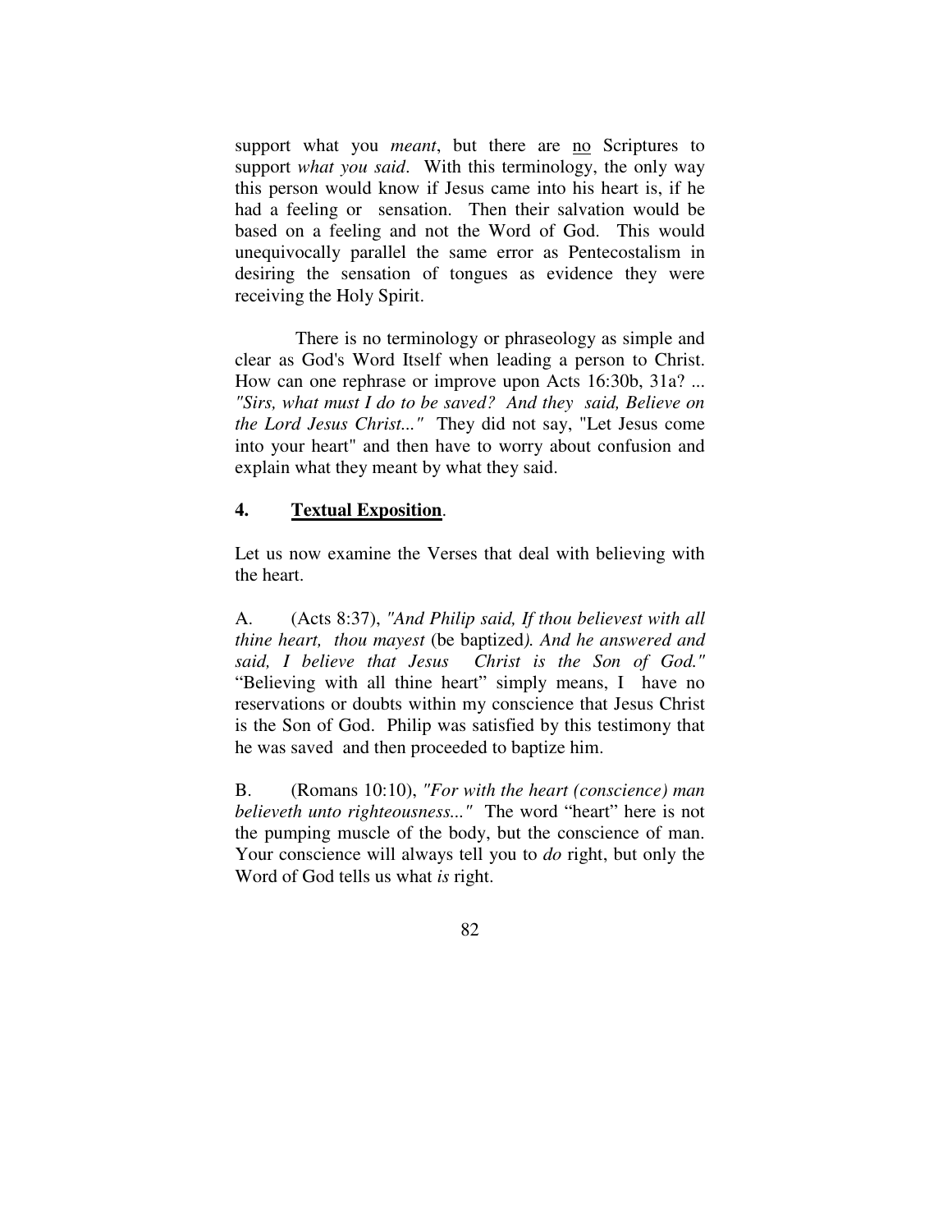support what you *meant*, but there are <u>no</u> Scriptures to support *what you said*. With this terminology, the only way this person would know if Jesus came into his heart is, if he had a feeling or sensation. Then their salvation would be based on a feeling and not the Word of God. This would unequivocally parallel the same error as Pentecostalism in desiring the sensation of tongues as evidence they were receiving the Holy Spirit.

There is no terminology or phraseology as simple and clear as God's Word Itself when leading a person to Christ. How can one rephrase or improve upon Acts 16:30b, 31a? ... *"Sirs, what must I do to be saved? And they said, Believe on the Lord Jesus Christ..."* They did not say, "Let Jesus come into your heart" and then have to worry about confusion and explain what they meant by what they said.

## 4. <u>Textual Exposition</u>.

Let us now examine the Verses that deal with believing with the heart.

A. (Acts 8:37), *"And Philip said, If thou believest with all thine heart, thou mayest* (be baptized*). And he answered and said, I believe that Jesus Christ is the Son of God."* "Believing with all thine heart" simply means, I have no reservations or doubts within my conscience that Jesus Christ is the Son of God. Philip was satisfied by this testimony that he was saved and then proceeded to baptize him.

B. (Romans 10:10), *"For with the heart (conscience) man believeth unto righteousness..."* The word "heart" here is not the pumping muscle of the body, but the conscience of man. Your conscience will always tell you to *do* right, but only the Word of God tells us what *is* right.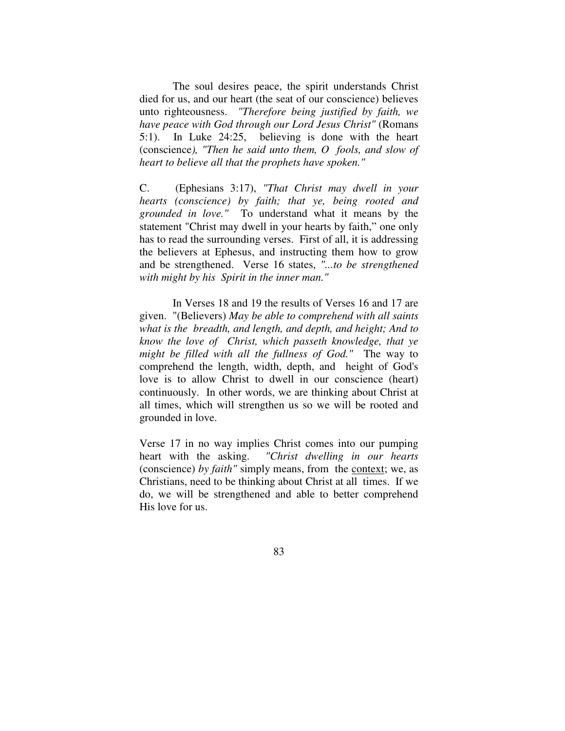The soul desires peace, the spirit understands Christ died for us, and our heart (the seat of our conscience) believes unto righteousness. *"Therefore being justified by faith, we have peace with God through our Lord Jesus Christ"* (Romans 5:1). In Luke 24:25, believing is done with the heart (conscience*), "Then he said unto them, O fools, and slow of heart to believe all that the prophets have spoken."*

C. (Ephesians 3:17), *"That Christ may dwell in your hearts (conscience) by faith; that ye, being rooted and grounded in love."* To understand what it means by the statement "Christ may dwell in your hearts by faith," one only has to read the surrounding verses. First of all, it is addressing the believers at Ephesus, and instructing them how to grow and be strengthened. Verse 16 states, *"...to be strengthened with might by his Spirit in the inner man."*

In Verses 18 and 19 the results of Verses 16 and 17 are given. "(Believers) *May be able to comprehend with all saints what is the breadth, and length, and depth, and height; And to know the love of Christ, which passeth knowledge, that ye might be filled with all the fullness of God."* The way to comprehend the length, width, depth, and height of God's love is to allow Christ to dwell in our conscience (heart) continuously. In other words, we are thinking about Christ at all times, which will strengthen us so we will be rooted and grounded in love.

Verse 17 in no way implies Christ comes into our pumping heart with the asking. *"Christ dwelling in our hearts* (conscience) *by faith"* simply means, from the <u>context</u>; we, as Christians, need to be thinking about Christ at all times. If we do, we will be strengthened and able to better comprehend His love for us.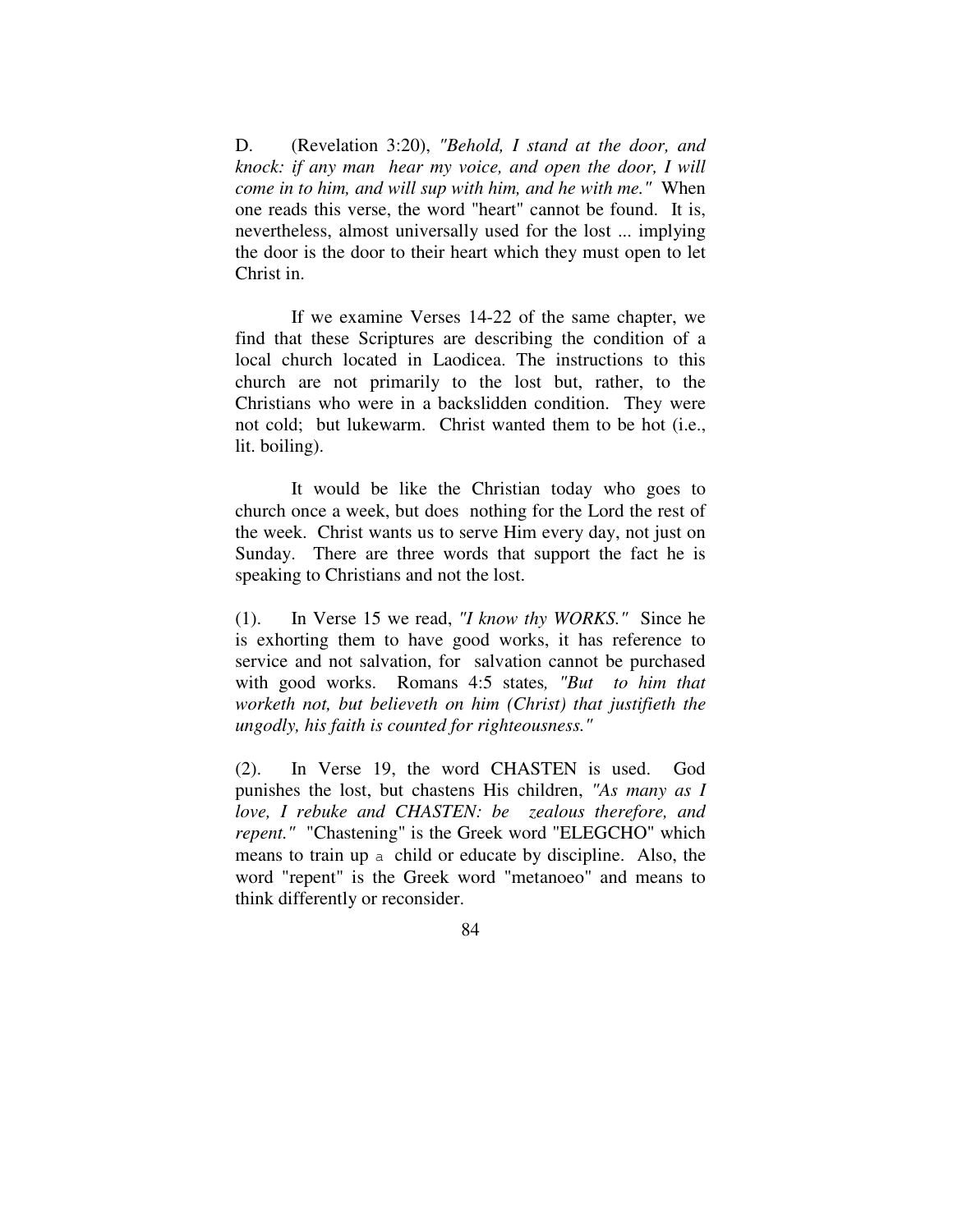D. (Revelation 3:20), *"Behold, I stand at the door, and knock: if any man hear my voice, and open the door, I will come in to him, and will sup with him, and he with me."* When one reads this verse, the word "heart" cannot be found. It is, nevertheless, almost universally used for the lost ... implying the door is the door to their heart which they must open to let Christ in.

If we examine Verses 14-22 of the same chapter, we find that these Scriptures are describing the condition of a local church located in Laodicea. The instructions to this church are not primarily to the lost but, rather, to the Christians who were in a backslidden condition. They were not cold; but lukewarm. Christ wanted them to be hot (i.e., lit. boiling).

It would be like the Christian today who goes to church once a week, but does nothing for the Lord the rest of the week. Christ wants us to serve Him every day, not just on Sunday. There are three words that support the fact he is speaking to Christians and not the lost.

(1). In Verse 15 we read, *"I know thy WORKS."* Since he is exhorting them to have good works, it has reference to service and not salvation, for salvation cannot be purchased with good works. Romans 4:5 states*, "But to him that worketh not, but believeth on him (Christ) that justifieth the ungodly, his faith is counted for righteousness."*

(2). In Verse 19, the word CHASTEN is used. God punishes the lost, but chastens His children, *"As many as I love, I rebuke and CHASTEN: be zealous therefore, and repent."* "Chastening" is the Greek word "ELEGCHO" which means to train up a child or educate by discipline. Also, the word "repent" is the Greek word "metanoeo" and means to think differently or reconsider.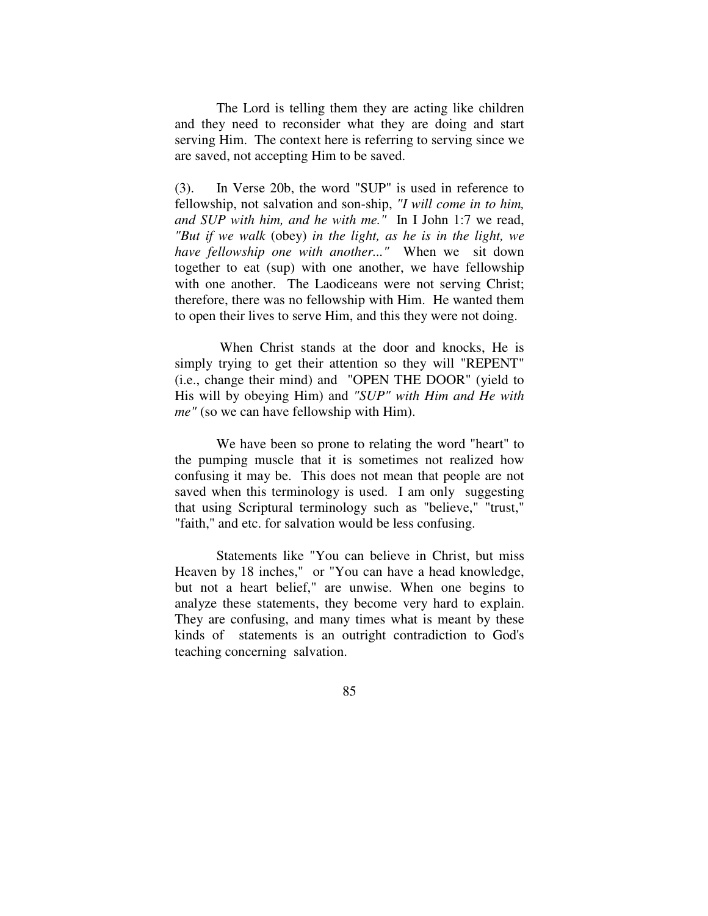The Lord is telling them they are acting like children and they need to reconsider what they are doing and start serving Him. The context here is referring to serving since we are saved, not accepting Him to be saved.

(3). In Verse 20b, the word "SUP" is used in reference to fellowship, not salvation and son-ship, *"I will come in to him, and SUP with him, and he with me."* In I John 1:7 we read, *"But if we walk* (obey) *in the light, as he is in the light, we have fellowship one with another..."* When we sit down together to eat (sup) with one another, we have fellowship with one another. The Laodiceans were not serving Christ; therefore, there was no fellowship with Him. He wanted them to open their lives to serve Him, and this they were not doing.

When Christ stands at the door and knocks, He is simply trying to get their attention so they will "REPENT" (i.e., change their mind) and "OPEN THE DOOR" (yield to His will by obeying Him) and *"SUP" with Him and He with me"* (so we can have fellowship with Him).

We have been so prone to relating the word "heart" to the pumping muscle that it is sometimes not realized how confusing it may be. This does not mean that people are not saved when this terminology is used. I am only suggesting that using Scriptural terminology such as "believe," "trust," "faith," and etc. for salvation would be less confusing.

Statements like "You can believe in Christ, but miss Heaven by 18 inches," or "You can have a head knowledge, but not a heart belief," are unwise. When one begins to analyze these statements, they become very hard to explain. They are confusing, and many times what is meant by these kinds of statements is an outright contradiction to God's teaching concerning salvation.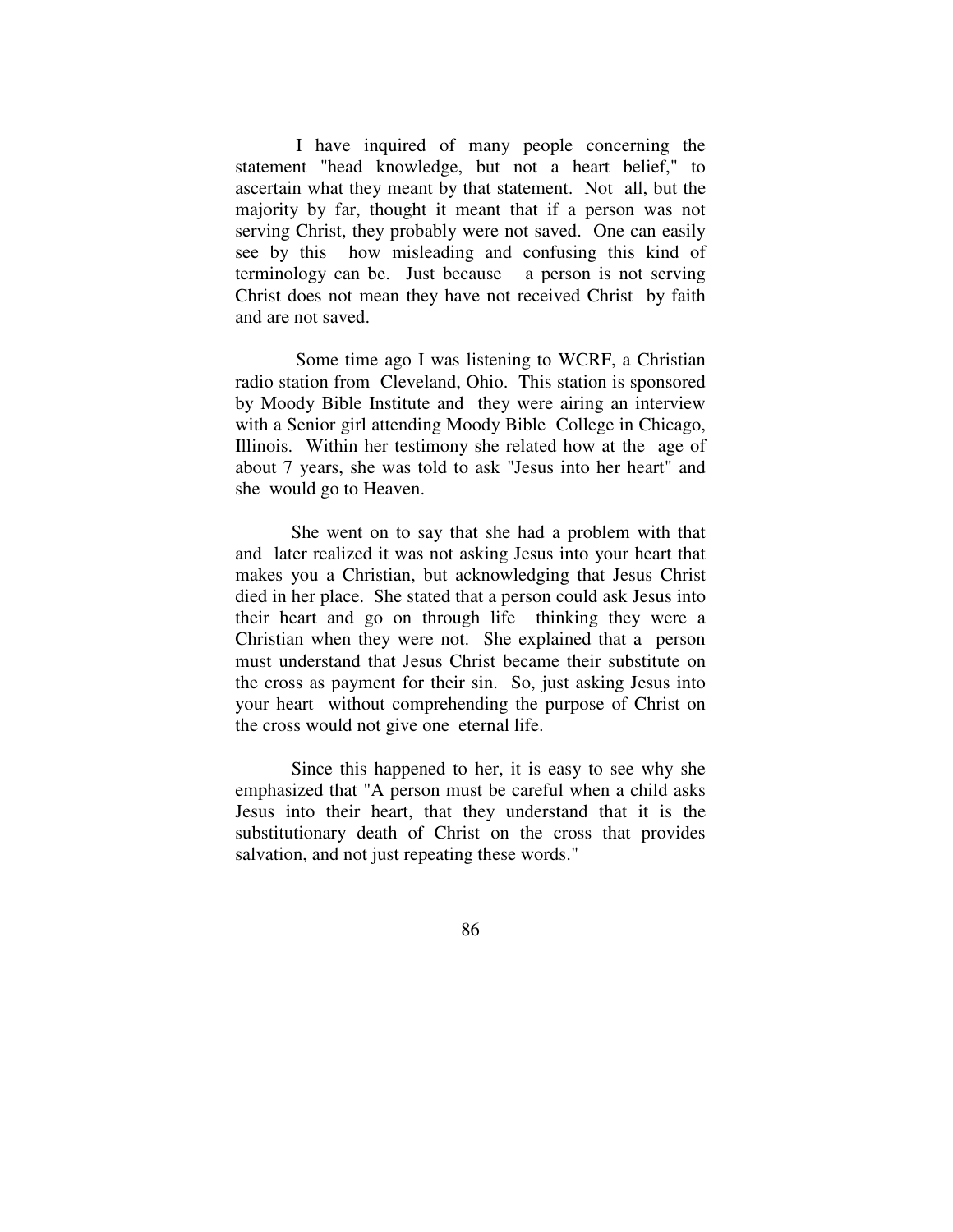I have inquired of many people concerning the statement "head knowledge, but not a heart belief," to ascertain what they meant by that statement. Not all, but the majority by far, thought it meant that if a person was not serving Christ, they probably were not saved. One can easily see by this how misleading and confusing this kind of terminology can be. Just because a person is not serving Christ does not mean they have not received Christ by faith and are not saved.

Some time ago I was listening to WCRF, a Christian radio station from Cleveland, Ohio. This station is sponsored by Moody Bible Institute and they were airing an interview with a Senior girl attending Moody Bible College in Chicago, Illinois. Within her testimony she related how at the age of about 7 years, she was told to ask "Jesus into her heart" and she would go to Heaven.

She went on to say that she had a problem with that and later realized it was not asking Jesus into your heart that makes you a Christian, but acknowledging that Jesus Christ died in her place. She stated that a person could ask Jesus into their heart and go on through life thinking they were a Christian when they were not. She explained that a person must understand that Jesus Christ became their substitute on the cross as payment for their sin. So, just asking Jesus into your heart without comprehending the purpose of Christ on the cross would not give one eternal life.

Since this happened to her, it is easy to see why she emphasized that "A person must be careful when a child asks Jesus into their heart, that they understand that it is the substitutionary death of Christ on the cross that provides salvation, and not just repeating these words."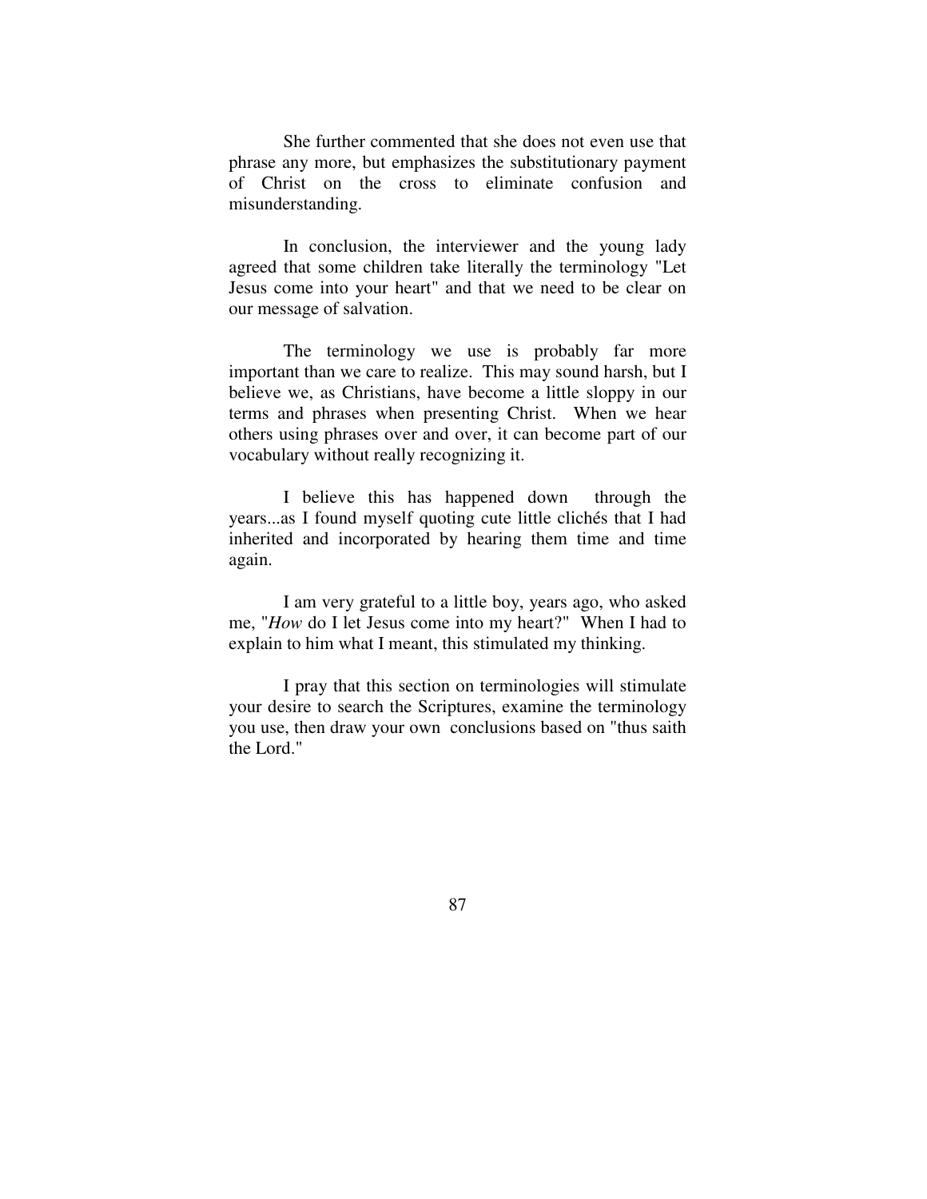She further commented that she does not even use that phrase any more, but emphasizes the substitutionary payment of Christ on the cross to eliminate confusion and misunderstanding.

In conclusion, the interviewer and the young lady agreed that some children take literally the terminology "Let Jesus come into your heart" and that we need to be clear on our message of salvation.

The terminology we use is probably far more important than we care to realize. This may sound harsh, but I believe we, as Christians, have become a little sloppy in our terms and phrases when presenting Christ. When we hear others using phrases over and over, it can become part of our vocabulary without really recognizing it.

I believe this has happened down through the years...as I found myself quoting cute little clichés that I had inherited and incorporated by hearing them time and time again.

I am very grateful to a little boy, years ago, who asked me, "*How* do I let Jesus come into my heart?" When I had to explain to him what I meant, this stimulated my thinking.

I pray that this section on terminologies will stimulate your desire to search the Scriptures, examine the terminology you use, then draw your own conclusions based on "thus saith the Lord."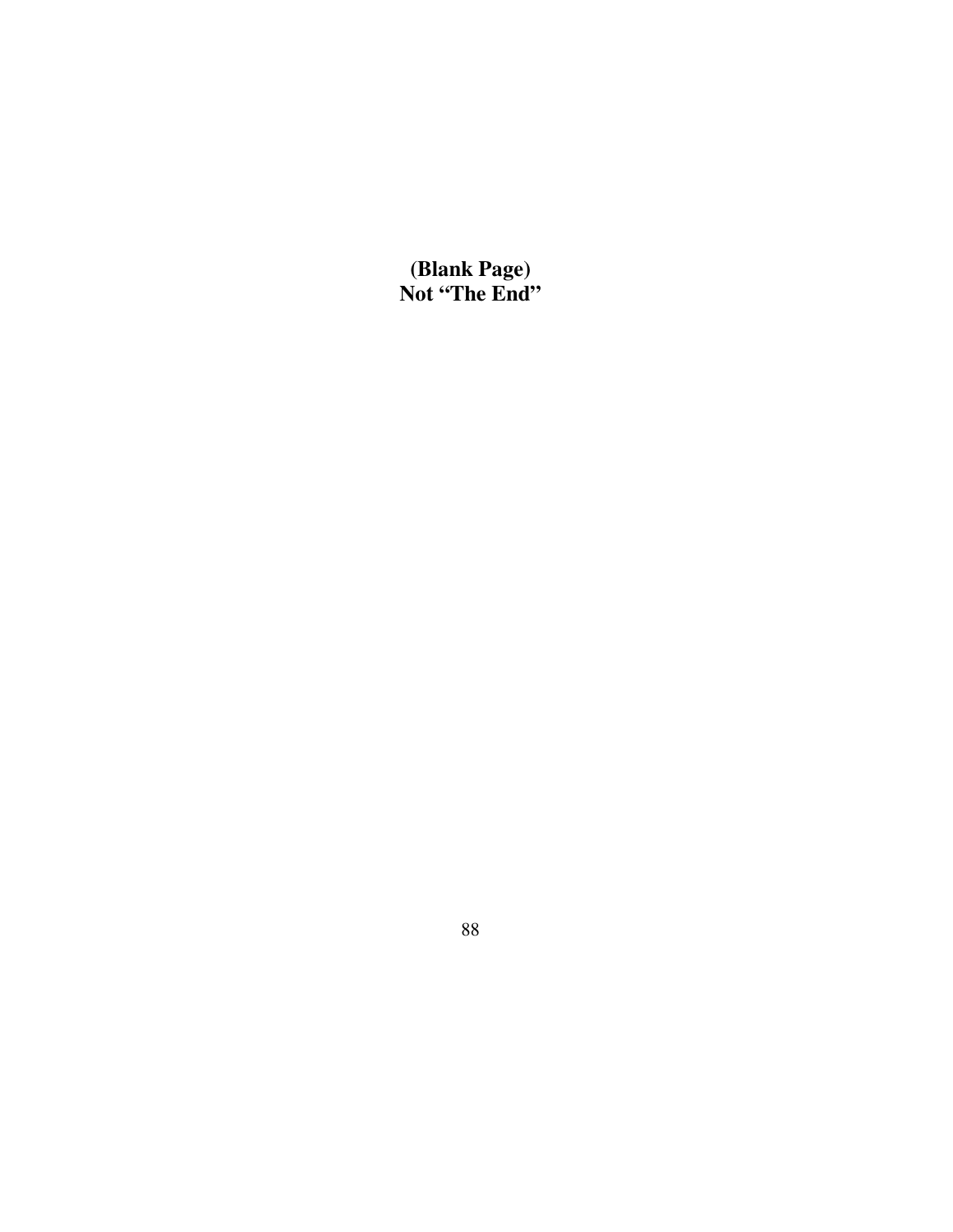**(Blank Page)**
**Not “The End”**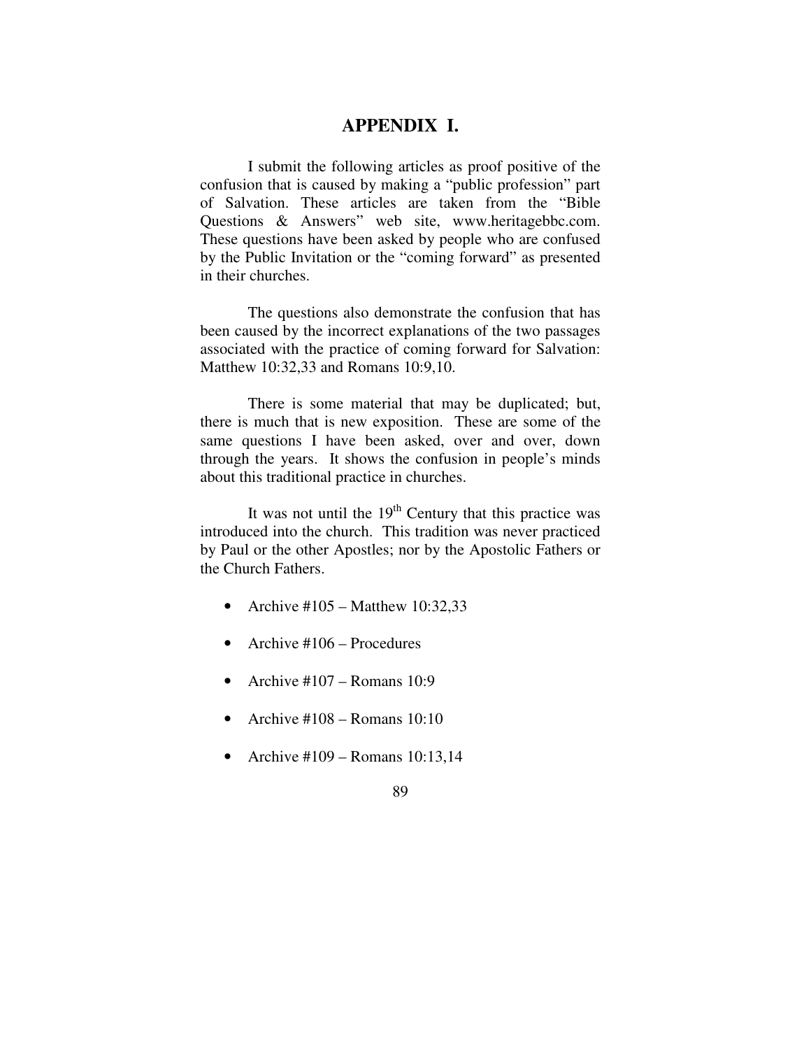# APPENDIX I.

I submit the following articles as proof positive of the confusion that is caused by making a "public profession" part of Salvation. These articles are taken from the "Bible Questions & Answers" web site, www.heritagebbc.com. These questions have been asked by people who are confused by the Public Invitation or the "coming forward" as presented in their churches.

The questions also demonstrate the confusion that has been caused by the incorrect explanations of the two passages associated with the practice of coming forward for Salvation: Matthew 10:32,33 and Romans 10:9,10.

There is some material that may be duplicated; but, there is much that is new exposition. These are some of the same questions I have been asked, over and over, down through the years. It shows the confusion in people's minds about this traditional practice in churches.

It was not until the 19th Century that this practice was introduced into the church. This tradition was never practiced by Paul or the other Apostles; nor by the Apostolic Fathers or the Church Fathers.

- Archive #105 – Matthew 10:32,33
- Archive #106 – Procedures
- Archive #107 – Romans 10:9
- Archive #108 – Romans 10:10
- Archive #109 – Romans 10:13,14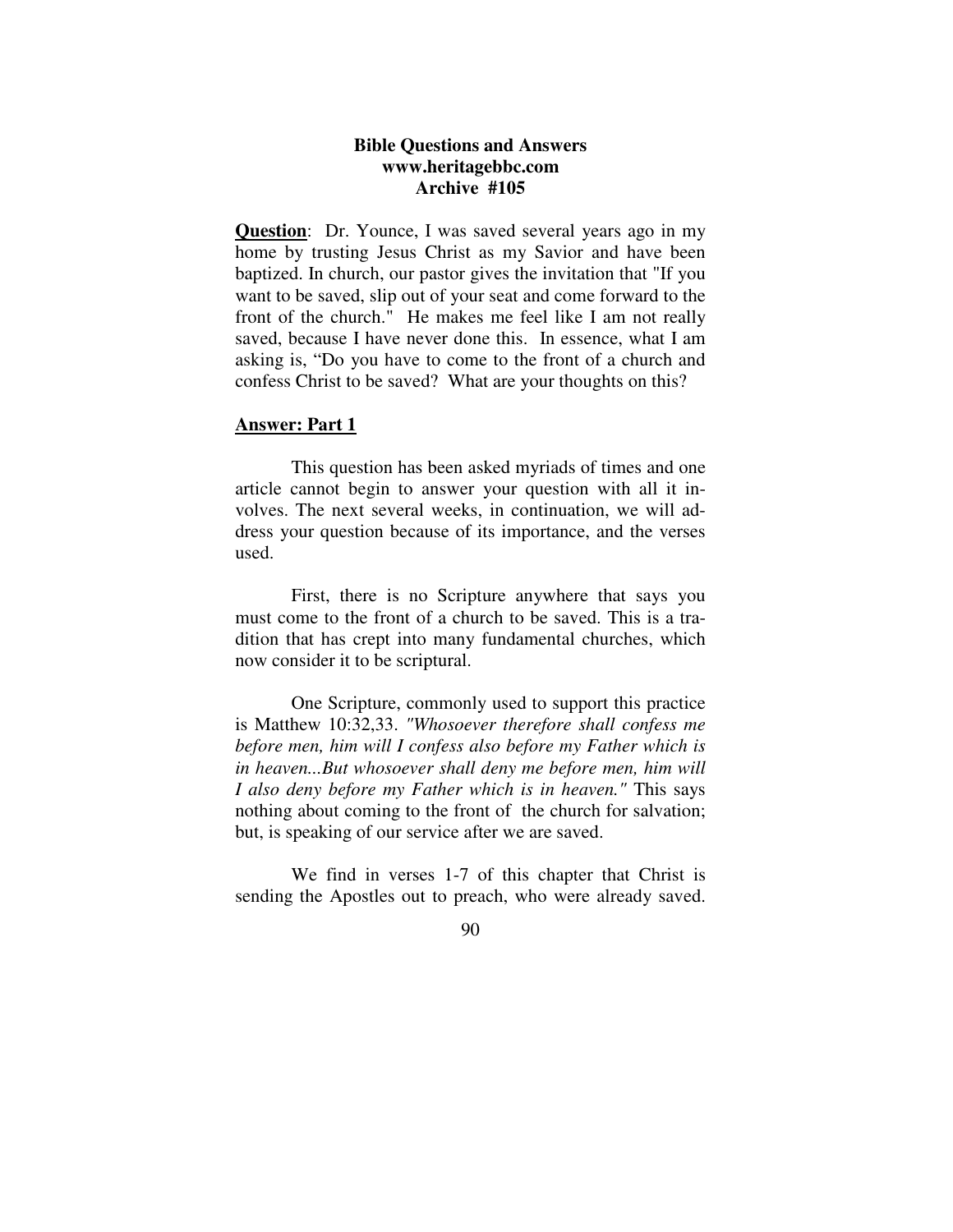**Bible Questions and Answers**
**www.heritagebbc.com**
**Archive #105**

**Question**: Dr. Younce, I was saved several years ago in my home by trusting Jesus Christ as my Savior and have been baptized. In church, our pastor gives the invitation that "If you want to be saved, slip out of your seat and come forward to the front of the church." He makes me feel like I am not really saved, because I have never done this. In essence, what I am asking is, "Do you have to come to the front of a church and confess Christ to be saved? What are your thoughts on this?

**Answer: Part 1**

This question has been asked myriads of times and one article cannot begin to answer your question with all it involves. The next several weeks, in continuation, we will address your question because of its importance, and the verses used.

First, there is no Scripture anywhere that says you must come to the front of a church to be saved. This is a tradition that has crept into many fundamental churches, which now consider it to be scriptural.

One Scripture, commonly used to support this practice is Matthew 10:32,33. *"Whosoever therefore shall confess me before men, him will I confess also before my Father which is in heaven...But whosoever shall deny me before men, him will I also deny before my Father which is in heaven."* This says nothing about coming to the front of the church for salvation; but, is speaking of our service after we are saved.

We find in verses 1-7 of this chapter that Christ is sending the Apostles out to preach, who were already saved.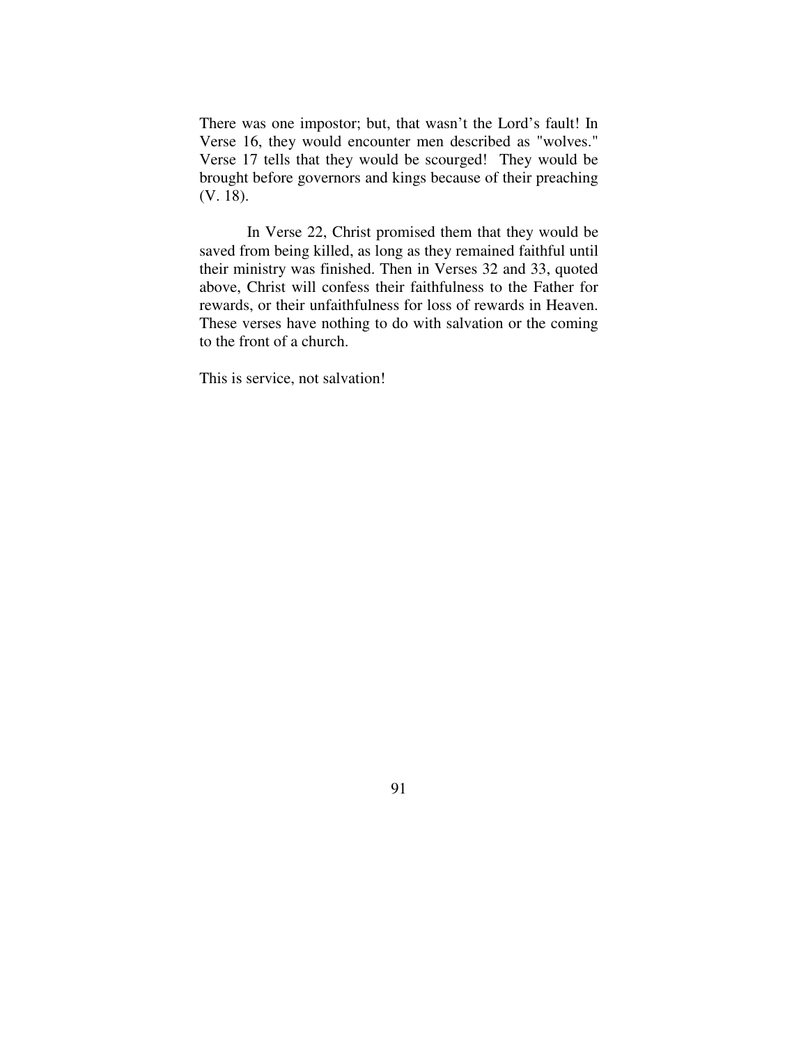There was one impostor; but, that wasn't the Lord's fault! In Verse 16, they would encounter men described as "wolves." Verse 17 tells that they would be scourged! They would be brought before governors and kings because of their preaching (V. 18).

In Verse 22, Christ promised them that they would be saved from being killed, as long as they remained faithful until their ministry was finished. Then in Verses 32 and 33, quoted above, Christ will confess their faithfulness to the Father for rewards, or their unfaithfulness for loss of rewards in Heaven. These verses have nothing to do with salvation or the coming to the front of a church.

This is service, not salvation!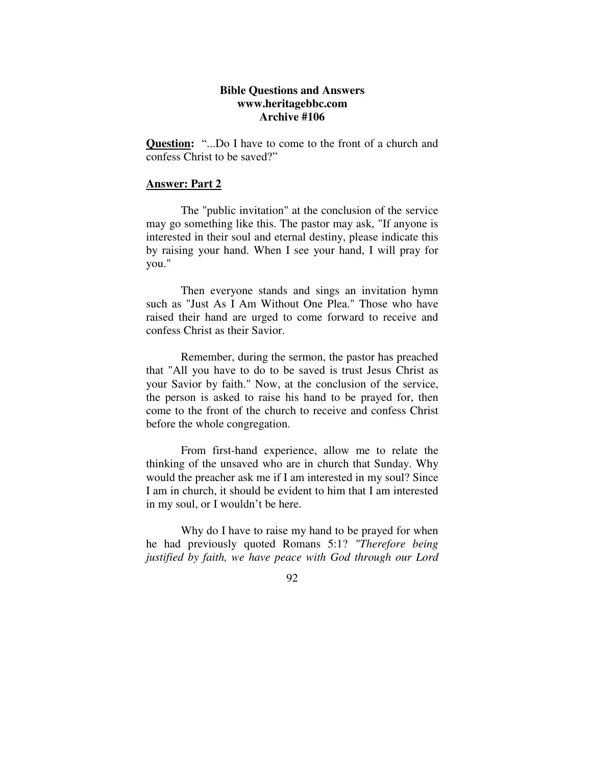**Bible Questions and Answers**
**www.heritagebbc.com**
**Archive #106**

**Question:** "...Do I have to come to the front of a church and confess Christ to be saved?"

**Answer: Part 2**

The "public invitation" at the conclusion of the service may go something like this. The pastor may ask, "If anyone is interested in their soul and eternal destiny, please indicate this by raising your hand. When I see your hand, I will pray for you."

Then everyone stands and sings an invitation hymn such as "Just As I Am Without One Plea." Those who have raised their hand are urged to come forward to receive and confess Christ as their Savior.

Remember, during the sermon, the pastor has preached that "All you have to do to be saved is trust Jesus Christ as your Savior by faith." Now, at the conclusion of the service, the person is asked to raise his hand to be prayed for, then come to the front of the church to receive and confess Christ before the whole congregation.

From first-hand experience, allow me to relate the thinking of the unsaved who are in church that Sunday. Why would the preacher ask me if I am interested in my soul? Since I am in church, it should be evident to him that I am interested in my soul, or I wouldn't be here.

Why do I have to raise my hand to be prayed for when he had previously quoted Romans 5:1? *"Therefore being justified by faith, we have peace with God through our Lord*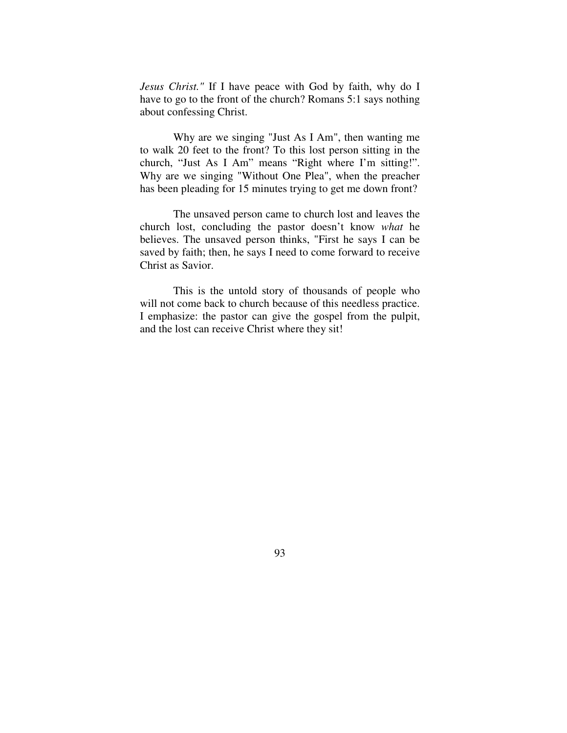*Jesus Christ."* If I have peace with God by faith, why do I have to go to the front of the church? Romans 5:1 says nothing about confessing Christ.

Why are we singing "Just As I Am", then wanting me to walk 20 feet to the front? To this lost person sitting in the church, "Just As I Am" means "Right where I'm sitting!". Why are we singing "Without One Plea", when the preacher has been pleading for 15 minutes trying to get me down front?

The unsaved person came to church lost and leaves the church lost, concluding the pastor doesn't know *what* he believes. The unsaved person thinks, "First he says I can be saved by faith; then, he says I need to come forward to receive Christ as Savior.

This is the untold story of thousands of people who will not come back to church because of this needless practice. I emphasize: the pastor can give the gospel from the pulpit, and the lost can receive Christ where they sit!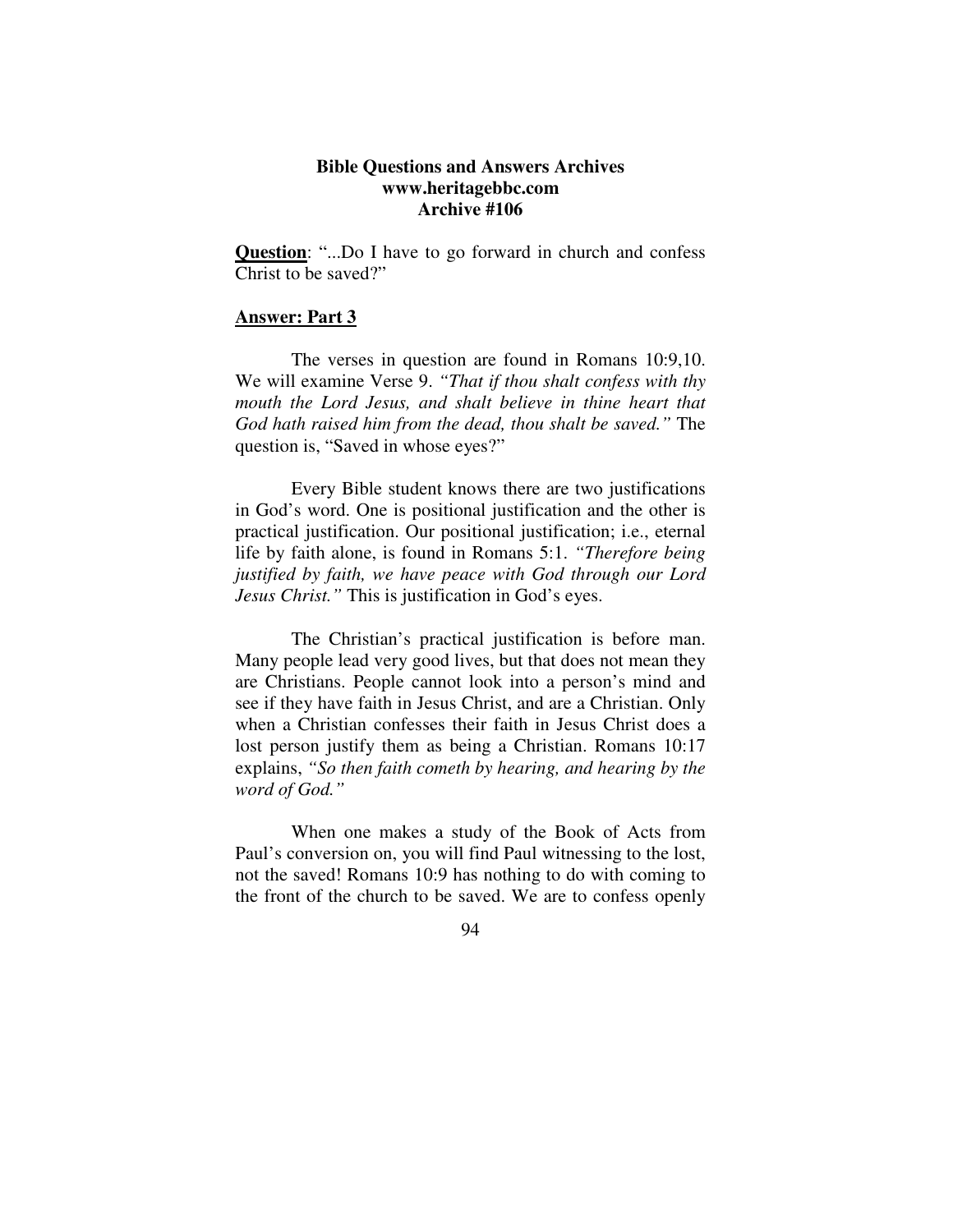**Bible Questions and Answers Archives**
**www.heritagebbc.com**
**Archive #106**

**Question**: "...Do I have to go forward in church and confess Christ to be saved?"

**Answer: Part 3**

The verses in question are found in Romans 10:9,10. We will examine Verse 9. *"That if thou shalt confess with thy mouth the Lord Jesus, and shalt believe in thine heart that God hath raised him from the dead, thou shalt be saved."* The question is, "Saved in whose eyes?"

Every Bible student knows there are two justifications in God's word. One is positional justification and the other is practical justification. Our positional justification; i.e., eternal life by faith alone, is found in Romans 5:1. *"Therefore being justified by faith, we have peace with God through our Lord Jesus Christ."* This is justification in God's eyes.

The Christian's practical justification is before man. Many people lead very good lives, but that does not mean they are Christians. People cannot look into a person's mind and see if they have faith in Jesus Christ, and are a Christian. Only when a Christian confesses their faith in Jesus Christ does a lost person justify them as being a Christian. Romans 10:17 explains, *"So then faith cometh by hearing, and hearing by the word of God."*

When one makes a study of the Book of Acts from Paul's conversion on, you will find Paul witnessing to the lost, not the saved! Romans 10:9 has nothing to do with coming to the front of the church to be saved. We are to confess openly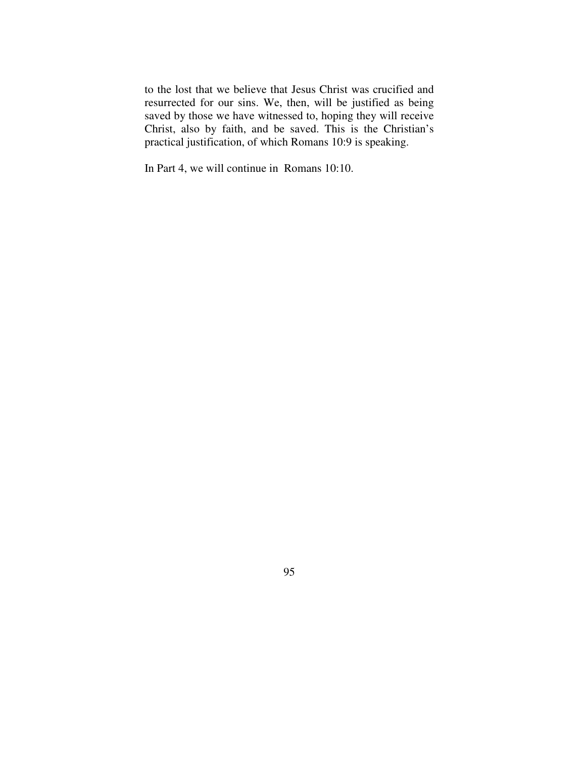to the lost that we believe that Jesus Christ was crucified and resurrected for our sins. We, then, will be justified as being saved by those we have witnessed to, hoping they will receive Christ, also by faith, and be saved. This is the Christian's practical justification, of which Romans 10:9 is speaking.

In Part 4, we will continue in  Romans 10:10.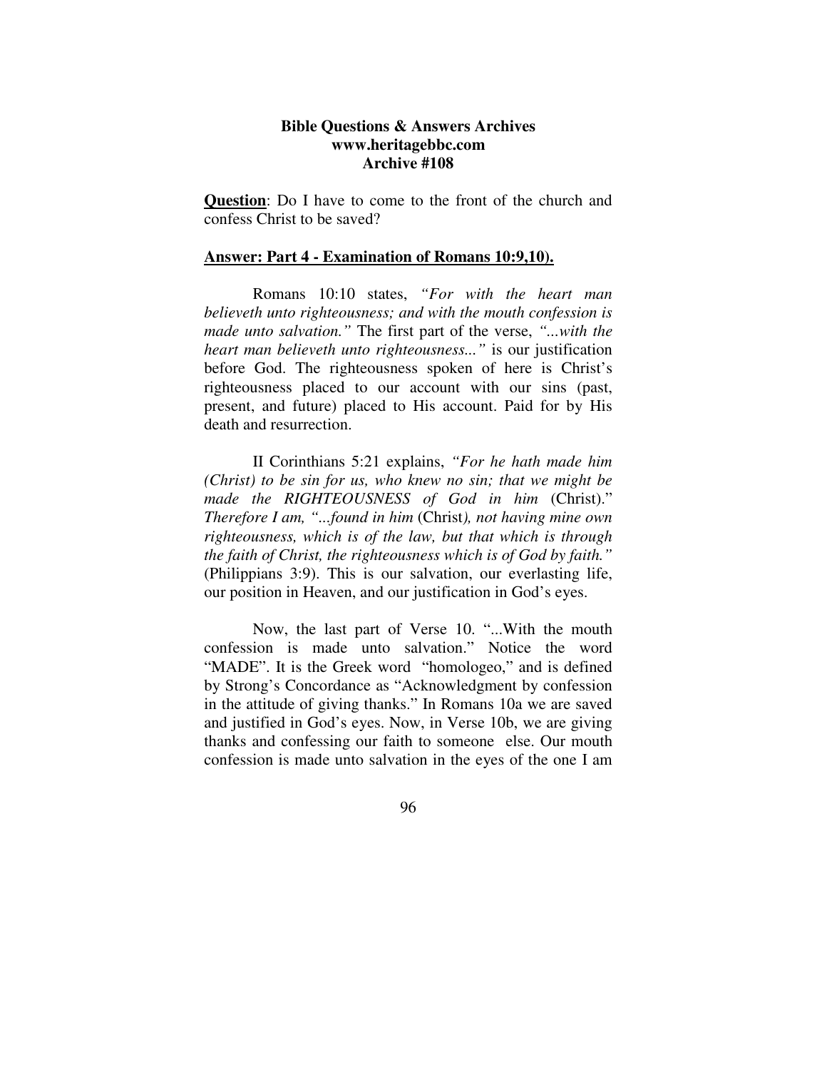**Bible Questions & Answers Archives**
**www.heritagebbc.com**
**Archive #108**

**Question**: Do I have to come to the front of the church and confess Christ to be saved?

**Answer: Part 4 - Examination of Romans 10:9,10).**

Romans 10:10 states, *"For with the heart man believeth unto righteousness; and with the mouth confession is made unto salvation."* The first part of the verse, *"...with the heart man believeth unto righteousness..."* is our justification before God. The righteousness spoken of here is Christ's righteousness placed to our account with our sins (past, present, and future) placed to His account. Paid for by His death and resurrection.

II Corinthians 5:21 explains, *"For he hath made him (Christ) to be sin for us, who knew no sin; that we might be made the RIGHTEOUSNESS of God in him* (Christ)." *Therefore I am, "...found in him* (Christ*), not having mine own righteousness, which is of the law, but that which is through the faith of Christ, the righteousness which is of God by faith."* (Philippians 3:9). This is our salvation, our everlasting life, our position in Heaven, and our justification in God's eyes.

Now, the last part of Verse 10. "...With the mouth confession is made unto salvation." Notice the word "MADE". It is the Greek word "homologeo," and is defined by Strong's Concordance as "Acknowledgment by confession in the attitude of giving thanks." In Romans 10a we are saved and justified in God's eyes. Now, in Verse 10b, we are giving thanks and confessing our faith to someone else. Our mouth confession is made unto salvation in the eyes of the one I am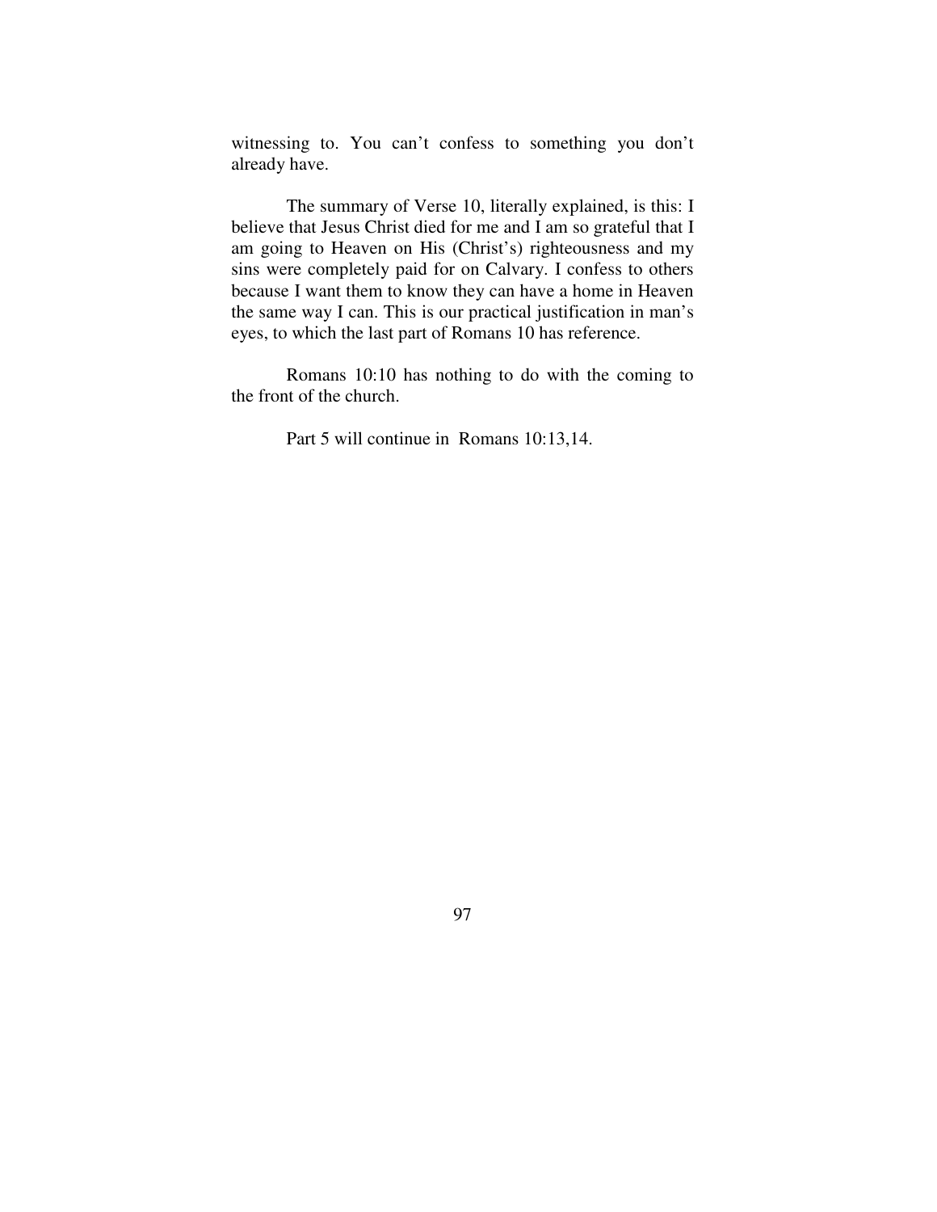witnessing to. You can't confess to something you don't already have.

The summary of Verse 10, literally explained, is this: I believe that Jesus Christ died for me and I am so grateful that I am going to Heaven on His (Christ's) righteousness and my sins were completely paid for on Calvary. I confess to others because I want them to know they can have a home in Heaven the same way I can. This is our practical justification in man's eyes, to which the last part of Romans 10 has reference.

Romans 10:10 has nothing to do with the coming to the front of the church.

Part 5 will continue in Romans 10:13,14.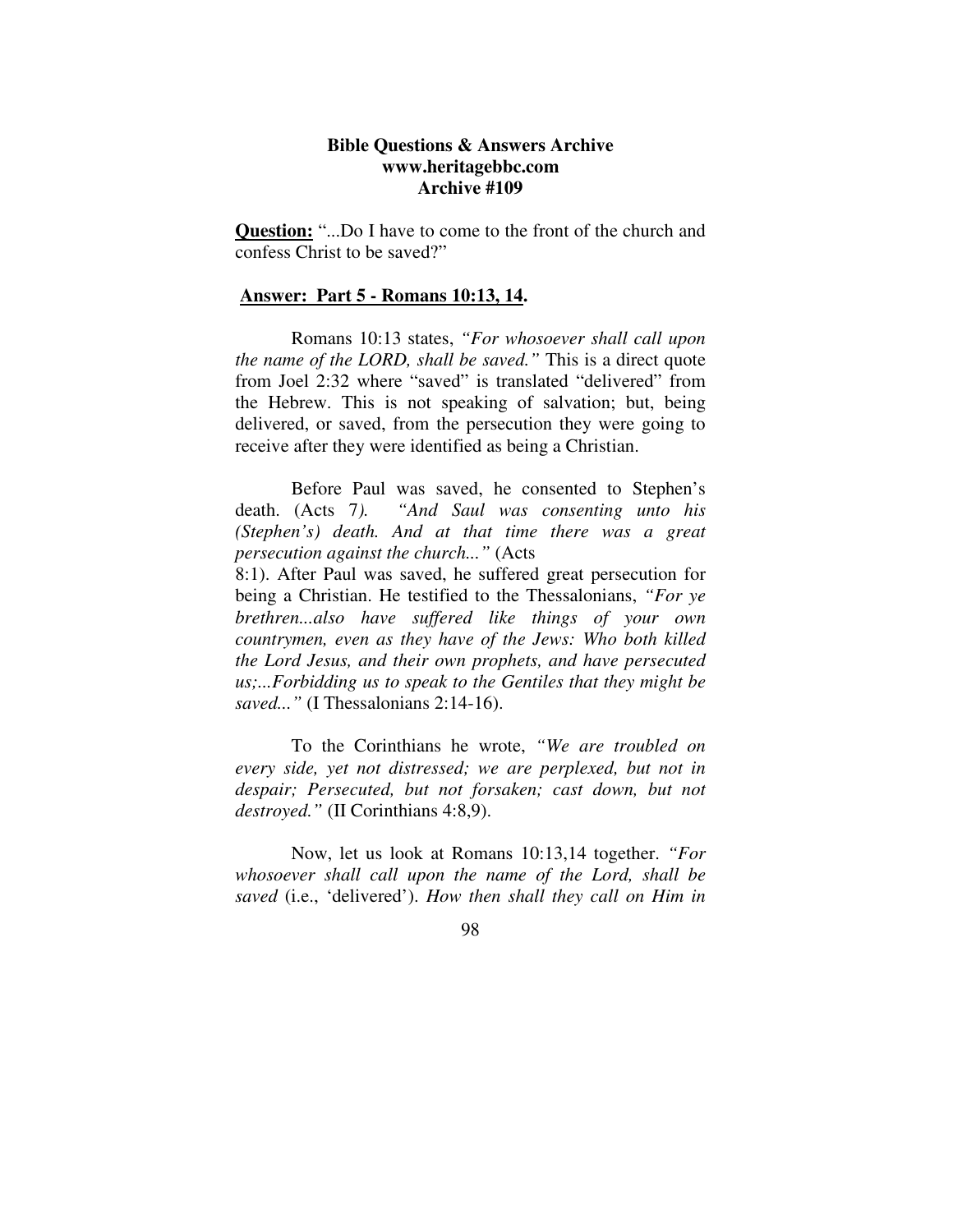**Bible Questions & Answers Archive**
**www.heritagebbc.com**
**Archive #109**

**<u>Question:</u>** "...Do I have to come to the front of the church and confess Christ to be saved?"

**<u>Answer: Part 5 - Romans 10:13, 14</u>.**

Romans 10:13 states, *"For whosoever shall call upon the name of the LORD, shall be saved."* This is a direct quote from Joel 2:32 where "saved" is translated "delivered" from the Hebrew. This is not speaking of salvation; but, being delivered, or saved, from the persecution they were going to receive after they were identified as being a Christian.

Before Paul was saved, he consented to Stephen's death. (Acts 7*). "And Saul was consenting unto his (Stephen's) death. And at that time there was a great persecution against the church..."* (Acts 8:1). After Paul was saved, he suffered great persecution for being a Christian. He testified to the Thessalonians, *"For ye brethren...also have suffered like things of your own countrymen, even as they have of the Jews: Who both killed the Lord Jesus, and their own prophets, and have persecuted us;...Forbidding us to speak to the Gentiles that they might be saved..."* (I Thessalonians 2:14-16).

To the Corinthians he wrote, *"We are troubled on every side, yet not distressed; we are perplexed, but not in despair; Persecuted, but not forsaken; cast down, but not destroyed."* (II Corinthians 4:8,9).

Now, let us look at Romans 10:13,14 together. *"For whosoever shall call upon the name of the Lord, shall be saved* (i.e., 'delivered'). *How then shall they call on Him in*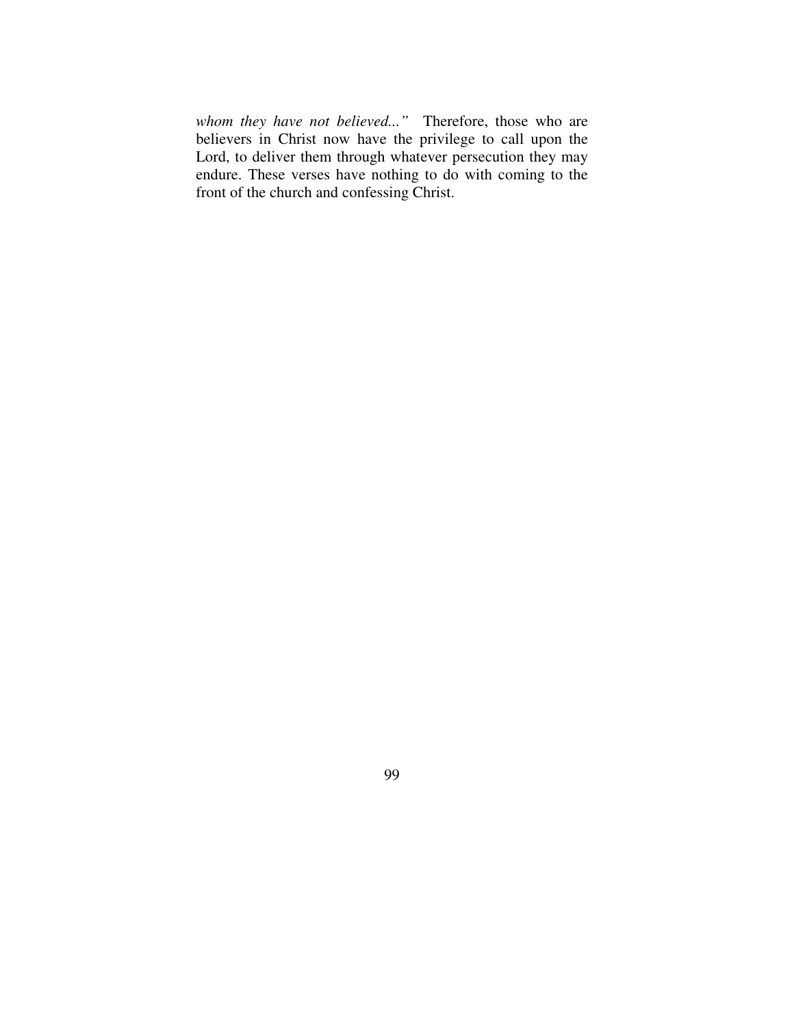*whom they have not believed..."* Therefore, those who are believers in Christ now have the privilege to call upon the Lord, to deliver them through whatever persecution they may endure. These verses have nothing to do with coming to the front of the church and confessing Christ.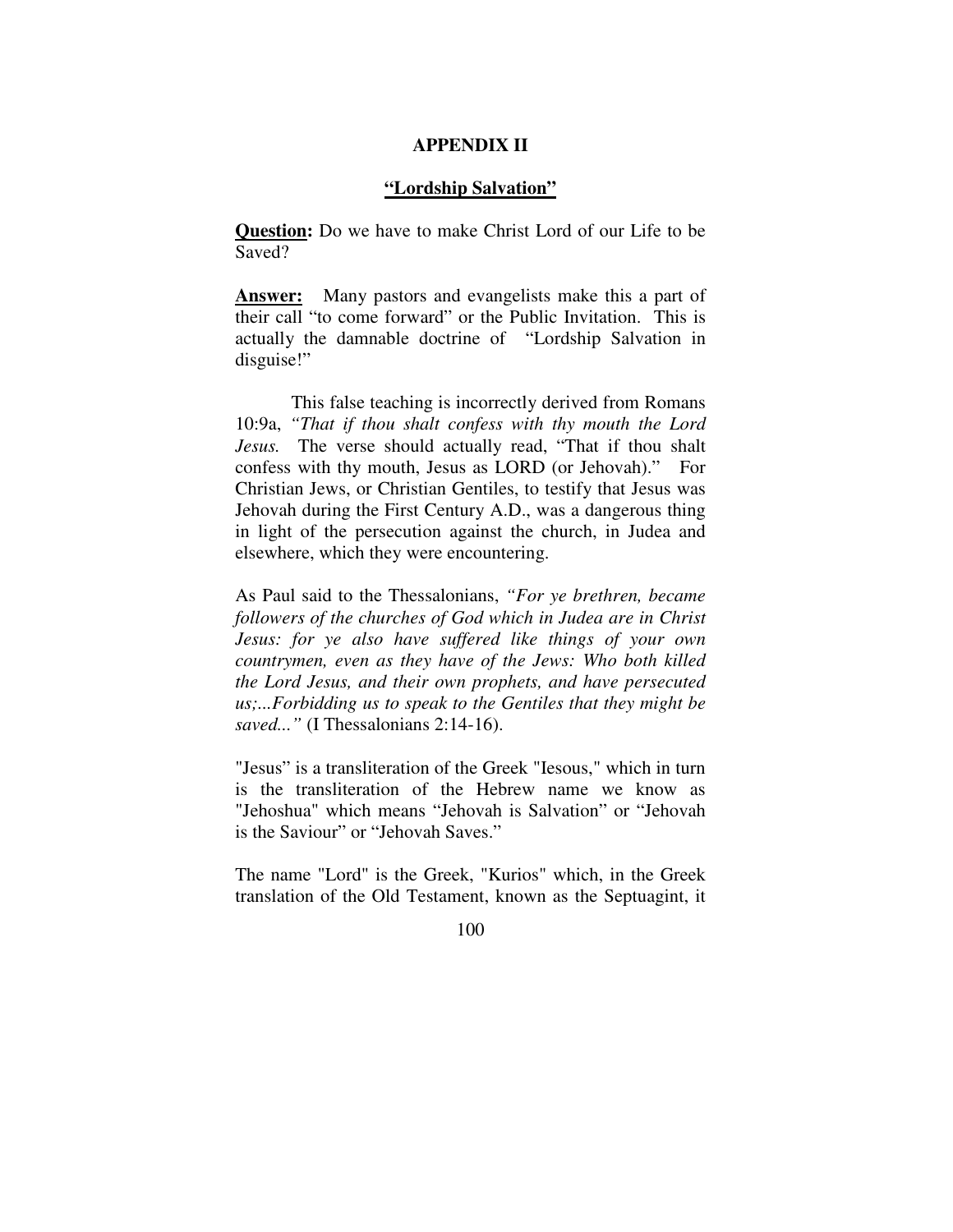## APPENDIX II

### **<u>"Lordship Salvation"</u>**

**<u>Question</u>:** Do we have to make Christ Lord of our Life to be Saved?

**<u>Answer:</u>** Many pastors and evangelists make this a part of their call "to come forward" or the Public Invitation. This is actually the damnable doctrine of "Lordship Salvation in disguise!"

This false teaching is incorrectly derived from Romans 10:9a, *"That if thou shalt confess with thy mouth the Lord Jesus.* The verse should actually read, "That if thou shalt confess with thy mouth, Jesus as LORD (or Jehovah)." For Christian Jews, or Christian Gentiles, to testify that Jesus was Jehovah during the First Century A.D., was a dangerous thing in light of the persecution against the church, in Judea and elsewhere, which they were encountering.

As Paul said to the Thessalonians, *"For ye brethren, became followers of the churches of God which in Judea are in Christ Jesus: for ye also have suffered like things of your own countrymen, even as they have of the Jews: Who both killed the Lord Jesus, and their own prophets, and have persecuted us;...Forbidding us to speak to the Gentiles that they might be saved..."* (I Thessalonians 2:14-16).

"Jesus" is a transliteration of the Greek "Iesous," which in turn is the transliteration of the Hebrew name we know as "Jehoshua" which means "Jehovah is Salvation" or "Jehovah is the Saviour" or "Jehovah Saves."

The name "Lord" is the Greek, "Kurios" which, in the Greek translation of the Old Testament, known as the Septuagint, it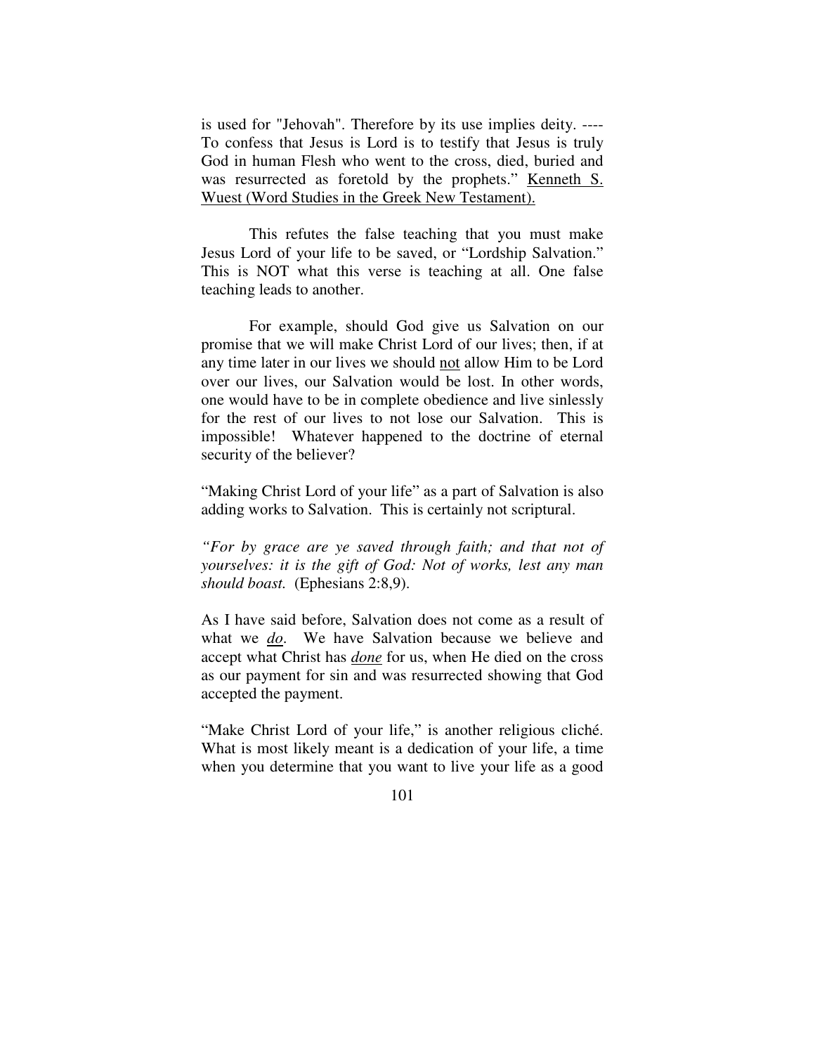is used for "Jehovah". Therefore by its use implies deity. ---- To confess that Jesus is Lord is to testify that Jesus is truly God in human Flesh who went to the cross, died, buried and was resurrected as foretold by the prophets." <u>Kenneth S. Wuest (Word Studies in the Greek New Testament).</u>

This refutes the false teaching that you must make Jesus Lord of your life to be saved, or "Lordship Salvation." This is NOT what this verse is teaching at all. One false teaching leads to another.

For example, should God give us Salvation on our promise that we will make Christ Lord of our lives; then, if at any time later in our lives we should <u>not</u> allow Him to be Lord over our lives, our Salvation would be lost. In other words, one would have to be in complete obedience and live sinlessly for the rest of our lives to not lose our Salvation. This is impossible! Whatever happened to the doctrine of eternal security of the believer?

"Making Christ Lord of your life" as a part of Salvation is also adding works to Salvation. This is certainly not scriptural.

*"For by grace are ye saved through faith; and that not of yourselves: it is the gift of God: Not of works, lest any man should boast.* (Ephesians 2:8,9).

As I have said before, Salvation does not come as a result of what we ***<u>do</u>***. We have Salvation because we believe and accept what Christ has ***<u>done</u>*** for us, when He died on the cross as our payment for sin and was resurrected showing that God accepted the payment.

"Make Christ Lord of your life," is another religious cliché. What is most likely meant is a dedication of your life, a time when you determine that you want to live your life as a good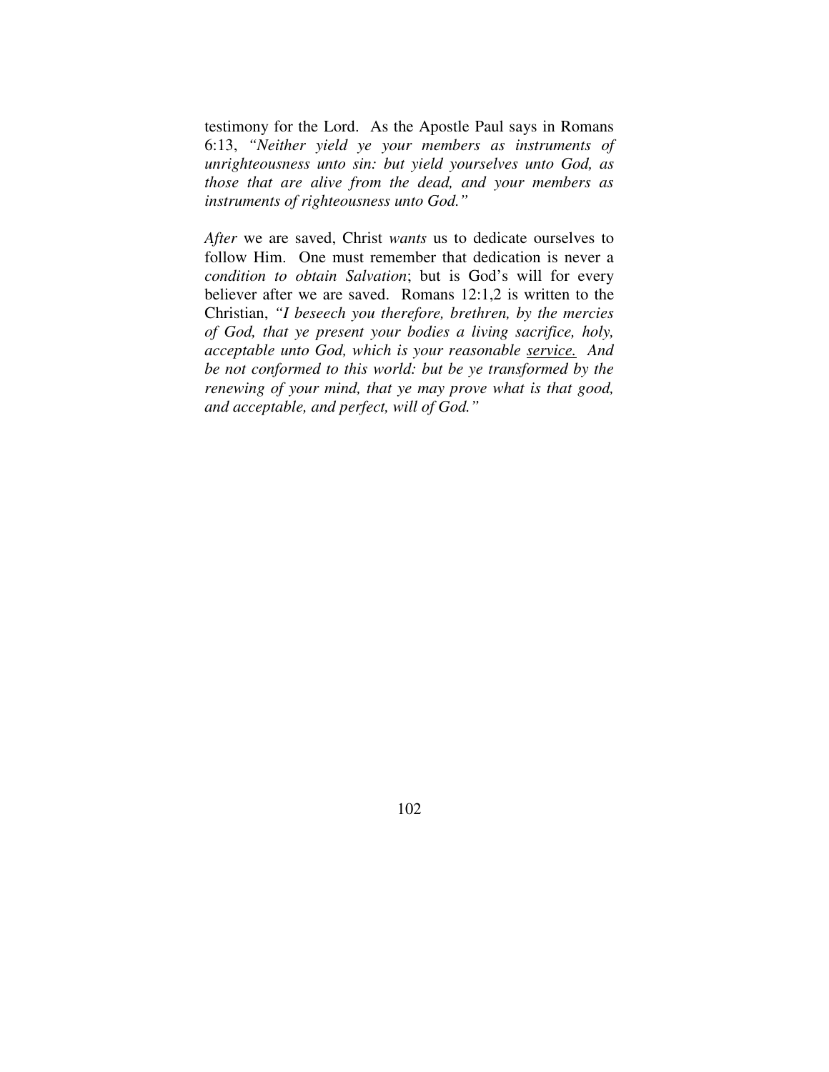testimony for the Lord. As the Apostle Paul says in Romans 6:13, *"Neither yield ye your members as instruments of unrighteousness unto sin: but yield yourselves unto God, as those that are alive from the dead, and your members as instruments of righteousness unto God."*

*After* we are saved, Christ *wants* us to dedicate ourselves to follow Him. One must remember that dedication is never a *condition to obtain Salvation*; but is God's will for every believer after we are saved. Romans 12:1,2 is written to the Christian, *"I beseech you therefore, brethren, by the mercies of God, that ye present your bodies a living sacrifice, holy, acceptable unto God, which is your reasonable <u>service.</u> And be not conformed to this world: but be ye transformed by the renewing of your mind, that ye may prove what is that good, and acceptable, and perfect, will of God."*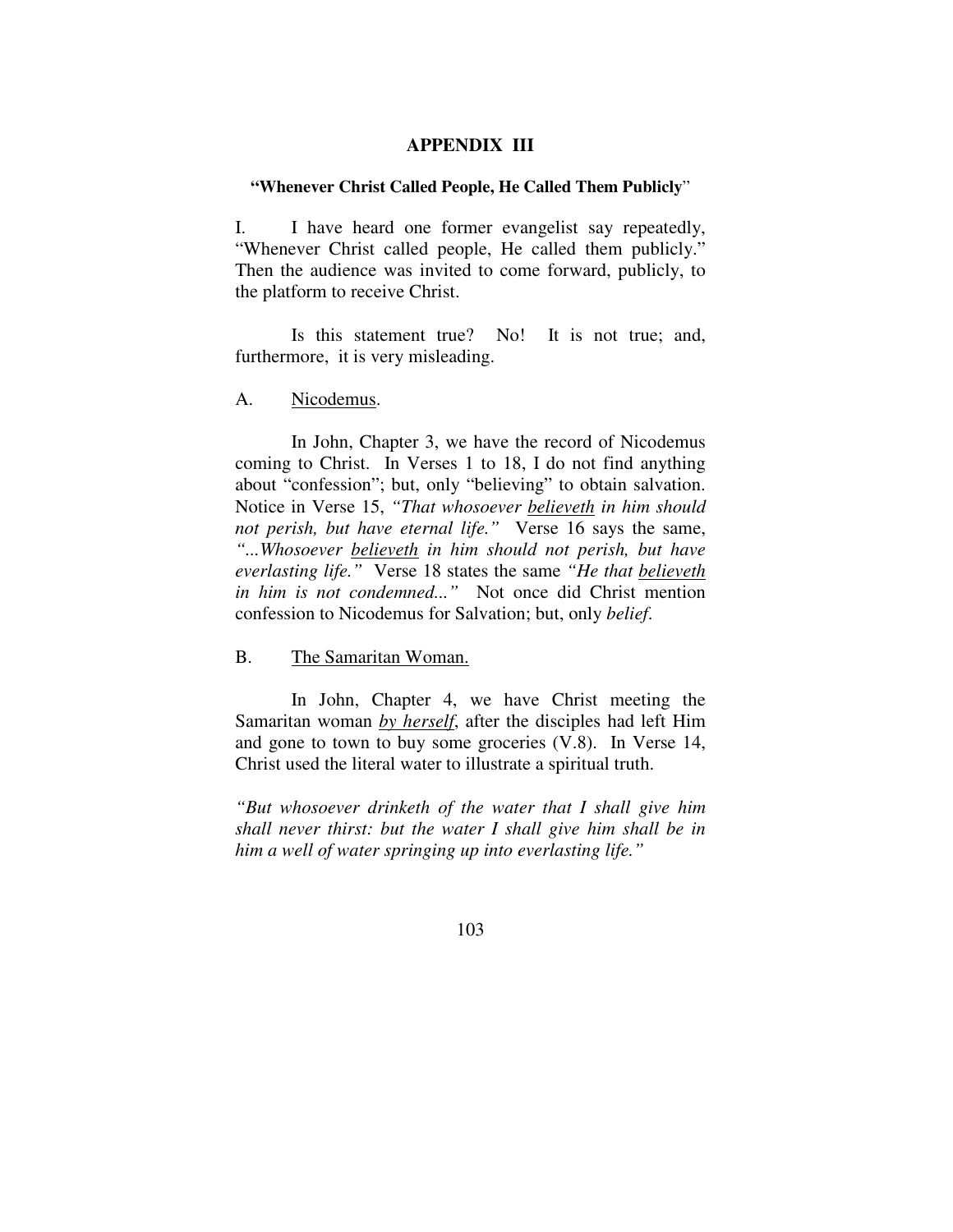# APPENDIX III

### "Whenever Christ Called People, He Called Them Publicly"

I. I have heard one former evangelist say repeatedly, "Whenever Christ called people, He called them publicly." Then the audience was invited to come forward, publicly, to the platform to receive Christ.

Is this statement true? No! It is not true; and, furthermore, it is very misleading.

A. <u>Nicodemus</u>.

In John, Chapter 3, we have the record of Nicodemus coming to Christ. In Verses 1 to 18, I do not find anything about "confession"; but, only "believing" to obtain salvation. Notice in Verse 15, *"That whosoever <u>believeth</u> in him should not perish, but have eternal life."* Verse 16 says the same, *"...Whosoever <u>believeth</u> in him should not perish, but have everlasting life."* Verse 18 states the same *"He that <u>believeth</u> in him is not condemned..."* Not once did Christ mention confession to Nicodemus for Salvation; but, only *belief*.

B. <u>The Samaritan Woman.</u>

In John, Chapter 4, we have Christ meeting the Samaritan woman <u>*by herself*</u>, after the disciples had left Him and gone to town to buy some groceries (V.8). In Verse 14, Christ used the literal water to illustrate a spiritual truth.

*"But whosoever drinketh of the water that I shall give him shall never thirst: but the water I shall give him shall be in him a well of water springing up into everlasting life."*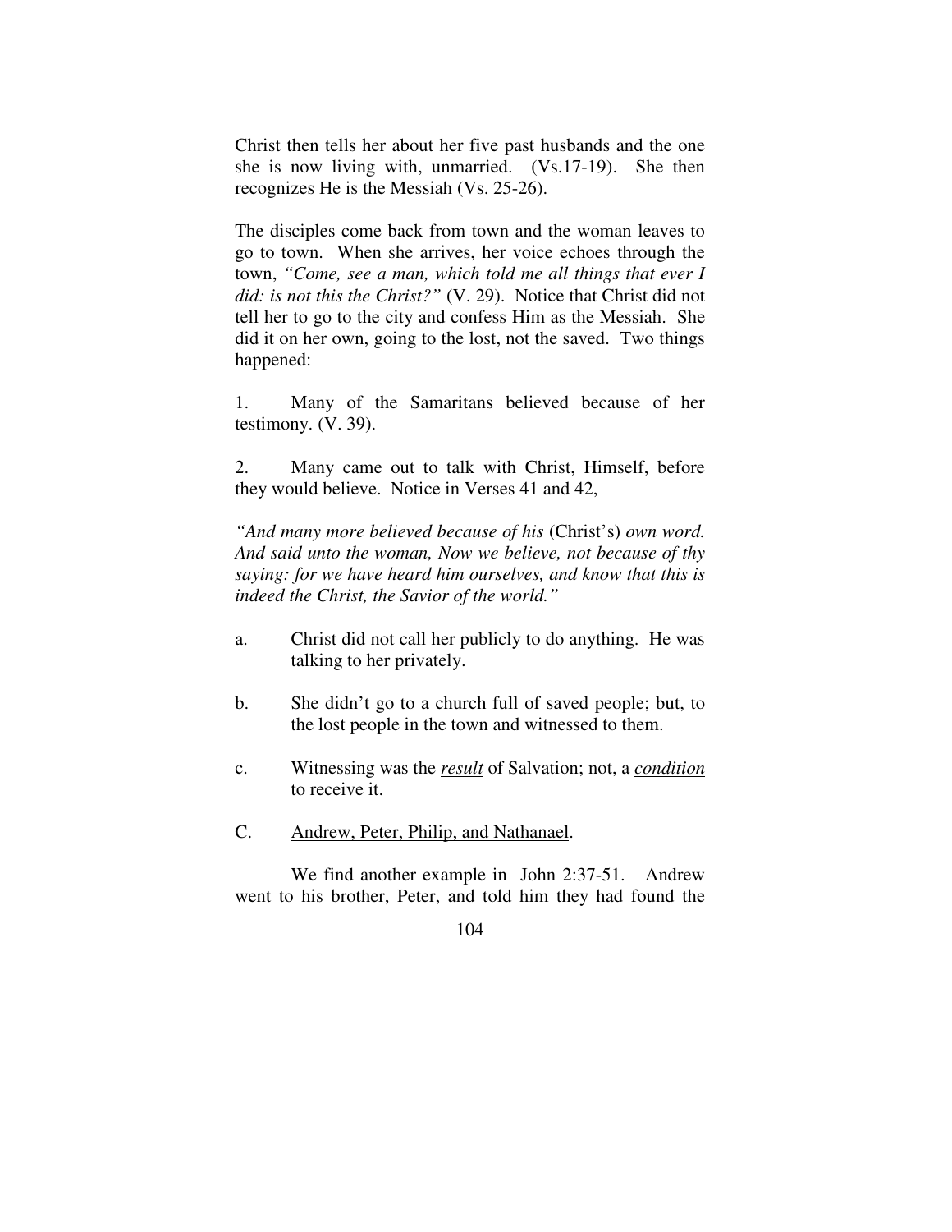Christ then tells her about her five past husbands and the one she is now living with, unmarried. (Vs.17-19). She then recognizes He is the Messiah (Vs. 25-26).

The disciples come back from town and the woman leaves to go to town. When she arrives, her voice echoes through the town, *"Come, see a man, which told me all things that ever I did: is not this the Christ?"* (V. 29). Notice that Christ did not tell her to go to the city and confess Him as the Messiah. She did it on her own, going to the lost, not the saved. Two things happened:

1. Many of the Samaritans believed because of her testimony. (V. 39).

2. Many came out to talk with Christ, Himself, before they would believe. Notice in Verses 41 and 42,

*"And many more believed because of his* (Christ's) *own word. And said unto the woman, Now we believe, not because of thy saying: for we have heard him ourselves, and know that this is indeed the Christ, the Savior of the world."*

a. Christ did not call her publicly to do anything. He was talking to her privately.

b. She didn't go to a church full of saved people; but, to the lost people in the town and witnessed to them.

c. Witnessing was the ***result*** of Salvation; not, a ***condition*** to receive it.

C. Andrew, Peter, Philip, and Nathanael.

We find another example in John 2:37-51. Andrew went to his brother, Peter, and told him they had found the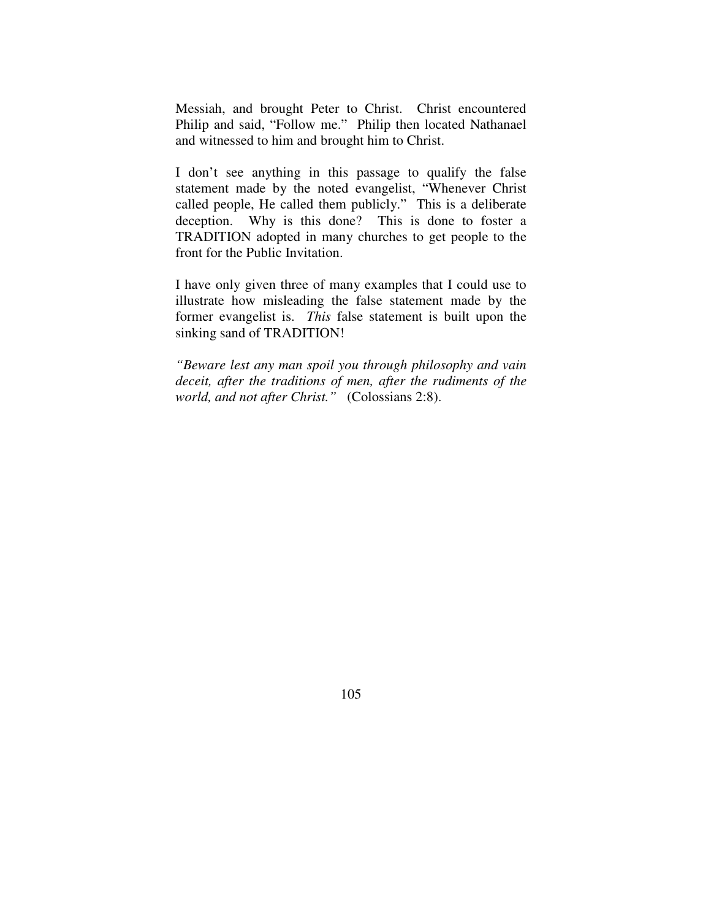Messiah, and brought Peter to Christ. Christ encountered Philip and said, "Follow me." Philip then located Nathanael and witnessed to him and brought him to Christ.

I don't see anything in this passage to qualify the false statement made by the noted evangelist, "Whenever Christ called people, He called them publicly." This is a deliberate deception. Why is this done? This is done to foster a TRADITION adopted in many churches to get people to the front for the Public Invitation.

I have only given three of many examples that I could use to illustrate how misleading the false statement made by the former evangelist is. *This* false statement is built upon the sinking sand of TRADITION!

*"Beware lest any man spoil you through philosophy and vain deceit, after the traditions of men, after the rudiments of the world, and not after Christ."* (Colossians 2:8).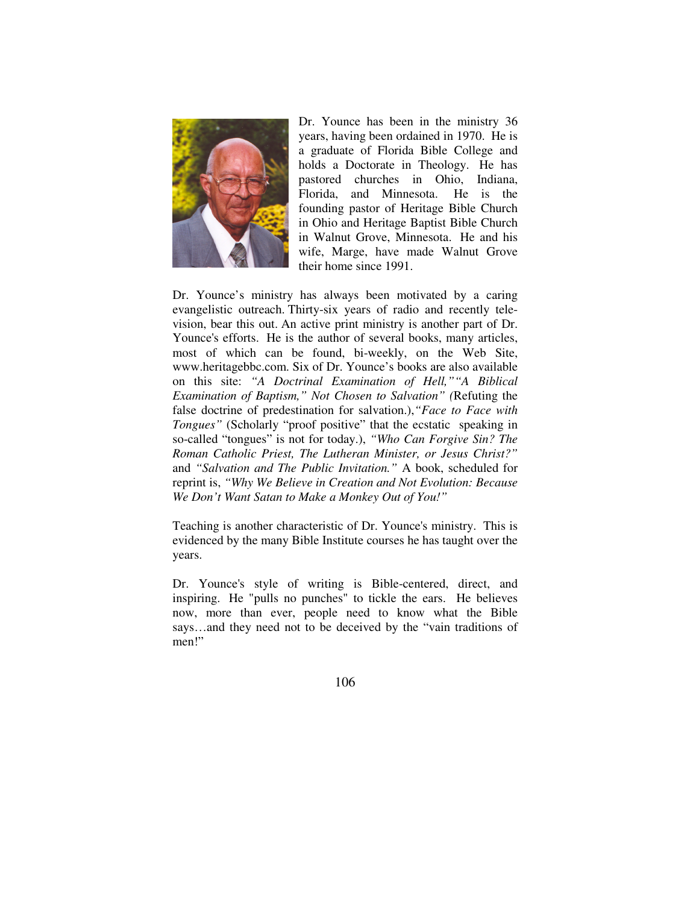Dr. Younce has been in the ministry 36 years, having been ordained in 1970. He is a graduate of Florida Bible College and holds a Doctorate in Theology. He has pastored churches in Ohio, Indiana, Florida, and Minnesota. He is the founding pastor of Heritage Bible Church in Ohio and Heritage Baptist Bible Church in Walnut Grove, Minnesota. He and his wife, Marge, have made Walnut Grove their home since 1991.

Dr. Younce's ministry has always been motivated by a caring evangelistic outreach. Thirty-six years of radio and recently television, bear this out. An active print ministry is another part of Dr. Younce's efforts. He is the author of several books, many articles, most of which can be found, bi-weekly, on the Web Site, www.heritagebbc.com. Six of Dr. Younce's books are also available on this site: *"A Doctrinal Examination of Hell," "A Biblical Examination of Baptism," Not Chosen to Salvation" (*Refuting the false doctrine of predestination for salvation.),*"Face to Face with Tongues"* (Scholarly "proof positive" that the ecstatic speaking in so-called "tongues" is not for today.), *"Who Can Forgive Sin? The Roman Catholic Priest, The Lutheran Minister, or Jesus Christ?"* and *"Salvation and The Public Invitation."* A book, scheduled for reprint is, *"Why We Believe in Creation and Not Evolution: Because We Don't Want Satan to Make a Monkey Out of You!"*

Teaching is another characteristic of Dr. Younce's ministry. This is evidenced by the many Bible Institute courses he has taught over the years.

Dr. Younce's style of writing is Bible-centered, direct, and inspiring. He "pulls no punches" to tickle the ears. He believes now, more than ever, people need to know what the Bible says…and they need not to be deceived by the "vain traditions of men!"